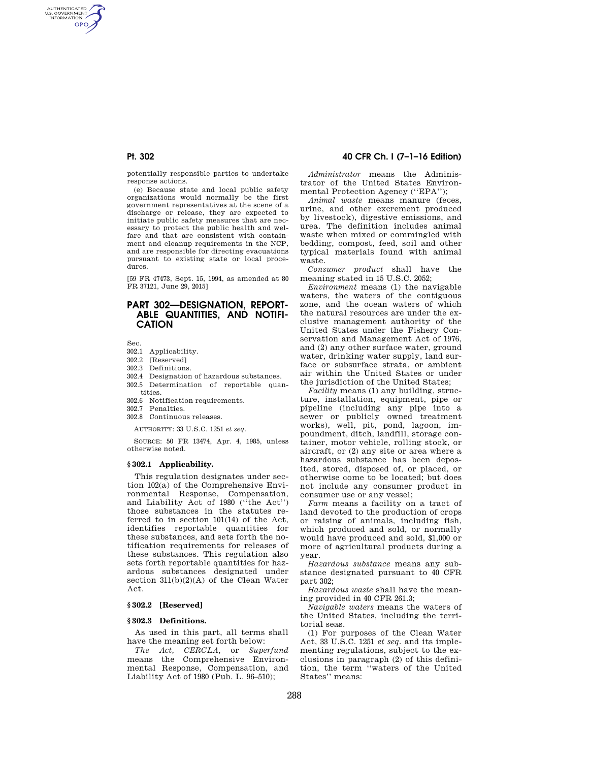potentially responsible parties to undertake response actions.

(e) Because state and local public safety organizations would normally be the first government representatives at the scene of a discharge or release, they are expected to initiate public safety measures that are necessary to protect the public health and welfare and that are consistent with containment and cleanup requirements in the NCP, and are responsible for directing evacuations pursuant to existing state or local procedures.

[59 FR 47473, Sept. 15, 1994, as amended at 80 FR 37121, June 29, 2015]

# PART 302—DESIGNATION, REPORTABLE QUANTITIES, AND NOTIFICATION

Sec.
302.1 Applicability.
302.2 [Reserved]
302.3 Definitions.
302.4 Designation of hazardous substances.
302.5 Determination of reportable quantities.
302.6 Notification requirements.
302.7 Penalties.
302.8 Continuous releases.

AUTHORITY: 33 U.S.C. 1251 *et seq.*

SOURCE: 50 FR 13474, Apr. 4, 1985, unless otherwise noted.

## § 302.1 Applicability.

This regulation designates under section 102(a) of the Comprehensive Environmental Response, Compensation, and Liability Act of 1980 (''the Act'') those substances in the statutes referred to in section 101(14) of the Act, identifies reportable quantities for these substances, and sets forth the notification requirements for releases of these substances. This regulation also sets forth reportable quantities for hazardous substances designated under section 311(b)(2)(A) of the Clean Water Act.

## § 302.2 [Reserved]

## § 302.3 Definitions.

As used in this part, all terms shall have the meaning set forth below:

*The Act, CERCLA,* or *Superfund* means the Comprehensive Environmental Response, Compensation, and Liability Act of 1980 (Pub. L. 96–510);

*Administrator* means the Administrator of the United States Environmental Protection Agency (''EPA'');

*Animal waste* means manure (feces, urine, and other excrement produced by livestock), digestive emissions, and urea. The definition includes animal waste when mixed or commingled with bedding, compost, feed, soil and other typical materials found with animal waste.

*Consumer product* shall have the meaning stated in 15 U.S.C. 2052;

*Environment* means (1) the navigable waters, the waters of the contiguous zone, and the ocean waters of which the natural resources are under the exclusive management authority of the United States under the Fishery Conservation and Management Act of 1976, and (2) any other surface water, ground water, drinking water supply, land surface or subsurface strata, or ambient air within the United States or under the jurisdiction of the United States;

*Facility* means (1) any building, structure, installation, equipment, pipe or pipeline (including any pipe into a sewer or publicly owned treatment works), well, pit, pond, lagoon, impoundment, ditch, landfill, storage container, motor vehicle, rolling stock, or aircraft, or (2) any site or area where a hazardous substance has been deposited, stored, disposed of, or placed, or otherwise come to be located; but does not include any consumer product in consumer use or any vessel;

*Farm* means a facility on a tract of land devoted to the production of crops or raising of animals, including fish, which produced and sold, or normally would have produced and sold, $1,000 or more of agricultural products during a year.

*Hazardous substance* means any substance designated pursuant to 40 CFR part 302;

*Hazardous waste* shall have the meaning provided in 40 CFR 261.3;

*Navigable waters* means the waters of the United States, including the territorial seas.

(1) For purposes of the Clean Water Act, 33 U.S.C. 1251 *et seq.* and its implementing regulations, subject to the exclusions in paragraph (2) of this definition, the term ''waters of the United States'' means: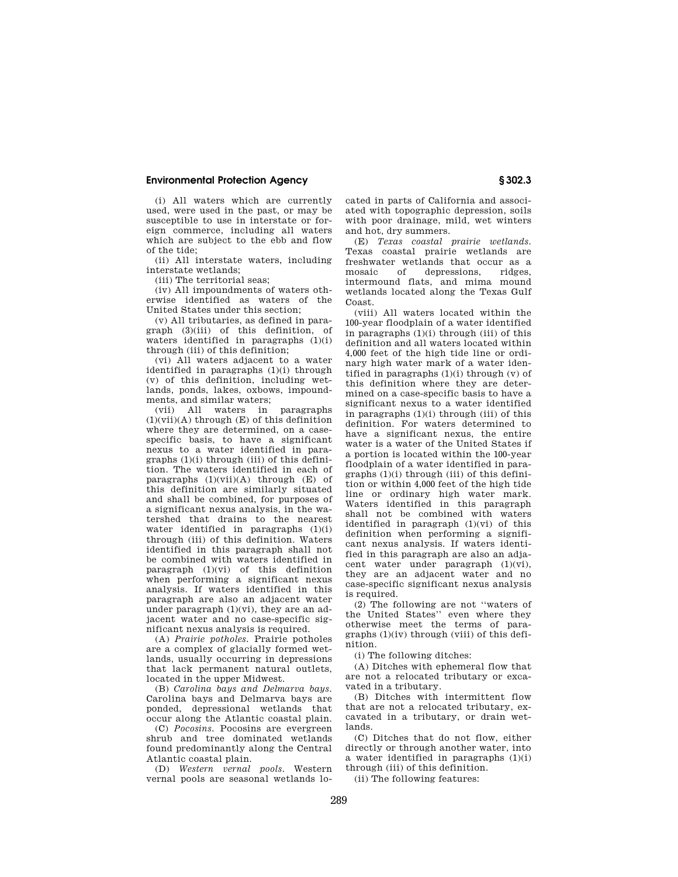(i) All waters which are currently used, were used in the past, or may be susceptible to use in interstate or foreign commerce, including all waters which are subject to the ebb and flow of the tide;

(ii) All interstate waters, including interstate wetlands;

(iii) The territorial seas;

(iv) All impoundments of waters otherwise identified as waters of the United States under this section;

(v) All tributaries, as defined in paragraph (3)(iii) of this definition, of waters identified in paragraphs (1)(i) through (iii) of this definition;

(vi) All waters adjacent to a water identified in paragraphs (1)(i) through (v) of this definition, including wetlands, ponds, lakes, oxbows, impoundments, and similar waters;

(vii) All waters in paragraphs (1)(vii)(A) through (E) of this definition where they are determined, on a case-specific basis, to have a significant nexus to a water identified in paragraphs (1)(i) through (iii) of this definition. The waters identified in each of paragraphs (1)(vii)(A) through (E) of this definition are similarly situated and shall be combined, for purposes of a significant nexus analysis, in the watershed that drains to the nearest water identified in paragraphs (1)(i) through (iii) of this definition. Waters identified in this paragraph shall not be combined with waters identified in paragraph (1)(vi) of this definition when performing a significant nexus analysis. If waters identified in this paragraph are also an adjacent water under paragraph (1)(vi), they are an adjacent water and no case-specific significant nexus analysis is required.

(A) *Prairie potholes.* Prairie potholes are a complex of glacially formed wetlands, usually occurring in depressions that lack permanent natural outlets, located in the upper Midwest.

(B) *Carolina bays and Delmarva bays.* Carolina bays and Delmarva bays are ponded, depressional wetlands that occur along the Atlantic coastal plain.

(C) *Pocosins.* Pocosins are evergreen shrub and tree dominated wetlands found predominantly along the Central Atlantic coastal plain.

(D) *Western vernal pools.* Western vernal pools are seasonal wetlands located in parts of California and associated with topographic depression, soils with poor drainage, mild, wet winters and hot, dry summers.

(E) *Texas coastal prairie wetlands.* Texas coastal prairie wetlands are freshwater wetlands that occur as a mosaic of depressions, ridges, intermound flats, and mima mound wetlands located along the Texas Gulf Coast.

(viii) All waters located within the 100-year floodplain of a water identified in paragraphs (1)(i) through (iii) of this definition and all waters located within 4,000 feet of the high tide line or ordinary high water mark of a water identified in paragraphs (1)(i) through (v) of this definition where they are determined on a case-specific basis to have a significant nexus to a water identified in paragraphs (1)(i) through (iii) of this definition. For waters determined to have a significant nexus, the entire water is a water of the United States if a portion is located within the 100-year floodplain of a water identified in paragraphs (1)(i) through (iii) of this definition or within 4,000 feet of the high tide line or ordinary high water mark. Waters identified in this paragraph shall not be combined with waters identified in paragraph (1)(vi) of this definition when performing a significant nexus analysis. If waters identified in this paragraph are also an adjacent water under paragraph (1)(vi), they are an adjacent water and no case-specific significant nexus analysis is required.

(2) The following are not ''waters of the United States'' even where they otherwise meet the terms of paragraphs (1)(iv) through (viii) of this definition.

(i) The following ditches:

(A) Ditches with ephemeral flow that are not a relocated tributary or excavated in a tributary.

(B) Ditches with intermittent flow that are not a relocated tributary, excavated in a tributary, or drain wetlands.

(C) Ditches that do not flow, either directly or through another water, into a water identified in paragraphs (1)(i) through (iii) of this definition.

(ii) The following features: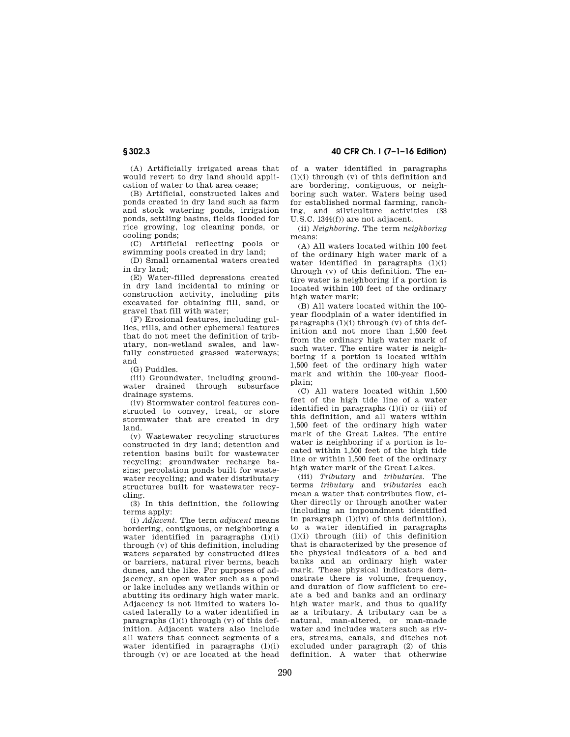(A) Artificially irrigated areas that would revert to dry land should application of water to that area cease;

(B) Artificial, constructed lakes and ponds created in dry land such as farm and stock watering ponds, irrigation ponds, settling basins, fields flooded for rice growing, log cleaning ponds, or cooling ponds;

(C) Artificial reflecting pools or swimming pools created in dry land;

(D) Small ornamental waters created in dry land;

(E) Water-filled depressions created in dry land incidental to mining or construction activity, including pits excavated for obtaining fill, sand, or gravel that fill with water;

(F) Erosional features, including gullies, rills, and other ephemeral features that do not meet the definition of tributary, non-wetland swales, and lawfully constructed grassed waterways; and

(G) Puddles.

(iii) Groundwater, including groundwater drained through subsurface drainage systems.

(iv) Stormwater control features constructed to convey, treat, or store stormwater that are created in dry land.

(v) Wastewater recycling structures constructed in dry land; detention and retention basins built for wastewater recycling; groundwater recharge basins; percolation ponds built for wastewater recycling; and water distributary structures built for wastewater recycling.

(3) In this definition, the following terms apply:

(i) *Adjacent.* The term *adjacent* means bordering, contiguous, or neighboring a water identified in paragraphs (1)(i) through (v) of this definition, including waters separated by constructed dikes or barriers, natural river berms, beach dunes, and the like. For purposes of adjacency, an open water such as a pond or lake includes any wetlands within or abutting its ordinary high water mark. Adjacency is not limited to waters located laterally to a water identified in paragraphs (1)(i) through (v) of this definition. Adjacent waters also include all waters that connect segments of a water identified in paragraphs (1)(i) through (v) or are located at the head of a water identified in paragraphs (1)(i) through (v) of this definition and are bordering, contiguous, or neighboring such water. Waters being used for established normal farming, ranching, and silviculture activities (33 U.S.C. 1344(f)) are not adjacent.

(ii) *Neighboring.* The term *neighboring* means:

(A) All waters located within 100 feet of the ordinary high water mark of a water identified in paragraphs (1)(i) through (v) of this definition. The entire water is neighboring if a portion is located within 100 feet of the ordinary high water mark;

(B) All waters located within the 100-year floodplain of a water identified in paragraphs (1)(i) through (v) of this definition and not more than 1,500 feet from the ordinary high water mark of such water. The entire water is neighboring if a portion is located within 1,500 feet of the ordinary high water mark and within the 100-year floodplain;

(C) All waters located within 1,500 feet of the high tide line of a water identified in paragraphs (1)(i) or (iii) of this definition, and all waters within 1,500 feet of the ordinary high water mark of the Great Lakes. The entire water is neighboring if a portion is located within 1,500 feet of the high tide line or within 1,500 feet of the ordinary high water mark of the Great Lakes.

(iii) *Tributary* and *tributaries.* The terms *tributary* and *tributaries* each mean a water that contributes flow, either directly or through another water (including an impoundment identified in paragraph (1)(iv) of this definition), to a water identified in paragraphs (1)(i) through (iii) of this definition that is characterized by the presence of the physical indicators of a bed and banks and an ordinary high water mark. These physical indicators demonstrate there is volume, frequency, and duration of flow sufficient to create a bed and banks and an ordinary high water mark, and thus to qualify as a tributary. A tributary can be a natural, man-altered, or man-made water and includes waters such as rivers, streams, canals, and ditches not excluded under paragraph (2) of this definition. A water that otherwise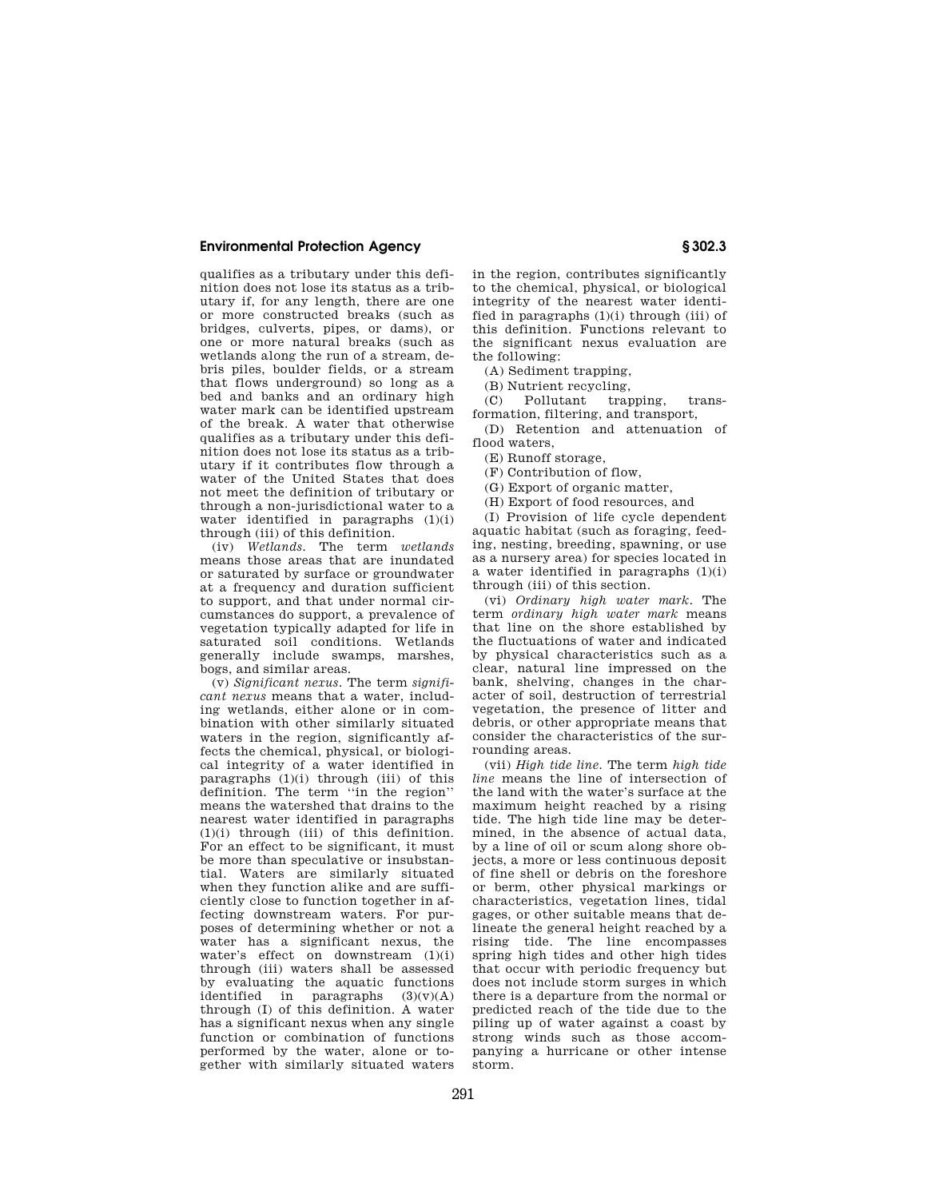qualifies as a tributary under this definition does not lose its status as a tributary if, for any length, there are one or more constructed breaks (such as bridges, culverts, pipes, or dams), or one or more natural breaks (such as wetlands along the run of a stream, debris piles, boulder fields, or a stream that flows underground) so long as a bed and banks and an ordinary high water mark can be identified upstream of the break. A water that otherwise qualifies as a tributary under this definition does not lose its status as a tributary if it contributes flow through a water of the United States that does not meet the definition of tributary or through a non-jurisdictional water to a water identified in paragraphs (1)(i) through (iii) of this definition.

(iv) *Wetlands.* The term *wetlands* means those areas that are inundated or saturated by surface or groundwater at a frequency and duration sufficient to support, and that under normal circumstances do support, a prevalence of vegetation typically adapted for life in saturated soil conditions. Wetlands generally include swamps, marshes, bogs, and similar areas.

(v) *Significant nexus.* The term *significant nexus* means that a water, including wetlands, either alone or in combination with other similarly situated waters in the region, significantly affects the chemical, physical, or biological integrity of a water identified in paragraphs (1)(i) through (iii) of this definition. The term ''in the region'' means the watershed that drains to the nearest water identified in paragraphs (1)(i) through (iii) of this definition. For an effect to be significant, it must be more than speculative or insubstantial. Waters are similarly situated when they function alike and are sufficiently close to function together in affecting downstream waters. For purposes of determining whether or not a water has a significant nexus, the water's effect on downstream (1)(i) through (iii) waters shall be assessed by evaluating the aquatic functions identified in paragraphs (3)(v)(A) through (I) of this definition. A water has a significant nexus when any single function or combination of functions performed by the water, alone or together with similarly situated waters in the region, contributes significantly to the chemical, physical, or biological integrity of the nearest water identified in paragraphs (1)(i) through (iii) of this definition. Functions relevant to the significant nexus evaluation are the following:

(A) Sediment trapping,

(B) Nutrient recycling,

(C) Pollutant trapping, transformation, filtering, and transport,

(D) Retention and attenuation of flood waters,

(E) Runoff storage,

(F) Contribution of flow,

(G) Export of organic matter,

(H) Export of food resources, and

(I) Provision of life cycle dependent aquatic habitat (such as foraging, feeding, nesting, breeding, spawning, or use as a nursery area) for species located in a water identified in paragraphs (1)(i) through (iii) of this section.

(vi) *Ordinary high water mark.* The term *ordinary high water mark* means that line on the shore established by the fluctuations of water and indicated by physical characteristics such as a clear, natural line impressed on the bank, shelving, changes in the character of soil, destruction of terrestrial vegetation, the presence of litter and debris, or other appropriate means that consider the characteristics of the surrounding areas.

(vii) *High tide line.* The term *high tide line* means the line of intersection of the land with the water's surface at the maximum height reached by a rising tide. The high tide line may be determined, in the absence of actual data, by a line of oil or scum along shore objects, a more or less continuous deposit of fine shell or debris on the foreshore or berm, other physical markings or characteristics, vegetation lines, tidal gages, or other suitable means that delineate the general height reached by a rising tide. The line encompasses spring high tides and other high tides that occur with periodic frequency but does not include storm surges in which there is a departure from the normal or predicted reach of the tide due to the piling up of water against a coast by strong winds such as those accompanying a hurricane or other intense storm.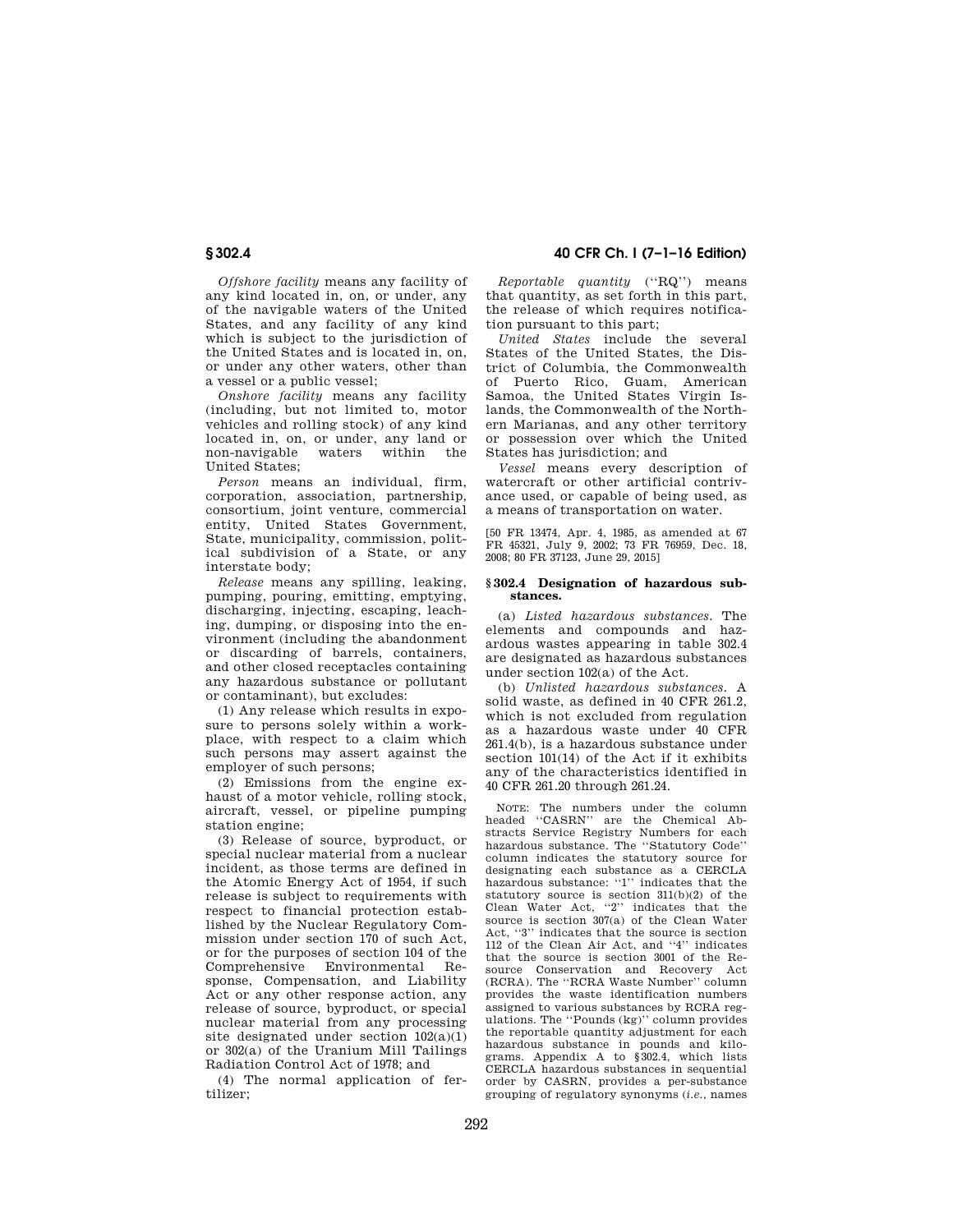*Offshore facility* means any facility of any kind located in, on, or under, any of the navigable waters of the United States, and any facility of any kind which is subject to the jurisdiction of the United States and is located in, on, or under any other waters, other than a vessel or a public vessel;

*Onshore facility* means any facility (including, but not limited to, motor vehicles and rolling stock) of any kind located in, on, or under, any land or non-navigable waters within the United States;

*Person* means an individual, firm, corporation, association, partnership, consortium, joint venture, commercial entity, United States Government, State, municipality, commission, political subdivision of a State, or any interstate body;

*Release* means any spilling, leaking, pumping, pouring, emitting, emptying, discharging, injecting, escaping, leaching, dumping, or disposing into the environment (including the abandonment or discarding of barrels, containers, and other closed receptacles containing any hazardous substance or pollutant or contaminant), but excludes:

(1) Any release which results in exposure to persons solely within a workplace, with respect to a claim which such persons may assert against the employer of such persons;

(2) Emissions from the engine exhaust of a motor vehicle, rolling stock, aircraft, vessel, or pipeline pumping station engine;

(3) Release of source, byproduct, or special nuclear material from a nuclear incident, as those terms are defined in the Atomic Energy Act of 1954, if such release is subject to requirements with respect to financial protection established by the Nuclear Regulatory Commission under section 170 of such Act, or for the purposes of section 104 of the Comprehensive Environmental Response, Compensation, and Liability Act or any other response action, any release of source, byproduct, or special nuclear material from any processing site designated under section 102(a)(1) or 302(a) of the Uranium Mill Tailings Radiation Control Act of 1978; and

(4) The normal application of fertilizer;

*Reportable quantity* (''RQ'') means that quantity, as set forth in this part, the release of which requires notification pursuant to this part;

*United States* include the several States of the United States, the District of Columbia, the Commonwealth of Puerto Rico, Guam, American Samoa, the United States Virgin Islands, the Commonwealth of the Northern Marianas, and any other territory or possession over which the United States has jurisdiction; and

*Vessel* means every description of watercraft or other artificial contrivance used, or capable of being used, as a means of transportation on water.

[50 FR 13474, Apr. 4, 1985, as amended at 67 FR 45321, July 9, 2002; 73 FR 76959, Dec. 18, 2008; 80 FR 37123, June 29, 2015]

### § 302.4 Designation of hazardous substances.

(a) *Listed hazardous substances.* The elements and compounds and hazardous wastes appearing in table 302.4 are designated as hazardous substances under section 102(a) of the Act.

(b) *Unlisted hazardous substances.* A solid waste, as defined in 40 CFR 261.2, which is not excluded from regulation as a hazardous waste under 40 CFR 261.4(b), is a hazardous substance under section 101(14) of the Act if it exhibits any of the characteristics identified in 40 CFR 261.20 through 261.24.

NOTE: The numbers under the column headed ''CASRN'' are the Chemical Abstracts Service Registry Numbers for each hazardous substance. The ''Statutory Code'' column indicates the statutory source for designating each substance as a CERCLA hazardous substance: ''1'' indicates that the statutory source is section 311(b)(2) of the Clean Water Act, ''2'' indicates that the source is section 307(a) of the Clean Water Act, ''3'' indicates that the source is section 112 of the Clean Air Act, and ''4'' indicates that the source is section 3001 of the Resource Conservation and Recovery Act (RCRA). The ''RCRA Waste Number'' column provides the waste identification numbers assigned to various substances by RCRA regulations. The ''Pounds (kg)'' column provides the reportable quantity adjustment for each hazardous substance in pounds and kilograms. Appendix A to § 302.4, which lists CERCLA hazardous substances in sequential order by CASRN, provides a per-substance grouping of regulatory synonyms (*i.e.*, names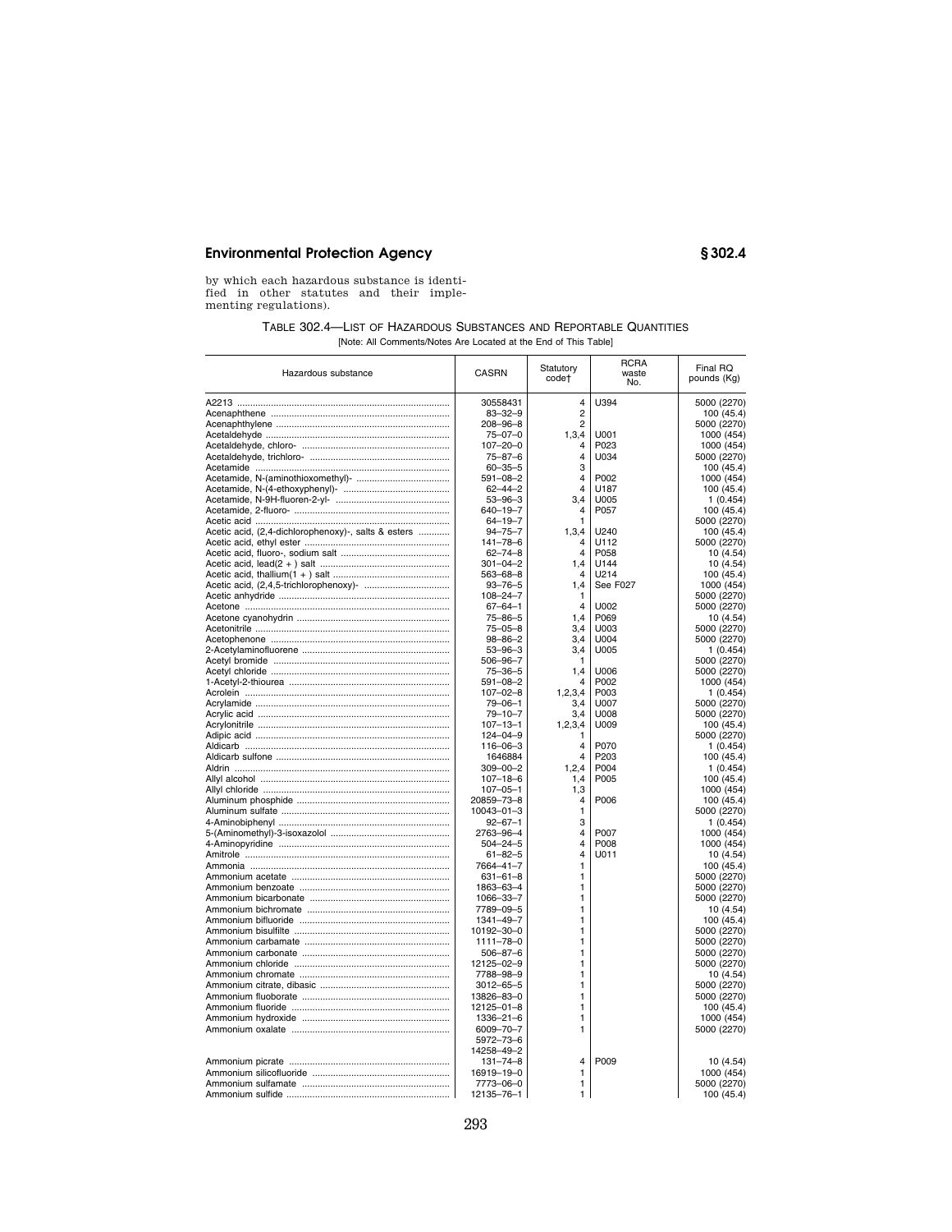by which each hazardous substance is identified in other statutes and their implementing regulations).

TABLE 302.4—LIST OF HAZARDOUS SUBSTANCES AND REPORTABLE QUANTITIES

[Note: All Comments/Notes Are Located at the End of This Table]

| Hazardous substance | CASRN | Statutory code† | RCRA waste No. | Final RQ pounds (Kg) |
|---|---|---|---|---|
| A2213 | 30558431 | 4 | U394 | 5000 (2270) |
| Acenaphthene | 83–32–9 | 2 | | 100 (45.4) |
| Acenaphthylene | 208–96–8 | 2 | | 5000 (2270) |
| Acetaldehyde | 75–07–0 | 1,3,4 | U001 | 1000 (454) |
| Acetaldehyde, chloro- | 107–20–0 | 4 | P023 | 1000 (454) |
| Acetaldehyde, trichloro- | 75–87–6 | 4 | U034 | 5000 (2270) |
| Acetamide | 60–35–5 | 3 | | 100 (45.4) |
| Acetamide, N-(aminothioxomethyl)- | 591–08–2 | 4 | P002 | 1000 (454) |
| Acetamide, N-(4-ethoxyphenyl)- | 62–44–2 | 4 | U187 | 100 (45.4) |
| Acetamide, N-9H-fluoren-2-yl- | 53–96–3 | 3,4 | U005 | 1 (0.454) |
| Acetamide, 2-fluoro- | 640–19–7 | 4 | P057 | 100 (45.4) |
| Acetic acid | 64–19–7 | 1 | | 5000 (2270) |
| Acetic acid, (2,4-dichlorophenoxy)-, salts & esters | 94–75–7 | 1,3,4 | U240 | 100 (45.4) |
| Acetic acid, ethyl ester | 141–78–6 | 4 | U112 | 5000 (2270) |
| Acetic acid, fluoro-, sodium salt | 62–74–8 | 4 | P058 | 10 (4.54) |
| Acetic acid, lead(2 + ) salt | 301–04–2 | 1,4 | U144 | 10 (4.54) |
| Acetic acid, thallium(1 + ) salt | 563–68–8 | 4 | U214 | 100 (45.4) |
| Acetic acid, (2,4,5-trichlorophenoxy)- | 93–76–5 | 1,4 | See F027 | 1000 (454) |
| Acetic anhydride | 108–24–7 | 1 | | 5000 (2270) |
| Acetone | 67–64–1 | 4 | U002 | 5000 (2270) |
| Acetone cyanohydrin | 75–86–5 | 1,4 | P069 | 10 (4.54) |
| Acetonitrile | 75–05–8 | 3,4 | U003 | 5000 (2270) |
| Acetophenone | 98–86–2 | 3,4 | U004 | 5000 (2270) |
| 2-Acetylaminofluorene | 53–96–3 | 3,4 | U005 | 1 (0.454) |
| Acetyl bromide | 506–96–7 | 1 | | 5000 (2270) |
| Acetyl chloride | 75–36–5 | 1,4 | U006 | 5000 (2270) |
| 1-Acetyl-2-thiourea | 591–08–2 | 4 | P002 | 1000 (454) |
| Acrolein | 107–02–8 | 1,2,3,4 | P003 | 1 (0.454) |
| Acrylamide | 79–06–1 | 3,4 | U007 | 5000 (2270) |
| Acrylic acid | 79–10–7 | 3,4 | U008 | 5000 (2270) |
| Acrylonitrile | 107–13–1 | 1,2,3,4 | U009 | 100 (45.4) |
| Adipic acid | 124–04–9 | 1 | | 5000 (2270) |
| Aldicarb | 116–06–3 | 4 | P070 | 1 (0.454) |
| Aldicarb sulfone | 1646884 | 4 | P203 | 100 (45.4) |
| Aldrin | 309–00–2 | 1,2,4 | P004 | 1 (0.454) |
| Allyl alcohol | 107–18–6 | 1,4 | P005 | 100 (45.4) |
| Allyl chloride | 107–05–1 | 1,3 | | 1000 (454) |
| Aluminum phosphide | 20859–73–8 | 4 | P006 | 100 (45.4) |
| Aluminum sulfate | 10043–01–3 | 1 | | 5000 (2270) |
| 4-Aminobiphenyl | 92–67–1 | 3 | | 1 (0.454) |
| 5-(Aminomethyl)-3-isoxazolol | 2763–96–4 | 4 | P007 | 1000 (454) |
| 4-Aminopyridine | 504–24–5 | 4 | P008 | 1000 (454) |
| Amitrole | 61–82–5 | 4 | U011 | 10 (4.54) |
| Ammonia | 7664–41–7 | 1 | | 100 (45.4) |
| Ammonium acetate | 631–61–8 | 1 | | 5000 (2270) |
| Ammonium benzoate | 1863–63–4 | 1 | | 5000 (2270) |
| Ammonium bicarbonate | 1066–33–7 | 1 | | 5000 (2270) |
| Ammonium bichromate | 7789–09–5 | 1 | | 10 (4.54) |
| Ammonium bifluoride | 1341–49–7 | 1 | | 100 (45.4) |
| Ammonium bisulfite | 10192–30–0 | 1 | | 5000 (2270) |
| Ammonium carbamate | 1111–78–0 | 1 | | 5000 (2270) |
| Ammonium carbonate | 506–87–6 | 1 | | 5000 (2270) |
| Ammonium chloride | 12125–02–9 | 1 | | 5000 (2270) |
| Ammonium chromate | 7788–98–9 | 1 | | 10 (4.54) |
| Ammonium citrate, dibasic | 3012–65–5 | 1 | | 5000 (2270) |
| Ammonium fluoborate | 13826–83–0 | 1 | | 5000 (2270) |
| Ammonium fluoride | 12125–01–8 | 1 | | 100 (45.4) |
| Ammonium hydroxide | 1336–21–6 | 1 | | 1000 (454) |
| Ammonium oxalate | 6009–70–7<br>5972–73–6<br>14258–49–2 | 1 | | 5000 (2270) |
| Ammonium picrate | 131–74–8 | 4 | P009 | 10 (4.54) |
| Ammonium silicofluoride | 16919–19–0 | 1 | | 1000 (454) |
| Ammonium sulfamate | 7773–06–0 | 1 | | 5000 (2270) |
| Ammonium sulfide | 12135–76–1 | 1 | | 100 (45.4) |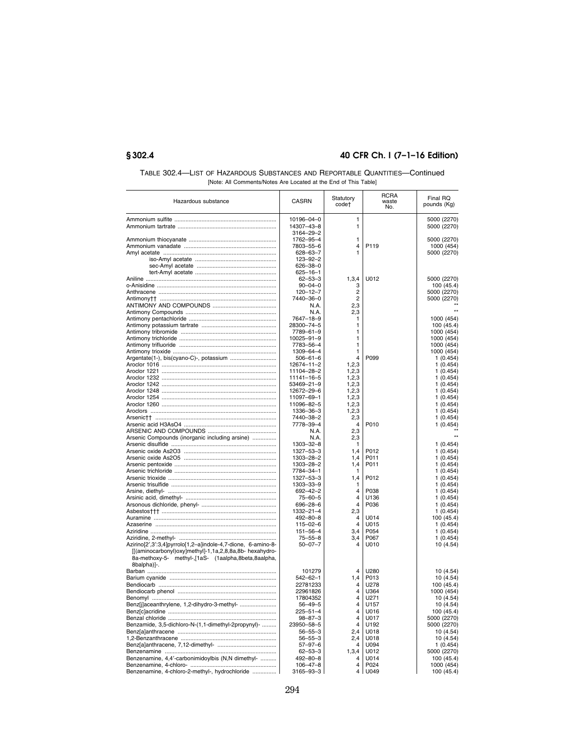TABLE 302.4—LIST OF HAZARDOUS SUBSTANCES AND REPORTABLE QUANTITIES—Continued

[Note: All Comments/Notes Are Located at the End of This Table]

| Hazardous substance | CASRN | Statutory code† | RCRA waste No. | Final RQ pounds (Kg) |
|---|---|---|---|---|
| Ammonium sulfite | 10196–04–0 | 1 | | 5000 (2270) |
| Ammonium tartrate | 14307–43–8 3164–29–2 | 1 | | 5000 (2270) |
| Ammonium thiocyanate | 1762–95–4 | 1 | | 5000 (2270) |
| Ammonium vanadate | 7803–55–6 | 4 | P119 | 1000 (454) |
| Amyl acetate | 628–63–7 | 1 | | 5000 (2270) |
| iso-Amyl acetate | 123–92–2 | | | |
| sec-Amyl acetate | 626–38–0 | | | |
| tert-Amyl acetate | 625–16–1 | | | |
| Aniline | 62–53–3 | 1,3,4 | U012 | 5000 (2270) |
| o-Anisidine | 90–04–0 | 3 | | 100 (45.4) |
| Anthracene | 120–12–7 | 2 | | 5000 (2270) |
| Antimony†† | 7440–36–0 | 2 | | 5000 (2270) |
| ANTIMONY AND COMPOUNDS | N.A. | 2,3 | | ** |
| Antimony Compounds | N.A. | 2,3 | | ** |
| Antimony pentachloride | 7647–18–9 | 1 | | 1000 (454) |
| Antimony potassium tartrate | 28300–74–5 | 1 | | 100 (45.4) |
| Antimony tribromide | 7789–61–9 | 1 | | 1000 (454) |
| Antimony trichloride | 10025–91–9 | 1 | | 1000 (454) |
| Antimony trifluoride | 7783–56–4 | 1 | | 1000 (454) |
| Antimony trioxide | 1309–64–4 | 1 | | 1000 (454) |
| Argentate(1-), bis(cyano-C)-, potassium | 506–61–6 | 4 | P099 | 1 (0.454) |
| Aroclor 1016 | 12674–11–2 | 1,2,3 | | 1 (0.454) |
| Aroclor 1221 | 11104–28–2 | 1,2,3 | | 1 (0.454) |
| Aroclor 1232 | 11141–16–5 | 1,2,3 | | 1 (0.454) |
| Aroclor 1242 | 53469–21–9 | 1,2,3 | | 1 (0.454) |
| Aroclor 1248 | 12672–29–6 | 1,2,3 | | 1 (0.454) |
| Aroclor 1254 | 11097–69–1 | 1,2,3 | | 1 (0.454) |
| Aroclor 1260 | 11096–82–5 | 1,2,3 | | 1 (0.454) |
| Aroclors | 1336–36–3 | 1,2,3 | | 1 (0.454) |
| Arsenic†† | 7440–38–2 | 2,3 | | 1 (0.454) |
| Arsenic acid H3AsO4 | 7778–39–4 | 4 | P010 | 1 (0.454) |
| ARSENIC AND COMPOUNDS | N.A. | 2,3 | | ** |
| Arsenic Compounds (inorganic including arsine) | N.A. | 2,3 | | ** |
| Arsenic disulfide | 1303–32–8 | 1 | | 1 (0.454) |
| Arsenic oxide As2O3 | 1327–53–3 | 1,4 | P012 | 1 (0.454) |
| Arsenic oxide As2O5 | 1303–28–2 | 1,4 | P011 | 1 (0.454) |
| Arsenic pentoxide | 1303–28–2 | 1,4 | P011 | 1 (0.454) |
| Arsenic trichloride | 7784–34–1 | 1 | | 1 (0.454) |
| Arsenic trioxide | 1327–53–3 | 1,4 | P012 | 1 (0.454) |
| Arsenic trisulfide | 1303–33–9 | 1 | | 1 (0.454) |
| Arsine, diethyl- | 692–42–2 | 4 | P038 | 1 (0.454) |
| Arsinic acid, dimethyl- | 75–60–5 | 4 | U136 | 1 (0.454) |
| Arsonous dichloride, phenyl- | 696–28–6 | 4 | P036 | 1 (0.454) |
| Asbestos††† | 1332–21–4 | 2,3 | | 1 (0.454) |
| Auramine | 492–80–8 | 4 | U014 | 100 (45.4) |
| Azaserine | 115–02–6 | 4 | U015 | 1 (0.454) |
| Aziridine | 151–56–4 | 3,4 | P054 | 1 (0.454) |
| Aziridine, 2-methyl- | 75–55–8 | 3,4 | P067 | 1 (0.454) |
| Azirino[2′,3′:3,4]pyrrolo[1,2–a]indole-4,7-dione, 6-amino-8-[[(aminocarbonyl)oxy]methyl]-1,1a,2,8,8a,8b- hexahydro-8a-methoxy-5- methyl-,[1aS- (1aalpha,8beta,8aalpha,8balpha)]-. | 50–07–7 | 4 | U010 | 10 (4.54) |
| Barban | 101279 | 4 | U280 | 10 (4.54) |
| Barium cyanide | 542–62–1 | 1,4 | P013 | 10 (4.54) |
| Bendiocarb | 22781233 | 4 | U278 | 100 (45.4) |
| Bendiocarb phenol | 22961826 | 4 | U364 | 1000 (454) |
| Benomyl | 17804352 | 4 | U271 | 10 (4.54) |
| Benz[j]aceanthrylene, 1,2-dihydro-3-methyl- | 56–49–5 | 4 | U157 | 10 (4.54) |
| Benz[c]acridine | 225–51–4 | 4 | U016 | 100 (45.4) |
| Benzal chloride | 98–87–3 | 4 | U017 | 5000 (2270) |
| Benzamide, 3,5-dichloro-N-(1,1-dimethyl-2propynyl)- | 23950–58–5 | 4 | U192 | 5000 (2270) |
| Benz[a]anthracene | 56–55–3 | 2,4 | U018 | 10 (4.54) |
| 1,2-Benzanthracene | 56–55–3 | 2,4 | U018 | 10 (4.54) |
| Benz[a]anthracene, 7,12-dimethyl- | 57–97–6 | 4 | U094 | 1 (0.454) |
| Benzenamine | 62–53–3 | 1,3,4 | U012 | 5000 (2270) |
| Benzenamine, 4,4′-carbonimidoylbis (N,N dimethyl- | 492–80–8 | 4 | U014 | 100 (45.4) |
| Benzenamine, 4-chloro- | 106–47–8 | 4 | P024 | 1000 (454) |
| Benzenamine, 4-chloro-2-methyl-, hydrochloride | 3165–93–3 | 4 | U049 | 100 (45.4) |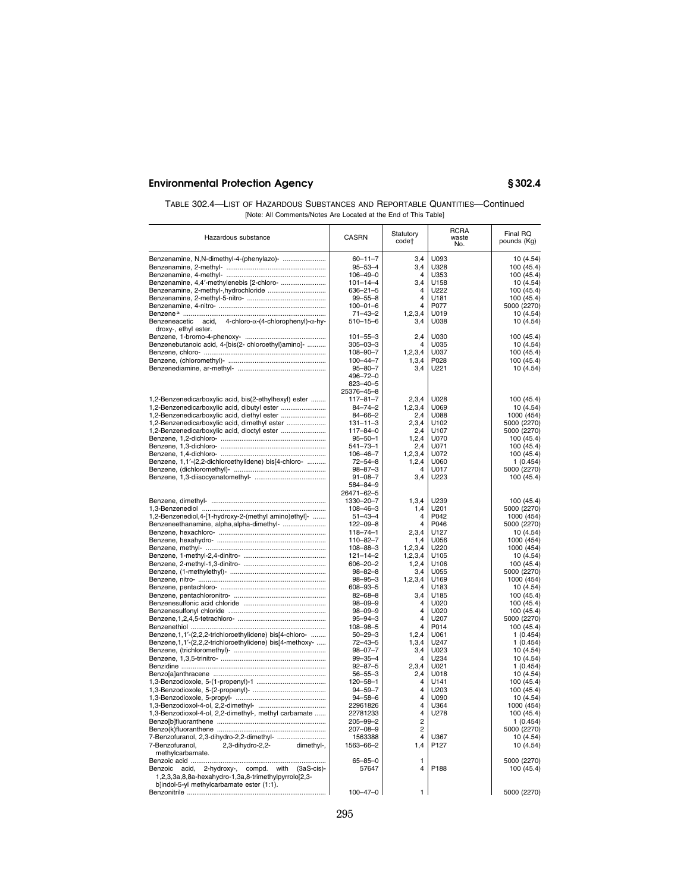TABLE 302.4—LIST OF HAZARDOUS SUBSTANCES AND REPORTABLE QUANTITIES—Continued

[Note: All Comments/Notes Are Located at the End of This Table]

| Hazardous substance | CASRN | Statutory code† | RCRA waste No. | Final RQ pounds (Kg) |
|---|---|---|---|---|
| Benzenamine, N,N-dimethyl-4-(phenylazo)- | 60–11–7 | 3,4 | U093 | 10 (4.54) |
| Benzenamine, 2-methyl- | 95–53–4 | 3,4 | U328 | 100 (45.4) |
| Benzenamine, 4-methyl- | 106–49–0 | 4 | U353 | 100 (45.4) |
| Benzenamine, 4,4′-methylenebis [2-chloro- | 101–14–4 | 3,4 | U158 | 10 (4.54) |
| Benzenamine, 2-methyl-,hydrochloride | 636–21–5 | 4 | U222 | 100 (45.4) |
| Benzenamine, 2-methyl-5-nitro- | 99–55–8 | 4 | U181 | 100 (45.4) |
| Benzenamine, 4-nitro- | 100–01–6 | 4 | P077 | 5000 (2270) |
| Benzene [a] | 71–43–2 | 1,2,3,4 | U019 | 10 (4.54) |
| Benzeneacetic acid, 4-chloro-α-(4-chlorophenyl)-α-hydroxy-, ethyl ester. | 510–15–6 | 3,4 | U038 | 10 (4.54) |
| Benzene, 1-bromo-4-phenoxy- | 101–55–3 | 2,4 | U030 | 100 (45.4) |
| Benzenebutanoic acid, 4-[bis(2- chloroethyl)amino]- | 305–03–3 | 4 | U035 | 10 (4.54) |
| Benzene, chloro- | 108–90–7 | 1,2,3,4 | U037 | 100 (45.4) |
| Benzene, (chloromethyl)- | 100–44–7 | 1,3,4 | P028 | 100 (45.4) |
| Benzenediamine, ar-methyl- | 95–80–7<br>496–72–0<br>823–40–5<br>25376–45–8 | 3,4 | U221 | 10 (4.54) |
| 1,2-Benzenedicarboxylic acid, bis(2-ethylhexyl) ester | 117–81–7 | 2,3,4 | U028 | 100 (45.4) |
| 1,2-Benzenedicarboxylic acid, dibutyl ester | 84–74–2 | 1,2,3,4 | U069 | 10 (4.54) |
| 1,2-Benzenedicarboxylic acid, diethyl ester | 84–66–2 | 2,4 | U088 | 1000 (454) |
| 1,2-Benzenedicarboxylic acid, dimethyl ester | 131–11–3 | 2,3,4 | U102 | 5000 (2270) |
| 1,2-Benzenedicarboxylic acid, dioctyl ester | 117–84–0 | 2,4 | U107 | 5000 (2270) |
| Benzene, 1,2-dichloro- | 95–50–1 | 1,2,4 | U070 | 100 (45.4) |
| Benzene, 1,3-dichloro- | 541–73–1 | 2,4 | U071 | 100 (45.4) |
| Benzene, 1,4-dichloro- | 106–46–7 | 1,2,3,4 | U072 | 100 (45.4) |
| Benzene, 1,1′-(2,2-dichloroethylidene) bis[4-chloro- | 72–54–8 | 1,2,4 | U060 | 1 (0.454) |
| Benzene, (dichloromethyl)- | 98–87–3 | 4 | U017 | 5000 (2270) |
| Benzene, 1,3-diisocyanatomethyl- | 91–08–7<br>584–84–9<br>26471–62–5 | 3,4 | U223 | 100 (45.4) |
| Benzene, dimethyl- | 1330–20–7 | 1,3,4 | U239 | 100 (45.4) |
| 1,3-Benzenediol | 108–46–3 | 1,4 | U201 | 5000 (2270) |
| 1,2-Benzenediol,4-[1-hydroxy-2-(methyl amino)ethyl]- | 51–43–4 | 4 | P042 | 1000 (454) |
| Benzeneethanamine, alpha,alpha-dimethyl- | 122–09–8 | 4 | P046 | 5000 (2270) |
| Benzene, hexachloro- | 118–74–1 | 2,3,4 | U127 | 10 (4.54) |
| Benzene, hexahydro- | 110–82–7 | 1,4 | U056 | 1000 (454) |
| Benzene, methyl- | 108–88–3 | 1,2,3,4 | U220 | 1000 (454) |
| Benzene, 1-methyl-2,4-dinitro- | 121–14–2 | 1,2,3,4 | U105 | 10 (4.54) |
| Benzene, 2-methyl-1,3-dinitro- | 606–20–2 | 1,2,4 | U106 | 100 (45.4) |
| Benzene, (1-methylethyl)- | 98–82–8 | 3,4 | U055 | 5000 (2270) |
| Benzene, nitro- | 98–95–3 | 1,2,3,4 | U169 | 1000 (454) |
| Benzene, pentachloro- | 608–93–5 | 4 | U183 | 10 (4.54) |
| Benzene, pentachloronitro- | 82–68–8 | 3,4 | U185 | 100 (45.4) |
| Benzenesulfonic acid chloride | 98–09–9 | 4 | U020 | 100 (45.4) |
| Benzenesulfonyl chloride | 98–09–9 | 4 | U020 | 100 (45.4) |
| Benzene,1,2,4,5-tetrachloro- | 95–94–3 | 4 | U207 | 5000 (2270) |
| Benzenethiol | 108–98–5 | 4 | P014 | 100 (45.4) |
| Benzene,1,1′-(2,2,2-trichloroethylidene) bis[4-chloro- | 50–29–3 | 1,2,4 | U061 | 1 (0.454) |
| Benzene,1,1′-(2,2,2-trichloroethylidene) bis[4-methoxy- | 72–43–5 | 1,3,4 | U247 | 1 (0.454) |
| Benzene, (trichloromethyl)- | 98–07–7 | 3,4 | U023 | 10 (4.54) |
| Benzene, 1,3,5-trinitro- | 99–35–4 | 4 | U234 | 10 (4.54) |
| Benzidine | 92–87–5 | 2,3,4 | U021 | 1 (0.454) |
| Benzo[a]anthracene | 56–55–3 | 2,4 | U018 | 10 (4.54) |
| 1,3-Benzodioxole, 5-(1-propenyl)-1 | 120–58–1 | 4 | U141 | 100 (45.4) |
| 1,3-Benzodioxole, 5-(2-propenyl)- | 94–59–7 | 4 | U203 | 100 (45.4) |
| 1,3-Benzodioxole, 5-propyl- | 94–58–6 | 4 | U090 | 10 (4.54) |
| 1,3-Benzodioxol-4-ol, 2,2-dimethyl- | 22961826 | 4 | U364 | 1000 (454) |
| 1,3-Benzodioxol-4-ol, 2,2-dimethyl-, methyl carbamate | 22781233 | 4 | U278 | 100 (45.4) |
| Benzo[b]fluoranthene | 205–99–2 | 2 | | 1 (0.454) |
| Benzo(k)fluoranthene | 207–08–9 | 2 | | 5000 (2270) |
| 7-Benzofuranol, 2,3-dihydro-2,2-dimethyl- | 1563388 | 4 | U367 | 10 (4.54) |
| 7-Benzofuranol, 2,3-dihydro-2,2- dimethyl-, methylcarbamate. | 1563–66–2 | 1,4 | P127 | 10 (4.54) |
| Benzoic acid | 65–85–0 | 1 | | 5000 (2270) |
| Benzoic acid, 2-hydroxy-, compd. with (3aS-cis)-1,2,3,3a,8,8a-hexahydro-1,3a,8-trimethylpyrrolo[2,3-b]indol-5-yl methylcarbamate ester (1:1). | 57647 | 4 | P188 | 100 (45.4) |
| Benzonitrile | 100–47–0 | 1 | | 5000 (2270) |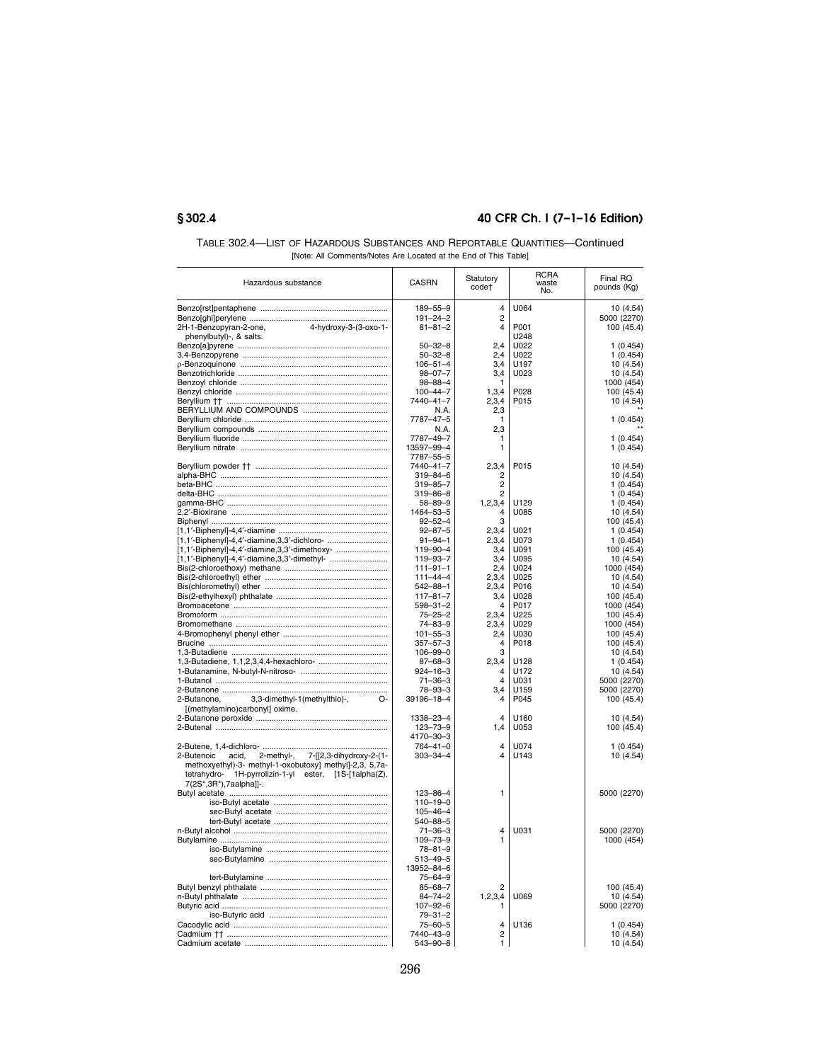TABLE 302.4—LIST OF HAZARDOUS SUBSTANCES AND REPORTABLE QUANTITIES—Continued

[Note: All Comments/Notes Are Located at the End of This Table]

| Hazardous substance | CASRN | Statutory code† | RCRA waste No. | Final RQ pounds (Kg) |
|---|---|---|---|---|
| Benzo[rst]pentaphene | 189–55–9 | 4 | U064 | 10 (4.54) |
| Benzo[ghi]perylene | 191–24–2 | 2 | | 5000 (2270) |
| 2H-1-Benzopyran-2-one, 4-hydroxy-3-(3-oxo-1-phenylbutyl)-, & salts. | 81–81–2 | 4 | P001 U248 | 100 (45.4) |
| Benzo[a]pyrene | 50–32–8 | 2,4 | U022 | 1 (0.454) |
| 3,4-Benzopyrene | 50–32–8 | 2,4 | U022 | 1 (0.454) |
| p-Benzoquinone | 106–51–4 | 3,4 | U197 | 10 (4.54) |
| Benzotrichloride | 98–07–7 | 3,4 | U023 | 10 (4.54) |
| Benzoyl chloride | 98–88–4 | 1 | | 1000 (454) |
| Benzyl chloride | 100–44–7 | 1,3,4 | P028 | 100 (45.4) |
| Beryllium †† | 7440–41–7 | 2,3,4 | P015 | 10 (4.54) |
| BERYLLIUM AND COMPOUNDS | N.A. | 2,3 | | ** |
| Beryllium chloride | 7787–47–5 | 1 | | 1 (0.454) |
| Beryllium compounds | N.A. | 2,3 | | ** |
| Beryllium fluoride | 7787–49–7 | 1 | | 1 (0.454) |
| Beryllium nitrate | 13597–99–4 7787–55–5 | 1 | | 1 (0.454) |
| Beryllium powder †† | 7440–41–7 | 2,3,4 | P015 | 10 (4.54) |
| alpha-BHC | 319–84–6 | 2 | | 10 (4.54) |
| beta-BHC | 319–85–7 | 2 | | 1 (0.454) |
| delta-BHC | 319–86–8 | 2 | | 1 (0.454) |
| gamma-BHC | 58–89–9 | 1,2,3,4 | U129 | 1 (0.454) |
| 2,2′-Bioxirane | 1464–53–5 | 4 | U085 | 10 (4.54) |
| Biphenyl | 92–52–4 | 3 | | 100 (45.4) |
| [1,1′-Biphenyl]-4,4′-diamine | 92–87–5 | 2,3,4 | U021 | 1 (0.454) |
| [1,1′-Biphenyl]-4,4′-diamine,3,3′-dichloro- | 91–94–1 | 2,3,4 | U073 | 1 (0.454) |
| [1,1′-Biphenyl]-4,4′-diamine,3,3′-dimethoxy- | 119–90–4 | 3,4 | U091 | 100 (45.4) |
| [1,1′-Biphenyl]-4,4′-diamine,3,3′-dimethyl- | 119–93–7 | 3,4 | U095 | 10 (4.54) |
| Bis(2-chloroethoxy) methane | 111–91–1 | 2,4 | U024 | 1000 (454) |
| Bis(2-chloroethyl) ether | 111–44–4 | 2,3,4 | U025 | 10 (4.54) |
| Bis(chloromethyl) ether | 542–88–1 | 2,3,4 | P016 | 10 (4.54) |
| Bis(2-ethylhexyl) phthalate | 117–81–7 | 3,4 | U028 | 100 (45.4) |
| Bromoacetone | 598–31–2 | 4 | P017 | 1000 (454) |
| Bromoform | 75–25–2 | 2,3,4 | U225 | 100 (45.4) |
| Bromomethane | 74–83–9 | 2,3,4 | U029 | 1000 (454) |
| 4-Bromophenyl phenyl ether | 101–55–3 | 2,4 | U030 | 100 (45.4) |
| Brucine | 357–57–3 | 4 | P018 | 100 (45.4) |
| 1,3-Butadiene | 106–99–0 | 3 | | 10 (4.54) |
| 1,3-Butadiene, 1,1,2,3,4,4-hexachloro- | 87–68–3 | 2,3,4 | U128 | 1 (0.454) |
| 1-Butanamine, N-butyl-N-nitroso- | 924–16–3 | 4 | U172 | 10 (4.54) |
| 1-Butanol | 71–36–3 | 4 | U031 | 5000 (2270) |
| 2-Butanone | 78–93–3 | 3,4 | U159 | 5000 (2270) |
| 2-Butanone, 3,3-dimethyl-1(methylthio)-, O-[(methylamino)carbonyl] oxime. | 39196–18–4 | 4 | P045 | 100 (45.4) |
| 2-Butanone peroxide | 1338–23–4 | 4 | U160 | 10 (4.54) |
| 2-Butenal | 123–73–9 4170–30–3 | 1,4 | U053 | 100 (45.4) |
| 2-Butene, 1,4-dichloro- | 764–41–0 | 4 | U074 | 1 (0.454) |
| 2-Butenoic acid, 2-methyl-, 7-[[2,3-dihydroxy-2-(1-methoxyethyl)-3- methyl-1-oxobutoxy] methyl]-2,3, 5,7a-tetrahydro- 1H-pyrrolizin-1-yl ester, [1S-[1alpha(Z), 7(2S*,3R*),7aalpha]]-. | 303–34–4 | 4 | U143 | 10 (4.54) |
| Butyl acetate | 123–86–4 | 1 | | 5000 (2270) |
| iso-Butyl acetate | 110–19–0 | | | |
| sec-Butyl acetate | 105–46–4 | | | |
| tert-Butyl acetate | 540–88–5 | | | |
| n-Butyl alcohol | 71–36–3 | 4 | U031 | 5000 (2270) |
| Butylamine | 109–73–9 | 1 | | 1000 (454) |
| iso-Butylamine | 78–81–9 | | | |
| sec-Butylamine | 513–49–5 13952–84–6 | | | |
| tert-Butylamine | 75–64–9 | | | |
| Butyl benzyl phthalate | 85–68–7 | 2 | | 100 (45.4) |
| n-Butyl phthalate | 84–74–2 | 1,2,3,4 | U069 | 10 (4.54) |
| Butyric acid | 107–92–6 | 1 | | 5000 (2270) |
| iso-Butyric acid | 79–31–2 | | | |
| Cacodylic acid | 75–60–5 | 4 | U136 | 1 (0.454) |
| Cadmium †† | 7440–43–9 | 2 | | 10 (4.54) |
| Cadmium acetate | 543–90–8 | 1 | | 10 (4.54) |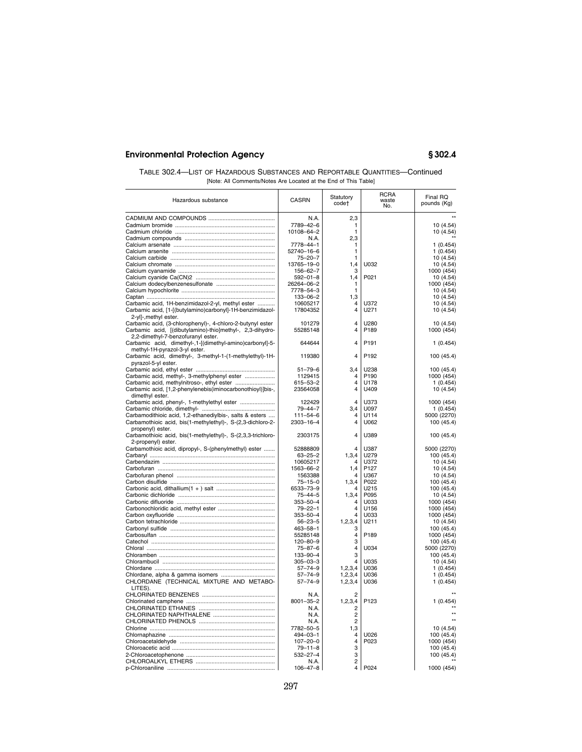TABLE 302.4—LIST OF HAZARDOUS SUBSTANCES AND REPORTABLE QUANTITIES—Continued

[Note: All Comments/Notes Are Located at the End of This Table]

| Hazardous substance | CASRN | Statutory code† | RCRA waste No. | Final RQ pounds (Kg) |
|---|---|---|---|---|
| CADMIUM AND COMPOUNDS | N.A. | 2,3 | | ** |
| Cadmium bromide | 7789–42–6 | 1 | | 10 (4.54) |
| Cadmium chloride | 10108–64–2 | 1 | | 10 (4.54) |
| Cadmium compounds | N.A. | 2,3 | | ** |
| Calcium arsenate | 7778–44–1 | 1 | | 1 (0.454) |
| Calcium arsenite | 52740–16–6 | 1 | | 1 (0.454) |
| Calcium carbide | 75–20–7 | 1 | | 10 (4.54) |
| Calcium chromate | 13765–19–0 | 1,4 | U032 | 10 (4.54) |
| Calcium cyanamide | 156–62–7 | 3 | | 1000 (454) |
| Calcium cyanide Ca(CN)2 | 592–01–8 | 1,4 | P021 | 10 (4.54) |
| Calcium dodecylbenzenesulfonate | 26264–06–2 | 1 | | 1000 (454) |
| Calcium hypochlorite | 7778–54–3 | 1 | | 10 (4.54) |
| Captan | 133–06–2 | 1,3 | | 10 (4.54) |
| Carbamic acid, 1H-benzimidazol-2-yl, methyl ester | 10605217 | 4 | U372 | 10 (4.54) |
| Carbamic acid, [1-[(butylamino)carbonyl]-1H-benzimidazol-2-yl]-,methyl ester. | 17804352 | 4 | U271 | 10 (4.54) |
| Carbamic acid, (3-chlorophenyl)-, 4-chloro-2-butynyl ester | 101279 | 4 | U280 | 10 (4.54) |
| Carbamic acid, [(dibutylamino)-thio]methyl-, 2,3-dihydro-2,2-dimethyl-7-benzofuranyl ester. | 55285148 | 4 | P189 | 1000 (454) |
| Carbamic acid, dimethyl-,1-[(dimethyl-amino)carbonyl]-5-methyl-1H-pyrazol-3-yl ester. | 644644 | 4 | P191 | 1 (0.454) |
| Carbamic acid, dimethyl-, 3-methyl-1-(1-methylethyl)-1H-pyrazol-5-yl ester. | 119380 | 4 | P192 | 100 (45.4) |
| Carbamic acid, ethyl ester | 51–79–6 | 3,4 | U238 | 100 (45.4) |
| Carbamic acid, methyl-, 3-methylphenyl ester | 1129415 | 4 | P190 | 1000 (454) |
| Carbamic acid, methylnitroso-, ethyl ester | 615–53–2 | 4 | U178 | 1 (0.454) |
| Carbamic acid, [1,2-phenylenebis(iminocarbonothioyl)]bis-, dimethyl ester. | 23564058 | 4 | U409 | 10 (4.54) |
| Carbamic acid, phenyl-, 1-methylethyl ester | 122429 | 4 | U373 | 1000 (454) |
| Carbamic chloride, dimethyl- | 79–44–7 | 3,4 | U097 | 1 (0.454) |
| Carbamodithioic acid, 1,2-ethanediylbis-, salts & esters | 111–54–6 | 4 | U114 | 5000 (2270) |
| Carbamothioic acid, bis(1-methylethyl)-, S-(2,3-dichloro-2-propenyl) ester. | 2303–16–4 | 4 | U062 | 100 (45.4) |
| Carbamothioic acid, bis(1-methylethyl)-, S-(2,3,3-trichloro-2-propenyl) ester. | 2303175 | 4 | U389 | 100 (45.4) |
| Carbamothioic acid, dipropyl-, S-(phenylmethyl) ester | 52888809 | 4 | U387 | 5000 (2270) |
| Carbaryl | 63–25–2 | 1,3,4 | U279 | 100 (45.4) |
| Carbendazim | 10605217 | 4 | U372 | 10 (4.54) |
| Carbofuran | 1563–66–2 | 1,4 | P127 | 10 (4.54) |
| Carbofuran phenol | 1563388 | 4 | U367 | 10 (4.54) |
| Carbon disulfide | 75–15–0 | 1,3,4 | P022 | 100 (45.4) |
| Carbonic acid, dithallium(1 + ) salt | 6533–73–9 | 4 | U215 | 100 (45.4) |
| Carbonic dichloride | 75–44–5 | 1,3,4 | P095 | 10 (4.54) |
| Carbonic difluoride | 353–50–4 | 4 | U033 | 1000 (454) |
| Carbonochloridic acid, methyl ester | 79–22–1 | 4 | U156 | 1000 (454) |
| Carbon oxyfluoride | 353–50–4 | 4 | U033 | 1000 (454) |
| Carbon tetrachloride | 56–23–5 | 1,2,3,4 | U211 | 10 (4.54) |
| Carbonyl sulfide | 463–58–1 | 3 | | 100 (45.4) |
| Carbosulfan | 55285148 | 4 | P189 | 1000 (454) |
| Catechol | 120–80–9 | 3 | | 100 (45.4) |
| Chloral | 75–87–6 | 4 | U034 | 5000 (2270) |
| Chloramben | 133–90–4 | 3 | | 100 (45.4) |
| Chlorambucil | 305–03–3 | 4 | U035 | 10 (4.54) |
| Chlordane | 57–74–9 | 1,2,3,4 | U036 | 1 (0.454) |
| Chlordane, alpha & gamma isomers | 57–74–9 | 1,2,3,4 | U036 | 1 (0.454) |
| CHLORDANE (TECHNICAL MIXTURE AND METABOLITES). | 57–74–9 | 1,2,3,4 | U036 | 1 (0.454) |
| CHLORINATED BENZENES | N.A. | 2 | | ** |
| Chlorinated camphene | 8001–35–2 | 1,2,3,4 | P123 | 1 (0.454) |
| CHLORINATED ETHANES | N.A. | 2 | | ** |
| CHLORINATED NAPHTHALENE | N.A. | 2 | | ** |
| CHLORINATED PHENOLS | N.A. | 2 | | ** |
| Chlorine | 7782–50–5 | 1,3 | | 10 (4.54) |
| Chlornaphazine | 494–03–1 | 4 | U026 | 100 (45.4) |
| Chloroacetaldehyde | 107–20–0 | 4 | P023 | 1000 (454) |
| Chloroacetic acid | 79–11–8 | 3 | | 100 (45.4) |
| 2-Chloroacetophenone | 532–27–4 | 3 | | 100 (45.4) |
| CHLOROALKYL ETHERS | N.A. | 2 | | ** |
| p-Chloroaniline | 106–47–8 | 4 | P024 | 1000 (454) |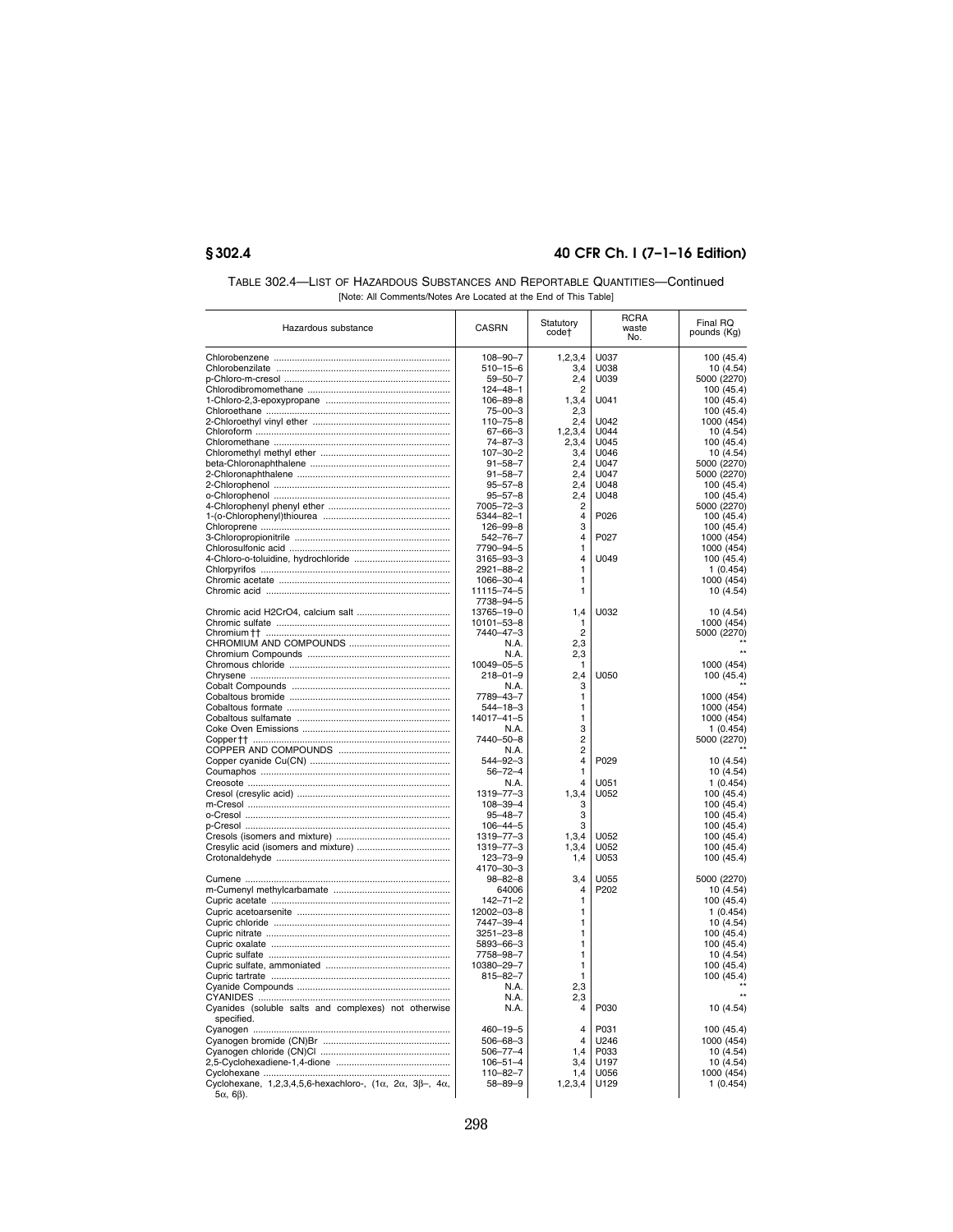TABLE 302.4—LIST OF HAZARDOUS SUBSTANCES AND REPORTABLE QUANTITIES—Continued

[Note: All Comments/Notes Are Located at the End of This Table]

| Hazardous substance | CASRN | Statutory code† | RCRA waste No. | Final RQ pounds (Kg) |
|---|---|---|---|---|
| Chlorobenzene | 108–90–7 | 1,2,3,4 | U037 | 100 (45.4) |
| Chlorobenzilate | 510–15–6 | 3,4 | U038 | 10 (4.54) |
| p-Chloro-m-cresol | 59–50–7 | 2,4 | U039 | 5000 (2270) |
| Chlorodibromomethane | 124–48–1 | 2 | | 100 (45.4) |
| 1-Chloro-2,3-epoxypropane | 106–89–8 | 1,3,4 | U041 | 100 (45.4) |
| Chloroethane | 75–00–3 | 2,3 | | 100 (45.4) |
| 2-Chloroethyl vinyl ether | 110–75–8 | 2,4 | U042 | 1000 (454) |
| Chloroform | 67–66–3 | 1,2,3,4 | U044 | 10 (4.54) |
| Chloromethane | 74–87–3 | 2,3,4 | U045 | 100 (45.4) |
| Chloromethyl methyl ether | 107–30–2 | 3,4 | U046 | 10 (4.54) |
| beta-Chloronaphthalene | 91–58–7 | 2,4 | U047 | 5000 (2270) |
| 2-Chloronaphthalene | 91–58–7 | 2,4 | U047 | 5000 (2270) |
| 2-Chlorophenol | 95–57–8 | 2,4 | U048 | 100 (45.4) |
| o-Chlorophenol | 95–57–8 | 2,4 | U048 | 100 (45.4) |
| 4-Chlorophenyl phenyl ether | 7005–72–3 | 2 | | 5000 (2270) |
| 1-(o-Chlorophenyl)thiourea | 5344–82–1 | 4 | P026 | 100 (45.4) |
| Chloroprene | 126–99–8 | 3 | | 100 (45.4) |
| 3-Chloropropionitrile | 542–76–7 | 4 | P027 | 1000 (454) |
| Chlorosulfonic acid | 7790–94–5 | 1 | | 1000 (454) |
| 4-Chloro-o-toluidine, hydrochloride | 3165–93–3 | 4 | U049 | 100 (45.4) |
| Chlorpyrifos | 2921–88–2 | 1 | | 1 (0.454) |
| Chromic acetate | 1066–30–4 | 1 | | 1000 (454) |
| Chromic acid | 11115–74–5<br>7738–94–5 | 1 | | 10 (4.54) |
| Chromic acid H2CrO4, calcium salt | 13765–19–0 | 1,4 | U032 | 10 (4.54) |
| Chromic sulfate | 10101–53–8 | 1 | | 1000 (454) |
| Chromium †† | 7440–47–3 | 2 | | 5000 (2270) |
| CHROMIUM AND COMPOUNDS | N.A. | 2,3 | | ** |
| Chromium Compounds | N.A. | 2,3 | | ** |
| Chromous chloride | 10049–05–5 | 1 | | 1000 (454) |
| Chrysene | 218–01–9 | 2,4 | U050 | 100 (45.4) |
| Cobalt Compounds | N.A. | 3 | | ** |
| Cobaltous bromide | 7789–43–7 | 1 | | 1000 (454) |
| Cobaltous formate | 544–18–3 | 1 | | 1000 (454) |
| Cobaltous sulfamate | 14017–41–5 | 1 | | 1000 (454) |
| Coke Oven Emissions | N.A. | 3 | | 1 (0.454) |
| Copper †† | 7440–50–8 | 2 | | 5000 (2270) |
| COPPER AND COMPOUNDS | N.A. | 2 | | ** |
| Copper cyanide Cu(CN) | 544–92–3 | 4 | P029 | 10 (4.54) |
| Coumaphos | 56–72–4 | 1 | | 10 (4.54) |
| Creosote | N.A. | 4 | U051 | 1 (0.454) |
| Cresol (cresylic acid) | 1319–77–3 | 1,3,4 | U052 | 100 (45.4) |
| m-Cresol | 108–39–4 | 3 | | 100 (45.4) |
| o-Cresol | 95–48–7 | 3 | | 100 (45.4) |
| p-Cresol | 106–44–5 | 3 | | 100 (45.4) |
| Cresols (isomers and mixture) | 1319–77–3 | 1,3,4 | U052 | 100 (45.4) |
| Cresylic acid (isomers and mixture) | 1319–77–3 | 1,3,4 | U052 | 100 (45.4) |
| Crotonaldehyde | 123–73–9<br>4170–30–3 | 1,4 | U053 | 100 (45.4) |
| Cumene | 98–82–8 | 3,4 | U055 | 5000 (2270) |
| m-Cumenyl methylcarbamate | 64006 | 4 | P202 | 10 (4.54) |
| Cupric acetate | 142–71–2 | 1 | | 100 (45.4) |
| Cupric acetoarsenite | 12002–03–8 | 1 | | 1 (0.454) |
| Cupric chloride | 7447–39–4 | 1 | | 10 (4.54) |
| Cupric nitrate | 3251–23–8 | 1 | | 100 (45.4) |
| Cupric oxalate | 5893–66–3 | 1 | | 100 (45.4) |
| Cupric sulfate | 7758–98–7 | 1 | | 10 (4.54) |
| Cupric sulfate, ammoniated | 10380–29–7 | 1 | | 100 (45.4) |
| Cupric tartrate | 815–82–7 | 1 | | 100 (45.4) |
| Cyanide Compounds | N.A. | 2,3 | | ** |
| CYANIDES | N.A. | 2,3 | | ** |
| Cyanides (soluble salts and complexes) not otherwise specified. | N.A. | 4 | P030 | 10 (4.54) |
| Cyanogen | 460–19–5 | 4 | P031 | 100 (45.4) |
| Cyanogen bromide (CN)Br | 506–68–3 | 4 | U246 | 1000 (454) |
| Cyanogen chloride (CN)Cl | 506–77–4 | 1,4 | P033 | 10 (4.54) |
| 2,5-Cyclohexadiene-1,4-dione | 106–51–4 | 3,4 | U197 | 10 (4.54) |
| Cyclohexane | 110–82–7 | 1,4 | U056 | 1000 (454) |
| Cyclohexane, 1,2,3,4,5,6-hexachloro-, (1α, 2α, 3β–, 4α, 5α, 6β). | 58–89–9 | 1,2,3,4 | U129 | 1 (0.454) |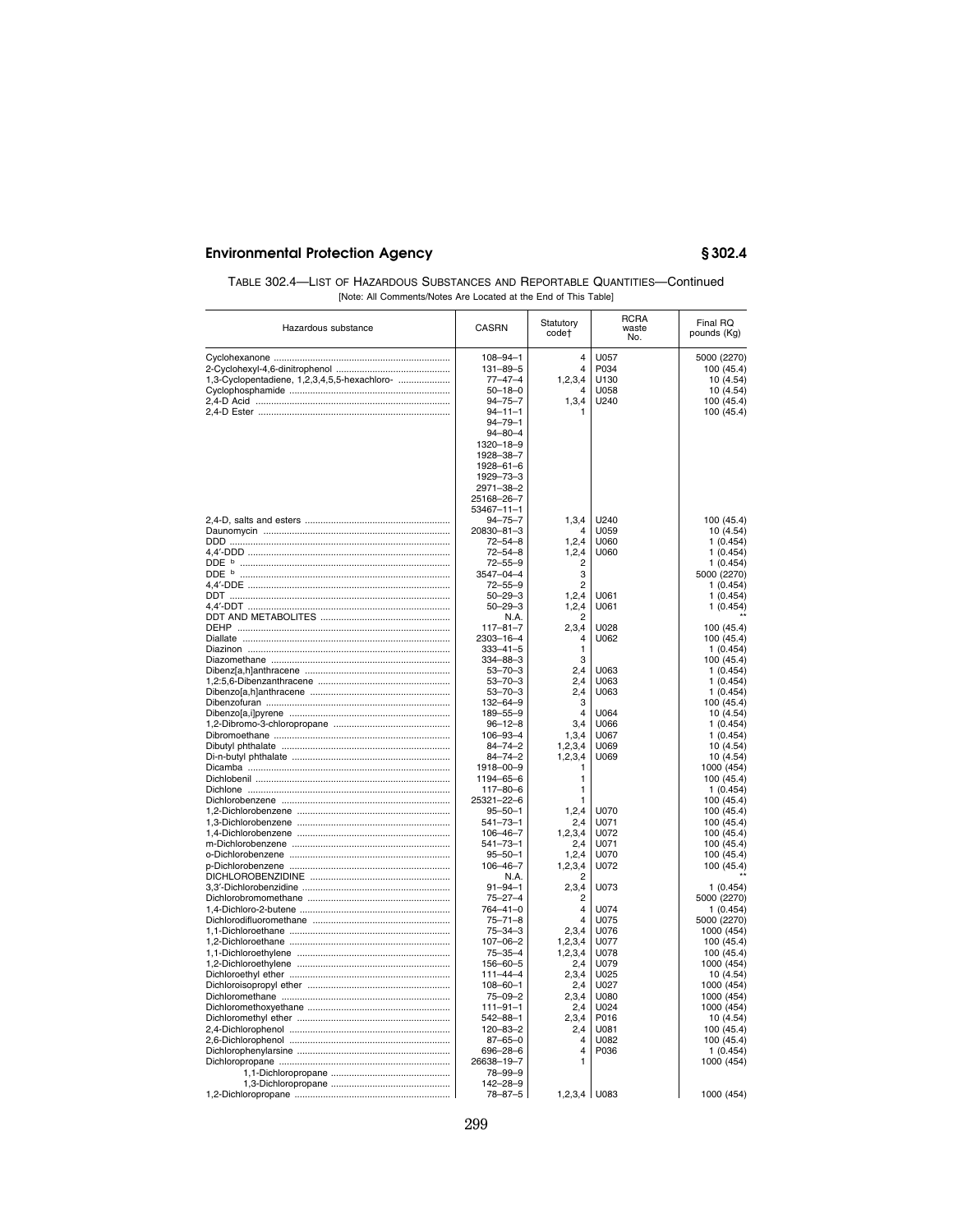TABLE 302.4—LIST OF HAZARDOUS SUBSTANCES AND REPORTABLE QUANTITIES—Continued

[Note: All Comments/Notes Are Located at the End of This Table]

| Hazardous substance | CASRN | Statutory code† | RCRA waste No. | Final RQ pounds (Kg) |
|---|---|---|---|---|
| Cyclohexanone | 108–94–1 | 4 | U057 | 5000 (2270) |
| 2-Cyclohexyl-4,6-dinitrophenol | 131–89–5 | 4 | P034 | 100 (45.4) |
| 1,3-Cyclopentadiene, 1,2,3,4,5,5-hexachloro- | 77–47–4 | 1,2,3,4 | U130 | 10 (4.54) |
| Cyclophosphamide | 50–18–0 | 4 | U058 | 10 (4.54) |
| 2,4-D Acid | 94–75–7 | 1,3,4 | U240 | 100 (45.4) |
| 2,4-D Ester | 94–11–1 | 1 | | 100 (45.4) |
| | 94–79–1 | | | |
| | 94–80–4 | | | |
| | 1320–18–9 | | | |
| | 1928–38–7 | | | |
| | 1928–61–6 | | | |
| | 1929–73–3 | | | |
| | 2971–38–2 | | | |
| | 25168–26–7 | | | |
| | 53467–11–1 | | | |
| 2,4-D, salts and esters | 94–75–7 | 1,3,4 | U240 | 100 (45.4) |
| Daunomycin | 20830–81–3 | 4 | U059 | 10 (4.54) |
| DDD | 72–54–8 | 1,2,4 | U060 | 1 (0.454) |
| 4,4′-DDD | 72–54–8 | 1,2,4 | U060 | 1 (0.454) |
| DDE [b] | 72–55–9 | 2 | | 1 (0.454) |
| DDE [b] | 3547–04–4 | 3 | | 5000 (2270) |
| 4,4′-DDE | 72–55–9 | 2 | | 1 (0.454) |
| DDT | 50–29–3 | 1,2,4 | U061 | 1 (0.454) |
| 4,4′-DDT | 50–29–3 | 1,2,4 | U061 | 1 (0.454) |
| DDT AND METABOLITES | N.A. | 2 | | ** |
| DEHP | 117–81–7 | 2,3,4 | U028 | 100 (45.4) |
| Diallate | 2303–16–4 | 4 | U062 | 100 (45.4) |
| Diazinon | 333–41–5 | 1 | | 1 (0.454) |
| Diazomethane | 334–88–3 | 3 | | 100 (45.4) |
| Dibenz[a,h]anthracene | 53–70–3 | 2,4 | U063 | 1 (0.454) |
| 1,2:5,6-Dibenzanthracene | 53–70–3 | 2,4 | U063 | 1 (0.454) |
| Dibenzo[a,h]anthracene | 53–70–3 | 2,4 | U063 | 1 (0.454) |
| Dibenzofuran | 132–64–9 | 3 | | 100 (45.4) |
| Dibenzo[a,i]pyrene | 189–55–9 | 4 | U064 | 10 (4.54) |
| 1,2-Dibromo-3-chloropropane | 96–12–8 | 3,4 | U066 | 1 (0.454) |
| Dibromoethane | 106–93–4 | 1,3,4 | U067 | 1 (0.454) |
| Dibutyl phthalate | 84–74–2 | 1,2,3,4 | U069 | 10 (4.54) |
| Di-n-butyl phthalate | 84–74–2 | 1,2,3,4 | U069 | 10 (4.54) |
| Dicamba | 1918–00–9 | 1 | | 1000 (454) |
| Dichlobenil | 1194–65–6 | 1 | | 100 (45.4) |
| Dichlone | 117–80–6 | 1 | | 1 (0.454) |
| Dichlorobenzene | 25321–22–6 | 1 | | 100 (45.4) |
| 1,2-Dichlorobenzene | 95–50–1 | 1,2,4 | U070 | 100 (45.4) |
| 1,3-Dichlorobenzene | 541–73–1 | 2,4 | U071 | 100 (45.4) |
| 1,4-Dichlorobenzene | 106–46–7 | 1,2,3,4 | U072 | 100 (45.4) |
| m-Dichlorobenzene | 541–73–1 | 2,4 | U071 | 100 (45.4) |
| o-Dichlorobenzene | 95–50–1 | 1,2,4 | U070 | 100 (45.4) |
| p-Dichlorobenzene | 106–46–7 | 1,2,3,4 | U072 | 100 (45.4) |
| DICHLOROBENZIDINE | N.A. | 2 | | ** |
| 3,3′-Dichlorobenzidine | 91–94–1 | 2,3,4 | U073 | 1 (0.454) |
| Dichlorobromomethane | 75–27–4 | 2 | | 5000 (2270) |
| 1,4-Dichloro-2-butene | 764–41–0 | 4 | U074 | 1 (0.454) |
| Dichlorodifluoromethane | 75–71–8 | 4 | U075 | 5000 (2270) |
| 1,1-Dichloroethane | 75–34–3 | 2,3,4 | U076 | 1000 (454) |
| 1,2-Dichloroethane | 107–06–2 | 1,2,3,4 | U077 | 100 (45.4) |
| 1,1-Dichloroethylene | 75–35–4 | 1,2,3,4 | U078 | 100 (45.4) |
| 1,2-Dichloroethylene | 156–60–5 | 2,4 | U079 | 1000 (454) |
| Dichloroethyl ether | 111–44–4 | 2,3,4 | U025 | 10 (4.54) |
| Dichloroisopropyl ether | 108–60–1 | 2,4 | U027 | 1000 (454) |
| Dichloromethane | 75–09–2 | 2,3,4 | U080 | 1000 (454) |
| Dichloromethoxyethane | 111–91–1 | 2,4 | U024 | 1000 (454) |
| Dichloromethyl ether | 542–88–1 | 2,3,4 | P016 | 10 (4.54) |
| 2,4-Dichlorophenol | 120–83–2 | 2,4 | U081 | 100 (45.4) |
| 2,6-Dichlorophenol | 87–65–0 | 4 | U082 | 100 (45.4) |
| Dichlorophenylarsine | 696–28–6 | 4 | P036 | 1 (0.454) |
| Dichloropropane | 26638–19–7 | 1 | | 1000 (454) |
| 1,1-Dichloropropane | 78–99–9 | | | |
| 1,3-Dichloropropane | 142–28–9 | | | |
| 1,2-Dichloropropane | 78–87–5 | 1,2,3,4 | U083 | 1000 (454) |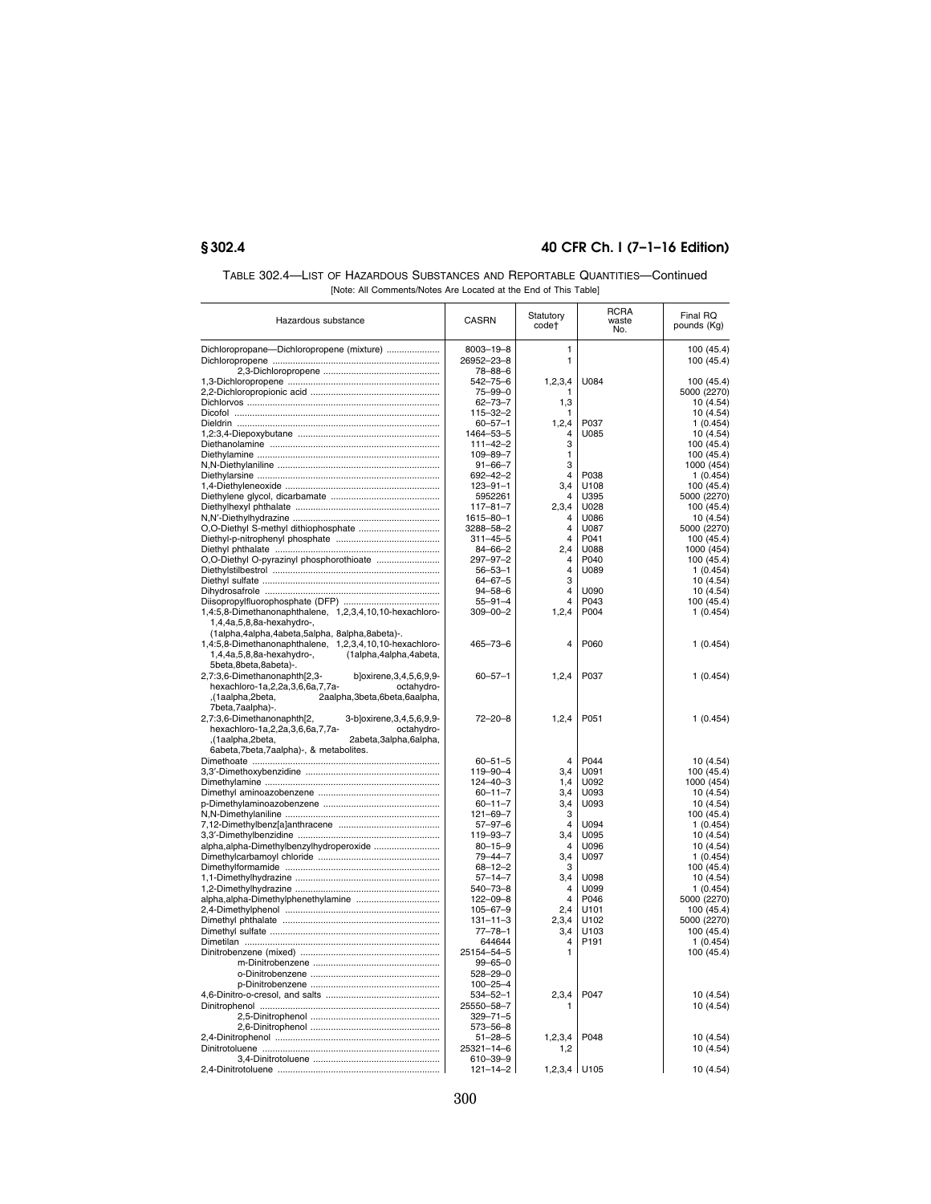TABLE 302.4—LIST OF HAZARDOUS SUBSTANCES AND REPORTABLE QUANTITIES—Continued

[Note: All Comments/Notes Are Located at the End of This Table]

| Hazardous substance | CASRN | Statutory code† | RCRA waste No. | Final RQ pounds (Kg) |
|---|---|---|---|---|
| Dichloropropane—Dichloropropene (mixture) | 8003–19–8 | 1 | | 100 (45.4) |
| Dichloropropene | 26952–23–8 | 1 | | 100 (45.4) |
| 2,3-Dichloropropene | 78–88–6 | | | |
| 1,3-Dichloropropene | 542–75–6 | 1,2,3,4 | U084 | 100 (45.4) |
| 2,2-Dichloropropionic acid | 75–99–0 | 1 | | 5000 (2270) |
| Dichlorvos | 62–73–7 | 1,3 | | 10 (4.54) |
| Dicofol | 115–32–2 | 1 | | 10 (4.54) |
| Dieldrin | 60–57–1 | 1,2,4 | P037 | 1 (0.454) |
| 1,2:3,4-Diepoxybutane | 1464–53–5 | 4 | U085 | 10 (4.54) |
| Diethanolamine | 111–42–2 | 3 | | 100 (45.4) |
| Diethylamine | 109–89–7 | 1 | | 100 (45.4) |
| N,N-Diethylaniline | 91–66–7 | 3 | | 1000 (454) |
| Diethylarsine | 692–42–2 | 4 | P038 | 1 (0.454) |
| 1,4-Diethyleneoxide | 123–91–1 | 3,4 | U108 | 100 (45.4) |
| Diethylene glycol, dicarbamate | 5952261 | 4 | U395 | 5000 (2270) |
| Diethylhexyl phthalate | 117–81–7 | 2,3,4 | U028 | 100 (45.4) |
| N,N′-Diethylhydrazine | 1615–80–1 | 4 | U086 | 10 (4.54) |
| O,O-Diethyl S-methyl dithiophosphate | 3288–58–2 | 4 | U087 | 5000 (2270) |
| Diethyl-p-nitrophenyl phosphate | 311–45–5 | 4 | P041 | 100 (45.4) |
| Diethyl phthalate | 84–66–2 | 2,4 | U088 | 1000 (454) |
| O,O-Diethyl O-pyrazinyl phosphorothioate | 297–97–2 | 4 | P040 | 100 (45.4) |
| Diethylstilbestrol | 56–53–1 | 4 | U089 | 1 (0.454) |
| Diethyl sulfate | 64–67–5 | 3 | | 10 (4.54) |
| Dihydrosafrole | 94–58–6 | 4 | U090 | 10 (4.54) |
| Diisopropylfluorophosphate (DFP) | 55–91–4 | 4 | P043 | 100 (45.4) |
| 1,4:5,8-Dimethanonaphthalene, 1,2,3,4,10,10-hexachloro-1,4,4a,5,8,8a-hexahydro-, (1alpha,4alpha,4abeta,5alpha, 8alpha,8abeta)-. | 309–00–2 | 1,2,4 | P004 | 1 (0.454) |
| 1,4:5,8-Dimethanonaphthalene, 1,2,3,4,10,10-hexachloro-1,4,4a,5,8,8a-hexahydro-, (1alpha,4alpha,4abeta, 5beta,8beta,8abeta)-. | 465–73–6 | 4 | P060 | 1 (0.454) |
| 2,7:3,6-Dimethanonaphth[2,3-b]oxirene,3,4,5,6,9,9-hexachloro-1a,2,2a,3,6,6a,7,7a-octahydro-,(1aalpha,2beta,2aalpha,3beta,6beta,6aalpha, 7beta,7aalpha)-. | 60–57–1 | 1,2,4 | P037 | 1 (0.454) |
| 2,7:3,6-Dimethanonaphth[2,3-b]oxirene,3,4,5,6,9,9-hexachloro-1a,2,2a,3,6,6a,7,7a-octahydro-,(1aalpha,2beta,2abeta,3alpha,6alpha, 6abeta,7beta,7aalpha)-, & metabolites. | 72–20–8 | 1,2,4 | P051 | 1 (0.454) |
| Dimethoate | 60–51–5 | 4 | P044 | 10 (4.54) |
| 3,3′-Dimethoxybenzidine | 119–90–4 | 3,4 | U091 | 100 (45.4) |
| Dimethylamine | 124–40–3 | 1,4 | U092 | 1000 (454) |
| Dimethyl aminoazobenzene | 60–11–7 | 3,4 | U093 | 10 (4.54) |
| p-Dimethylaminoazobenzene | 60–11–7 | 3,4 | U093 | 10 (4.54) |
| N,N-Dimethylaniline | 121–69–7 | 3 | | 100 (45.4) |
| 7,12-Dimethylbenz[a]anthracene | 57–97–6 | 4 | U094 | 1 (0.454) |
| 3,3′-Dimethylbenzidine | 119–93–7 | 3,4 | U095 | 10 (4.54) |
| alpha,alpha-Dimethylbenzylhydroperoxide | 80–15–9 | 4 | U096 | 10 (4.54) |
| Dimethylcarbamoyl chloride | 79–44–7 | 3,4 | U097 | 1 (0.454) |
| Dimethylformamide | 68–12–2 | 3 | | 100 (45.4) |
| 1,1-Dimethylhydrazine | 57–14–7 | 3,4 | U098 | 10 (4.54) |
| 1,2-Dimethylhydrazine | 540–73–8 | 4 | U099 | 1 (0.454) |
| alpha,alpha-Dimethylphenethylamine | 122–09–8 | 4 | P046 | 5000 (2270) |
| 2,4-Dimethylphenol | 105–67–9 | 2,4 | U101 | 100 (45.4) |
| Dimethyl phthalate | 131–11–3 | 2,3,4 | U102 | 5000 (2270) |
| Dimethyl sulfate | 77–78–1 | 3,4 | U103 | 100 (45.4) |
| Dimetilan | 644644 | 4 | P191 | 1 (0.454) |
| Dinitrobenzene (mixed) | 25154–54–5 | 1 | | 100 (45.4) |
| m-Dinitrobenzene | 99–65–0 | | | |
| o-Dinitrobenzene | 528–29–0 | | | |
| p-Dinitrobenzene | 100–25–4 | | | |
| 4,6-Dinitro-o-cresol, and salts | 534–52–1 | 2,3,4 | P047 | 10 (4.54) |
| Dinitrophenol | 25550–58–7 | 1 | | 10 (4.54) |
| 2,5-Dinitrophenol | 329–71–5 | | | |
| 2,6-Dinitrophenol | 573–56–8 | | | |
| 2,4-Dinitrophenol | 51–28–5 | 1,2,3,4 | P048 | 10 (4.54) |
| Dinitrotoluene | 25321–14–6 | 1,2 | | 10 (4.54) |
| 3,4-Dinitrotoluene | 610–39–9 | | | |
| 2,4-Dinitrotoluene | 121–14–2 | 1,2,3,4 | U105 | 10 (4.54) |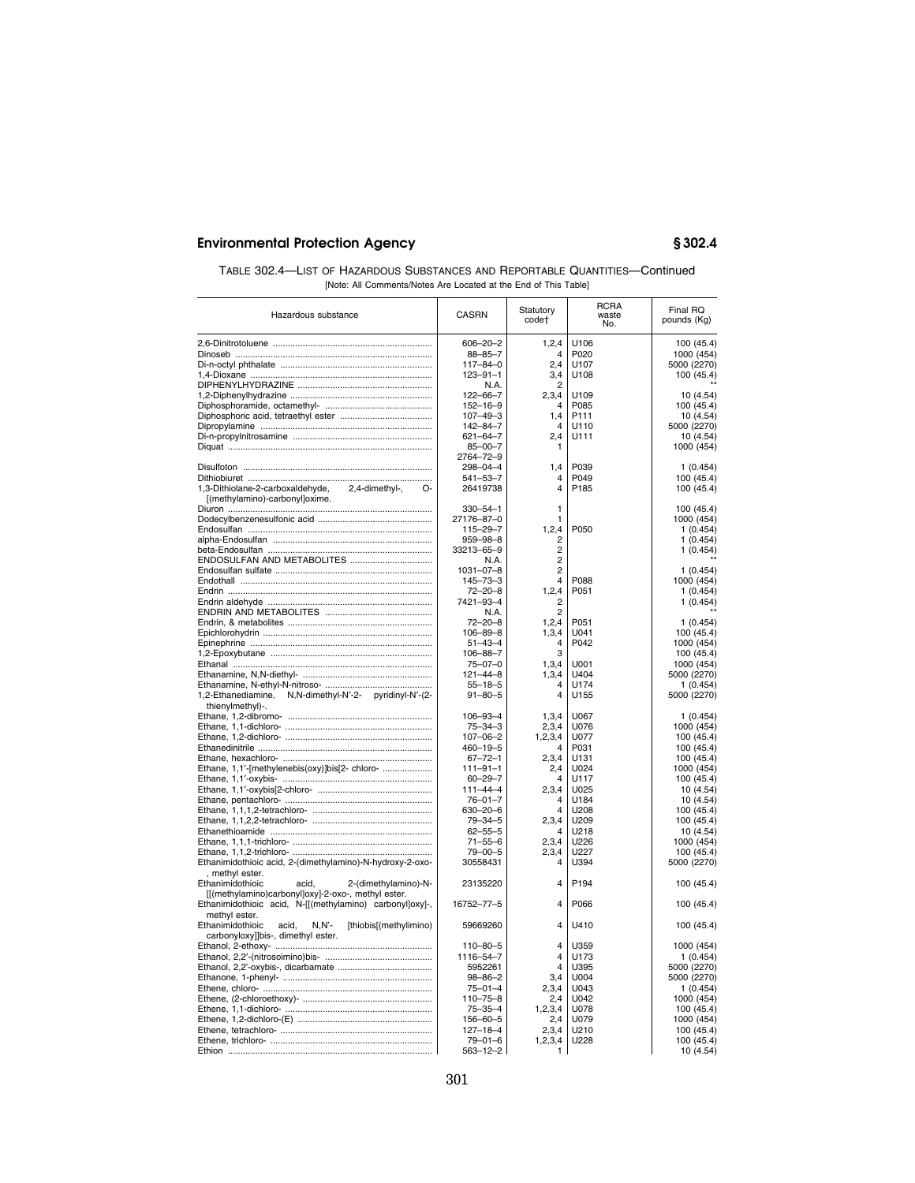TABLE 302.4—LIST OF HAZARDOUS SUBSTANCES AND REPORTABLE QUANTITIES—Continued

[Note: All Comments/Notes Are Located at the End of This Table]

| Hazardous substance | CASRN | Statutory code† | RCRA waste No. | Final RQ pounds (Kg) |
|---|---|---|---|---|
| 2,6-Dinitrotoluene | 606–20–2 | 1,2,4 | U106 | 100 (45.4) |
| Dinoseb | 88–85–7 | 4 | P020 | 1000 (454) |
| Di-n-octyl phthalate | 117–84–0 | 2,4 | U107 | 5000 (2270) |
| 1,4-Dioxane | 123–91–1 | 3,4 | U108 | 100 (45.4) |
| DIPHENYLHYDRAZINE | N.A. | 2 | | ** |
| 1,2-Diphenylhydrazine | 122–66–7 | 2,3,4 | U109 | 10 (4.54) |
| Diphosphoramide, octamethyl- | 152–16–9 | 4 | P085 | 100 (45.4) |
| Diphosphoric acid, tetraethyl ester | 107–49–3 | 1,4 | P111 | 10 (4.54) |
| Dipropylamine | 142–84–7 | 4 | U110 | 5000 (2270) |
| Di-n-propylnitrosamine | 621–64–7 | 2,4 | U111 | 10 (4.54) |
| Diquat | 85–00–7<br>2764–72–9 | 1 | | 1000 (454) |
| Disulfoton | 298–04–4 | 1,4 | P039 | 1 (0.454) |
| Dithiobiuret | 541–53–7 | 4 | P049 | 100 (45.4) |
| 1,3-Dithiolane-2-carboxaldehyde, 2,4-dimethyl-, O-[(methylamino)-carbonyl]oxime. | 26419738 | 4 | P185 | 100 (45.4) |
| Diuron | 330–54–1 | 1 | | 100 (45.4) |
| Dodecylbenzenesulfonic acid | 27176–87–0 | 1 | | 1000 (454) |
| Endosulfan | 115–29–7 | 1,2,4 | P050 | 1 (0.454) |
| alpha-Endosulfan | 959–98–8 | 2 | | 1 (0.454) |
| beta-Endosulfan | 33213–65–9 | 2 | | 1 (0.454) |
| ENDOSULFAN AND METABOLITES | N.A. | 2 | | ** |
| Endosulfan sulfate | 1031–07–8 | 2 | | 1 (0.454) |
| Endothall | 145–73–3 | 4 | P088 | 1000 (454) |
| Endrin | 72–20–8 | 1,2,4 | P051 | 1 (0.454) |
| Endrin aldehyde | 7421–93–4 | 2 | | 1 (0.454) |
| ENDRIN AND METABOLITES | N.A. | 2 | | ** |
| Endrin, & metabolites | 72–20–8 | 1,2,4 | P051 | 1 (0.454) |
| Epichlorohydrin | 106–89–8 | 1,3,4 | U041 | 100 (45.4) |
| Epinephrine | 51–43–4 | 4 | P042 | 1000 (454) |
| 1,2-Epoxybutane | 106–88–7 | 3 | | 100 (45.4) |
| Ethanal | 75–07–0 | 1,3,4 | U001 | 1000 (454) |
| Ethanamine, N,N-diethyl- | 121–44–8 | 1,3,4 | U404 | 5000 (2270) |
| Ethanamine, N-ethyl-N-nitroso- | 55–18–5 | 4 | U174 | 1 (0.454) |
| 1,2-Ethanediamine, N,N-dimethyl-N′-2- pyridinyl-N′-(2-thienylmethyl)-. | 91–80–5 | 4 | U155 | 5000 (2270) |
| Ethane, 1,2-dibromo- | 106–93–4 | 1,3,4 | U067 | 1 (0.454) |
| Ethane, 1,1-dichloro- | 75–34–3 | 2,3,4 | U076 | 1000 (454) |
| Ethane, 1,2-dichloro- | 107–06–2 | 1,2,3,4 | U077 | 100 (45.4) |
| Ethanedinitrile | 460–19–5 | 4 | P031 | 100 (45.4) |
| Ethane, hexachloro- | 67–72–1 | 2,3,4 | U131 | 100 (45.4) |
| Ethane, 1,1′-[methylenebis(oxy)]bis[2- chloro- | 111–91–1 | 2,4 | U024 | 1000 (454) |
| Ethane, 1,1′-oxybis- | 60–29–7 | 4 | U117 | 100 (45.4) |
| Ethane, 1,1′-oxybis[2-chloro- | 111–44–4 | 2,3,4 | U025 | 10 (4.54) |
| Ethane, pentachloro- | 76–01–7 | 4 | U184 | 10 (4.54) |
| Ethane, 1,1,1,2-tetrachloro- | 630–20–6 | 4 | U208 | 100 (45.4) |
| Ethane, 1,1,2,2-tetrachloro- | 79–34–5 | 2,3,4 | U209 | 100 (45.4) |
| Ethanethioamide | 62–55–5 | 4 | U218 | 10 (4.54) |
| Ethane, 1,1,1-trichloro- | 71–55–6 | 2,3,4 | U226 | 1000 (454) |
| Ethane, 1,1,2-trichloro- | 79–00–5 | 2,3,4 | U227 | 100 (45.4) |
| Ethanimidothioic acid, 2-(dimethylamino)-N-hydroxy-2-oxo-, methyl ester. | 30558431 | 4 | U394 | 5000 (2270) |
| Ethanimidothioic acid, 2-(dimethylamino)-N-[[(methylamino)carbonyl]oxy]-2-oxo-, methyl ester. | 23135220 | 4 | P194 | 100 (45.4) |
| Ethanimidothioic acid, N-[[(methylamino) carbonyl]oxy]-, methyl ester. | 16752–77–5 | 4 | P066 | 100 (45.4) |
| Ethanimidothioic acid, N,N′- [thiobis[(methylimino) carbonyloxy]]bis-, dimethyl ester. | 59669260 | 4 | U410 | 100 (45.4) |
| Ethanol, 2-ethoxy- | 110–80–5 | 4 | U359 | 1000 (454) |
| Ethanol, 2,2′-(nitrosoimino)bis- | 1116–54–7 | 4 | U173 | 1 (0.454) |
| Ethanol, 2,2′-oxybis-, dicarbamate | 5952261 | 4 | U395 | 5000 (2270) |
| Ethanone, 1-phenyl- | 98–86–2 | 3,4 | U004 | 5000 (2270) |
| Ethene, chloro- | 75–01–4 | 2,3,4 | U043 | 1 (0.454) |
| Ethene, (2-chloroethoxy)- | 110–75–8 | 2,4 | U042 | 1000 (454) |
| Ethene, 1,1-dichloro- | 75–35–4 | 1,2,3,4 | U078 | 100 (45.4) |
| Ethene, 1,2-dichloro-(E) | 156–60–5 | 2,4 | U079 | 1000 (454) |
| Ethene, tetrachloro- | 127–18–4 | 2,3,4 | U210 | 100 (45.4) |
| Ethene, trichloro- | 79–01–6 | 1,2,3,4 | U228 | 100 (45.4) |
| Ethion | 563–12–2 | 1 | | 10 (4.54) |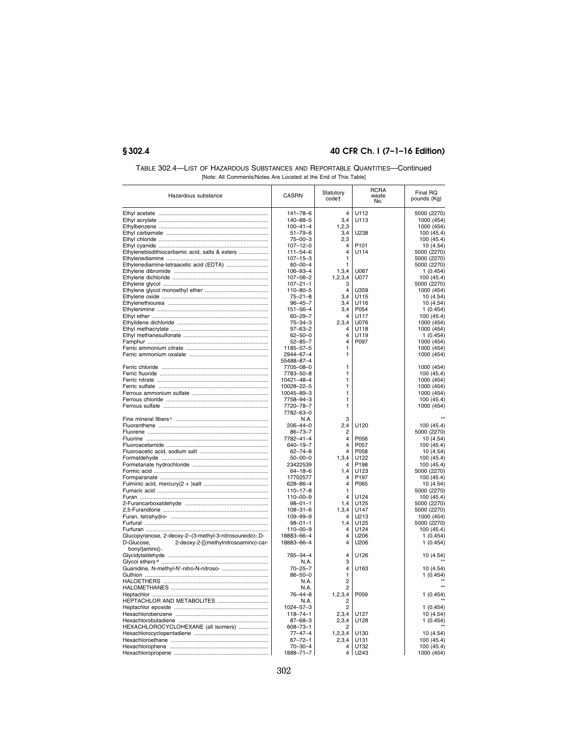TABLE 302.4—LIST OF HAZARDOUS SUBSTANCES AND REPORTABLE QUANTITIES—Continued

[Note: All Comments/Notes Are Located at the End of This Table]

| Hazardous substance | CASRN | Statutory code† | RCRA waste No. | Final RQ pounds (Kg) |
|---|---|---|---|---|
| Ethyl acetate | 141–78–6 | 4 | U112 | 5000 (2270) |
| Ethyl acrylate | 140–88–5 | 3,4 | U113 | 1000 (454) |
| Ethylbenzene | 100–41–4 | 1,2,3 | | 1000 (454) |
| Ethyl carbamate | 51–79–6 | 3,4 | U238 | 100 (45.4) |
| Ethyl chloride | 75–00–3 | 2,3 | | 100 (45.4) |
| Ethyl cyanide | 107–12–0 | 4 | P101 | 10 (4.54) |
| Ethylenebisdithiocarbamic acid, salts & esters | 111–54–6 | 4 | U114 | 5000 (2270) |
| Ethylenediamine | 107–15–3 | 1 | | 5000 (2270) |
| Ethylenediamine-tetraacetic acid (EDTA) | 60–00–4 | 1 | | 5000 (2270) |
| Ethylene dibromide | 106–93–4 | 1,3,4 | U067 | 1 (0.454) |
| Ethylene dichloride | 107–06–2 | 1,2,3,4 | U077 | 100 (45.4) |
| Ethylene glycol | 107–21–1 | 3 | | 5000 (2270) |
| Ethylene glycol monoethyl ether | 110–80–5 | 4 | U359 | 1000 (454) |
| Ethylene oxide | 75–21–8 | 3,4 | U115 | 10 (4.54) |
| Ethylenethiourea | 96–45–7 | 3,4 | U116 | 10 (4.54) |
| Ethylenimine | 151–56–4 | 3,4 | P054 | 1 (0.454) |
| Ethyl ether | 60–29–7 | 4 | U117 | 100 (45.4) |
| Ethylidene dichloride | 75–34–3 | 2,3,4 | U076 | 1000 (454) |
| Ethyl methacrylate | 97–63–2 | 4 | U118 | 1000 (454) |
| Ethyl methanesulfonate | 62–50–0 | 4 | U119 | 1 (0.454) |
| Famphur | 52–85–7 | 4 | P097 | 1000 (454) |
| Ferric ammonium citrate | 1185–57–5 | 1 | | 1000 (454) |
| Ferric ammonium oxalate | 2944–67–4<br>55488–87–4 | 1 | | 1000 (454) |
| Ferric chloride | 7705–08–0 | 1 | | 1000 (454) |
| Ferric fluoride | 7783–50–8 | 1 | | 100 (45.4) |
| Ferric nitrate | 10421–48–4 | 1 | | 1000 (454) |
| Ferric sulfate | 10028–22–5 | 1 | | 1000 (454) |
| Ferrous ammonium sulfate | 10045–89–3 | 1 | | 1000 (454) |
| Ferrous chloride | 7758–94–3 | 1 | | 100 (45.4) |
| Ferrous sulfate | 7720–78–7<br>7782–63–0 | 1 | | 1000 (454) |
| Fine mineral fibers [c] | N.A. | 3 | | ** |
| Fluoranthene | 206–44–0 | 2,4 | U120 | 100 (45.4) |
| Fluorene | 86–73–7 | 2 | | 5000 (2270) |
| Fluorine | 7782–41–4 | 4 | P056 | 10 (4.54) |
| Fluoroacetamide | 640–19–7 | 4 | P057 | 100 (45.4) |
| Fluoroacetic acid, sodium salt | 62–74–8 | 4 | P058 | 10 (4.54) |
| Formaldehyde | 50–00–0 | 1,3,4 | U122 | 100 (45.4) |
| Formetanate hydrochloride | 23422539 | 4 | P198 | 100 (45.4) |
| Formic acid | 64–18–6 | 1,4 | U123 | 5000 (2270) |
| Formparanate | 17702577 | 4 | P197 | 100 (45.4) |
| Fulminic acid, mercury(2 + )salt | 628–86–4 | 4 | P065 | 10 (4.54) |
| Fumaric acid | 110–17–8 | 1 | | 5000 (2270) |
| Furan | 110–00–9 | 4 | U124 | 100 (45.4) |
| 2-Furancarboxaldehyde | 98–01–1 | 1,4 | U125 | 5000 (2270) |
| 2,5-Furandione | 108–31–6 | 1,3,4 | U147 | 5000 (2270) |
| Furan, tetrahydro- | 109–99–9 | 4 | U213 | 1000 (454) |
| Furfural | 98–01–1 | 1,4 | U125 | 5000 (2270) |
| Furfuran | 110–00–9 | 4 | U124 | 100 (45.4) |
| Glucopyranose, 2-deoxy-2–(3-methyl-3-nitrosoureido)-,D- | 18883–66–4 | 4 | U206 | 1 (0.454) |
| D-Glucose, 2-deoxy-2-[[(methylnitrosoamino)-carbonyl]amino]-. | 18883–66–4 | 4 | U206 | 1 (0.454) |
| Glycidylaldehyde | 765–34–4 | 4 | U126 | 10 (4.54) |
| Glycol ethers [d] | N.A. | 3 | | ** |
| Guanidine, N-methyl-N′-nitro-N-nitroso- | 70–25–7 | 4 | U163 | 10 (4.54) |
| Guthion | 86–50–0 | 1 | | 1 (0.454) |
| HALOETHERS | N.A. | 2 | | ** |
| HALOMETHANES | N.A. | 2 | | ** |
| Heptachlor | 76–44–8 | 1,2,3,4 | P059 | 1 (0.454) |
| HEPTACHLOR AND METABOLITES | N.A. | 2 | | ** |
| Heptachlor epoxide | 1024–57–3 | 2 | | 1 (0.454) |
| Hexachlorobenzene | 118–74–1 | 2,3,4 | U127 | 10 (4.54) |
| Hexachlorobutadiene | 87–68–3 | 2,3,4 | U128 | 1 (0.454) |
| HEXACHLOROCYCLOHEXANE (all isomers) | 608–73–1 | 2 | | ** |
| Hexachlorocyclopentadiene | 77–47–4 | 1,2,3,4 | U130 | 10 (4.54) |
| Hexachloroethane | 67–72–1 | 2,3,4 | U131 | 100 (45.4) |
| Hexachlorophene | 70–30–4 | 4 | U132 | 100 (45.4) |
| Hexachloropropene | 1888–71–7 | 4 | U243 | 1000 (454) |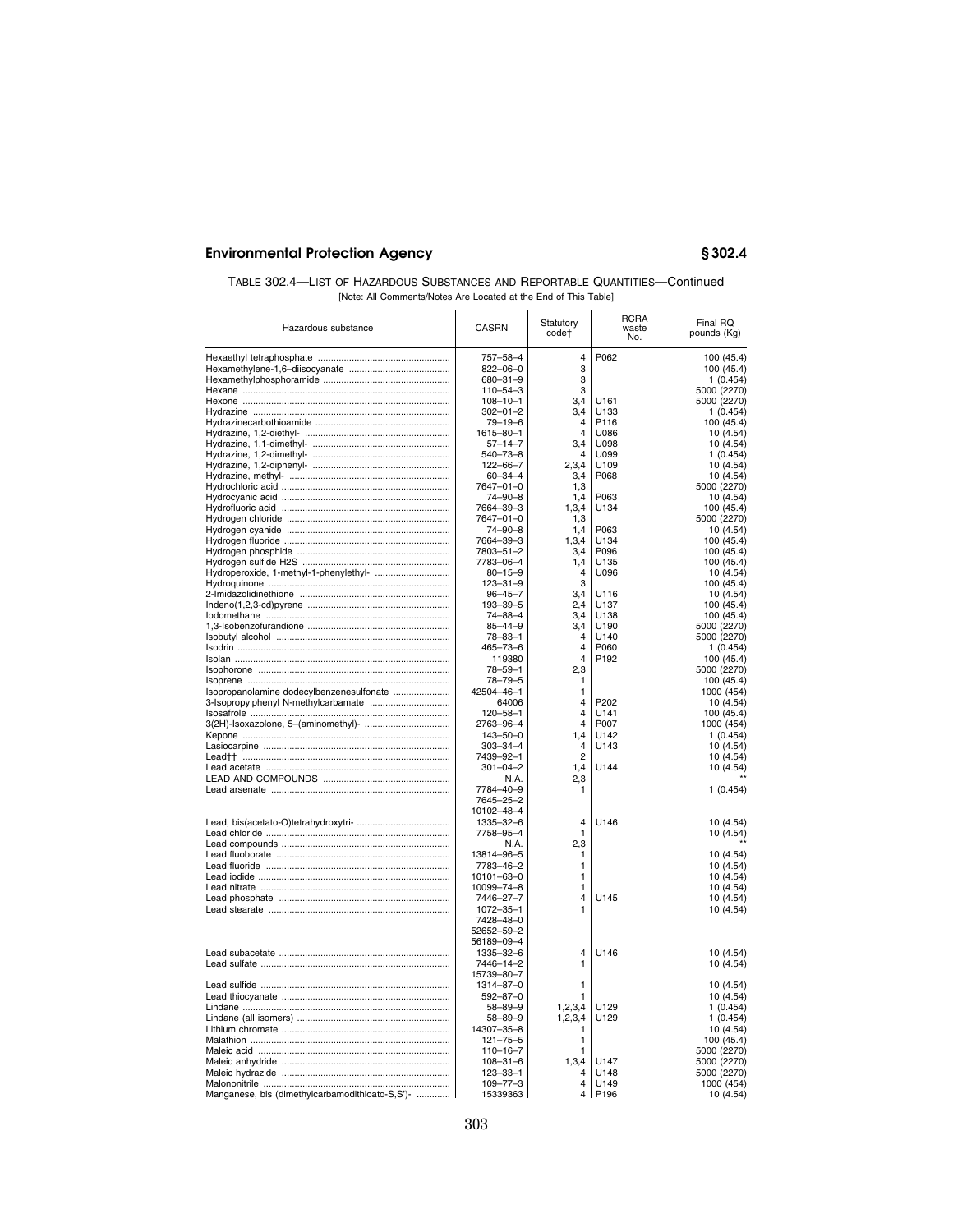TABLE 302.4—LIST OF HAZARDOUS SUBSTANCES AND REPORTABLE QUANTITIES—Continued

[Note: All Comments/Notes Are Located at the End of This Table]

| Hazardous substance | CASRN | Statutory code† | RCRA waste No. | Final RQ pounds (Kg) |
|---|---|---|---|---|
| Hexaethyl tetraphosphate | 757–58–4 | 4 | P062 | 100 (45.4) |
| Hexamethylene-1,6–diisocyanate | 822–06–0 | 3 | | 100 (45.4) |
| Hexamethylphosphoramide | 680–31–9 | 3 | | 1 (0.454) |
| Hexane | 110–54–3 | 3 | | 5000 (2270) |
| Hexone | 108–10–1 | 3,4 | U161 | 5000 (2270) |
| Hydrazine | 302–01–2 | 3,4 | U133 | 1 (0.454) |
| Hydrazinecarbothioamide | 79–19–6 | 4 | P116 | 100 (45.4) |
| Hydrazine, 1,2-diethyl- | 1615–80–1 | 4 | U086 | 10 (4.54) |
| Hydrazine, 1,1-dimethyl- | 57–14–7 | 3,4 | U098 | 10 (4.54) |
| Hydrazine, 1,2-dimethyl- | 540–73–8 | 4 | U099 | 1 (0.454) |
| Hydrazine, 1,2-diphenyl- | 122–66–7 | 2,3,4 | U109 | 10 (4.54) |
| Hydrazine, methyl- | 60–34–4 | 3,4 | P068 | 10 (4.54) |
| Hydrochloric acid | 7647–01–0 | 1,3 | | 5000 (2270) |
| Hydrocyanic acid | 74–90–8 | 1,4 | P063 | 10 (4.54) |
| Hydrofluoric acid | 7664–39–3 | 1,3,4 | U134 | 100 (45.4) |
| Hydrogen chloride | 7647–01–0 | 1,3 | | 5000 (2270) |
| Hydrogen cyanide | 74–90–8 | 1,4 | P063 | 10 (4.54) |
| Hydrogen fluoride | 7664–39–3 | 1,3,4 | U134 | 100 (45.4) |
| Hydrogen phosphide | 7803–51–2 | 3,4 | P096 | 100 (45.4) |
| Hydrogen sulfide H2S | 7783–06–4 | 1,4 | U135 | 100 (45.4) |
| Hydroperoxide, 1-methyl-1-phenylethyl- | 80–15–9 | 4 | U096 | 10 (4.54) |
| Hydroquinone | 123–31–9 | 3 | | 100 (45.4) |
| 2-Imidazolidinethione | 96–45–7 | 3,4 | U116 | 10 (4.54) |
| Indeno(1,2,3-cd)pyrene | 193–39–5 | 2,4 | U137 | 100 (45.4) |
| Iodomethane | 74–88–4 | 3,4 | U138 | 100 (45.4) |
| 1,3-Isobenzofurandione | 85–44–9 | 3,4 | U190 | 5000 (2270) |
| Isobutyl alcohol | 78–83–1 | 4 | U140 | 5000 (2270) |
| Isodrin | 465–73–6 | 4 | P060 | 1 (0.454) |
| Isolan | 119380 | 4 | P192 | 100 (45.4) |
| Isophorone | 78–59–1 | 2,3 | | 5000 (2270) |
| Isoprene | 78–79–5 | 1 | | 100 (45.4) |
| Isopropanolamine dodecylbenzenesulfonate | 42504–46–1 | 1 | | 1000 (454) |
| 3-Isopropylphenyl N-methylcarbamate | 64006 | 4 | P202 | 10 (4.54) |
| Isosafrole | 120–58–1 | 4 | U141 | 100 (45.4) |
| 3(2H)-Isoxazolone, 5–(aminomethyl)- | 2763–96–4 | 4 | P007 | 1000 (454) |
| Kepone | 143–50–0 | 1,4 | U142 | 1 (0.454) |
| Lasiocarpine | 303–34–4 | 4 | U143 | 10 (4.54) |
| Lead†† | 7439–92–1 | 2 | | 10 (4.54) |
| Lead acetate | 301–04–2 | 1,4 | U144 | 10 (4.54) |
| LEAD AND COMPOUNDS | N.A. | 2,3 | | ** |
| Lead arsenate | 7784–40–9<br>7645–25–2<br>10102–48–4 | 1 | | 1 (0.454) |
| Lead, bis(acetato-O)tetrahydroxytri- | 1335–32–6 | 4 | U146 | 10 (4.54) |
| Lead chloride | 7758–95–4 | 1 | | 10 (4.54) |
| Lead compounds | N.A. | 2,3 | | ** |
| Lead fluoborate | 13814–96–5 | 1 | | 10 (4.54) |
| Lead fluoride | 7783–46–2 | 1 | | 10 (4.54) |
| Lead iodide | 10101–63–0 | 1 | | 10 (4.54) |
| Lead nitrate | 10099–74–8 | 1 | | 10 (4.54) |
| Lead phosphate | 7446–27–7 | 4 | U145 | 10 (4.54) |
| Lead stearate | 1072–35–1<br>7428–48–0<br>52652–59–2<br>56189–09–4 | 1 | | 10 (4.54) |
| Lead subacetate | 1335–32–6 | 4 | U146 | 10 (4.54) |
| Lead sulfate | 7446–14–2<br>15739–80–7 | 1 | | 10 (4.54) |
| Lead sulfide | 1314–87–0 | 1 | | 10 (4.54) |
| Lead thiocyanate | 592–87–0 | 1 | | 10 (4.54) |
| Lindane | 58–89–9 | 1,2,3,4 | U129 | 1 (0.454) |
| Lindane (all isomers) | 58–89–9 | 1,2,3,4 | U129 | 1 (0.454) |
| Lithium chromate | 14307–35–8 | 1 | | 10 (4.54) |
| Malathion | 121–75–5 | 1 | | 100 (45.4) |
| Maleic acid | 110–16–7 | 1 | | 5000 (2270) |
| Maleic anhydride | 108–31–6 | 1,3,4 | U147 | 5000 (2270) |
| Maleic hydrazide | 123–33–1 | 4 | U148 | 5000 (2270) |
| Malononitrile | 109–77–3 | 4 | U149 | 1000 (454) |
| Manganese, bis (dimethylcarbamodithioato-S,S')- | 15339363 | 4 | P196 | 10 (4.54) |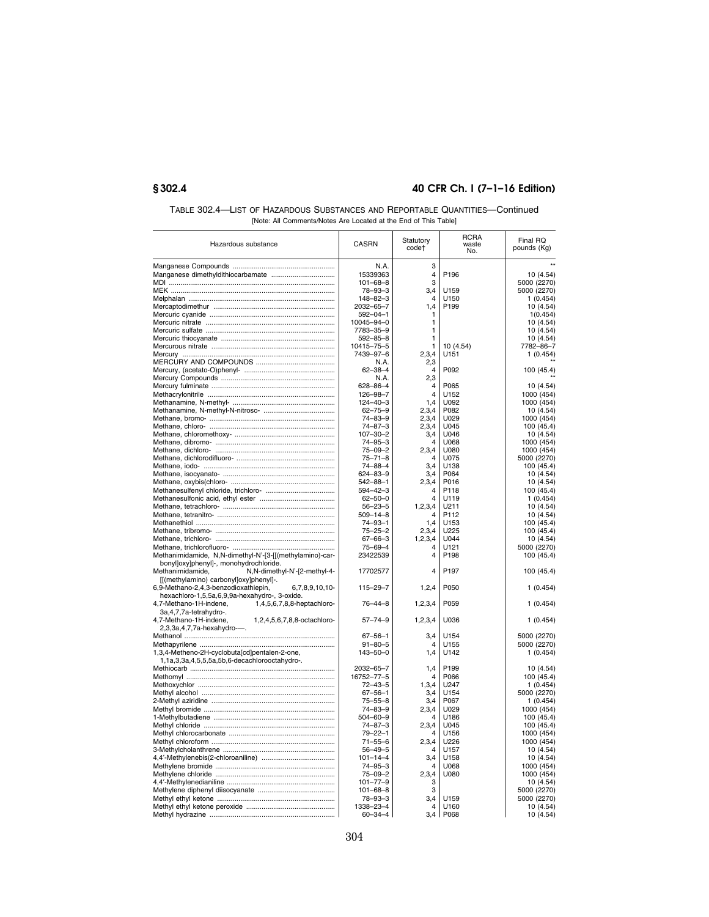TABLE 302.4—LIST OF HAZARDOUS SUBSTANCES AND REPORTABLE QUANTITIES—Continued

[Note: All Comments/Notes Are Located at the End of This Table]

| Hazardous substance | CASRN | Statutory code† | RCRA waste No. | Final RQ pounds (Kg) |
|---|---|---|---|---|
| Manganese Compounds | N.A. | 3 | | ** |
| Manganese dimethyldithiocarbamate | 15339363 | 4 | P196 | 10 (4.54) |
| MDI | 101–68–8 | 3 | | 5000 (2270) |
| MEK | 78–93–3 | 3,4 | U159 | 5000 (2270) |
| Melphalan | 148–82–3 | 4 | U150 | 1 (0.454) |
| Mercaptodimethur | 2032–65–7 | 1,4 | P199 | 10 (4.54) |
| Mercuric cyanide | 592–04–1 | 1 | | 1(0.454) |
| Mercuric nitrate | 10045–94–0 | 1 | | 10 (4.54) |
| Mercuric sulfate | 7783–35–9 | 1 | | 10 (4.54) |
| Mercuric thiocyanate | 592–85–8 | 1 | | 10 (4.54) |
| Mercurous nitrate | 10415–75–5 | 1 | 10 (4.54) | 7782–86–7 |
| Mercury | 7439–97–6 | 2,3,4 | U151 | 1 (0.454) |
| MERCURY AND COMPOUNDS | N.A. | 2,3 | | ** |
| Mercury, (acetato-O)phenyl- | 62–38–4 | 4 | P092 | 100 (45.4) |
| Mercury Compounds | N.A. | 2,3 | | ** |
| Mercury fulminate | 628–86–4 | 4 | P065 | 10 (4.54) |
| Methacrylonitrile | 126–98–7 | 4 | U152 | 1000 (454) |
| Methanamine, N-methyl- | 124–40–3 | 1,4 | U092 | 1000 (454) |
| Methanamine, N-methyl-N-nitroso- | 62–75–9 | 2,3,4 | P082 | 10 (4.54) |
| Methane, bromo- | 74–83–9 | 2,3,4 | U029 | 1000 (454) |
| Methane, chloro- | 74–87–3 | 2,3,4 | U045 | 100 (45.4) |
| Methane, chloromethoxy- | 107–30–2 | 3,4 | U046 | 10 (4.54) |
| Methane, dibromo- | 74–95–3 | 4 | U068 | 1000 (454) |
| Methane, dichloro- | 75–09–2 | 2,3,4 | U080 | 1000 (454) |
| Methane, dichlorodifluoro- | 75–71–8 | 4 | U075 | 5000 (2270) |
| Methane, iodo- | 74–88–4 | 3,4 | U138 | 100 (45.4) |
| Methane, isocyanato- | 624–83–9 | 3,4 | P064 | 10 (4.54) |
| Methane, oxybis(chloro- | 542–88–1 | 2,3,4 | P016 | 10 (4.54) |
| Methanesulfenyl chloride, trichloro- | 594–42–3 | 4 | P118 | 100 (45.4) |
| Methanesulfonic acid, ethyl ester | 62–50–0 | 4 | U119 | 1 (0.454) |
| Methane, tetrachloro- | 56–23–5 | 1,2,3,4 | U211 | 10 (4.54) |
| Methane, tetranitro- | 509–14–8 | 4 | P112 | 10 (4.54) |
| Methanethiol | 74–93–1 | 1,4 | U153 | 100 (45.4) |
| Methane, tribromo- | 75–25–2 | 2,3,4 | U225 | 100 (45.4) |
| Methane, trichloro- | 67–66–3 | 1,2,3,4 | U044 | 10 (4.54) |
| Methane, trichlorofluoro- | 75–69–4 | 4 | U121 | 5000 (2270) |
| Methanimidamide, N,N-dimethyl-N′-[3-[[(methylamino)-carbonyl]oxy]phenyl]-, monohydrochloride. | 23422539 | 4 | P198 | 100 (45.4) |
| Methanimidamide, N,N-dimethyl-N′-[2-methyl-4-[[(methylamino) carbonyl]oxy]phenyl]-. | 17702577 | 4 | P197 | 100 (45.4) |
| 6,9-Methano-2,4,3-benzodioxathiepin, 6,7,8,9,10,10-hexachloro-1,5,5a,6,9,9a-hexahydro-, 3-oxide. | 115–29–7 | 1,2,4 | P050 | 1 (0.454) |
| 4,7-Methano-1H-indene, 1,4,5,6,7,8,8-heptachloro-3a,4,7,7a-tetrahydro-. | 76–44–8 | 1,2,3,4 | P059 | 1 (0.454) |
| 4,7-Methano-1H-indene, 1,2,4,5,6,7,8,8-octachloro-2,3,3a,4,7,7a-hexahydro-—. | 57–74–9 | 1,2,3,4 | U036 | 1 (0.454) |
| Methanol | 67–56–1 | 3,4 | U154 | 5000 (2270) |
| Methapyrilene | 91–80–5 | 4 | U155 | 5000 (2270) |
| 1,3,4-Metheno-2H-cyclobuta[cd]pentalen-2-one, 1,1a,3,3a,4,5,5,5a,5b,6-decachlorooctahydro-. | 143–50–0 | 1,4 | U142 | 1 (0.454) |
| Methiocarb | 2032–65–7 | 1,4 | P199 | 10 (4.54) |
| Methomyl | 16752–77–5 | 4 | P066 | 100 (45.4) |
| Methoxychlor | 72–43–5 | 1,3,4 | U247 | 1 (0.454) |
| Methyl alcohol | 67–56–1 | 3,4 | U154 | 5000 (2270) |
| 2-Methyl aziridine | 75–55–8 | 3,4 | P067 | 1 (0.454) |
| Methyl bromide | 74–83–9 | 2,3,4 | U029 | 1000 (454) |
| 1-Methylbutadiene | 504–60–9 | 4 | U186 | 100 (45.4) |
| Methyl chloride | 74–87–3 | 2,3,4 | U045 | 100 (45.4) |
| Methyl chlorocarbonate | 79–22–1 | 4 | U156 | 1000 (454) |
| Methyl chloroform | 71–55–6 | 2,3,4 | U226 | 1000 (454) |
| 3-Methylcholanthrene | 56–49–5 | 4 | U157 | 10 (4.54) |
| 4,4′-Methylenebis(2-chloroaniline) | 101–14–4 | 3,4 | U158 | 10 (4.54) |
| Methylene bromide | 74–95–3 | 4 | U068 | 1000 (454) |
| Methylene chloride | 75–09–2 | 2,3,4 | U080 | 1000 (454) |
| 4,4′-Methylenedianiline | 101–77–9 | 3 | | 10 (4.54) |
| Methylene diphenyl diisocyanate | 101–68–8 | 3 | | 5000 (2270) |
| Methyl ethyl ketone | 78–93–3 | 3,4 | U159 | 5000 (2270) |
| Methyl ethyl ketone peroxide | 1338–23–4 | 4 | U160 | 10 (4.54) |
| Methyl hydrazine | 60–34–4 | 3,4 | P068 | 10 (4.54) |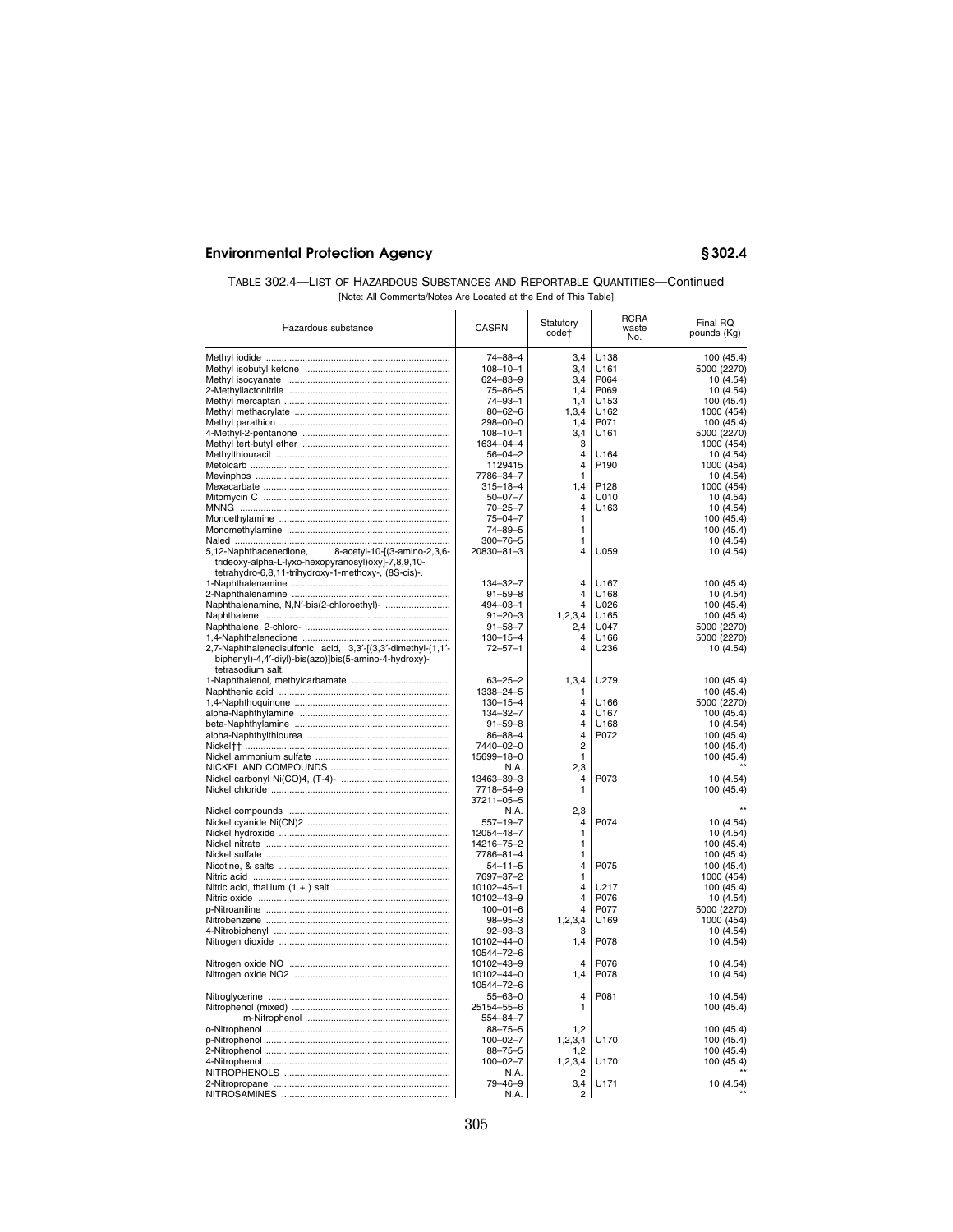TABLE 302.4—LIST OF HAZARDOUS SUBSTANCES AND REPORTABLE QUANTITIES—Continued

[Note: All Comments/Notes Are Located at the End of This Table]

| Hazardous substance | CASRN | Statutory code† | RCRA waste No. | Final RQ pounds (Kg) |
|---|---|---|---|---|
| Methyl iodide | 74–88–4 | 3,4 | U138 | 100 (45.4) |
| Methyl isobutyl ketone | 108–10–1 | 3,4 | U161 | 5000 (2270) |
| Methyl isocyanate | 624–83–9 | 3,4 | P064 | 10 (4.54) |
| 2-Methyllactonitrile | 75–86–5 | 1,4 | P069 | 10 (4.54) |
| Methyl mercaptan | 74–93–1 | 1,4 | U153 | 100 (45.4) |
| Methyl methacrylate | 80–62–6 | 1,3,4 | U162 | 1000 (454) |
| Methyl parathion | 298–00–0 | 1,4 | P071 | 100 (45.4) |
| 4-Methyl-2-pentanone | 108–10–1 | 3,4 | U161 | 5000 (2270) |
| Methyl tert-butyl ether | 1634–04–4 | 3 | | 1000 (454) |
| Methylthiouracil | 56–04–2 | 4 | U164 | 10 (4.54) |
| Metolcarb | 1129415 | 4 | P190 | 1000 (454) |
| Mevinphos | 7786–34–7 | 1 | | 10 (4.54) |
| Mexacarbate | 315–18–4 | 1,4 | P128 | 1000 (454) |
| Mitomycin C | 50–07–7 | 4 | U010 | 10 (4.54) |
| MNNG | 70–25–7 | 4 | U163 | 10 (4.54) |
| Monoethylamine | 75–04–7 | 1 | | 100 (45.4) |
| Monomethylamine | 74–89–5 | 1 | | 100 (45.4) |
| Naled | 300–76–5 | 1 | | 10 (4.54) |
| 5,12-Naphthacenedione, 8-acetyl-10-[(3-amino-2,3,6-trideoxy-alpha-L-lyxo-hexopyranosyl)oxy]-7,8,9,10-tetrahydro-6,8,11-trihydroxy-1-methoxy-, (8S-cis)-. | 20830–81–3 | 4 | U059 | 10 (4.54) |
| 1-Naphthalenamine | 134–32–7 | 4 | U167 | 100 (45.4) |
| 2-Naphthalenamine | 91–59–8 | 4 | U168 | 10 (4.54) |
| Naphthalenamine, N,N′-bis(2-chloroethyl)- | 494–03–1 | 4 | U026 | 100 (45.4) |
| Naphthalene | 91–20–3 | 1,2,3,4 | U165 | 100 (45.4) |
| Naphthalene, 2-chloro- | 91–58–7 | 2,4 | U047 | 5000 (2270) |
| 1,4-Naphthalenedione | 130–15–4 | 4 | U166 | 5000 (2270) |
| 2,7-Naphthalenedisulfonic acid, 3,3′-[(3,3′-dimethyl-(1,1′-biphenyl)-4,4′-diyl)-bis(azo)]bis(5-amino-4-hydroxy)-tetrasodium salt. | 72–57–1 | 4 | U236 | 10 (4.54) |
| 1-Naphthalenol, methylcarbamate | 63–25–2 | 1,3,4 | U279 | 100 (45.4) |
| Naphthenic acid | 1338–24–5 | 1 | | 100 (45.4) |
| 1,4-Naphthoquinone | 130–15–4 | 4 | U166 | 5000 (2270) |
| alpha-Naphthylamine | 134–32–7 | 4 | U167 | 100 (45.4) |
| beta-Naphthylamine | 91–59–8 | 4 | U168 | 10 (4.54) |
| alpha-Naphthylthiourea | 86–88–4 | 4 | P072 | 100 (45.4) |
| Nickel†† | 7440–02–0 | 2 | | 100 (45.4) |
| Nickel ammonium sulfate | 15699–18–0 | 1 | | 100 (45.4) |
| NICKEL AND COMPOUNDS | N.A. | 2,3 | | ** |
| Nickel carbonyl Ni(CO)4, (T-4)- | 13463–39–3 | 4 | P073 | 10 (4.54) |
| Nickel chloride | 7718–54–9<br>37211–05–5 | 1 | | 100 (45.4) |
| Nickel compounds | N.A. | 2,3 | | ** |
| Nickel cyanide Ni(CN)2 | 557–19–7 | 4 | P074 | 10 (4.54) |
| Nickel hydroxide | 12054–48–7 | 1 | | 10 (4.54) |
| Nickel nitrate | 14216–75–2 | 1 | | 100 (45.4) |
| Nickel sulfate | 7786–81–4 | 1 | | 100 (45.4) |
| Nicotine, & salts | 54–11–5 | 4 | P075 | 100 (45.4) |
| Nitric acid | 7697–37–2 | 1 | | 1000 (454) |
| Nitric acid, thallium (1 + ) salt | 10102–45–1 | 4 | U217 | 100 (45.4) |
| Nitric oxide | 10102–43–9 | 4 | P076 | 10 (4.54) |
| p-Nitroaniline | 100–01–6 | 4 | P077 | 5000 (2270) |
| Nitrobenzene | 98–95–3 | 1,2,3,4 | U169 | 1000 (454) |
| 4-Nitrobiphenyl | 92–93–3 | 3 | | 10 (4.54) |
| Nitrogen dioxide | 10102–44–0<br>10544–72–6 | 1,4 | P078 | 10 (4.54) |
| Nitrogen oxide NO | 10102–43–9 | 4 | P076 | 10 (4.54) |
| Nitrogen oxide NO2 | 10102–44–0<br>10544–72–6 | 1,4 | P078 | 10 (4.54) |
| Nitroglycerine | 55–63–0 | 4 | P081 | 10 (4.54) |
| Nitrophenol (mixed)<br>m-Nitrophenol | 25154–55–6<br>554–84–7 | 1 | | 100 (45.4) |
| o-Nitrophenol | 88–75–5 | 1,2 | | 100 (45.4) |
| p-Nitrophenol | 100–02–7 | 1,2,3,4 | U170 | 100 (45.4) |
| 2-Nitrophenol | 88–75–5 | 1,2 | | 100 (45.4) |
| 4-Nitrophenol | 100–02–7 | 1,2,3,4 | U170 | 100 (45.4) |
| NITROPHENOLS | N.A. | 2 | | ** |
| 2-Nitropropane | 79–46–9 | 3,4 | U171 | 10 (4.54) |
| NITROSAMINES | N.A. | 2 | | ** |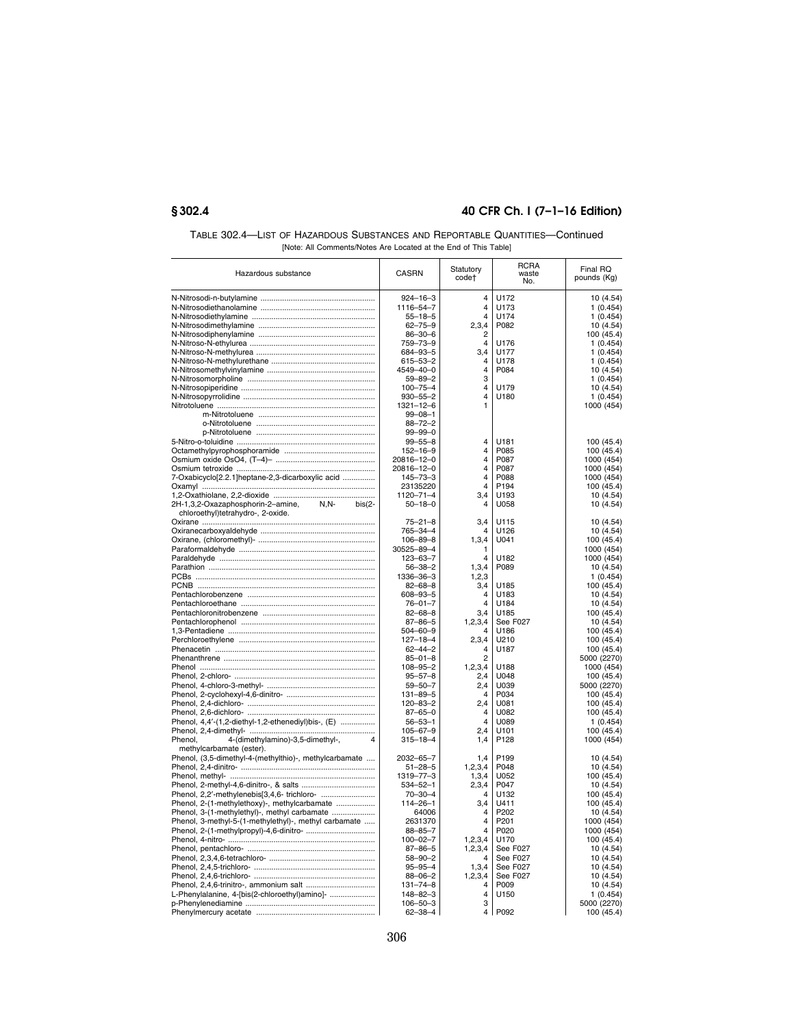TABLE 302.4—LIST OF HAZARDOUS SUBSTANCES AND REPORTABLE QUANTITIES—Continued

[Note: All Comments/Notes Are Located at the End of This Table]

| Hazardous substance | CASRN | Statutory code† | RCRA waste No. | Final RQ pounds (Kg) |
|---|---|---|---|---|
| N-Nitrosodi-n-butylamine | 924–16–3 | 4 | U172 | 10 (4.54) |
| N-Nitrosodiethanolamine | 1116–54–7 | 4 | U173 | 1 (0.454) |
| N-Nitrosodiethylamine | 55–18–5 | 4 | U174 | 1 (0.454) |
| N-Nitrosodimethylamine | 62–75–9 | 2,3,4 | P082 | 10 (4.54) |
| N-Nitrosodiphenylamine | 86–30–6 | 2 | | 100 (45.4) |
| N-Nitroso-N-ethylurea | 759–73–9 | 4 | U176 | 1 (0.454) |
| N-Nitroso-N-methylurea | 684–93–5 | 3,4 | U177 | 1 (0.454) |
| N-Nitroso-N-methylurethane | 615–53–2 | 4 | U178 | 1 (0.454) |
| N-Nitrosomethylvinylamine | 4549–40–0 | 4 | P084 | 10 (4.54) |
| N-Nitrosomorpholine | 59–89–2 | 3 | | 1 (0.454) |
| N-Nitrosopiperidine | 100–75–4 | 4 | U179 | 10 (4.54) |
| N-Nitrosopyrrolidine | 930–55–2 | 4 | U180 | 1 (0.454) |
| Nitrotoluene | 1321–12–6 | 1 | | 1000 (454) |
| m-Nitrotoluene | 99–08–1 | | | |
| o-Nitrotoluene | 88–72–2 | | | |
| p-Nitrotoluene | 99–99–0 | | | |
| 5-Nitro-o-toluidine | 99–55–8 | 4 | U181 | 100 (45.4) |
| Octamethylpyrophosphoramide | 152–16–9 | 4 | P085 | 100 (45.4) |
| Osmium oxide OsO4, (T–4)– | 20816–12–0 | 4 | P087 | 1000 (454) |
| Osmium tetroxide | 20816–12–0 | 4 | P087 | 1000 (454) |
| 7-Oxabicyclo[2.2.1]heptane-2,3-dicarboxylic acid | 145–73–3 | 4 | P088 | 1000 (454) |
| Oxamyl | 23135220 | 4 | P194 | 100 (45.4) |
| 1,2-Oxathiolane, 2,2-dioxide | 1120–71–4 | 3,4 | U193 | 10 (4.54) |
| 2H-1,3,2-Oxazaphosphorin-2–amine, N,N- bis(2-chloroethyl)tetrahydro-, 2-oxide. | 50–18–0 | 4 | U058 | 10 (4.54) |
| Oxirane | 75–21–8 | 3,4 | U115 | 10 (4.54) |
| Oxiranecarboxyaldehyde | 765–34–4 | 4 | U126 | 10 (4.54) |
| Oxirane, (chloromethyl)- | 106–89–8 | 1,3,4 | U041 | 100 (45.4) |
| Paraformaldehyde | 30525–89–4 | 1 | | 1000 (454) |
| Paraldehyde | 123–63–7 | 4 | U182 | 1000 (454) |
| Parathion | 56–38–2 | 1,3,4 | P089 | 10 (4.54) |
| PCBs | 1336–36–3 | 1,2,3 | | 1 (0.454) |
| PCNB | 82–68–8 | 3,4 | U185 | 100 (45.4) |
| Pentachlorobenzene | 608–93–5 | 4 | U183 | 10 (4.54) |
| Pentachloroethane | 76–01–7 | 4 | U184 | 10 (4.54) |
| Pentachloronitrobenzene | 82–68–8 | 3,4 | U185 | 100 (45.4) |
| Pentachlorophenol | 87–86–5 | 1,2,3,4 | See F027 | 10 (4.54) |
| 1,3-Pentadiene | 504–60–9 | 4 | U186 | 100 (45.4) |
| Perchloroethylene | 127–18–4 | 2,3,4 | U210 | 100 (45.4) |
| Phenacetin | 62–44–2 | 4 | U187 | 100 (45.4) |
| Phenanthrene | 85–01–8 | 2 | | 5000 (2270) |
| Phenol | 108–95–2 | 1,2,3,4 | U188 | 1000 (454) |
| Phenol, 2-chloro- | 95–57–8 | 2,4 | U048 | 100 (45.4) |
| Phenol, 4-chloro-3-methyl- | 59–50–7 | 2,4 | U039 | 5000 (2270) |
| Phenol, 2-cyclohexyl-4,6-dinitro- | 131–89–5 | 4 | P034 | 100 (45.4) |
| Phenol, 2,4-dichloro- | 120–83–2 | 2,4 | U081 | 100 (45.4) |
| Phenol, 2,6-dichloro- | 87–65–0 | 4 | U082 | 100 (45.4) |
| Phenol, 4,4′-(1,2-diethyl-1,2-ethenediyl)bis-, (E) | 56–53–1 | 4 | U089 | 1 (0.454) |
| Phenol, 2,4-dimethyl- | 105–67–9 | 2,4 | U101 | 100 (45.4) |
| Phenol, 4-(dimethylamino)-3,5-dimethyl-, 4 methylcarbamate (ester). | 315–18–4 | 1,4 | P128 | 1000 (454) |
| Phenol, (3,5-dimethyl-4-(methylthio)-, methylcarbamate | 2032–65–7 | 1,4 | P199 | 10 (4.54) |
| Phenol, 2,4-dinitro- | 51–28–5 | 1,2,3,4 | P048 | 10 (4.54) |
| Phenol, methyl- | 1319–77–3 | 1,3,4 | U052 | 100 (45.4) |
| Phenol, 2-methyl-4,6-dinitro-, & salts | 534–52–1 | 2,3,4 | P047 | 10 (4.54) |
| Phenol, 2,2′-methylenebis[3,4,6- trichloro- | 70–30–4 | 4 | U132 | 100 (45.4) |
| Phenol, 2-(1-methylethoxy)-, methylcarbamate | 114–26–1 | 3,4 | U411 | 100 (45.4) |
| Phenol, 3-(1-methylethyl)-, methyl carbamate | 64006 | 4 | P202 | 10 (4.54) |
| Phenol, 3-methyl-5-(1-methylethyl)-, methyl carbamate | 2631370 | 4 | P201 | 1000 (454) |
| Phenol, 2-(1-methylpropyl)-4,6-dinitro- | 88–85–7 | 4 | P020 | 1000 (454) |
| Phenol, 4-nitro- | 100–02–7 | 1,2,3,4 | U170 | 100 (45.4) |
| Phenol, pentachloro- | 87–86–5 | 1,2,3,4 | See F027 | 10 (4.54) |
| Phenol, 2,3,4,6-tetrachloro- | 58–90–2 | 4 | See F027 | 10 (4.54) |
| Phenol, 2,4,5-trichloro- | 95–95–4 | 1,3,4 | See F027 | 10 (4.54) |
| Phenol, 2,4,6-trichloro- | 88–06–2 | 1,2,3,4 | See F027 | 10 (4.54) |
| Phenol, 2,4,6-trinitro-, ammonium salt | 131–74–8 | 4 | P009 | 10 (4.54) |
| L-Phenylalanine, 4-[bis(2-chloroethyl)amino]- | 148–82–3 | 4 | U150 | 1 (0.454) |
| p-Phenylenediamine | 106–50–3 | 3 | | 5000 (2270) |
| Phenylmercury acetate | 62–38–4 | 4 | P092 | 100 (45.4) |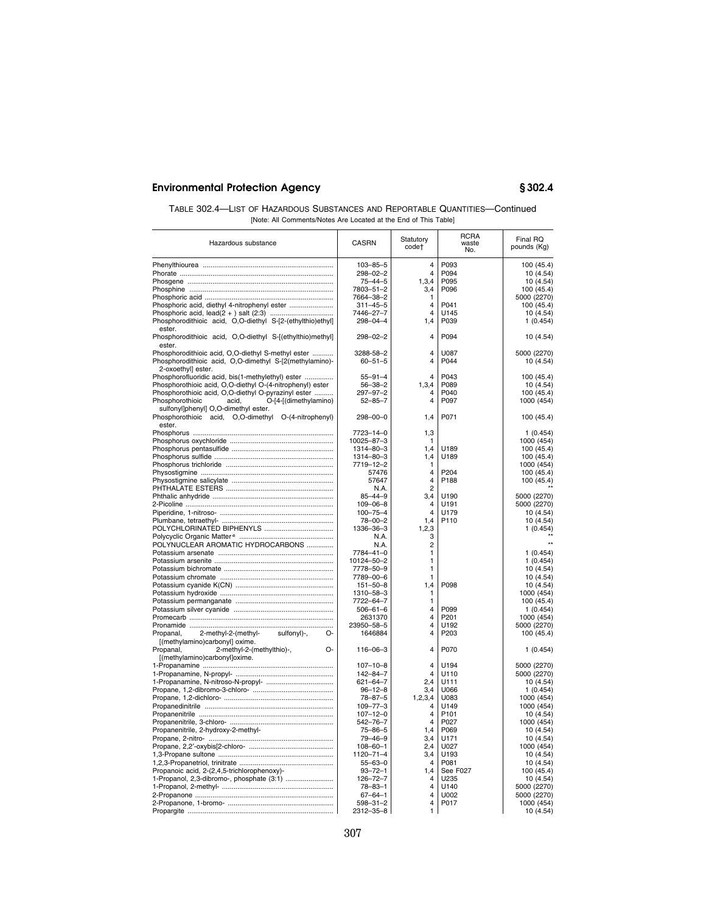TABLE 302.4—LIST OF HAZARDOUS SUBSTANCES AND REPORTABLE QUANTITIES—Continued

[Note: All Comments/Notes Are Located at the End of This Table]

| Hazardous substance | CASRN | Statutory code† | RCRA waste No. | Final RQ pounds (Kg) |
|---|---|---|---|---|
| Phenylthiourea | 103–85–5 | 4 | P093 | 100 (45.4) |
| Phorate | 298–02–2 | 4 | P094 | 10 (4.54) |
| Phosgene | 75–44–5 | 1,3,4 | P095 | 10 (4.54) |
| Phosphine | 7803–51–2 | 3,4 | P096 | 100 (45.4) |
| Phosphoric acid | 7664–38–2 | 1 | | 5000 (2270) |
| Phosphoric acid, diethyl 4-nitrophenyl ester | 311–45–5 | 4 | P041 | 100 (45.4) |
| Phosphoric acid, lead(2 + ) salt (2:3) | 7446–27–7 | 4 | U145 | 10 (4.54) |
| Phosphorodithioic acid, O,O-diethyl S-[2-(ethylthio)ethyl] ester. | 298–04–4 | 1,4 | P039 | 1 (0.454) |
| Phosphorodithioic acid, O,O-diethyl S-[(ethylthio)methyl] ester. | 298–02–2 | 4 | P094 | 10 (4.54) |
| Phosphorodithioic acid, O,O-diethyl S-methyl ester | 3288–58–2 | 4 | U087 | 5000 (2270) |
| Phosphorodithioic acid, O,O-dimethyl S-[2(methylamino)-2-oxoethyl] ester. | 60–51–5 | 4 | P044 | 10 (4.54) |
| Phosphorofluoridic acid, bis(1-methylethyl) ester | 55–91–4 | 4 | P043 | 100 (45.4) |
| Phosphorothioic acid, O,O-diethyl O-(4-nitrophenyl) ester | 56–38–2 | 1,3,4 | P089 | 10 (4.54) |
| Phosphorothioic acid, O,O-diethyl O-pyrazinyl ester | 297–97–2 | 4 | P040 | 100 (45.4) |
| Phosphorothioic acid, O-[4-[(dimethylamino) sulfonyl]phenyl] O,O-dimethyl ester. | 52–85–7 | 4 | P097 | 1000 (454) |
| Phosphorothioic acid, O,O-dimethyl O-(4-nitrophenyl) ester. | 298–00–0 | 1,4 | P071 | 100 (45.4) |
| Phosphorus | 7723–14–0 | 1,3 | | 1 (0.454) |
| Phosphorus oxychloride | 10025–87–3 | 1 | | 1000 (454) |
| Phosphorus pentasulfide | 1314–80–3 | 1,4 | U189 | 100 (45.4) |
| Phosphorus sulfide | 1314–80–3 | 1,4 | U189 | 100 (45.4) |
| Phosphorus trichloride | 7719–12–2 | 1 | | 1000 (454) |
| Physostigmine | 57476 | 4 | P204 | 100 (45.4) |
| Physostigmine salicylate | 57647 | 4 | P188 | 100 (45.4) |
| PHTHALATE ESTERS | N.A. | 2 | | ** |
| Phthalic anhydride | 85–44–9 | 3,4 | U190 | 5000 (2270) |
| 2-Picoline | 109–06–8 | 4 | U191 | 5000 (2270) |
| Piperidine, 1-nitroso- | 100–75–4 | 4 | U179 | 10 (4.54) |
| Plumbane, tetraethyl- | 78–00–2 | 1,4 | P110 | 10 (4.54) |
| POLYCHLORINATED BIPHENYLS | 1336–36–3 | 1,2,3 | | 1 (0.454) |
| Polycyclic Organic Matter[e] | N.A. | 3 | | ** |
| POLYNUCLEAR AROMATIC HYDROCARBONS | N.A. | 2 | | ** |
| Potassium arsenate | 7784–41–0 | 1 | | 1 (0.454) |
| Potassium arsenite | 10124–50–2 | 1 | | 1 (0.454) |
| Potassium bichromate | 7778–50–9 | 1 | | 10 (4.54) |
| Potassium chromate | 7789–00–6 | 1 | | 10 (4.54) |
| Potassium cyanide K(CN) | 151–50–8 | 1,4 | P098 | 10 (4.54) |
| Potassium hydroxide | 1310–58–3 | 1 | | 1000 (454) |
| Potassium permanganate | 7722–64–7 | 1 | | 100 (45.4) |
| Potassium silver cyanide | 506–61–6 | 4 | P099 | 1 (0.454) |
| Promecarb | 2631370 | 4 | P201 | 1000 (454) |
| Pronamide | 23950–58–5 | 4 | U192 | 5000 (2270) |
| Propanal, 2-methyl-2-(methyl- sulfonyl)-, O-[(methylamino)carbonyl] oxime. | 1646884 | 4 | P203 | 100 (45.4) |
| Propanal, 2-methyl-2-(methylthio)-, O-[(methylamino)carbonyl]oxime. | 116–06–3 | 4 | P070 | 1 (0.454) |
| 1-Propanamine | 107–10–8 | 4 | U194 | 5000 (2270) |
| 1-Propanamine, N-propyl- | 142–84–7 | 4 | U110 | 5000 (2270) |
| 1-Propanamine, N-nitroso-N-propyl- | 621–64–7 | 2,4 | U111 | 10 (4.54) |
| Propane, 1,2-dibromo-3-chloro- | 96–12–8 | 3,4 | U066 | 1 (0.454) |
| Propane, 1,2-dichloro- | 78–87–5 | 1,2,3,4 | U083 | 1000 (454) |
| Propanedinitrile | 109–77–3 | 4 | U149 | 1000 (454) |
| Propanenitrile | 107–12–0 | 4 | P101 | 10 (4.54) |
| Propanenitrile, 3-chloro- | 542–76–7 | 4 | P027 | 1000 (454) |
| Propanenitrile, 2-hydroxy-2-methyl- | 75–86–5 | 1,4 | P069 | 10 (4.54) |
| Propane, 2-nitro- | 79–46–9 | 3,4 | U171 | 10 (4.54) |
| Propane, 2,2′-oxybis[2-chloro- | 108–60–1 | 2,4 | U027 | 1000 (454) |
| 1,3-Propane sultone | 1120–71–4 | 3,4 | U193 | 10 (4.54) |
| 1,2,3-Propanetriol, trinitrate | 55–63–0 | 4 | P081 | 10 (4.54) |
| Propanoic acid, 2-(2,4,5-trichlorophenoxy)- | 93–72–1 | 1,4 | See F027 | 100 (45.4) |
| 1-Propanol, 2,3-dibromo-, phosphate (3:1) | 126–72–7 | 4 | U235 | 10 (4.54) |
| 1-Propanol, 2-methyl- | 78–83–1 | 4 | U140 | 5000 (2270) |
| 2-Propanone | 67–64–1 | 4 | U002 | 5000 (2270) |
| 2-Propanone, 1-bromo- | 598–31–2 | 4 | P017 | 1000 (454) |
| Propargite | 2312–35–8 | 1 | | 10 (4.54) |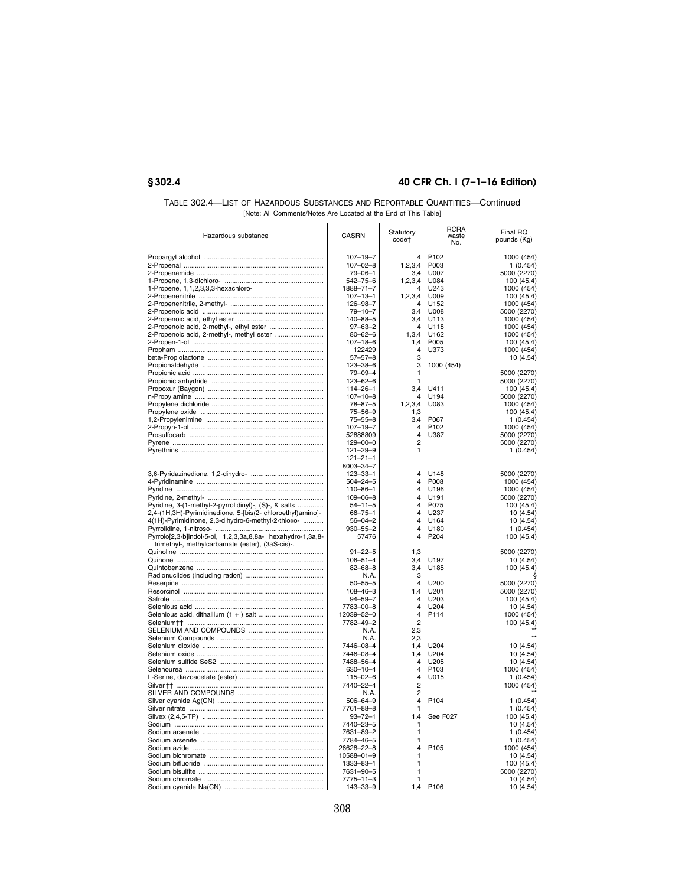TABLE 302.4—LIST OF HAZARDOUS SUBSTANCES AND REPORTABLE QUANTITIES—Continued

[Note: All Comments/Notes Are Located at the End of This Table]

| Hazardous substance | CASRN | Statutory code† | RCRA waste No. | Final RQ pounds (Kg) |
|---|---|---|---|---|
| Propargyl alcohol | 107–19–7 | 4 | P102 | 1000 (454) |
| 2-Propenal | 107–02–8 | 1,2,3,4 | P003 | 1 (0.454) |
| 2-Propenamide | 79–06–1 | 3,4 | U007 | 5000 (2270) |
| 1-Propene, 1,3-dichloro- | 542–75–6 | 1,2,3,4 | U084 | 100 (45.4) |
| 1-Propene, 1,1,2,3,3,3-hexachloro- | 1888–71–7 | 4 | U243 | 1000 (454) |
| 2-Propenenitrile | 107–13–1 | 1,2,3,4 | U009 | 100 (45.4) |
| 2-Propenenitrile, 2-methyl- | 126–98–7 | 4 | U152 | 1000 (454) |
| 2-Propenoic acid | 79–10–7 | 3,4 | U008 | 5000 (2270) |
| 2-Propenoic acid, ethyl ester | 140–88–5 | 3,4 | U113 | 1000 (454) |
| 2-Propenoic acid, 2-methyl-, ethyl ester | 97–63–2 | 4 | U118 | 1000 (454) |
| 2-Propenoic acid, 2-methyl-, methyl ester | 80–62–6 | 1,3,4 | U162 | 1000 (454) |
| 2-Propen-1-ol | 107–18–6 | 1,4 | P005 | 100 (45.4) |
| Propham | 122429 | 4 | U373 | 1000 (454) |
| beta-Propiolactone | 57–57–8 | 3 | | 10 (4.54) |
| Propionaldehyde | 123–38–6 | 3 | 1000 (454) | |
| Propionic acid | 79–09–4 | 1 | | 5000 (2270) |
| Propionic anhydride | 123–62–6 | 1 | | 5000 (2270) |
| Propoxur (Baygon) | 114–26–1 | 3,4 | U411 | 100 (45.4) |
| n-Propylamine | 107–10–8 | 4 | U194 | 5000 (2270) |
| Propylene dichloride | 78–87–5 | 1,2,3,4 | U083 | 1000 (454) |
| Propylene oxide | 75–56–9 | 1,3 | | 100 (45.4) |
| 1,2-Propylenimine | 75–55–8 | 3,4 | P067 | 1 (0.454) |
| 2-Propyn-1-ol | 107–19–7 | 4 | P102 | 1000 (454) |
| Prosulfocarb | 52888809 | 4 | U387 | 5000 (2270) |
| Pyrene | 129–00–0 | 2 | | 5000 (2270) |
| Pyrethrins | 121–29–9<br>121–21–1<br>8003–34–7 | 1 | | 1 (0.454) |
| 3,6-Pyridazinedione, 1,2-dihydro- | 123–33–1 | 4 | U148 | 5000 (2270) |
| 4-Pyridinamine | 504–24–5 | 4 | P008 | 1000 (454) |
| Pyridine | 110–86–1 | 4 | U196 | 1000 (454) |
| Pyridine, 2-methyl- | 109–06–8 | 4 | U191 | 5000 (2270) |
| Pyridine, 3-(1-methyl-2-pyrrolidinyl)-, (S)-, & salts | 54–11–5 | 4 | P075 | 100 (45.4) |
| 2,4-(1H,3H)-Pyrimidinedione, 5-[bis(2- chloroethyl)amino]- | 66–75–1 | 4 | U237 | 10 (4.54) |
| 4(1H)-Pyrimidinone, 2,3-dihydro-6-methyl-2-thioxo- | 56–04–2 | 4 | U164 | 10 (4.54) |
| Pyrrolidine, 1-nitroso- | 930–55–2 | 4 | U180 | 1 (0.454) |
| Pyrrolo[2,3-b]indol-5-ol, 1,2,3,3a,8,8a- hexahydro-1,3a,8-trimethyl-, methylcarbamate (ester), (3aS-cis)-. | 57476 | 4 | P204 | 100 (45.4) |
| Quinoline | 91–22–5 | 1,3 | | 5000 (2270) |
| Quinone | 106–51–4 | 3,4 | U197 | 10 (4.54) |
| Quintobenzene | 82–68–8 | 3,4 | U185 | 100 (45.4) |
| Radionuclides (including radon) | N.A. | 3 | | § |
| Reserpine | 50–55–5 | 4 | U200 | 5000 (2270) |
| Resorcinol | 108–46–3 | 1,4 | U201 | 5000 (2270) |
| Safrole | 94–59–7 | 4 | U203 | 100 (45.4) |
| Selenious acid | 7783–00–8 | 4 | U204 | 10 (4.54) |
| Selenious acid, dithallium (1 + ) salt | 12039–52–0 | 4 | P114 | 1000 (454) |
| Selenium†† | 7782–49–2 | 2 | | 100 (45.4) |
| SELENIUM AND COMPOUNDS | N.A. | 2,3 | | ** |
| Selenium Compounds | N.A. | 2,3 | | ** |
| Selenium dioxide | 7446–08–4 | 1,4 | U204 | 10 (4.54) |
| Selenium oxide | 7446–08–4 | 1,4 | U204 | 10 (4.54) |
| Selenium sulfide SeS2 | 7488–56–4 | 4 | U205 | 10 (4.54) |
| Selenourea | 630–10–4 | 4 | P103 | 1000 (454) |
| L-Serine, diazoacetate (ester) | 115–02–6 | 4 | U015 | 1 (0.454) |
| Silver†† | 7440–22–4 | 2 | | 1000 (454) |
| SILVER AND COMPOUNDS | N.A. | 2 | | ** |
| Silver cyanide Ag(CN) | 506–64–9 | 4 | P104 | 1 (0.454) |
| Silver nitrate | 7761–88–8 | 1 | | 1 (0.454) |
| Silvex (2,4,5-TP) | 93–72–1 | 1,4 | See F027 | 100 (45.4) |
| Sodium | 7440–23–5 | 1 | | 10 (4.54) |
| Sodium arsenate | 7631–89–2 | 1 | | 1 (0.454) |
| Sodium arsenite | 7784–46–5 | 1 | | 1 (0.454) |
| Sodium azide | 26628–22–8 | 4 | P105 | 1000 (454) |
| Sodium bichromate | 10588–01–9 | 1 | | 10 (4.54) |
| Sodium bifluoride | 1333–83–1 | 1 | | 100 (45.4) |
| Sodium bisulfite | 7631–90–5 | 1 | | 5000 (2270) |
| Sodium chromate | 7775–11–3 | 1 | | 10 (4.54) |
| Sodium cyanide Na(CN) | 143–33–9 | 1,4 | P106 | 10 (4.54) |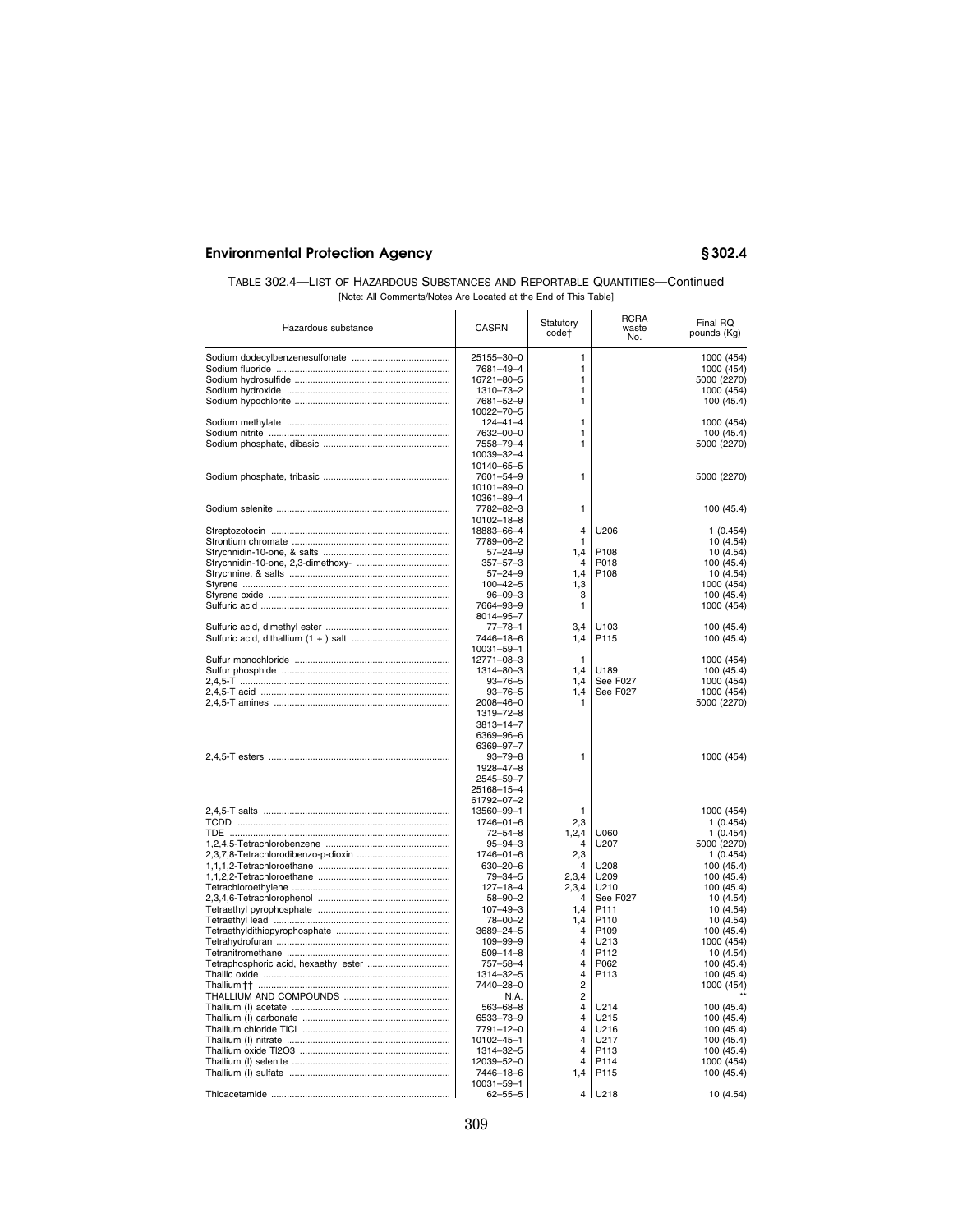TABLE 302.4—LIST OF HAZARDOUS SUBSTANCES AND REPORTABLE QUANTITIES—Continued

[Note: All Comments/Notes Are Located at the End of This Table]

| Hazardous substance | CASRN | Statutory code† | RCRA waste No. | Final RQ pounds (Kg) |
|---|---|---|---|---|
| Sodium dodecylbenzenesulfonate | 25155–30–0 | 1 | | 1000 (454) |
| Sodium fluoride | 7681–49–4 | 1 | | 1000 (454) |
| Sodium hydrosulfide | 16721–80–5 | 1 | | 5000 (2270) |
| Sodium hydroxide | 1310–73–2 | 1 | | 1000 (454) |
| Sodium hypochlorite | 7681–52–9 | 1 | | 100 (45.4) |
| | 10022–70–5 | | | |
| Sodium methylate | 124–41–4 | 1 | | 1000 (454) |
| Sodium nitrite | 7632–00–0 | 1 | | 100 (45.4) |
| Sodium phosphate, dibasic | 7558–79–4 | 1 | | 5000 (2270) |
| | 10039–32–4 | | | |
| | 10140–65–5 | | | |
| Sodium phosphate, tribasic | 7601–54–9 | 1 | | 5000 (2270) |
| | 10101–89–0 | | | |
| | 10361–89–4 | | | |
| Sodium selenite | 7782–82–3 | 1 | | 100 (45.4) |
| | 10102–18–8 | | | |
| Streptozotocin | 18883–66–4 | 4 | U206 | 1 (0.454) |
| Strontium chromate | 7789–06–2 | 1 | | 10 (4.54) |
| Strychnidin-10-one, & salts | 57–24–9 | 1,4 | P108 | 10 (4.54) |
| Strychnidin-10-one, 2,3-dimethoxy- | 357–57–3 | 4 | P018 | 100 (45.4) |
| Strychnine, & salts | 57–24–9 | 1,4 | P108 | 10 (4.54) |
| Styrene | 100–42–5 | 1,3 | | 1000 (454) |
| Styrene oxide | 96–09–3 | 3 | | 100 (45.4) |
| Sulfuric acid | 7664–93–9 | 1 | | 1000 (454) |
| | 8014–95–7 | | | |
| Sulfuric acid, dimethyl ester | 77–78–1 | 3,4 | U103 | 100 (45.4) |
| Sulfuric acid, dithallium (1 + ) salt | 7446–18–6 | 1,4 | P115 | 100 (45.4) |
| | 10031–59–1 | | | |
| Sulfur monochloride | 12771–08–3 | 1 | | 1000 (454) |
| Sulfur phosphide | 1314–80–3 | 1,4 | U189 | 100 (45.4) |
| 2,4,5-T | 93–76–5 | 1,4 | See F027 | 1000 (454) |
| 2,4,5-T acid | 93–76–5 | 1,4 | See F027 | 1000 (454) |
| 2,4,5-T amines | 2008–46–0 | 1 | | 5000 (2270) |
| | 1319–72–8 | | | |
| | 3813–14–7 | | | |
| | 6369–96–6 | | | |
| | 6369–97–7 | | | |
| 2,4,5-T esters | 93–79–8 | 1 | | 1000 (454) |
| | 1928–47–8 | | | |
| | 2545–59–7 | | | |
| | 25168–15–4 | | | |
| | 61792–07–2 | | | |
| 2,4,5-T salts | 13560–99–1 | 1 | | 1000 (454) |
| TCDD | 1746–01–6 | 2,3 | | 1 (0.454) |
| TDE | 72–54–8 | 1,2,4 | U060 | 1 (0.454) |
| 1,2,4,5-Tetrachlorobenzene | 95–94–3 | 4 | U207 | 5000 (2270) |
| 2,3,7,8-Tetrachlorodibenzo-p-dioxin | 1746–01–6 | 2,3 | | 1 (0.454) |
| 1,1,1,2-Tetrachloroethane | 630–20–6 | 4 | U208 | 100 (45.4) |
| 1,1,2,2-Tetrachloroethane | 79–34–5 | 2,3,4 | U209 | 100 (45.4) |
| Tetrachloroethylene | 127–18–4 | 2,3,4 | U210 | 100 (45.4) |
| 2,3,4,6-Tetrachlorophenol | 58–90–2 | 4 | See F027 | 10 (4.54) |
| Tetraethyl pyrophosphate | 107–49–3 | 1,4 | P111 | 10 (4.54) |
| Tetraethyl lead | 78–00–2 | 1,4 | P110 | 10 (4.54) |
| Tetraethyldithiopyrophosphate | 3689–24–5 | 4 | P109 | 100 (45.4) |
| Tetrahydrofuran | 109–99–9 | 4 | U213 | 1000 (454) |
| Tetranitromethane | 509–14–8 | 4 | P112 | 10 (4.54) |
| Tetraphosphoric acid, hexaethyl ester | 757–58–4 | 4 | P062 | 100 (45.4) |
| Thallic oxide | 1314–32–5 | 4 | P113 | 100 (45.4) |
| Thallium †† | 7440–28–0 | 2 | | 1000 (454) |
| THALLIUM AND COMPOUNDS | N.A. | 2 | | ** |
| Thallium (I) acetate | 563–68–8 | 4 | U214 | 100 (45.4) |
| Thallium (I) carbonate | 6533–73–9 | 4 | U215 | 100 (45.4) |
| Thallium chloride TlCl | 7791–12–0 | 4 | U216 | 100 (45.4) |
| Thallium (I) nitrate | 10102–45–1 | 4 | U217 | 100 (45.4) |
| Thallium oxide Tl2O3 | 1314–32–5 | 4 | P113 | 100 (45.4) |
| Thallium (I) selenite | 12039–52–0 | 4 | P114 | 1000 (454) |
| Thallium (I) sulfate | 7446–18–6 | 1,4 | P115 | 100 (45.4) |
| | 10031–59–1 | | | |
| Thioacetamide | 62–55–5 | 4 | U218 | 10 (4.54) |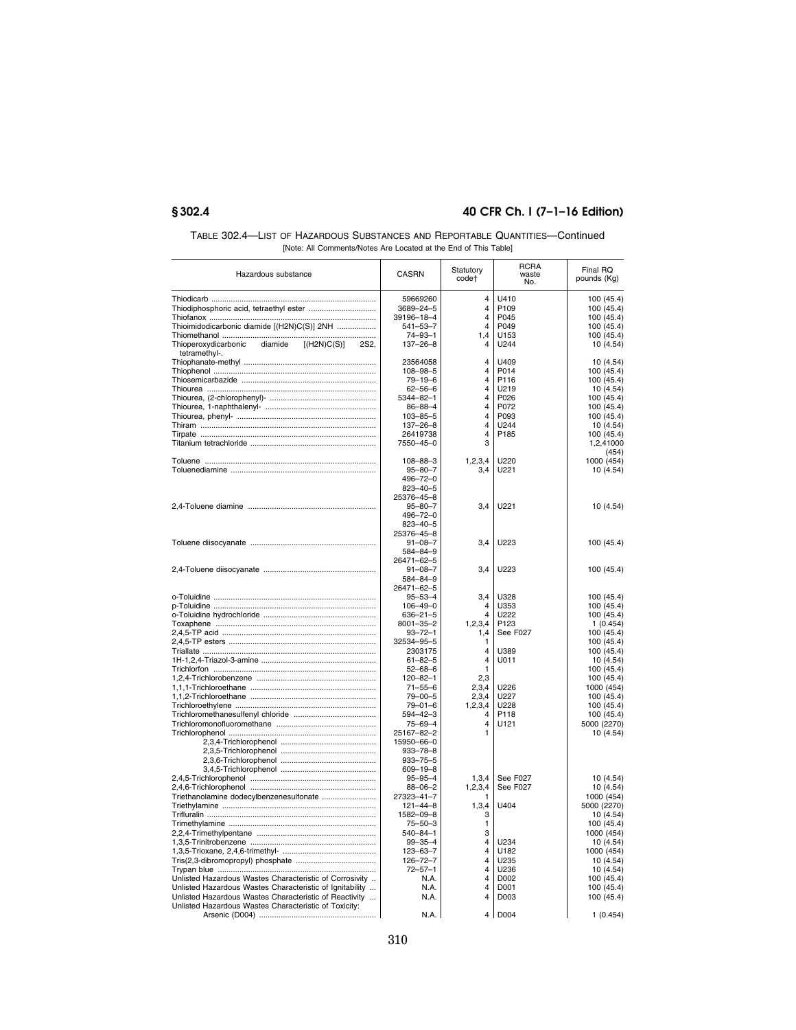TABLE 302.4—LIST OF HAZARDOUS SUBSTANCES AND REPORTABLE QUANTITIES—Continued

[Note: All Comments/Notes Are Located at the End of This Table]

| Hazardous substance | CASRN | Statutory code† | RCRA waste No. | Final RQ pounds (Kg) |
|---|---|---|---|---|
| Thiodicarb | 59669260 | 4 | U410 | 100 (45.4) |
| Thiodiphosphoric acid, tetraethyl ester | 3689–24–5 | 4 | P109 | 100 (45.4) |
| Thiofanox | 39196–18–4 | 4 | P045 | 100 (45.4) |
| Thioimidodicarbonic diamide [(H2N)C(S)] 2NH | 541–53–7 | 4 | P049 | 100 (45.4) |
| Thiomethanol | 74–93–1 | 1,4 | U153 | 100 (45.4) |
| Thioperoxydicarbonic diamide [(H2N)C(S)] 2S2, tetramethyl-. | 137–26–8 | 4 | U244 | 10 (4.54) |
| Thiophanate-methyl | 23564058 | 4 | U409 | 10 (4.54) |
| Thiophenol | 108–98–5 | 4 | P014 | 100 (45.4) |
| Thiosemicarbazide | 79–19–6 | 4 | P116 | 100 (45.4) |
| Thiourea | 62–56–6 | 4 | U219 | 10 (4.54) |
| Thiourea, (2-chlorophenyl)- | 5344–82–1 | 4 | P026 | 100 (45.4) |
| Thiourea, 1-naphthalenyl- | 86–88–4 | 4 | P072 | 100 (45.4) |
| Thiourea, phenyl- | 103–85–5 | 4 | P093 | 100 (45.4) |
| Thiram | 137–26–8 | 4 | U244 | 10 (4.54) |
| Tirpate | 26419738 | 4 | P185 | 100 (45.4) |
| Titanium tetrachloride | 7550–45–0 | 3 | | 1,2,41000 (454) |
| Toluene | 108–88–3 | 1,2,3,4 | U220 | 1000 (454) |
| Toluenediamine | 95–80–7<br>496–72–0<br>823–40–5<br>25376–45–8 | 3,4 | U221 | 10 (4.54) |
| 2,4-Toluene diamine | 95–80–7<br>496–72–0<br>823–40–5<br>25376–45–8 | 3,4 | U221 | 10 (4.54) |
| Toluene diisocyanate | 91–08–7<br>584–84–9<br>26471–62–5 | 3,4 | U223 | 100 (45.4) |
| 2,4-Toluene diisocyanate | 91–08–7<br>584–84–9<br>26471–62–5 | 3,4 | U223 | 100 (45.4) |
| o-Toluidine | 95–53–4 | 3,4 | U328 | 100 (45.4) |
| p-Toluidine | 106–49–0 | 4 | U353 | 100 (45.4) |
| o-Toluidine hydrochloride | 636–21–5 | 4 | U222 | 100 (45.4) |
| Toxaphene | 8001–35–2 | 1,2,3,4 | P123 | 1 (0.454) |
| 2,4,5-TP acid | 93–72–1 | 1,4 | See F027 | 100 (45.4) |
| 2,4,5-TP esters | 32534–95–5 | 1 | | 100 (45.4) |
| Triallate | 2303175 | 4 | U389 | 100 (45.4) |
| 1H-1,2,4-Triazol-3-amine | 61–82–5 | 4 | U011 | 10 (4.54) |
| Trichlorfon | 52–68–6 | 1 | | 100 (45.4) |
| 1,2,4-Trichlorobenzene | 120–82–1 | 2,3 | | 100 (45.4) |
| 1,1,1-Trichloroethane | 71–55–6 | 2,3,4 | U226 | 1000 (454) |
| 1,1,2-Trichloroethane | 79–00–5 | 2,3,4 | U227 | 100 (45.4) |
| Trichloroethylene | 79–01–6 | 1,2,3,4 | U228 | 100 (45.4) |
| Trichloromethanesulfenyl chloride | 594–42–3 | 4 | P118 | 100 (45.4) |
| Trichloromonofluoromethane | 75–69–4 | 4 | U121 | 5000 (2270) |
| Trichlorophenol | 25167–82–2 | 1 | | 10 (4.54) |
| 2,3,4-Trichlorophenol | 15950–66–0 | | | |
| 2,3,5-Trichlorophenol | 933–78–8 | | | |
| 2,3,6-Trichlorophenol | 933–75–5 | | | |
| 3,4,5-Trichlorophenol | 609–19–8 | | | |
| 2,4,5-Trichlorophenol | 95–95–4 | 1,3,4 | See F027 | 10 (4.54) |
| 2,4,6-Trichlorophenol | 88–06–2 | 1,2,3,4 | See F027 | 10 (4.54) |
| Triethanolamine dodecylbenzenesulfonate | 27323–41–7 | 1 | | 1000 (454) |
| Triethylamine | 121–44–8 | 1,3,4 | U404 | 5000 (2270) |
| Trifluralin | 1582–09–8 | 3 | | 10 (4.54) |
| Trimethylamine | 75–50–3 | 1 | | 100 (45.4) |
| 2,2,4-Trimethylpentane | 540–84–1 | 3 | | 1000 (454) |
| 1,3,5-Trinitrobenzene | 99–35–4 | 4 | U234 | 10 (4.54) |
| 1,3,5-Trioxane, 2,4,6-trimethyl- | 123–63–7 | 4 | U182 | 1000 (454) |
| Tris(2,3-dibromopropyl) phosphate | 126–72–7 | 4 | U235 | 10 (4.54) |
| Trypan blue | 72–57–1 | 4 | U236 | 10 (4.54) |
| Unlisted Hazardous Wastes Characteristic of Corrosivity | N.A. | 4 | D002 | 100 (45.4) |
| Unlisted Hazardous Wastes Characteristic of Ignitability | N.A. | 4 | D001 | 100 (45.4) |
| Unlisted Hazardous Wastes Characteristic of Reactivity | N.A. | 4 | D003 | 100 (45.4) |
| Unlisted Hazardous Wastes Characteristic of Toxicity: | | | | |
| Arsenic (D004) | N.A. | 4 | D004 | 1 (0.454) |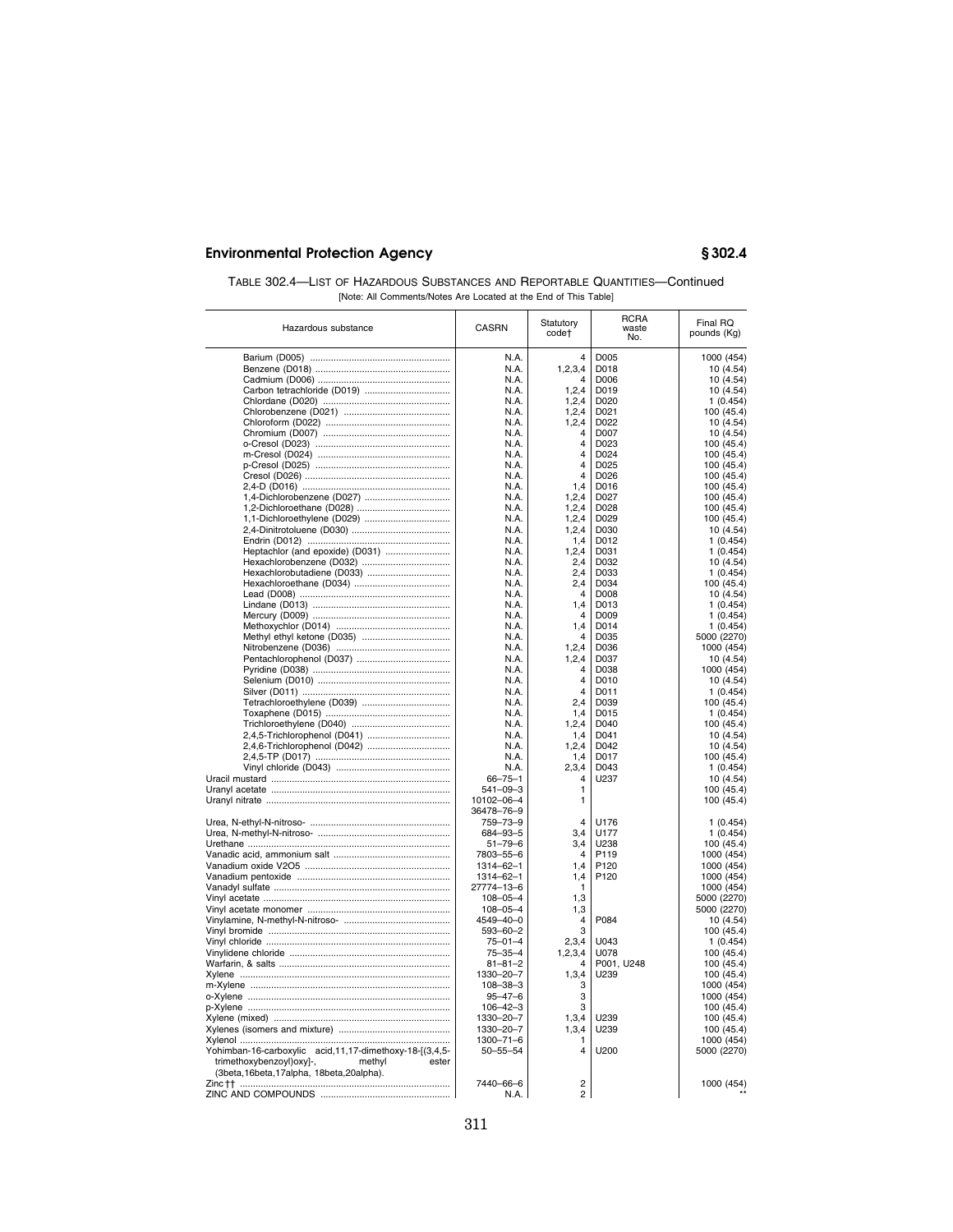TABLE 302.4—LIST OF HAZARDOUS SUBSTANCES AND REPORTABLE QUANTITIES—Continued

[Note: All Comments/Notes Are Located at the End of This Table]

| Hazardous substance | CASRN | Statutory code† | RCRA waste No. | Final RQ pounds (Kg) |
|---|---|---|---|---|
| Barium (D005) | N.A. | 4 | D005 | 1000 (454) |
| Benzene (D018) | N.A. | 1,2,3,4 | D018 | 10 (4.54) |
| Cadmium (D006) | N.A. | 4 | D006 | 10 (4.54) |
| Carbon tetrachloride (D019) | N.A. | 1,2,4 | D019 | 10 (4.54) |
| Chlordane (D020) | N.A. | 1,2,4 | D020 | 1 (0.454) |
| Chlorobenzene (D021) | N.A. | 1,2,4 | D021 | 100 (45.4) |
| Chloroform (D022) | N.A. | 1,2,4 | D022 | 10 (4.54) |
| Chromium (D007) | N.A. | 4 | D007 | 10 (4.54) |
| o-Cresol (D023) | N.A. | 4 | D023 | 100 (45.4) |
| m-Cresol (D024) | N.A. | 4 | D024 | 100 (45.4) |
| p-Cresol (D025) | N.A. | 4 | D025 | 100 (45.4) |
| Cresol (D026) | N.A. | 4 | D026 | 100 (45.4) |
| 2,4-D (D016) | N.A. | 1,4 | D016 | 100 (45.4) |
| 1,4-Dichlorobenzene (D027) | N.A. | 1,2,4 | D027 | 100 (45.4) |
| 1,2-Dichloroethane (D028) | N.A. | 1,2,4 | D028 | 100 (45.4) |
| 1,1-Dichloroethylene (D029) | N.A. | 1,2,4 | D029 | 100 (45.4) |
| 2,4-Dinitrotoluene (D030) | N.A. | 1,2,4 | D030 | 10 (4.54) |
| Endrin (D012) | N.A. | 1,4 | D012 | 1 (0.454) |
| Heptachlor (and epoxide) (D031) | N.A. | 1,2,4 | D031 | 1 (0.454) |
| Hexachlorobenzene (D032) | N.A. | 2,4 | D032 | 10 (4.54) |
| Hexachlorobutadiene (D033) | N.A. | 2,4 | D033 | 1 (0.454) |
| Hexachloroethane (D034) | N.A. | 2,4 | D034 | 100 (45.4) |
| Lead (D008) | N.A. | 4 | D008 | 10 (4.54) |
| Lindane (D013) | N.A. | 1,4 | D013 | 1 (0.454) |
| Mercury (D009) | N.A. | 4 | D009 | 1 (0.454) |
| Methoxychlor (D014) | N.A. | 1,4 | D014 | 1 (0.454) |
| Methyl ethyl ketone (D035) | N.A. | 4 | D035 | 5000 (2270) |
| Nitrobenzene (D036) | N.A. | 1,2,4 | D036 | 1000 (454) |
| Pentachlorophenol (D037) | N.A. | 1,2,4 | D037 | 10 (4.54) |
| Pyridine (D038) | N.A. | 4 | D038 | 1000 (454) |
| Selenium (D010) | N.A. | 4 | D010 | 10 (4.54) |
| Silver (D011) | N.A. | 4 | D011 | 1 (0.454) |
| Tetrachloroethylene (D039) | N.A. | 2,4 | D039 | 100 (45.4) |
| Toxaphene (D015) | N.A. | 1,4 | D015 | 1 (0.454) |
| Trichloroethylene (D040) | N.A. | 1,2,4 | D040 | 100 (45.4) |
| 2,4,5-Trichlorophenol (D041) | N.A. | 1,4 | D041 | 10 (4.54) |
| 2,4,6-Trichlorophenol (D042) | N.A. | 1,2,4 | D042 | 10 (4.54) |
| 2,4,5-TP (D017) | N.A. | 1,4 | D017 | 100 (45.4) |
| Vinyl chloride (D043) | N.A. | 2,3,4 | D043 | 1 (0.454) |
| Uracil mustard | 66–75–1 | 4 | U237 | 10 (4.54) |
| Uranyl acetate | 541–09–3 | 1 | | 100 (45.4) |
| Uranyl nitrate | 10102–06–4<br>36478–76–9 | 1 | | 100 (45.4) |
| Urea, N-ethyl-N-nitroso- | 759–73–9 | 4 | U176 | 1 (0.454) |
| Urea, N-methyl-N-nitroso- | 684–93–5 | 3,4 | U177 | 1 (0.454) |
| Urethane | 51–79–6 | 3,4 | U238 | 100 (45.4) |
| Vanadic acid, ammonium salt | 7803–55–6 | 4 | P119 | 1000 (454) |
| Vanadium oxide V2O5 | 1314–62–1 | 1,4 | P120 | 1000 (454) |
| Vanadium pentoxide | 1314–62–1 | 1,4 | P120 | 1000 (454) |
| Vanadyl sulfate | 27774–13–6 | 1 | | 1000 (454) |
| Vinyl acetate | 108–05–4 | 1,3 | | 5000 (2270) |
| Vinyl acetate monomer | 108–05–4 | 1,3 | | 5000 (2270) |
| Vinylamine, N-methyl-N-nitroso- | 4549–40–0 | 4 | P084 | 10 (4.54) |
| Vinyl bromide | 593–60–2 | 3 | | 100 (45.4) |
| Vinyl chloride | 75–01–4 | 2,3,4 | U043 | 1 (0.454) |
| Vinylidene chloride | 75–35–4 | 1,2,3,4 | U078 | 100 (45.4) |
| Warfarin, & salts | 81–81–2 | 4 | P001, U248 | 100 (45.4) |
| Xylene | 1330–20–7 | 1,3,4 | U239 | 100 (45.4) |
| m-Xylene | 108–38–3 | 3 | | 1000 (454) |
| o-Xylene | 95–47–6 | 3 | | 1000 (454) |
| p-Xylene | 106–42–3 | 3 | | 100 (45.4) |
| Xylene (mixed) | 1330–20–7 | 1,3,4 | U239 | 100 (45.4) |
| Xylenes (isomers and mixture) | 1330–20–7 | 1,3,4 | U239 | 100 (45.4) |
| Xylenol | 1300–71–6 | 1 | | 1000 (454) |
| Yohimban-16-carboxylic acid,11,17-dimethoxy-18-[(3,4,5-trimethoxybenzoyl)oxy]-, methyl ester (3beta,16beta,17alpha, 18beta,20alpha). | 50–55–54 | 4 | U200 | 5000 (2270) |
| Zinc †† | 7440–66–6 | 2 | | 1000 (454) |
| ZINC AND COMPOUNDS | N.A. | 2 | | ** |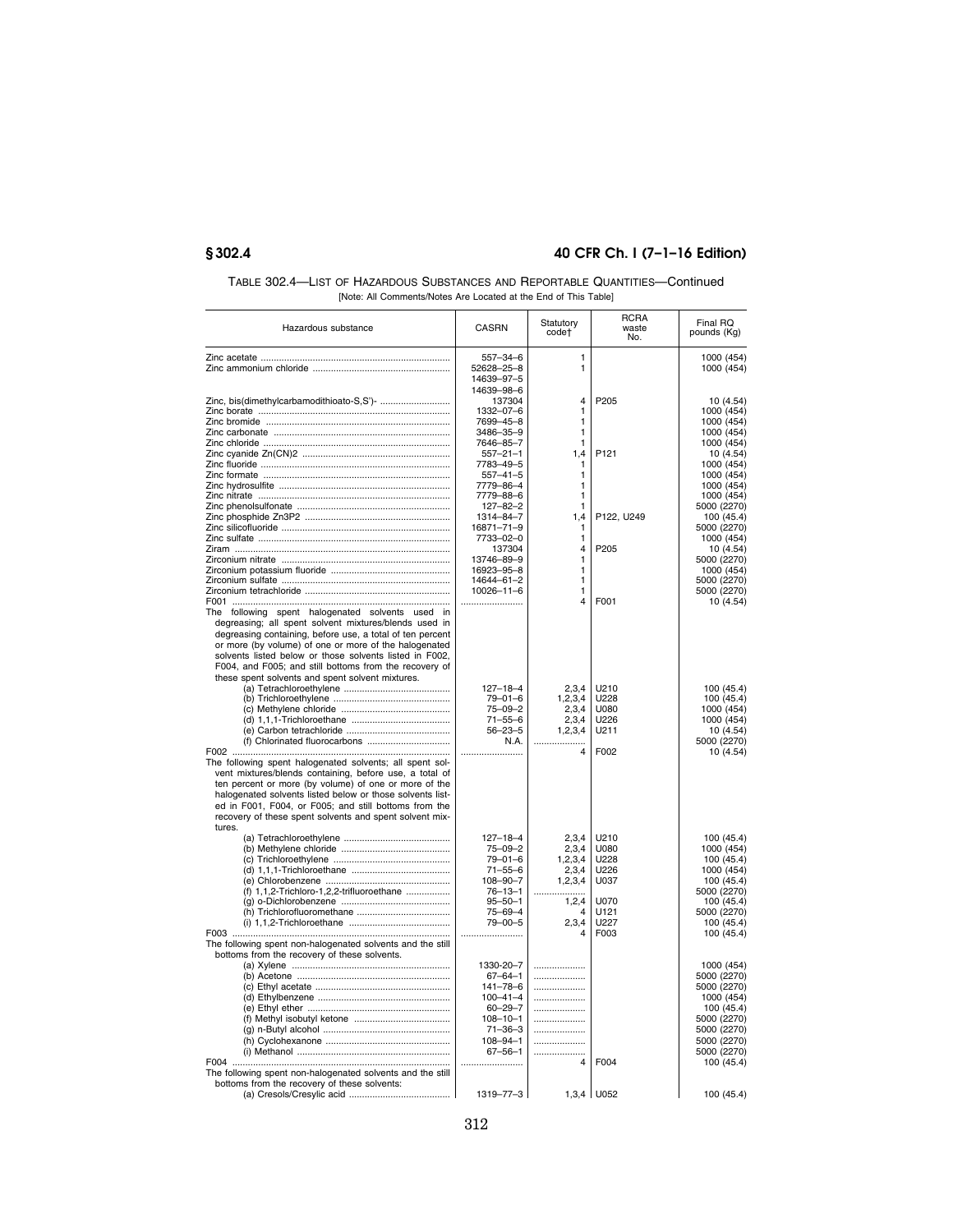TABLE 302.4—LIST OF HAZARDOUS SUBSTANCES AND REPORTABLE QUANTITIES—Continued

[Note: All Comments/Notes Are Located at the End of This Table]

| Hazardous substance | CASRN | Statutory code† | RCRA waste No. | Final RQ pounds (Kg) |
|---|---|---|---|---|
| Zinc acetate | 557–34–6 | 1 | | 1000 (454) |
| Zinc ammonium chloride | 52628–25–8 14639–97–5 14639–98–6 | 1 | | 1000 (454) |
| Zinc, bis(dimethylcarbamodithioato-S,S')- | 137304 | 4 | P205 | 10 (4.54) |
| Zinc borate | 1332–07–6 | 1 | | 1000 (454) |
| Zinc bromide | 7699–45–8 | 1 | | 1000 (454) |
| Zinc carbonate | 3486–35–9 | 1 | | 1000 (454) |
| Zinc chloride | 7646–85–7 | 1 | | 1000 (454) |
| Zinc cyanide Zn(CN)2 | 557–21–1 | 1,4 | P121 | 10 (4.54) |
| Zinc fluoride | 7783–49–5 | 1 | | 1000 (454) |
| Zinc formate | 557–41–5 | 1 | | 1000 (454) |
| Zinc hydrosulfite | 7779–86–4 | 1 | | 1000 (454) |
| Zinc nitrate | 7779–88–6 | 1 | | 1000 (454) |
| Zinc phenolsulfonate | 127–82–2 | 1 | | 5000 (2270) |
| Zinc phosphide Zn3P2 | 1314–84–7 | 1,4 | P122, U249 | 100 (45.4) |
| Zinc silicofluoride | 16871–71–9 | 1 | | 5000 (2270) |
| Zinc sulfate | 7733–02–0 | 1 | | 1000 (454) |
| Ziram | 137304 | 4 | P205 | 10 (4.54) |
| Zirconium nitrate | 13746–89–9 | 1 | | 5000 (2270) |
| Zirconium potassium fluoride | 16923–95–8 | 1 | | 1000 (454) |
| Zirconium sulfate | 14644–61–2 | 1 | | 5000 (2270) |
| Zirconium tetrachloride | 10026–11–6 | 1 | | 5000 (2270) |
| F001 | | 4 | F001 | 10 (4.54) |
| The following spent halogenated solvents used in degreasing; all spent solvent mixtures/blends used in degreasing containing, before use, a total of ten percent or more (by volume) of one or more of the halogenated solvents listed below or those solvents listed in F002, F004, and F005; and still bottoms from the recovery of these spent solvents and spent solvent mixtures. | | | | |
| (a) Tetrachloroethylene | 127–18–4 | 2,3,4 | U210 | 100 (45.4) |
| (b) Trichloroethylene | 79–01–6 | 1,2,3,4 | U228 | 100 (45.4) |
| (c) Methylene chloride | 75–09–2 | 2,3,4 | U080 | 1000 (454) |
| (d) 1,1,1-Trichloroethane | 71–55–6 | 2,3,4 | U226 | 1000 (454) |
| (e) Carbon tetrachloride | 56–23–5 | 1,2,3,4 | U211 | 10 (4.54) |
| (f) Chlorinated fluorocarbons | N.A. | | | 5000 (2270) |
| F002 | | 4 | F002 | 10 (4.54) |
| The following spent halogenated solvents; all spent solvent mixtures/blends containing, before use, a total of ten percent or more (by volume) of one or more of the halogenated solvents listed below or those solvents listed in F001, F004, or F005; and still bottoms from the recovery of these spent solvents and spent solvent mixtures. | | | | |
| (a) Tetrachloroethylene | 127–18–4 | 2,3,4 | U210 | 100 (45.4) |
| (b) Methylene chloride | 75–09–2 | 2,3,4 | U080 | 1000 (454) |
| (c) Trichloroethylene | 79–01–6 | 1,2,3,4 | U228 | 100 (45.4) |
| (d) 1,1,1-Trichloroethane | 71–55–6 | 2,3,4 | U226 | 1000 (454) |
| (e) Chlorobenzene | 108–90–7 | 1,2,3,4 | U037 | 100 (45.4) |
| (f) 1,1,2-Trichloro-1,2,2-trifluoroethane | 76–13–1 | | | 5000 (2270) |
| (g) o-Dichlorobenzene | 95–50–1 | 1,2,4 | U070 | 100 (45.4) |
| (h) Trichlorofluoromethane | 75–69–4 | 4 | U121 | 5000 (2270) |
| (i) 1,1,2-Trichloroethane | 79–00–5 | 2,3,4 | U227 | 100 (45.4) |
| F003 | | 4 | F003 | 100 (45.4) |
| The following spent non-halogenated solvents and the still bottoms from the recovery of these solvents. | | | | |
| (a) Xylene | 1330-20-7 | | | 1000 (454) |
| (b) Acetone | 67–64–1 | | | 5000 (2270) |
| (c) Ethyl acetate | 141–78–6 | | | 5000 (2270) |
| (d) Ethylbenzene | 100–41–4 | | | 1000 (454) |
| (e) Ethyl ether | 60–29–7 | | | 100 (45.4) |
| (f) Methyl isobutyl ketone | 108–10–1 | | | 5000 (2270) |
| (g) n-Butyl alcohol | 71–36–3 | | | 5000 (2270) |
| (h) Cyclohexanone | 108–94–1 | | | 5000 (2270) |
| (i) Methanol | 67–56–1 | | | 5000 (2270) |
| F004 | | 4 | F004 | 100 (45.4) |
| The following spent non-halogenated solvents and the still bottoms from the recovery of these solvents: | | | | |
| (a) Cresols/Cresylic acid | 1319–77–3 | 1,3,4 | U052 | 100 (45.4) |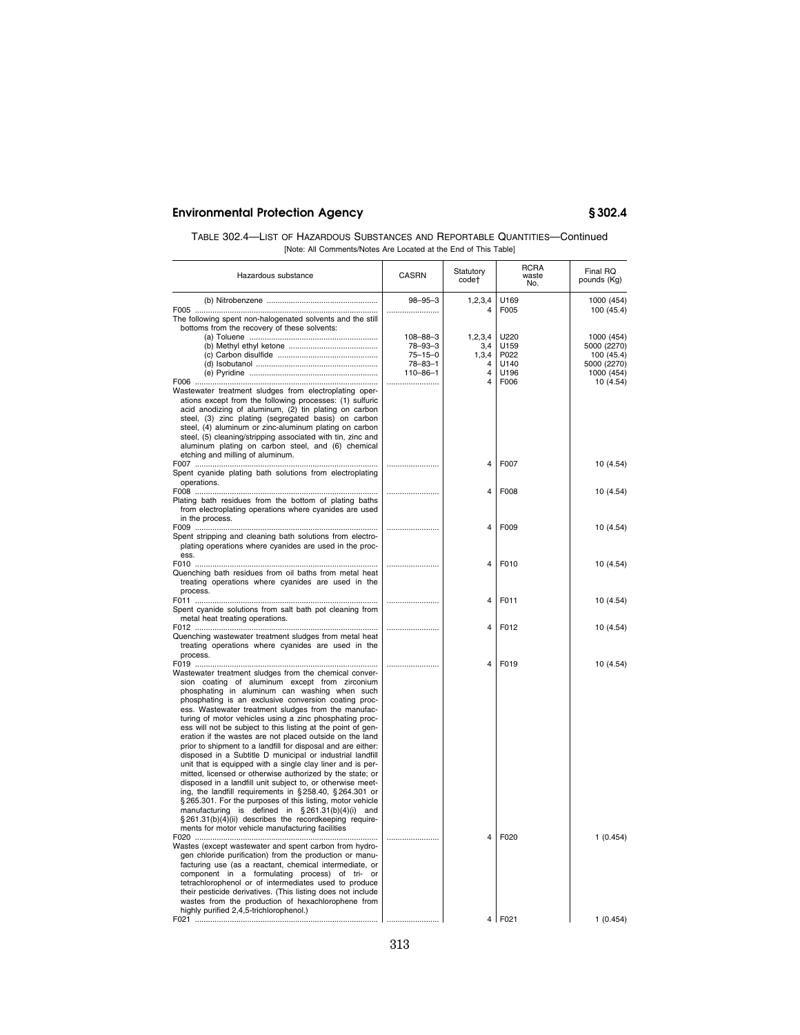TABLE 302.4—LIST OF HAZARDOUS SUBSTANCES AND REPORTABLE QUANTITIES—Continued

[Note: All Comments/Notes Are Located at the End of This Table]

| Hazardous substance | CASRN | Statutory code† | RCRA waste No. | Final RQ pounds (Kg) |
|---|---|---|---|---|
| (b) Nitrobenzene | 98–95–3 | 1,2,3,4 | U169 | 1000 (454) |
| F005 | | 4 | F005 | 100 (45.4) |
| The following spent non-halogenated solvents and the still bottoms from the recovery of these solvents: | | | | |
| (a) Toluene | 108–88–3 | 1,2,3,4 | U220 | 1000 (454) |
| (b) Methyl ethyl ketone | 78–93–3 | 3,4 | U159 | 5000 (2270) |
| (c) Carbon disulfide | 75–15–0 | 1,3,4 | P022 | 100 (45.4) |
| (d) Isobutanol | 78–83–1 | 4 | U140 | 5000 (2270) |
| (e) Pyridine | 110–86–1 | 4 | U196 | 1000 (454) |
| F006 | | 4 | F006 | 10 (4.54) |
| Wastewater treatment sludges from electroplating operations except from the following processes: (1) sulfuric acid anodizing of aluminum, (2) tin plating on carbon steel, (3) zinc plating (segregated basis) on carbon steel, (4) aluminum or zinc-aluminum plating on carbon steel, (5) cleaning/stripping associated with tin, zinc and aluminum plating on carbon steel, and (6) chemical etching and milling of aluminum. | | | | |
| F007 | | 4 | F007 | 10 (4.54) |
| Spent cyanide plating bath solutions from electroplating operations. | | | | |
| F008 | | 4 | F008 | 10 (4.54) |
| Plating bath residues from the bottom of plating baths from electroplating operations where cyanides are used in the process. | | | | |
| F009 | | 4 | F009 | 10 (4.54) |
| Spent stripping and cleaning bath solutions from electroplating operations where cyanides are used in the process. | | | | |
| F010 | | 4 | F010 | 10 (4.54) |
| Quenching bath residues from oil baths from metal heat treating operations where cyanides are used in the process. | | | | |
| F011 | | 4 | F011 | 10 (4.54) |
| Spent cyanide solutions from salt bath pot cleaning from metal heat treating operations. | | | | |
| F012 | | 4 | F012 | 10 (4.54) |
| Quenching wastewater treatment sludges from metal heat treating operations where cyanides are used in the process. | | | | |
| F019 | | 4 | F019 | 10 (4.54) |
| Wastewater treatment sludges from the chemical conversion coating of aluminum except from zirconium phosphating in aluminum can washing when such phosphating is an exclusive conversion coating process. Wastewater treatment sludges from the manufacturing of motor vehicles using a zinc phosphating process will not be subject to this listing at the point of generation if the wastes are not placed outside on the land prior to shipment to a landfill for disposal and are either: disposed in a Subtitle D municipal or industrial landfill unit that is equipped with a single clay liner and is permitted, licensed or otherwise authorized by the state; or disposed in a landfill unit subject to, or otherwise meeting, the landfill requirements in § 258.40, § 264.301 or § 265.301. For the purposes of this listing, motor vehicle manufacturing is defined in § 261.31(b)(4)(i) and § 261.31(b)(4)(ii) describes the recordkeeping requirements for motor vehicle manufacturing facilities | | | | |
| F020 | | 4 | F020 | 1 (0.454) |
| Wastes (except wastewater and spent carbon from hydrogen chloride purification) from the production or manufacturing use (as a reactant, chemical intermediate, or component in a formulating process) of tri- or tetrachlorophenol or of intermediates used to produce their pesticide derivatives. (This listing does not include wastes from the production of hexachlorophene from highly purified 2,4,5-trichlorophenol.) | | | | |
| F021 | | 4 | F021 | 1 (0.454) |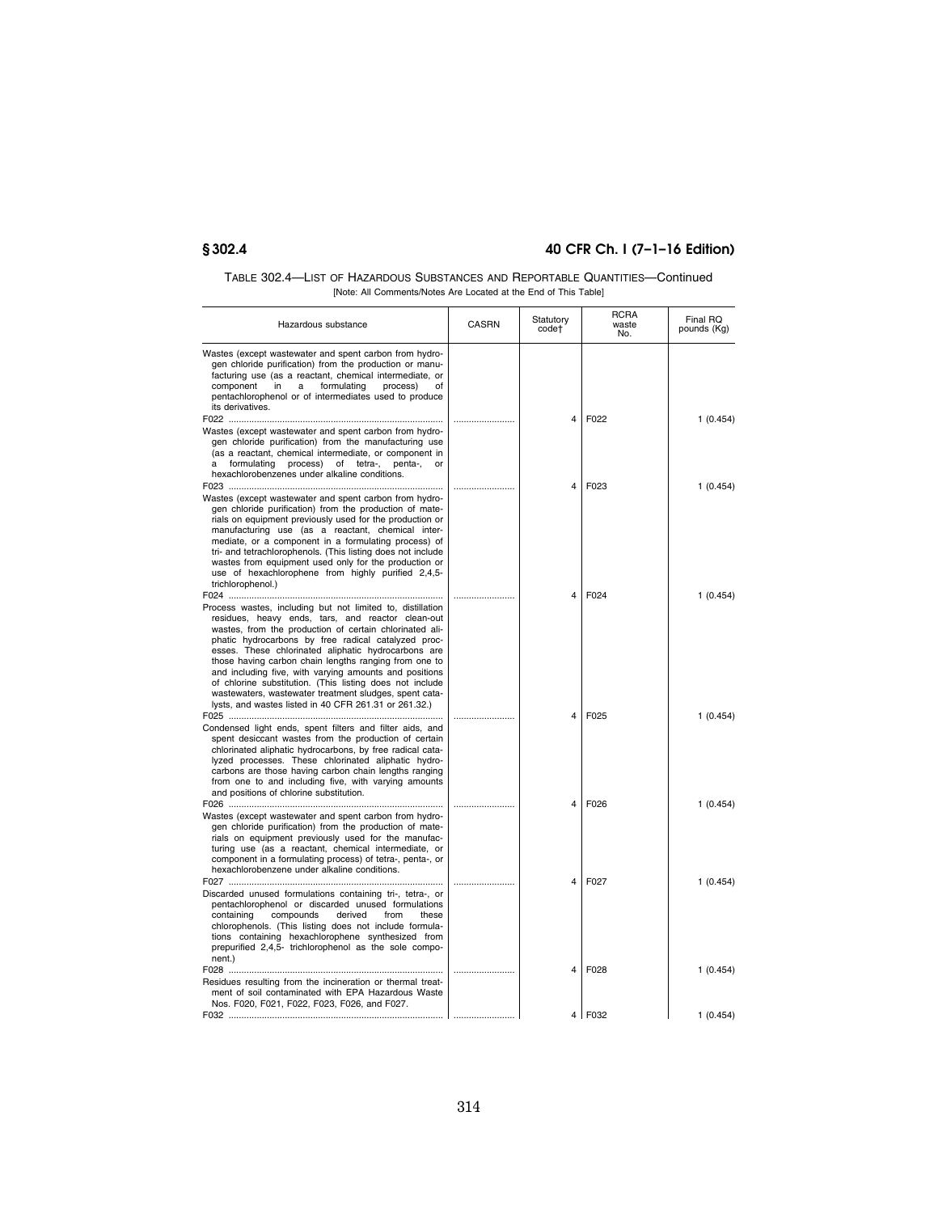TABLE 302.4—LIST OF HAZARDOUS SUBSTANCES AND REPORTABLE QUANTITIES—Continued

[Note: All Comments/Notes Are Located at the End of This Table]

| Hazardous substance | CASRN | Statutory code† | RCRA waste No. | Final RQ pounds (Kg) |
|---|---|---|---|---|
| Wastes (except wastewater and spent carbon from hydrogen chloride purification) from the production or manufacturing use (as a reactant, chemical intermediate, or component in a formulating process) of pentachlorophenol or of intermediates used to produce its derivatives. | | | | |
| F022 | | 4 | F022 | 1 (0.454) |
| Wastes (except wastewater and spent carbon from hydrogen chloride purification) from the manufacturing use (as a reactant, chemical intermediate, or component in a formulating process) of tetra-, penta-, or hexachlorobenzenes under alkaline conditions. | | | | |
| F023 | | 4 | F023 | 1 (0.454) |
| Wastes (except wastewater and spent carbon from hydrogen chloride purification) from the production of materials on equipment previously used for the production or manufacturing use (as a reactant, chemical intermediate, or a component in a formulating process) of tri- and tetrachlorophenols. (This listing does not include wastes from equipment used only for the production or use of hexachlorophene from highly purified 2,4,5-trichlorophenol.) | | | | |
| F024 | | 4 | F024 | 1 (0.454) |
| Process wastes, including but not limited to, distillation residues, heavy ends, tars, and reactor clean-out wastes, from the production of certain chlorinated aliphatic hydrocarbons by free radical catalyzed processes. These chlorinated aliphatic hydrocarbons are those having carbon chain lengths ranging from one to and including five, with varying amounts and positions of chlorine substitution. (This listing does not include wastewaters, wastewater treatment sludges, spent catalysts, and wastes listed in 40 CFR 261.31 or 261.32.) | | | | |
| F025 | | 4 | F025 | 1 (0.454) |
| Condensed light ends, spent filters and filter aids, and spent desiccant wastes from the production of certain chlorinated aliphatic hydrocarbons, by free radical catalyzed processes. These chlorinated aliphatic hydrocarbons are those having carbon chain lengths ranging from one to and including five, with varying amounts and positions of chlorine substitution. | | | | |
| F026 | | 4 | F026 | 1 (0.454) |
| Wastes (except wastewater and spent carbon from hydrogen chloride purification) from the production of materials on equipment previously used for the manufacturing use (as a reactant, chemical intermediate, or component in a formulating process) of tetra-, penta-, or hexachlorobenzene under alkaline conditions. | | | | |
| F027 | | 4 | F027 | 1 (0.454) |
| Discarded unused formulations containing tri-, tetra-, or pentachlorophenol or discarded unused formulations containing compounds derived from these chlorophenols. (This listing does not include formulations containing hexachlorophene synthesized from prepurified 2,4,5- trichlorophenol as the sole component.) | | | | |
| F028 | | 4 | F028 | 1 (0.454) |
| Residues resulting from the incineration or thermal treatment of soil contaminated with EPA Hazardous Waste Nos. F020, F021, F022, F023, F026, and F027. | | | | |
| F032 | | 4 | F032 | 1 (0.454) |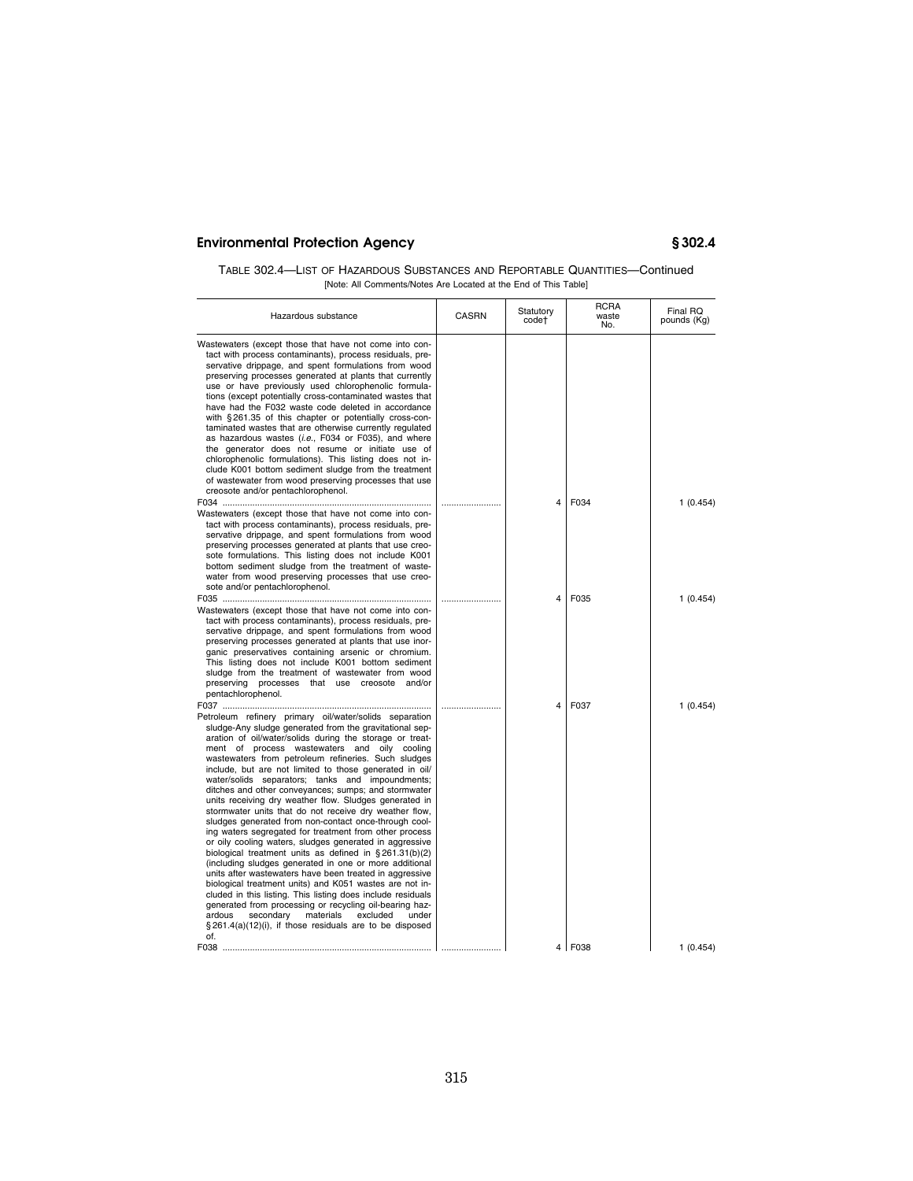TABLE 302.4—LIST OF HAZARDOUS SUBSTANCES AND REPORTABLE QUANTITIES—Continued

[Note: All Comments/Notes Are Located at the End of This Table]

| Hazardous substance | CASRN | Statutory code† | RCRA waste No. | Final RQ pounds (Kg) |
|---|---|---|---|---|
| Wastewaters (except those that have not come into contact with process contaminants), process residuals, preservative drippage, and spent formulations from wood preserving processes generated at plants that currently use or have previously used chlorophenolic formulations (except potentially cross-contaminated wastes that have had the F032 waste code deleted in accordance with §261.35 of this chapter or potentially cross-contaminated wastes that are otherwise currently regulated as hazardous wastes (*i.e.*, F034 or F035), and where the generator does not resume or initiate use of chlorophenolic formulations). This listing does not include K001 bottom sediment sludge from the treatment of wastewater from wood preserving processes that use creosote and/or pentachlorophenol. | | | | |
| F034 | | 4 | F034 | 1 (0.454) |
| Wastewaters (except those that have not come into contact with process contaminants), process residuals, preservative drippage, and spent formulations from wood preserving processes generated at plants that use creosote formulations. This listing does not include K001 bottom sediment sludge from the treatment of wastewater from wood preserving processes that use creosote and/or pentachlorophenol. | | | | |
| F035 | | 4 | F035 | 1 (0.454) |
| Wastewaters (except those that have not come into contact with process contaminants), process residuals, preservative drippage, and spent formulations from wood preserving processes generated at plants that use inorganic preservatives containing arsenic or chromium. This listing does not include K001 bottom sediment sludge from the treatment of wastewater from wood preserving processes that use creosote and/or pentachlorophenol. | | | | |
| F037 | | 4 | F037 | 1 (0.454) |
| Petroleum refinery primary oil/water/solids separation sludge-Any sludge generated from the gravitational separation of oil/water/solids during the storage or treatment of process wastewaters and oily cooling wastewaters from petroleum refineries. Such sludges include, but are not limited to those generated in oil/water/solids separators; tanks and impoundments; ditches and other conveyances; sumps; and stormwater units receiving dry weather flow. Sludges generated in stormwater units that do not receive dry weather flow, sludges generated from non-contact once-through cooling waters segregated for treatment from other process or oily cooling waters, sludges generated in aggressive biological treatment units as defined in §261.31(b)(2) (including sludges generated in one or more additional units after wastewaters have been treated in aggressive biological treatment units) and K051 wastes are not included in this listing. This listing does include residuals generated from processing or recycling oil-bearing hazardous secondary materials excluded under §261.4(a)(12)(i), if those residuals are to be disposed of. | | | | |
| F038 | | 4 | F038 | 1 (0.454) |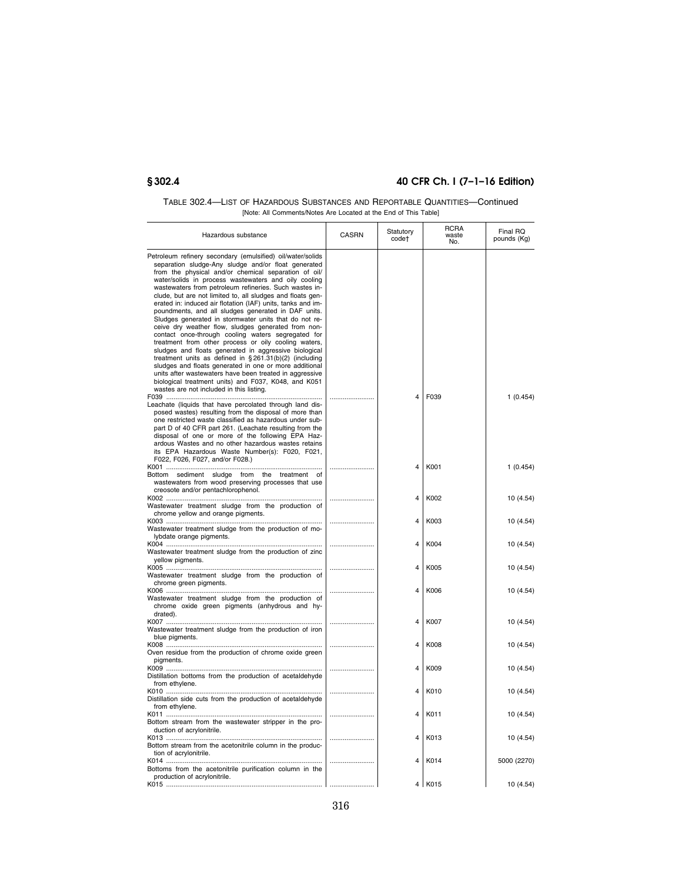TABLE 302.4—LIST OF HAZARDOUS SUBSTANCES AND REPORTABLE QUANTITIES—Continued

[Note: All Comments/Notes Are Located at the End of This Table]

| Hazardous substance | CASRN | Statutory code† | RCRA waste No. | Final RQ pounds (Kg) |
|---|---|---|---|---|
| Petroleum refinery secondary (emulsified) oil/water/solids separation sludge-Any sludge and/or float generated from the physical and/or chemical separation of oil/water/solids in process wastewaters and oily cooling wastewaters from petroleum refineries. Such wastes include, but are not limited to, all sludges and floats generated in: induced air flotation (IAF) units, tanks and impoundments, and all sludges generated in DAF units. Sludges generated in stormwater units that do not receive dry weather flow, sludges generated from non-contact once-through cooling waters segregated for treatment from other process or oily cooling waters, sludges and floats generated in aggressive biological treatment units as defined in § 261.31(b)(2) (including sludges and floats generated in one or more additional units after wastewaters have been treated in aggressive biological treatment units) and F037, K048, and K051 wastes are not included in this listing. | | | | |
| F039 | | 4 | F039 | 1 (0.454) |
| Leachate (liquids that have percolated through land disposed wastes) resulting from the disposal of more than one restricted waste classified as hazardous under subpart D of 40 CFR part 261. (Leachate resulting from the disposal of one or more of the following EPA Hazardous Wastes and no other hazardous wastes retains its EPA Hazardous Waste Number(s): F020, F021, F022, F026, F027, and/or F028.) | | | | |
| K001 | | 4 | K001 | 1 (0.454) |
| Bottom sediment sludge from the treatment of wastewaters from wood preserving processes that use creosote and/or pentachlorophenol. | | | | |
| K002 | | 4 | K002 | 10 (4.54) |
| Wastewater treatment sludge from the production of chrome yellow and orange pigments. | | | | |
| K003 | | 4 | K003 | 10 (4.54) |
| Wastewater treatment sludge from the production of molybdate orange pigments. | | | | |
| K004 | | 4 | K004 | 10 (4.54) |
| Wastewater treatment sludge from the production of zinc yellow pigments. | | | | |
| K005 | | 4 | K005 | 10 (4.54) |
| Wastewater treatment sludge from the production of chrome green pigments. | | | | |
| K006 | | 4 | K006 | 10 (4.54) |
| Wastewater treatment sludge from the production of chrome oxide green pigments (anhydrous and hydrated). | | | | |
| K007 | | 4 | K007 | 10 (4.54) |
| Wastewater treatment sludge from the production of iron blue pigments. | | | | |
| K008 | | 4 | K008 | 10 (4.54) |
| Oven residue from the production of chrome oxide green pigments. | | | | |
| K009 | | 4 | K009 | 10 (4.54) |
| Distillation bottoms from the production of acetaldehyde from ethylene. | | | | |
| K010 | | 4 | K010 | 10 (4.54) |
| Distillation side cuts from the production of acetaldehyde from ethylene. | | | | |
| K011 | | 4 | K011 | 10 (4.54) |
| Bottom stream from the wastewater stripper in the production of acrylonitrile. | | | | |
| K013 | | 4 | K013 | 10 (4.54) |
| Bottom stream from the acetonitrile column in the production of acrylonitrile. | | | | |
| K014 | | 4 | K014 | 5000 (2270) |
| Bottoms from the acetonitrile purification column in the production of acrylonitrile. | | | | |
| K015 | | 4 | K015 | 10 (4.54) |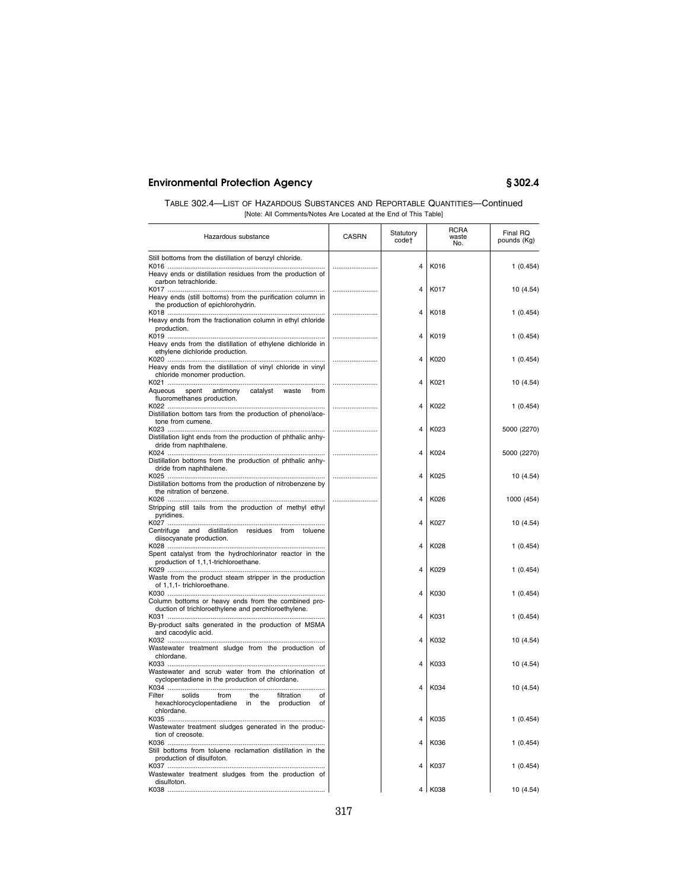TABLE 302.4—LIST OF HAZARDOUS SUBSTANCES AND REPORTABLE QUANTITIES—Continued

[Note: All Comments/Notes Are Located at the End of This Table]

| Hazardous substance | CASRN | Statutory code† | RCRA waste No. | Final RQ pounds (Kg) |
|---|---|---|---|---|
| Still bottoms from the distillation of benzyl chloride. K016 | | 4 | K016 | 1 (0.454) |
| Heavy ends or distillation residues from the production of carbon tetrachloride. K017 | | 4 | K017 | 10 (4.54) |
| Heavy ends (still bottoms) from the purification column in the production of epichlorohydrin. K018 | | 4 | K018 | 1 (0.454) |
| Heavy ends from the fractionation column in ethyl chloride production. K019 | | 4 | K019 | 1 (0.454) |
| Heavy ends from the distillation of ethylene dichloride in ethylene dichloride production. K020 | | 4 | K020 | 1 (0.454) |
| Heavy ends from the distillation of vinyl chloride in vinyl chloride monomer production. K021 | | 4 | K021 | 10 (4.54) |
| Aqueous spent antimony catalyst waste from fluoromethanes production. K022 | | 4 | K022 | 1 (0.454) |
| Distillation bottom tars from the production of phenol/acetone from cumene. K023 | | 4 | K023 | 5000 (2270) |
| Distillation light ends from the production of phthalic anhydride from naphthalene. K024 | | 4 | K024 | 5000 (2270) |
| Distillation bottoms from the production of phthalic anhydride from naphthalene. K025 | | 4 | K025 | 10 (4.54) |
| Distillation bottoms from the production of nitrobenzene by the nitration of benzene. K026 | | 4 | K026 | 1000 (454) |
| Stripping still tails from the production of methyl ethyl pyridines. K027 | | 4 | K027 | 10 (4.54) |
| Centrifuge and distillation residues from toluene diisocyanate production. K028 | | 4 | K028 | 1 (0.454) |
| Spent catalyst from the hydrochlorinator reactor in the production of 1,1,1-trichloroethane. K029 | | 4 | K029 | 1 (0.454) |
| Waste from the product steam stripper in the production of 1,1,1- trichloroethane. K030 | | 4 | K030 | 1 (0.454) |
| Column bottoms or heavy ends from the combined production of trichloroethylene and perchloroethylene. K031 | | 4 | K031 | 1 (0.454) |
| By-product salts generated in the production of MSMA and cacodylic acid. K032 | | 4 | K032 | 10 (4.54) |
| Wastewater treatment sludge from the production of chlordane. K033 | | 4 | K033 | 10 (4.54) |
| Wastewater and scrub water from the chlorination of cyclopentadiene in the production of chlordane. K034 | | 4 | K034 | 10 (4.54) |
| Filter solids from the filtration of hexachlorocyclopentadiene in the production of chlordane. K035 | | 4 | K035 | 1 (0.454) |
| Wastewater treatment sludges generated in the production of creosote. K036 | | 4 | K036 | 1 (0.454) |
| Still bottoms from toluene reclamation distillation in the production of disulfoton. K037 | | 4 | K037 | 1 (0.454) |
| Wastewater treatment sludges from the production of disulfoton. K038 | | 4 | K038 | 10 (4.54) |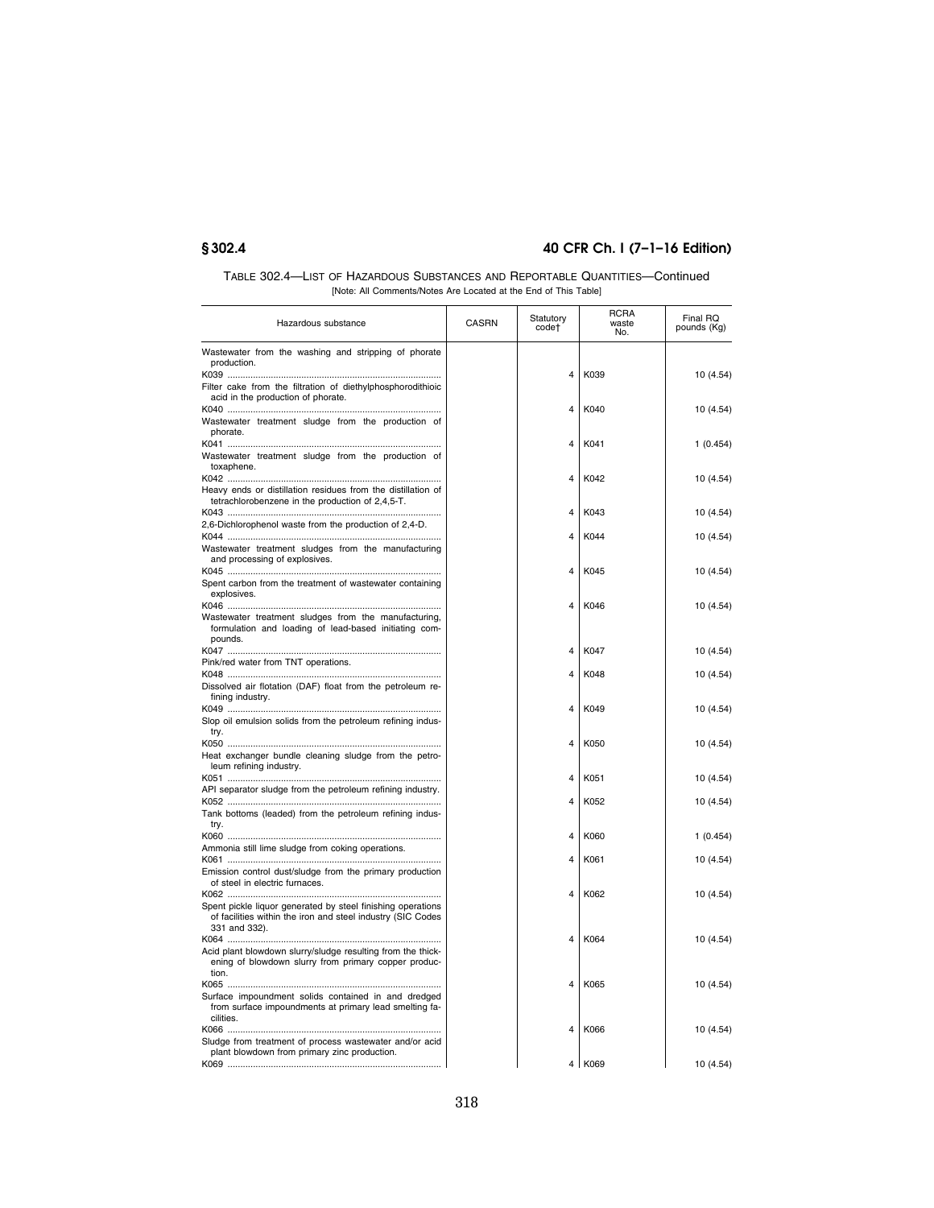TABLE 302.4—LIST OF HAZARDOUS SUBSTANCES AND REPORTABLE QUANTITIES—Continued

[Note: All Comments/Notes Are Located at the End of This Table]

| Hazardous substance | CASRN | Statutory code† | RCRA waste No. | Final RQ pounds (Kg) |
|---|---|---|---|---|
| Wastewater from the washing and stripping of phorate production. | | | | |
| K039 | | 4 | K039 | 10 (4.54) |
| Filter cake from the filtration of diethylphosphorodithioic acid in the production of phorate. | | | | |
| K040 | | 4 | K040 | 10 (4.54) |
| Wastewater treatment sludge from the production of phorate. | | | | |
| K041 | | 4 | K041 | 1 (0.454) |
| Wastewater treatment sludge from the production of toxaphene. | | | | |
| K042 | | 4 | K042 | 10 (4.54) |
| Heavy ends or distillation residues from the distillation of tetrachlorobenzene in the production of 2,4,5-T. | | | | |
| K043 | | 4 | K043 | 10 (4.54) |
| 2,6-Dichlorophenol waste from the production of 2,4-D. | | | | |
| K044 | | 4 | K044 | 10 (4.54) |
| Wastewater treatment sludges from the manufacturing and processing of explosives. | | | | |
| K045 | | 4 | K045 | 10 (4.54) |
| Spent carbon from the treatment of wastewater containing explosives. | | | | |
| K046 | | 4 | K046 | 10 (4.54) |
| Wastewater treatment sludges from the manufacturing, formulation and loading of lead-based initiating compounds. | | | | |
| K047 | | 4 | K047 | 10 (4.54) |
| Pink/red water from TNT operations. | | | | |
| K048 | | 4 | K048 | 10 (4.54) |
| Dissolved air flotation (DAF) float from the petroleum refining industry. | | | | |
| K049 | | 4 | K049 | 10 (4.54) |
| Slop oil emulsion solids from the petroleum refining industry. | | | | |
| K050 | | 4 | K050 | 10 (4.54) |
| Heat exchanger bundle cleaning sludge from the petroleum refining industry. | | | | |
| K051 | | 4 | K051 | 10 (4.54) |
| API separator sludge from the petroleum refining industry. | | | | |
| K052 | | 4 | K052 | 10 (4.54) |
| Tank bottoms (leaded) from the petroleum refining industry. | | | | |
| K060 | | 4 | K060 | 1 (0.454) |
| Ammonia still lime sludge from coking operations. | | | | |
| K061 | | 4 | K061 | 10 (4.54) |
| Emission control dust/sludge from the primary production of steel in electric furnaces. | | | | |
| K062 | | 4 | K062 | 10 (4.54) |
| Spent pickle liquor generated by steel finishing operations of facilities within the iron and steel industry (SIC Codes 331 and 332). | | | | |
| K064 | | 4 | K064 | 10 (4.54) |
| Acid plant blowdown slurry/sludge resulting from the thickening of blowdown slurry from primary copper production. | | | | |
| K065 | | 4 | K065 | 10 (4.54) |
| Surface impoundment solids contained in and dredged from surface impoundments at primary lead smelting facilities. | | | | |
| K066 | | 4 | K066 | 10 (4.54) |
| Sludge from treatment of process wastewater and/or acid plant blowdown from primary zinc production. | | | | |
| K069 | | 4 | K069 | 10 (4.54) |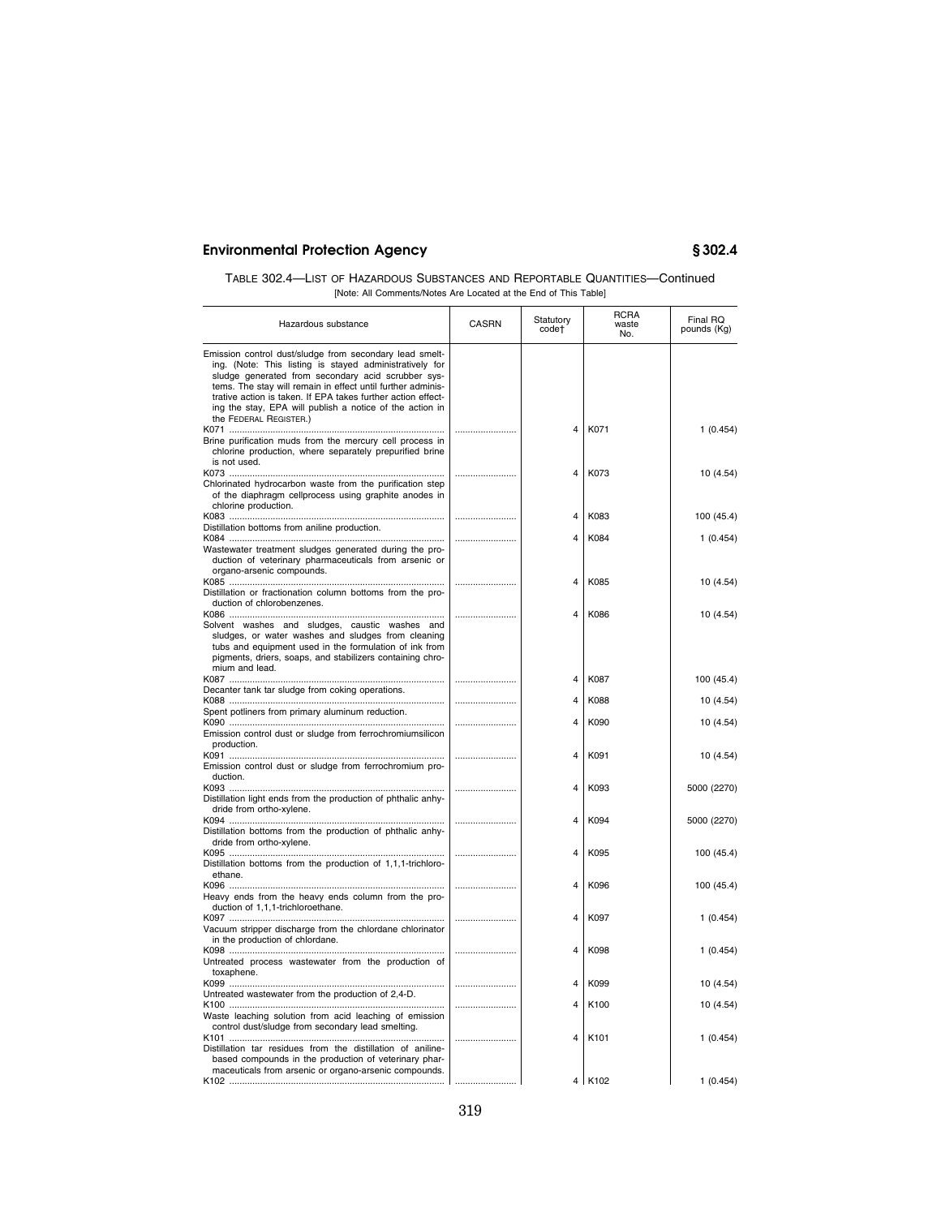TABLE 302.4—LIST OF HAZARDOUS SUBSTANCES AND REPORTABLE QUANTITIES—Continued

[Note: All Comments/Notes Are Located at the End of This Table]

| Hazardous substance | CASRN | Statutory code† | RCRA waste No. | Final RQ pounds (Kg) |
|---|---|---|---|---|
| Emission control dust/sludge from secondary lead smelting. (Note: This listing is stayed administratively for sludge generated from secondary acid scrubber systems. The stay will remain in effect until further administrative action is taken. If EPA takes further action effecting the stay, EPA will publish a notice of the action in the FEDERAL REGISTER.) | | | | |
| K071 | | 4 | K071 | 1 (0.454) |
| Brine purification muds from the mercury cell process in chlorine production, where separately prepurified brine is not used. | | | | |
| K073 | | 4 | K073 | 10 (4.54) |
| Chlorinated hydrocarbon waste from the purification step of the diaphragm cellprocess using graphite anodes in chlorine production. | | | | |
| K083 | | 4 | K083 | 100 (45.4) |
| Distillation bottoms from aniline production. | | | | |
| K084 | | 4 | K084 | 1 (0.454) |
| Wastewater treatment sludges generated during the production of veterinary pharmaceuticals from arsenic or organo-arsenic compounds. | | | | |
| K085 | | 4 | K085 | 10 (4.54) |
| Distillation or fractionation column bottoms from the production of chlorobenzenes. | | | | |
| K086 | | 4 | K086 | 10 (4.54) |
| Solvent washes and sludges, caustic washes and sludges, or water washes and sludges from cleaning tubs and equipment used in the formulation of ink from pigments, driers, soaps, and stabilizers containing chromium and lead. | | | | |
| K087 | | 4 | K087 | 100 (45.4) |
| Decanter tank tar sludge from coking operations. | | | | |
| K088 | | 4 | K088 | 10 (4.54) |
| Spent potliners from primary aluminum reduction. | | | | |
| K090 | | 4 | K090 | 10 (4.54) |
| Emission control dust or sludge from ferrochromiumsilicon production. | | | | |
| K091 | | 4 | K091 | 10 (4.54) |
| Emission control dust or sludge from ferrochromium production. | | | | |
| K093 | | 4 | K093 | 5000 (2270) |
| Distillation light ends from the production of phthalic anhydride from ortho-xylene. | | | | |
| K094 | | 4 | K094 | 5000 (2270) |
| Distillation bottoms from the production of phthalic anhydride from ortho-xylene. | | | | |
| K095 | | 4 | K095 | 100 (45.4) |
| Distillation bottoms from the production of 1,1,1-trichloroethane. | | | | |
| K096 | | 4 | K096 | 100 (45.4) |
| Heavy ends from the heavy ends column from the production of 1,1,1-trichloroethane. | | | | |
| K097 | | 4 | K097 | 1 (0.454) |
| Vacuum stripper discharge from the chlordane chlorinator in the production of chlordane. | | | | |
| K098 | | 4 | K098 | 1 (0.454) |
| Untreated process wastewater from the production of toxaphene. | | | | |
| K099 | | 4 | K099 | 10 (4.54) |
| Untreated wastewater from the production of 2,4-D. | | | | |
| K100 | | 4 | K100 | 10 (4.54) |
| Waste leaching solution from acid leaching of emission control dust/sludge from secondary lead smelting. | | | | |
| K101 | | 4 | K101 | 1 (0.454) |
| Distillation tar residues from the distillation of aniline-based compounds in the production of veterinary pharmaceuticals from arsenic or organo-arsenic compounds. | | | | |
| K102 | | 4 | K102 | 1 (0.454) |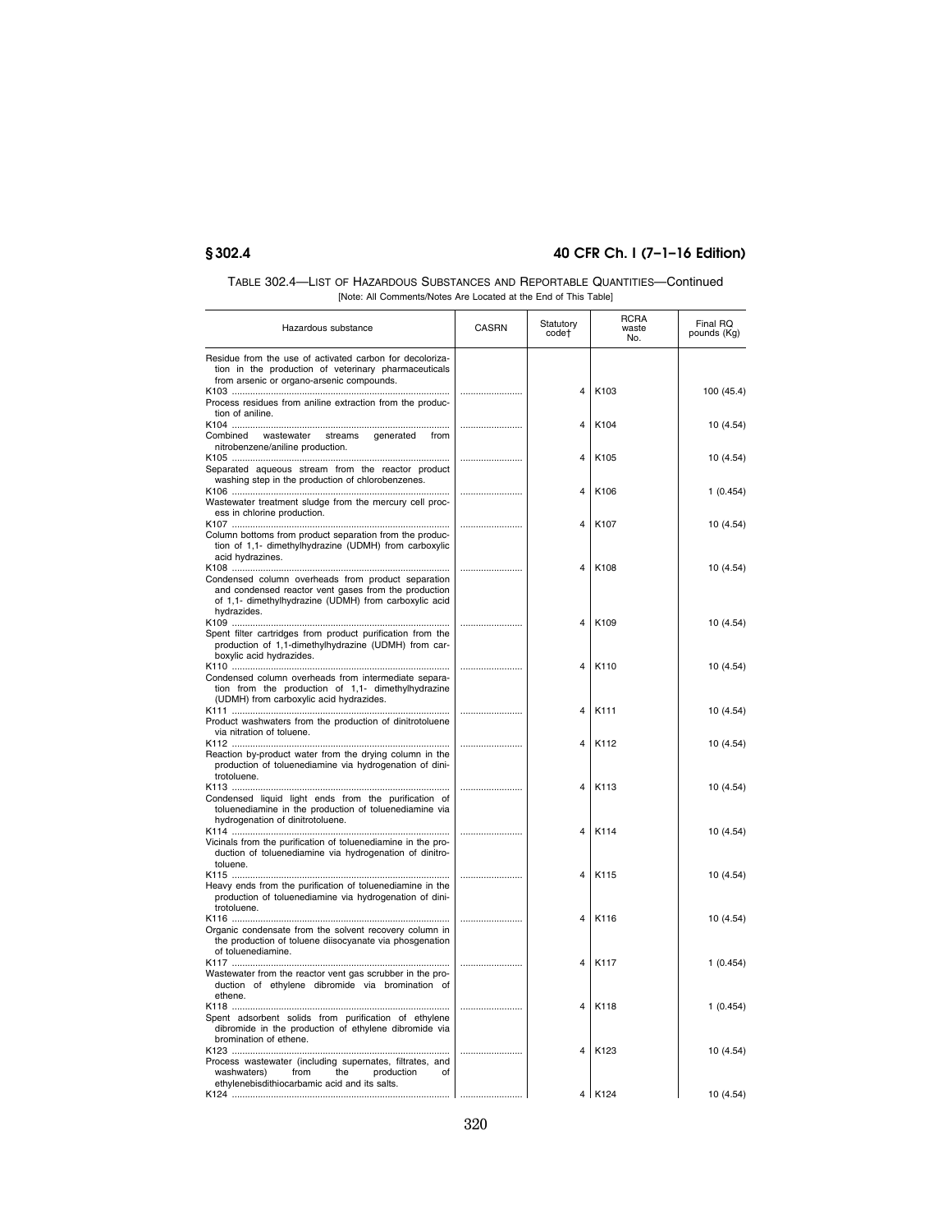TABLE 302.4—LIST OF HAZARDOUS SUBSTANCES AND REPORTABLE QUANTITIES—Continued

[Note: All Comments/Notes Are Located at the End of This Table]

| Hazardous substance | CASRN | Statutory code† | RCRA waste No. | Final RQ pounds (Kg) |
|---|---|---|---|---|
| Residue from the use of activated carbon for decolorization in the production of veterinary pharmaceuticals from arsenic or organo-arsenic compounds. | | | | |
| K103 | | 4 | K103 | 100 (45.4) |
| Process residues from aniline extraction from the production of aniline. | | | | |
| K104 | | 4 | K104 | 10 (4.54) |
| Combined wastewater streams generated from nitrobenzene/aniline production. | | | | |
| K105 | | 4 | K105 | 10 (4.54) |
| Separated aqueous stream from the reactor product washing step in the production of chlorobenzenes. | | | | |
| K106 | | 4 | K106 | 1 (0.454) |
| Wastewater treatment sludge from the mercury cell process in chlorine production. | | | | |
| K107 | | 4 | K107 | 10 (4.54) |
| Column bottoms from product separation from the production of 1,1- dimethylhydrazine (UDMH) from carboxylic acid hydrazines. | | | | |
| K108 | | 4 | K108 | 10 (4.54) |
| Condensed column overheads from product separation and condensed reactor vent gases from the production of 1,1- dimethylhydrazine (UDMH) from carboxylic acid hydrazides. | | | | |
| K109 | | 4 | K109 | 10 (4.54) |
| Spent filter cartridges from product purification from the production of 1,1-dimethylhydrazine (UDMH) from carboxylic acid hydrazides. | | | | |
| K110 | | 4 | K110 | 10 (4.54) |
| Condensed column overheads from intermediate separation from the production of 1,1- dimethylhydrazine (UDMH) from carboxylic acid hydrazides. | | | | |
| K111 | | 4 | K111 | 10 (4.54) |
| Product washwaters from the production of dinitrotoluene via nitration of toluene. | | | | |
| K112 | | 4 | K112 | 10 (4.54) |
| Reaction by-product water from the drying column in the production of toluenediamine via hydrogenation of dinitrotoluene. | | | | |
| K113 | | 4 | K113 | 10 (4.54) |
| Condensed liquid light ends from the purification of toluenediamine in the production of toluenediamine via hydrogenation of dinitrotoluene. | | | | |
| K114 | | 4 | K114 | 10 (4.54) |
| Vicinals from the purification of toluenediamine in the production of toluenediamine via hydrogenation of dinitrotoluene. | | | | |
| K115 | | 4 | K115 | 10 (4.54) |
| Heavy ends from the purification of toluenediamine in the production of toluenediamine via hydrogenation of dinitrotoluene. | | | | |
| K116 | | 4 | K116 | 10 (4.54) |
| Organic condensate from the solvent recovery column in the production of toluene diisocyanate via phosgenation of toluenediamine. | | | | |
| K117 | | 4 | K117 | 1 (0.454) |
| Wastewater from the reactor vent gas scrubber in the production of ethylene dibromide via bromination of ethene. | | | | |
| K118 | | 4 | K118 | 1 (0.454) |
| Spent adsorbent solids from purification of ethylene dibromide in the production of ethylene dibromide via bromination of ethene. | | | | |
| K123 | | 4 | K123 | 10 (4.54) |
| Process wastewater (including supernates, filtrates, and washwaters) from the production of ethylenebisdithiocarbamic acid and its salts. | | | | |
| K124 | | 4 | K124 | 10 (4.54) |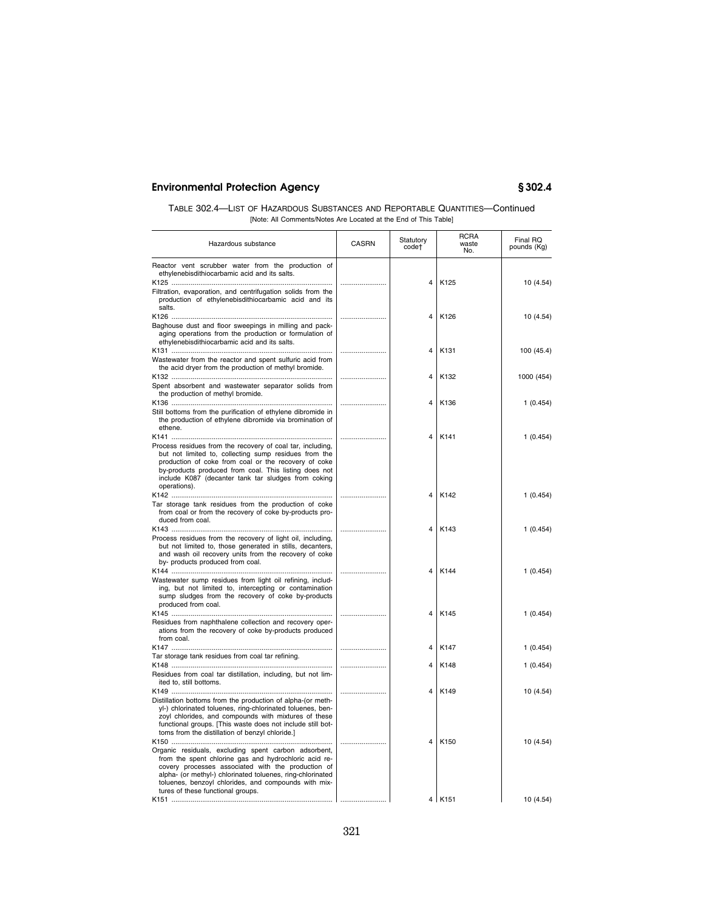TABLE 302.4—LIST OF HAZARDOUS SUBSTANCES AND REPORTABLE QUANTITIES—Continued

[Note: All Comments/Notes Are Located at the End of This Table]

| Hazardous substance | CASRN | Statutory code† | RCRA waste No. | Final RQ pounds (Kg) |
|---|---|---|---|---|
| Reactor vent scrubber water from the production of ethylenebisdithiocarbamic acid and its salts. | | | | |
| K125 | | 4 | K125 | 10 (4.54) |
| Filtration, evaporation, and centrifugation solids from the production of ethylenebisdithiocarbamic acid and its salts. | | | | |
| K126 | | 4 | K126 | 10 (4.54) |
| Baghouse dust and floor sweepings in milling and packaging operations from the production or formulation of ethylenebisdithiocarbamic acid and its salts. | | | | |
| K131 | | 4 | K131 | 100 (45.4) |
| Wastewater from the reactor and spent sulfuric acid from the acid dryer from the production of methyl bromide. | | | | |
| K132 | | 4 | K132 | 1000 (454) |
| Spent absorbent and wastewater separator solids from the production of methyl bromide. | | | | |
| K136 | | 4 | K136 | 1 (0.454) |
| Still bottoms from the purification of ethylene dibromide in the production of ethylene dibromide via bromination of ethene. | | | | |
| K141 | | 4 | K141 | 1 (0.454) |
| Process residues from the recovery of coal tar, including, but not limited to, collecting sump residues from the production of coke from coal or the recovery of coke by-products produced from coal. This listing does not include K087 (decanter tank tar sludges from coking operations). | | | | |
| K142 | | 4 | K142 | 1 (0.454) |
| Tar storage tank residues from the production of coke from coal or from the recovery of coke by-products produced from coal. | | | | |
| K143 | | 4 | K143 | 1 (0.454) |
| Process residues from the recovery of light oil, including, but not limited to, those generated in stills, decanters, and wash oil recovery units from the recovery of coke by- products produced from coal. | | | | |
| K144 | | 4 | K144 | 1 (0.454) |
| Wastewater sump residues from light oil refining, including, but not limited to, intercepting or contamination sump sludges from the recovery of coke by-products produced from coal. | | | | |
| K145 | | 4 | K145 | 1 (0.454) |
| Residues from naphthalene collection and recovery operations from the recovery of coke by-products produced from coal. | | | | |
| K147 | | 4 | K147 | 1 (0.454) |
| Tar storage tank residues from coal tar refining. | | | | |
| K148 | | 4 | K148 | 1 (0.454) |
| Residues from coal tar distillation, including, but not limited to, still bottoms. | | | | |
| K149 | | 4 | K149 | 10 (4.54) |
| Distillation bottoms from the production of alpha-(or methyl-) chlorinated toluenes, ring-chlorinated toluenes, benzoyl chlorides, and compounds with mixtures of these functional groups. [This waste does not include still bottoms from the distillation of benzyl chloride.] | | | | |
| K150 | | 4 | K150 | 10 (4.54) |
| Organic residuals, excluding spent carbon adsorbent, from the spent chlorine gas and hydrochloric acid recovery processes associated with the production of alpha- (or methyl-) chlorinated toluenes, ring-chlorinated toluenes, benzoyl chlorides, and compounds with mixtures of these functional groups. | | | | |
| K151 | | 4 | K151 | 10 (4.54) |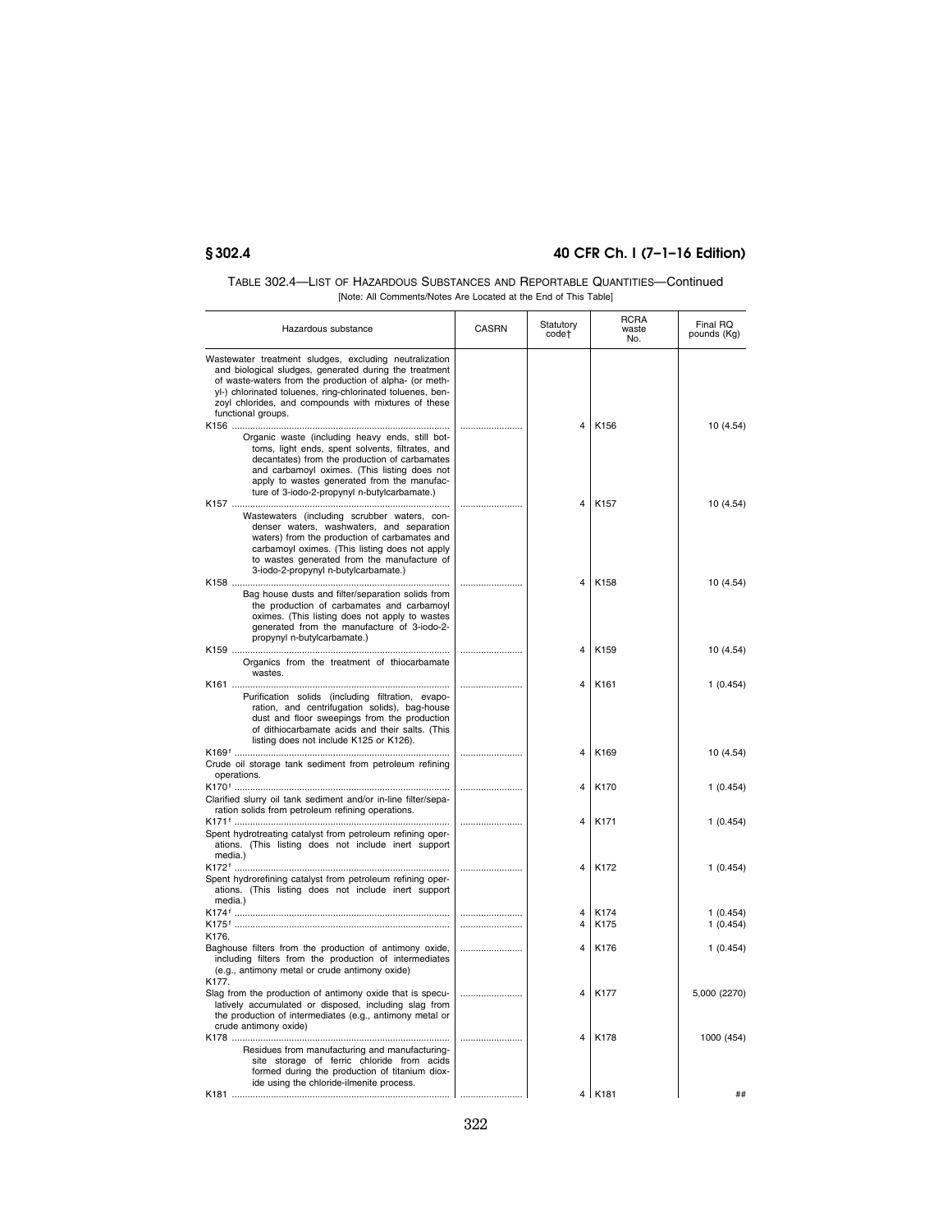TABLE 302.4—LIST OF HAZARDOUS SUBSTANCES AND REPORTABLE QUANTITIES—Continued

[Note: All Comments/Notes Are Located at the End of This Table]

| Hazardous substance | CASRN | Statutory code† | RCRA waste No. | Final RQ pounds (Kg) |
|---|---|---|---|---|
| Wastewater treatment sludges, excluding neutralization and biological sludges, generated during the treatment of waste-waters from the production of alpha- (or methyl-) chlorinated toluenes, ring-chlorinated toluenes, benzoyl chlorides, and compounds with mixtures of these functional groups. | | | | |
| K156 | | 4 | K156 | 10 (4.54) |
| Organic waste (including heavy ends, still bottoms, light ends, spent solvents, filtrates, and decantates) from the production of carbamates and carbamoyl oximes. (This listing does not apply to wastes generated from the manufacture of 3-iodo-2-propynyl n-butylcarbamate.) | | | | |
| K157 | | 4 | K157 | 10 (4.54) |
| Wastewaters (including scrubber waters, condenser waters, washwaters, and separation waters) from the production of carbamates and carbamoyl oximes. (This listing does not apply to wastes generated from the manufacture of 3-iodo-2-propynyl n-butylcarbamate.) | | | | |
| K158 | | 4 | K158 | 10 (4.54) |
| Bag house dusts and filter/separation solids from the production of carbamates and carbamoyl oximes. (This listing does not apply to wastes generated from the manufacture of 3-iodo-2-propynyl n-butylcarbamate.) | | | | |
| K159 | | 4 | K159 | 10 (4.54) |
| Organics from the treatment of thiocarbamate wastes. | | | | |
| K161 | | 4 | K161 | 1 (0.454) |
| Purification solids (including filtration, evaporation, and centrifugation solids), bag-house dust and floor sweepings from the production of dithiocarbamate acids and their salts. (This listing does not include K125 or K126). | | | | |
| K169[f] | | 4 | K169 | 10 (4.54) |
| Crude oil storage tank sediment from petroleum refining operations. | | | | |
| K170[f] | | 4 | K170 | 1 (0.454) |
| Clarified slurry oil tank sediment and/or in-line filter/separation solids from petroleum refining operations. | | | | |
| K171[f] | | 4 | K171 | 1 (0.454) |
| Spent hydrotreating catalyst from petroleum refining operations. (This listing does not include inert support media.) | | | | |
| K172[f] | | 4 | K172 | 1 (0.454) |
| Spent hydrorefining catalyst from petroleum refining operations. (This listing does not include inert support media.) | | | | |
| K174[f] | | 4 | K174 | 1 (0.454) |
| K175[f] | | 4 | K175 | 1 (0.454) |
| K176. | | | | |
| Baghouse filters from the production of antimony oxide, including filters from the production of intermediates (e.g., antimony metal or crude antimony oxide) | | 4 | K176 | 1 (0.454) |
| K177. | | | | |
| Slag from the production of antimony oxide that is speculatively accumulated or disposed, including slag from the production of intermediates (e.g., antimony metal or crude antimony oxide) | | 4 | K177 | 5,000 (2270) |
| K178 | | 4 | K178 | 1000 (454) |
| Residues from manufacturing and manufacturing-site storage of ferric chloride from acids formed during the production of titanium dioxide using the chloride-ilmenite process. | | | | |
| K181 | | 4 | K181 | ## |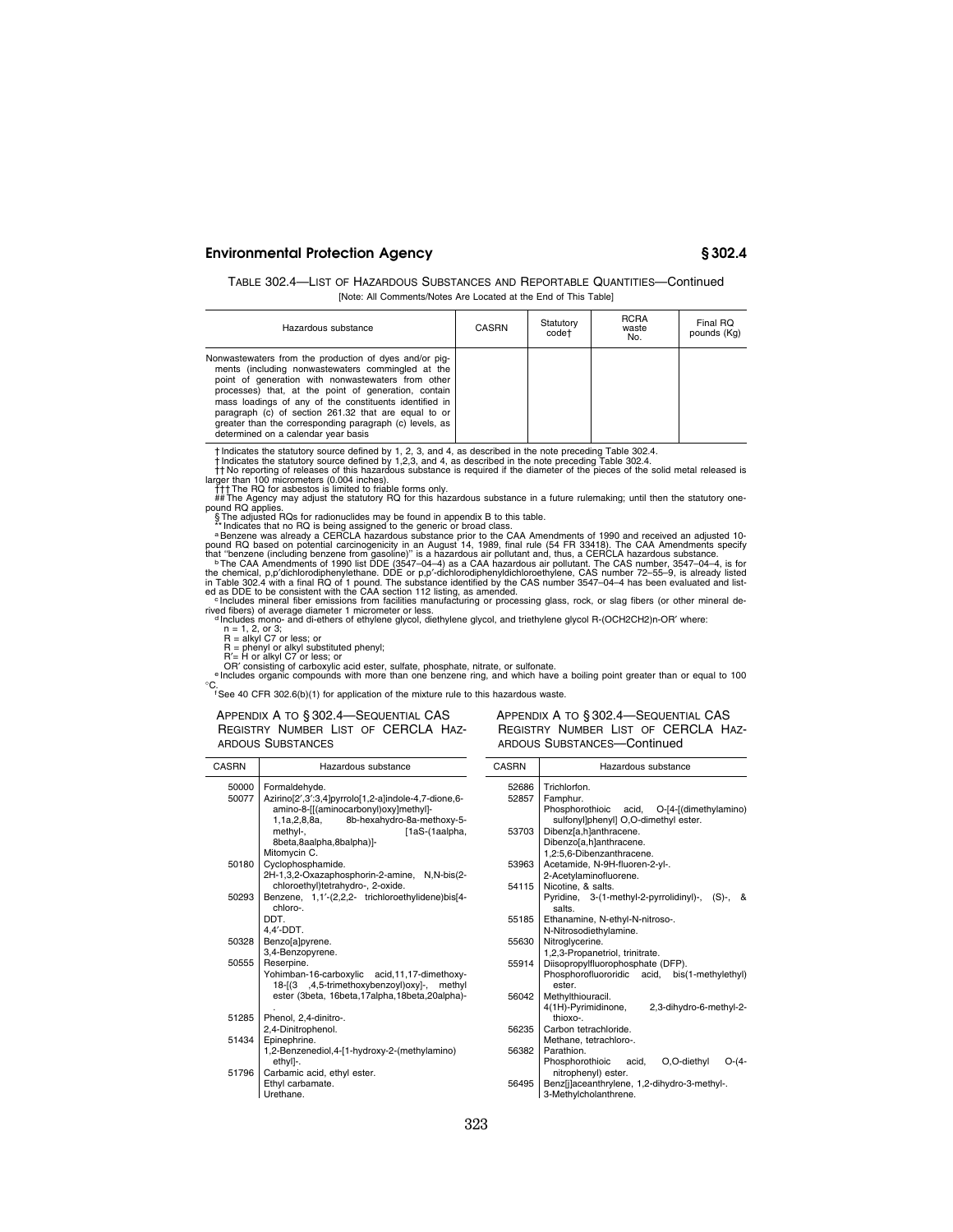TABLE 302.4—LIST OF HAZARDOUS SUBSTANCES AND REPORTABLE QUANTITIES—Continued

[Note: All Comments/Notes Are Located at the End of This Table]

| Hazardous substance | CASRN | Statutory code† | RCRA waste No. | Final RQ pounds (Kg) |
|---|---|---|---|---|
| Nonwastewaters from the production of dyes and/or pigments (including nonwastewaters commingled at the point of generation with nonwastewaters from other processes) that, at the point of generation, contain mass loadings of any of the constituents identified in paragraph (c) of section 261.32 that are equal to or greater than the corresponding paragraph (c) levels, as determined on a calendar year basis | | | | |

† Indicates the statutory source defined by 1, 2, 3, and 4, as described in the note preceding Table 302.4.

‡ Indicates the statutory source defined by 1,2,3, and 4, as described in the note preceding Table 302.4.

†† No reporting of releases of this hazardous substance is required if the diameter of the pieces of the solid metal released is larger than 100 micrometers (0.004 inches).

††† The RQ for asbestos is limited to friable forms only.

## The Agency may adjust the statutory RQ for this hazardous substance in a future rulemaking; until then the statutory one-pound RQ applies.

§ The adjusted RQs for radionuclides may be found in appendix B to this table.

** Indicates that no RQ is being assigned to the generic or broad class.

[a] Benzene was already a CERCLA hazardous substance prior to the CAA Amendments of 1990 and received an adjusted 10-pound RQ based on potential carcinogenicity in an August 14, 1989, final rule (54 FR 33418). The CAA Amendments specify that "benzene (including benzene from gasoline)" is a hazardous air pollutant and, thus, a CERCLA hazardous substance.

[b] The CAA Amendments of 1990 list DDE (3547–04–4) as a CAA hazardous air pollutant. The CAS number, 3547–04–4, is for the chemical, p,p'dichlorodiphenylethane. DDE or p,p'-dichlorodiphenyldichloroethylene, CAS number 72–55–9, is already listed in Table 302.4 with a final RQ of 1 pound. The substance identified by the CAS number 3547–04–4 has been evaluated and listed as DDE to be consistent with the CAA section 112 listing, as amended.

[c] Includes mineral fiber emissions from facilities manufacturing or processing glass, rock, or slag fibers (or other mineral derived fibers) of average diameter 1 micrometer or less.

[d] Includes mono- and di-ethers of ethylene glycol, diethylene glycol, and triethylene glycol R-(OCH2CH2)n-OR' where:

n = 1, 2, or 3;
R = alkyl C7 or less; or
R = phenyl or alkyl substituted phenyl;
R'= H or alkyl C7 or less; or
OR' consisting of carboxylic acid ester, sulfate, phosphate, nitrate, or sulfonate.

[e] Includes organic compounds with more than one benzene ring, and which have a boiling point greater than or equal to 100 °C.

[f] See 40 CFR 302.6(b)(1) for application of the mixture rule to this hazardous waste.

## APPENDIX A TO § 302.4—SEQUENTIAL CAS REGISTRY NUMBER LIST OF CERCLA HAZARDOUS SUBSTANCES

| CASRN | Hazardous substance |
|---|---|
| 50000 | Formaldehyde. |
| 50077 | Azirino[2',3':3,4]pyrrolo[1,2-a]indole-4,7-dione,6-amino-8-[[(aminocarbonyl)oxy]methyl]-1,1a,2,8,8a, 8b-hexahydro-8a-methoxy-5-methyl-, [1aS-(1aalpha, 8beta,8aalpha,8balpha)]- |
| | Mitomycin C. |
| 50180 | Cyclophosphamide. |
| | 2H-1,3,2-Oxazaphosphorin-2-amine, N,N-bis(2-chloroethyl)tetrahydro-, 2-oxide. |
| 50293 | Benzene, 1,1'-(2,2,2- trichloroethylidene)bis[4-chloro-. |
| | DDT. |
| | 4,4'-DDT. |
| 50328 | Benzo[a]pyrene. |
| | 3,4-Benzopyrene. |
| 50555 | Reserpine. |
| | Yohimban-16-carboxylic acid,11,17-dimethoxy-18-[(3 ,4,5-trimethoxybenzoyl)oxy]-, methyl ester (3beta, 16beta,17alpha,18beta,20alpha)-. |
| 51285 | Phenol, 2,4-dinitro-. |
| | 2,4-Dinitrophenol. |
| 51434 | Epinephrine. |
| | 1,2-Benzenediol,4-[1-hydroxy-2-(methylamino) ethyl]-. |
| 51796 | Carbamic acid, ethyl ester. |
| | Ethyl carbamate. |
| | Urethane. |
| 52686 | Trichlorfon. |
| 52857 | Famphur. |
| | Phosphorothioic acid, O-[4-[(dimethylamino) sulfonyl]phenyl] O,O-dimethyl ester. |
| 53703 | Dibenz[a,h]anthracene. |
| | Dibenzo[a,h]anthracene. |
| | 1,2:5,6-Dibenzanthracene. |
| 53963 | Acetamide, N-9H-fluoren-2-yl-. |
| | 2-Acetylaminofluorene. |
| 54115 | Nicotine, & salts. |
| | Pyridine, 3-(1-methyl-2-pyrrolidinyl)-, (S)-, & salts. |
| 55185 | Ethanamine, N-ethyl-N-nitroso-. |
| | N-Nitrosodiethylamine. |
| 55630 | Nitroglycerine. |
| | 1,2,3-Propanetriol, trinitrate. |
| 55914 | Diisopropylfluorophosphate (DFP). |
| | Phosphorofluoridic acid, bis(1-methylethyl) ester. |
| 56042 | Methylthiouracil. |
| | 4(1H)-Pyrimidinone, 2,3-dihydro-6-methyl-2-thioxo-. |
| 56235 | Carbon tetrachloride. |
| | Methane, tetrachloro-. |
| 56382 | Parathion. |
| | Phosphorothioic acid, O,O-diethyl O-(4-nitrophenyl) ester. |
| 56495 | Benz[j]aceanthrylene, 1,2-dihydro-3-methyl-. |
| | 3-Methylcholanthrene. |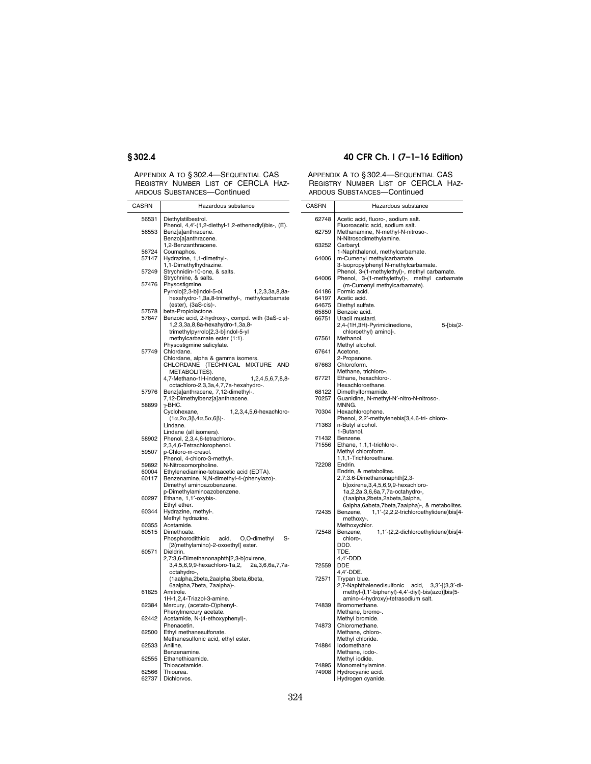APPENDIX A TO § 302.4—SEQUENTIAL CAS REGISTRY NUMBER LIST OF CERCLA HAZARDOUS SUBSTANCES—Continued

| CASRN | Hazardous substance |
|---|---|
| 56531 | Diethylstilbestrol. |
| | Phenol, 4,4′-(1,2-diethyl-1,2-ethenediyl)bis-, (E). |
| 56553 | Benz[a]anthracene. |
| | Benzo[a]anthracene. |
| | 1,2-Benzanthracene. |
| 56724 | Coumaphos. |
| 57147 | Hydrazine, 1,1-dimethyl-. |
| | 1,1-Dimethylhydrazine. |
| 57249 | Strychnidin-10-one, & salts. |
| | Strychnine, & salts. |
| 57476 | Physostigmine. |
| | Pyrrolo[2,3-b]indol-5-ol, 1,2,3,3a,8,8a-hexahydro-1,3a,8-trimethyl-, methylcarbamate (ester), (3aS-cis)-. |
| 57578 | beta-Propiolactone. |
| 57647 | Benzoic acid, 2-hydroxy-, compd. with (3aS-cis)-1,2,3,3a,8,8a-hexahydro-1,3a,8-trimethylpyrrolo[2,3-b]indol-5-yl methylcarbamate ester (1:1). |
| | Physostigmine salicylate. |
| 57749 | Chlordane. |
| | Chlordane, alpha & gamma isomers. |
| | CHLORDANE (TECHNICAL MIXTURE AND METABOLITES). |
| | 4,7-Methano-1H-indene, 1,2,4,5,6,7,8,8-octachloro-2,3,3a,4,7,7a-hexahydro-. |
| 57976 | Benz[a]anthracene, 7,12-dimethyl-. |
| | 7,12-Dimethylbenz[a]anthracene. |
| 58899 | γ-BHC. |
| | Cyclohexane, 1,2,3,4,5,6-hexachloro-(1α,2α,3β,4α,5α,6β)-. |
| | Lindane. |
| | Lindane (all isomers). |
| 58902 | Phenol, 2,3,4,6-tetrachloro-. |
| | 2,3,4,6-Tetrachlorophenol. |
| 59507 | p-Chloro-m-cresol. |
| | Phenol, 4-chloro-3-methyl-. |
| 59892 | N-Nitrosomorpholine. |
| 60004 | Ethylenediamine-tetraacetic acid (EDTA). |
| 60117 | Benzenamine, N,N-dimethyl-4-(phenylazo)-. |
| | Dimethyl aminoazobenzene. |
| | p-Dimethylaminoazobenzene. |
| 60297 | Ethane, 1,1′-oxybis-. |
| | Ethyl ether. |
| 60344 | Hydrazine, methyl-. |
| | Methyl hydrazine. |
| 60355 | Acetamide. |
| 60515 | Dimethoate. |
| | Phosphorodithioic acid, O,O-dimethyl S-[2(methylamino)-2-oxoethyl] ester. |
| 60571 | Dieldrin. |
| | 2,7:3,6-Dimethanonaphth[2,3-b]oxirene, 3,4,5,6,9,9-hexachloro-1a,2, 2a,3,6,6a,7,7a-octahydro-, (1aalpha,2beta,2aalpha,3beta,6beta, 6aalpha,7beta, 7aalpha)-. |
| 61825 | Amitrole. |
| | 1H-1,2,4-Triazol-3-amine. |
| 62384 | Mercury, (acetato-O)phenyl-. |
| | Phenylmercury acetate. |
| 62442 | Acetamide, N-(4-ethoxyphenyl)-. |
| | Phenacetin. |
| 62500 | Ethyl methanesulfonate. |
| | Methanesulfonic acid, ethyl ester. |
| 62533 | Aniline. |
| | Benzenamine. |
| 62555 | Ethanethioamide. |
| | Thioacetamide. |
| 62566 | Thiourea. |
| 62737 | Dichlorvos. |
| 62748 | Acetic acid, fluoro-, sodium salt. |
| | Fluoroacetic acid, sodium salt. |
| 62759 | Methanamine, N-methyl-N-nitroso-. |
| | N-Nitrosodimethylamine. |
| 63252 | Carbaryl. |
| | 1-Naphthalenol, methylcarbamate. |
| 64006 | m-Cumenyl methylcarbamate. |
| | 3-Isopropylphenyl N-methylcarbamate. |
| | Phenol, 3-(1-methylethyl)-, methyl carbamate. |
| 64006 | Phenol, 3-(1-methylethyl)-, methyl carbamate (m-Cumenyl methylcarbamate). |
| 64186 | Formic acid. |
| 64197 | Acetic acid. |
| 64675 | Diethyl sulfate. |
| 65850 | Benzoic acid. |
| 66751 | Uracil mustard. |
| | 2,4-(1H,3H)-Pyrimidinedione, 5-[bis(2-chloroethyl) amino]-. |
| 67561 | Methanol. |
| | Methyl alcohol. |
| 67641 | Acetone. |
| | 2-Propanone. |
| 67663 | Chloroform. |
| | Methane, trichloro-. |
| 67721 | Ethane, hexachloro-. |
| | Hexachloroethane. |
| 68122 | Dimethylformamide. |
| 70257 | Guanidine, N-methyl-N′-nitro-N-nitroso-. |
| | MNNG. |
| 70304 | Hexachlorophene. |
| | Phenol, 2,2′-methylenebis[3,4,6-tri- chloro-. |
| 71363 | n-Butyl alcohol. |
| | 1-Butanol. |
| 71432 | Benzene. |
| 71556 | Ethane, 1,1,1-trichloro-. |
| | Methyl chloroform. |
| | 1,1,1-Trichloroethane. |
| 72208 | Endrin. |
| | Endrin, & metabolites. |
| | 2,7:3,6-Dimethanonaphth[2,3-b]oxirene,3,4,5,6,9,9-hexachloro-1a,2,2a,3,6,6a,7,7a-octahydro-, (1aalpha,2beta,2abeta,3alpha, 6alpha,6abeta,7beta,7aalpha)-, & metabolites. |
| 72435 | Benzene, 1,1′-(2,2,2-trichloroethylidene)bis[4-methoxy-. |
| | Methoxychlor. |
| 72548 | Benzene, 1,1′-(2,2-dichloroethylidene)bis[4-chloro-. |
| | DDD. |
| | TDE. |
| | 4,4′-DDD. |
| 72559 | DDE |
| | 4,4′-DDE. |
| 72571 | Trypan blue. |
| | 2,7-Naphthalenedisulfonic acid, 3,3′-[(3,3′-dimethyl-(l,1′-biphenyl)-4,4′-diyl)-bis(azo)]bis(5-amino-4-hydroxy)-tetrasodium salt. |
| 74839 | Bromomethane. |
| | Methane, bromo-. |
| | Methyl bromide. |
| 74873 | Chloromethane. |
| | Methane, chloro-. |
| | Methyl chloride. |
| 74884 | Iodomethane |
| | Methane, iodo-. |
| | Methyl iodide. |
| 74895 | Monomethylamine. |
| 74908 | Hydrocyanic acid. |
| | Hydrogen cyanide. |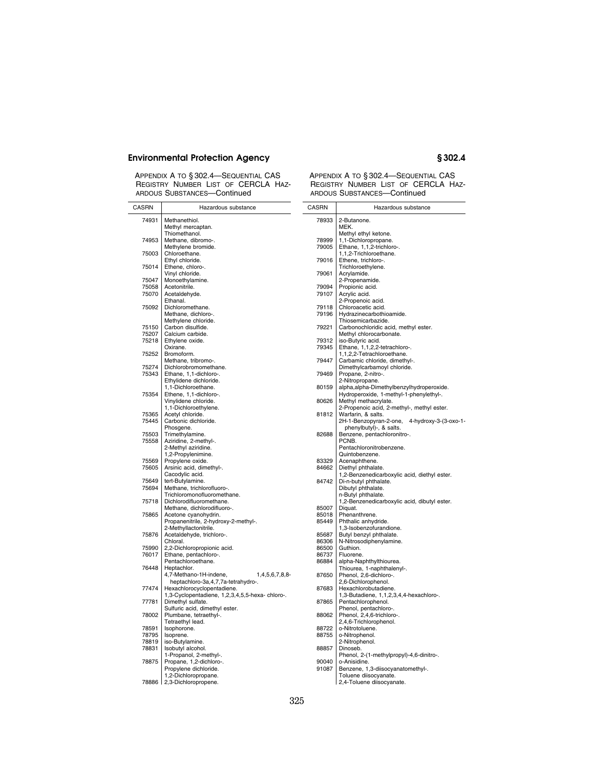APPENDIX A TO § 302.4—SEQUENTIAL CAS REGISTRY NUMBER LIST OF CERCLA HAZARDOUS SUBSTANCES—Continued

| CASRN | Hazardous substance |
|---|---|
| 74931 | Methanethiol. |
| | Methyl mercaptan. |
| | Thiomethanol. |
| 74953 | Methane, dibromo-. |
| | Methylene bromide. |
| 75003 | Chloroethane. |
| | Ethyl chloride. |
| 75014 | Ethene, chloro-. |
| | Vinyl chloride. |
| 75047 | Monoethylamine. |
| 75058 | Acetonitrile. |
| 75070 | Acetaldehyde. |
| | Ethanal. |
| 75092 | Dichloromethane. |
| | Methane, dichloro-. |
| | Methylene chloride. |
| 75150 | Carbon disulfide. |
| 75207 | Calcium carbide. |
| 75218 | Ethylene oxide. |
| | Oxirane. |
| 75252 | Bromoform. |
| | Methane, tribromo-. |
| 75274 | Dichlorobromomethane. |
| 75343 | Ethane, 1,1-dichloro-. |
| | Ethylidene dichloride. |
| | 1,1-Dichloroethane. |
| 75354 | Ethene, 1,1-dichloro-. |
| | Vinylidene chloride. |
| | 1,1-Dichloroethylene. |
| 75365 | Acetyl chloride. |
| 75445 | Carbonic dichloride. |
| | Phosgene. |
| 75503 | Trimethylamine. |
| 75558 | Aziridine, 2-methyl-. |
| | 2-Methyl aziridine. |
| | 1,2-Propylenimine. |
| 75569 | Propylene oxide. |
| 75605 | Arsinic acid, dimethyl-. |
| | Cacodylic acid. |
| 75649 | tert-Butylamine. |
| 75694 | Methane, trichlorofluoro-. |
| | Trichloromonofluoromethane. |
| 75718 | Dichlorodifluoromethane. |
| | Methane, dichlorodifluoro-. |
| 75865 | Acetone cyanohydrin. |
| | Propanenitrile, 2-hydroxy-2-methyl-. |
| | 2-Methyllactonitrile. |
| 75876 | Acetaldehyde, trichloro-. |
| | Chloral. |
| 75990 | 2,2-Dichloropropionic acid. |
| 76017 | Ethane, pentachloro-. |
| | Pentachloroethane. |
| 76448 | Heptachlor. |
| | 4,7-Methano-1H-indene, 1,4,5,6,7,8,8-heptachloro-3a,4,7,7a-tetrahydro-. |
| 77474 | Hexachlorocyclopentadiene. |
| | 1,3-Cyclopentadiene, 1,2,3,4,5,5-hexa- chloro-. |
| 77781 | Dimethyl sulfate. |
| | Sulfuric acid, dimethyl ester. |
| 78002 | Plumbane, tetraethyl-. |
| | Tetraethyl lead. |
| 78591 | Isophorone. |
| 78795 | Isoprene. |
| 78819 | iso-Butylamine. |
| 78831 | Isobutyl alcohol. |
| | 1-Propanol, 2-methyl-. |
| 78875 | Propane, 1,2-dichloro-. |
| | Propylene dichloride. |
| | 1,2-Dichloropropane. |
| 78886 | 2,3-Dichloropropene. |
| 78933 | 2-Butanone. |
| | MEK. |
| | Methyl ethyl ketone. |
| 78999 | 1,1-Dichloropropane. |
| 79005 | Ethane, 1,1,2-trichloro-. |
| | 1,1,2-Trichloroethane. |
| 79016 | Ethene, trichloro-. |
| | Trichloroethylene. |
| 79061 | Acrylamide. |
| | 2-Propenamide. |
| 79094 | Propionic acid. |
| 79107 | Acrylic acid. |
| | 2-Propenoic acid. |
| 79118 | Chloroacetic acid. |
| 79196 | Hydrazinecarbothioamide. |
| | Thiosemicarbazide. |
| 79221 | Carbonochloridic acid, methyl ester. |
| | Methyl chlorocarbonate. |
| 79312 | iso-Butyric acid. |
| 79345 | Ethane, 1,1,2,2-tetrachloro-. |
| | 1,1,2,2-Tetrachloroethane. |
| 79447 | Carbamic chloride, dimethyl-. |
| | Dimethylcarbamoyl chloride. |
| 79469 | Propane, 2-nitro-. |
| | 2-Nitropropane. |
| 80159 | alpha,alpha-Dimethylbenzylhydroperoxide. |
| | Hydroperoxide, 1-methyl-1-phenylethyl-. |
| 80626 | Methyl methacrylate. |
| | 2-Propenoic acid, 2-methyl-, methyl ester. |
| 81812 | Warfarin, & salts. |
| | 2H-1-Benzopyran-2-one, 4-hydroxy-3-(3-oxo-1-phenylbutyl)-, & salts. |
| 82688 | Benzene, pentachloronitro-. |
| | PCNB. |
| | Pentachloronitrobenzene. |
| | Quintobenzene. |
| 83329 | Acenaphthene. |
| 84662 | Diethyl phthalate. |
| | 1,2-Benzenedicarboxylic acid, diethyl ester. |
| 84742 | Di-n-butyl phthalate. |
| | Dibutyl phthalate. |
| | n-Butyl phthalate. |
| | 1,2-Benzenedicarboxylic acid, dibutyl ester. |
| 85007 | Diquat. |
| 85018 | Phenanthrene. |
| 85449 | Phthalic anhydride. |
| | 1,3-Isobenzofurandione. |
| 85687 | Butyl benzyl phthalate. |
| 86306 | N-Nitrosodiphenylamine. |
| 86500 | Guthion. |
| 86737 | Fluorene. |
| 86884 | alpha-Naphthylthiourea. |
| | Thiourea, 1-naphthalenyl-. |
| 87650 | Phenol, 2,6-dichloro-. |
| | 2,6-Dichlorophenol. |
| 87683 | Hexachlorobutadiene. |
| | 1,3-Butadiene, 1,1,2,3,4,4-hexachloro-. |
| 87865 | Pentachlorophenol. |
| | Phenol, pentachloro-. |
| 88062 | Phenol, 2,4,6-trichloro-. |
| | 2,4,6-Trichlorophenol. |
| 88722 | o-Nitrotoluene. |
| 88755 | o-Nitrophenol. |
| | 2-Nitrophenol. |
| 88857 | Dinoseb. |
| | Phenol, 2-(1-methylpropyl)-4,6-dinitro-. |
| 90040 | o-Anisidine. |
| 91087 | Benzene, 1,3-diisocyanatomethyl-. |
| | Toluene diisocyanate. |
| | 2,4-Toluene diisocyanate. |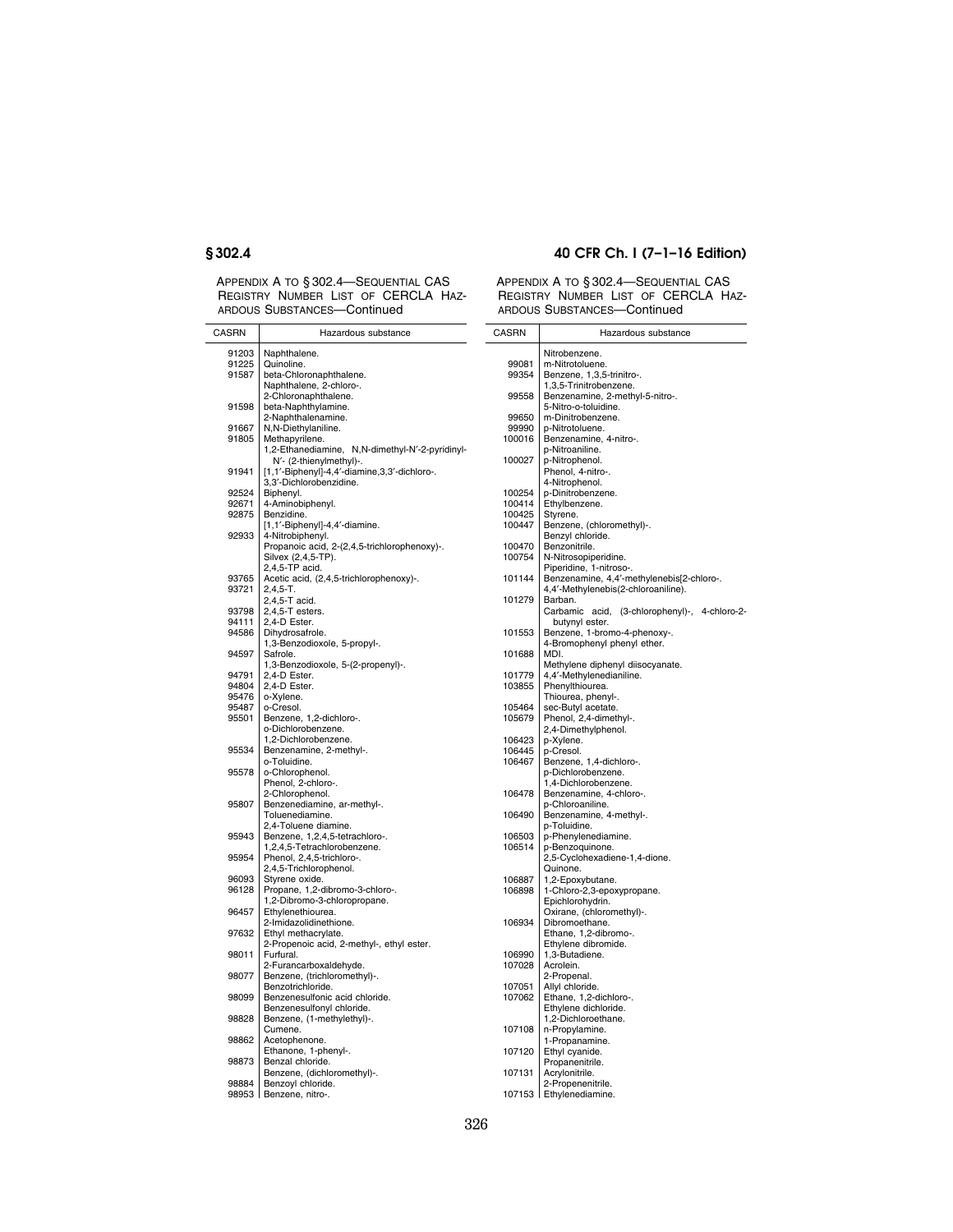APPENDIX A TO § 302.4—SEQUENTIAL CAS REGISTRY NUMBER LIST OF CERCLA HAZARDOUS SUBSTANCES—Continued

| CASRN | Hazardous substance |
|---|---|
| 91203 | Naphthalene. |
| 91225 | Quinoline. |
| 91587 | beta-Chloronaphthalene. |
| | Naphthalene, 2-chloro-. |
| | 2-Chloronaphthalene. |
| 91598 | beta-Naphthylamine. |
| | 2-Naphthalenamine. |
| 91667 | N,N-Diethylaniline. |
| 91805 | Methapyrilene. |
| | 1,2-Ethanediamine, N,N-dimethyl-N′-2-pyridinyl-N′- (2-thienylmethyl)-. |
| 91941 | [1,1′-Biphenyl]-4,4′-diamine,3,3′-dichloro-. |
| | 3,3′-Dichlorobenzidine. |
| 92524 | Biphenyl. |
| 92671 | 4-Aminobiphenyl. |
| 92875 | Benzidine. |
| | [1,1′-Biphenyl]-4,4′-diamine. |
| 92933 | 4-Nitrobiphenyl. |
| | Propanoic acid, 2-(2,4,5-trichlorophenoxy)-. |
| | Silvex (2,4,5-TP). |
| | 2,4,5-TP acid. |
| 93765 | Acetic acid, (2,4,5-trichlorophenoxy)-. |
| 93721 | 2,4,5-T. |
| | 2,4,5-T acid. |
| 93798 | 2,4,5-T esters. |
| 94111 | 2,4-D Ester. |
| 94586 | Dihydrosafrole. |
| | 1,3-Benzodioxole, 5-propyl-. |
| 94597 | Safrole. |
| | 1,3-Benzodioxole, 5-(2-propenyl)-. |
| 94791 | 2,4-D Ester. |
| 94804 | 2,4-D Ester. |
| 95476 | o-Xylene. |
| 95487 | o-Cresol. |
| 95501 | Benzene, 1,2-dichloro-. |
| | o-Dichlorobenzene. |
| | 1,2-Dichlorobenzene. |
| 95534 | Benzenamine, 2-methyl-. |
| | o-Toluidine. |
| 95578 | o-Chlorophenol. |
| | Phenol, 2-chloro-. |
| | 2-Chlorophenol. |
| 95807 | Benzenediamine, ar-methyl-. |
| | Toluenediamine. |
| | 2,4-Toluene diamine. |
| 95943 | Benzene, 1,2,4,5-tetrachloro-. |
| | 1,2,4,5-Tetrachlorobenzene. |
| 95954 | Phenol, 2,4,5-trichloro-. |
| | 2,4,5-Trichlorophenol. |
| 96093 | Styrene oxide. |
| 96128 | Propane, 1,2-dibromo-3-chloro-. |
| | 1,2-Dibromo-3-chloropropane. |
| 96457 | Ethylenethiourea. |
| | 2-Imidazolidinethione. |
| 97632 | Ethyl methacrylate. |
| | 2-Propenoic acid, 2-methyl-, ethyl ester. |
| 98011 | Furfural. |
| | 2-Furancarboxaldehyde. |
| 98077 | Benzene, (trichloromethyl)-. |
| | Benzotrichloride. |
| 98099 | Benzenesulfonic acid chloride. |
| | Benzenesulfonyl chloride. |
| 98828 | Benzene, (1-methylethyl)-. |
| | Cumene. |
| 98862 | Acetophenone. |
| | Ethanone, 1-phenyl-. |
| 98873 | Benzal chloride. |
| | Benzene, (dichloromethyl)-. |
| 98884 | Benzoyl chloride. |
| 98953 | Benzene, nitro-. |
| | Nitrobenzene. |
| 99081 | m-Nitrotoluene. |
| 99354 | Benzene, 1,3,5-trinitro-. |
| | 1,3,5-Trinitrobenzene. |
| 99558 | Benzenamine, 2-methyl-5-nitro-. |
| | 5-Nitro-o-toluidine. |
| 99650 | m-Dinitrobenzene. |
| 99990 | p-Nitrotoluene. |
| 100016 | Benzenamine, 4-nitro-. |
| | p-Nitroaniline. |
| 100027 | p-Nitrophenol. |
| | Phenol, 4-nitro-. |
| | 4-Nitrophenol. |
| 100254 | p-Dinitrobenzene. |
| 100414 | Ethylbenzene. |
| 100425 | Styrene. |
| 100447 | Benzene, (chloromethyl)-. |
| | Benzyl chloride. |
| 100470 | Benzonitrile. |
| 100754 | N-Nitrosopiperidine. |
| | Piperidine, 1-nitroso-. |
| 101144 | Benzenamine, 4,4′-methylenebis[2-chloro-. |
| | 4,4′-Methylenebis(2-chloroaniline). |
| 101279 | Barban. |
| | Carbamic acid, (3-chlorophenyl)-, 4-chloro-2-butynyl ester. |
| 101553 | Benzene, 1-bromo-4-phenoxy-. |
| | 4-Bromophenyl phenyl ether. |
| 101688 | MDI. |
| | Methylene diphenyl diisocyanate. |
| 101779 | 4,4′-Methylenedianiline. |
| 103855 | Phenylthiourea. |
| | Thiourea, phenyl-. |
| 105464 | sec-Butyl acetate. |
| 105679 | Phenol, 2,4-dimethyl-. |
| | 2,4-Dimethylphenol. |
| 106423 | p-Xylene. |
| 106445 | p-Cresol. |
| 106467 | Benzene, 1,4-dichloro-. |
| | p-Dichlorobenzene. |
| | 1,4-Dichlorobenzene. |
| 106478 | Benzenamine, 4-chloro-. |
| | p-Chloroaniline. |
| 106490 | Benzenamine, 4-methyl-. |
| | p-Toluidine. |
| 106503 | p-Phenylenediamine. |
| 106514 | p-Benzoquinone. |
| | 2,5-Cyclohexadiene-1,4-dione. |
| | Quinone. |
| 106887 | 1,2-Epoxybutane. |
| 106898 | 1-Chloro-2,3-epoxypropane. |
| | Epichlorohydrin. |
| | Oxirane, (chloromethyl)-. |
| 106934 | Dibromoethane. |
| | Ethane, 1,2-dibromo-. |
| | Ethylene dibromide. |
| 106990 | 1,3-Butadiene. |
| 107028 | Acrolein. |
| | 2-Propenal. |
| 107051 | Allyl chloride. |
| 107062 | Ethane, 1,2-dichloro-. |
| | Ethylene dichloride. |
| | 1,2-Dichloroethane. |
| 107108 | n-Propylamine. |
| | 1-Propanamine. |
| 107120 | Ethyl cyanide. |
| | Propanenitrile. |
| 107131 | Acrylonitrile. |
| | 2-Propenenitrile. |
| 107153 | Ethylenediamine. |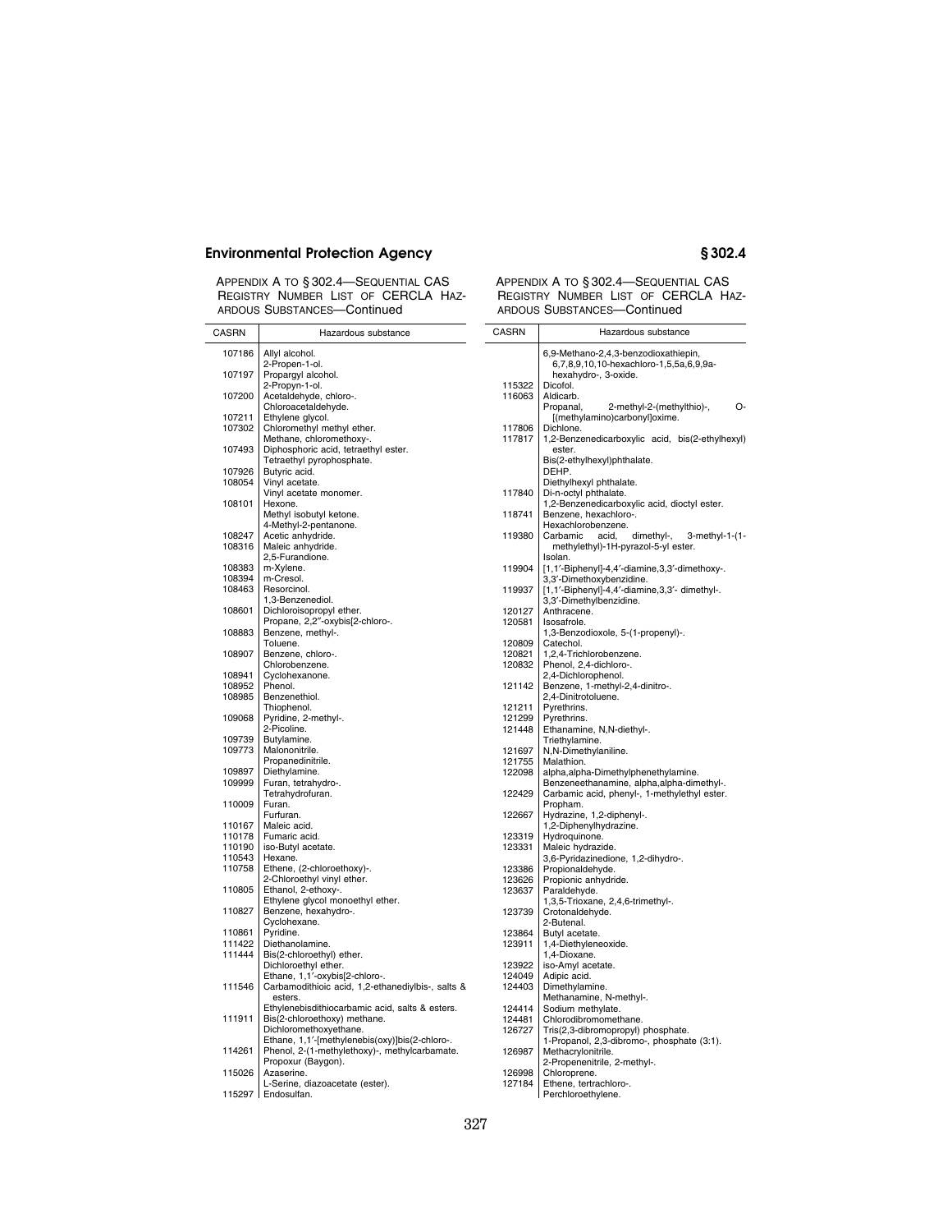APPENDIX A TO § 302.4—SEQUENTIAL CAS REGISTRY NUMBER LIST OF CERCLA HAZARDOUS SUBSTANCES—Continued

| CASRN | Hazardous substance |
|---|---|
| 107186 | Allyl alcohol. |
| | 2-Propen-1-ol. |
| 107197 | Propargyl alcohol. |
| | 2-Propyn-1-ol. |
| 107200 | Acetaldehyde, chloro-. |
| | Chloroacetaldehyde. |
| 107211 | Ethylene glycol. |
| 107302 | Chloromethyl methyl ether. |
| | Methane, chloromethoxy-. |
| 107493 | Diphosphoric acid, tetraethyl ester. |
| | Tetraethyl pyrophosphate. |
| 107926 | Butyric acid. |
| 108054 | Vinyl acetate. |
| | Vinyl acetate monomer. |
| 108101 | Hexone. |
| | Methyl isobutyl ketone. |
| | 4-Methyl-2-pentanone. |
| 108247 | Acetic anhydride. |
| 108316 | Maleic anhydride. |
| | 2,5-Furandione. |
| 108383 | m-Xylene. |
| 108394 | m-Cresol. |
| 108463 | Resorcinol. |
| | 1,3-Benzenediol. |
| 108601 | Dichloroisopropyl ether. |
| | Propane, 2,2″-oxybis[2-chloro-. |
| 108883 | Benzene, methyl-. |
| | Toluene. |
| 108907 | Benzene, chloro-. |
| | Chlorobenzene. |
| 108941 | Cyclohexanone. |
| 108952 | Phenol. |
| 108985 | Benzenethiol. |
| | Thiophenol. |
| 109068 | Pyridine, 2-methyl-. |
| | 2-Picoline. |
| 109739 | Butylamine. |
| 109773 | Malononitrile. |
| | Propanedinitrile. |
| 109897 | Diethylamine. |
| 109999 | Furan, tetrahydro-. |
| | Tetrahydrofuran. |
| 110009 | Furan. |
| | Furfuran. |
| 110167 | Maleic acid. |
| 110178 | Fumaric acid. |
| 110190 | iso-Butyl acetate. |
| 110543 | Hexane. |
| 110758 | Ethene, (2-chloroethoxy)-. |
| | 2-Chloroethyl vinyl ether. |
| 110805 | Ethanol, 2-ethoxy-. |
| | Ethylene glycol monoethyl ether. |
| 110827 | Benzene, hexahydro-. |
| | Cyclohexane. |
| 110861 | Pyridine. |
| 111422 | Diethanolamine. |
| 111444 | Bis(2-chloroethyl) ether. |
| | Dichloroethyl ether. |
| | Ethane, 1,1′-oxybis[2-chloro-. |
| 111546 | Carbamodithioic acid, 1,2-ethanediylbis-, salts & esters. |
| | Ethylenebisdithiocarbamic acid, salts & esters. |
| 111911 | Bis(2-chloroethoxy) methane. |
| | Dichloromethoxyethane. |
| | Ethane, 1,1′-[methylenebis(oxy)]bis(2-chloro-. |
| 114261 | Phenol, 2-(1-methylethoxy)-, methylcarbamate. |
| | Propoxur (Baygon). |
| 115026 | Azaserine. |
| | L-Serine, diazoacetate (ester). |
| 115297 | Endosulfan. |
| | 6,9-Methano-2,4,3-benzodioxathiepin, 6,7,8,9,10,10-hexachloro-1,5,5a,6,9,9a-hexahydro-, 3-oxide. |
| 115322 | Dicofol. |
| 116063 | Aldicarb. |
| | Propanal, 2-methyl-2-(methylthio)-, O-[(methylamino)carbonyl]oxime. |
| 117806 | Dichlone. |
| 117817 | 1,2-Benzenedicarboxylic acid, bis(2-ethylhexyl) ester. |
| | Bis(2-ethylhexyl)phthalate. |
| | DEHP. |
| | Diethylhexyl phthalate. |
| 117840 | Di-n-octyl phthalate. |
| | 1,2-Benzenedicarboxylic acid, dioctyl ester. |
| 118741 | Benzene, hexachloro-. |
| | Hexachlorobenzene. |
| 119380 | Carbamic acid, dimethyl-, 3-methyl-1-(1-methylethyl)-1H-pyrazol-5-yl ester. |
| | Isolan. |
| 119904 | [1,1′-Biphenyl]-4,4′-diamine,3,3′-dimethoxy-. |
| | 3,3′-Dimethoxybenzidine. |
| 119937 | [1,1′-Biphenyl]-4,4′-diamine,3,3′- dimethyl-. |
| | 3,3′-Dimethylbenzidine. |
| 120127 | Anthracene. |
| 120581 | Isosafrole. |
| | 1,3-Benzodioxole, 5-(1-propenyl)-. |
| 120809 | Catechol. |
| 120821 | 1,2,4-Trichlorobenzene. |
| 120832 | Phenol, 2,4-dichloro-. |
| | 2,4-Dichlorophenol. |
| 121142 | Benzene, 1-methyl-2,4-dinitro-. |
| | 2,4-Dinitrotoluene. |
| 121211 | Pyrethrins. |
| 121299 | Pyrethrins. |
| 121448 | Ethanamine, N,N-diethyl-. |
| | Triethylamine. |
| 121697 | N,N-Dimethylaniline. |
| 121755 | Malathion. |
| 122098 | alpha,alpha-Dimethylphenethylamine. |
| | Benzeneethanamine, alpha,alpha-dimethyl-. |
| 122429 | Carbamic acid, phenyl-, 1-methylethyl ester. |
| | Propham. |
| 122667 | Hydrazine, 1,2-diphenyl-. |
| | 1,2-Diphenylhydrazine. |
| 123319 | Hydroquinone. |
| 123331 | Maleic hydrazide. |
| | 3,6-Pyridazinedione, 1,2-dihydro-. |
| 123386 | Propionaldehyde. |
| 123626 | Propionic anhydride. |
| 123637 | Paraldehyde. |
| | 1,3,5-Trioxane, 2,4,6-trimethyl-. |
| 123739 | Crotonaldehyde. |
| | 2-Butenal. |
| 123864 | Butyl acetate. |
| 123911 | 1,4-Diethyleneoxide. |
| | 1,4-Dioxane. |
| 123922 | iso-Amyl acetate. |
| 124049 | Adipic acid. |
| 124403 | Dimethylamine. |
| | Methanamine, N-methyl-. |
| 124414 | Sodium methylate. |
| 124481 | Chlorodibromomethane. |
| 126727 | Tris(2,3-dibromopropyl) phosphate. |
| | 1-Propanol, 2,3-dibromo-, phosphate (3:1). |
| 126987 | Methacrylonitrile. |
| | 2-Propenenitrile, 2-methyl-. |
| 126998 | Chloroprene. |
| 127184 | Ethene, tetrachloro-. |
| | Perchloroethylene. |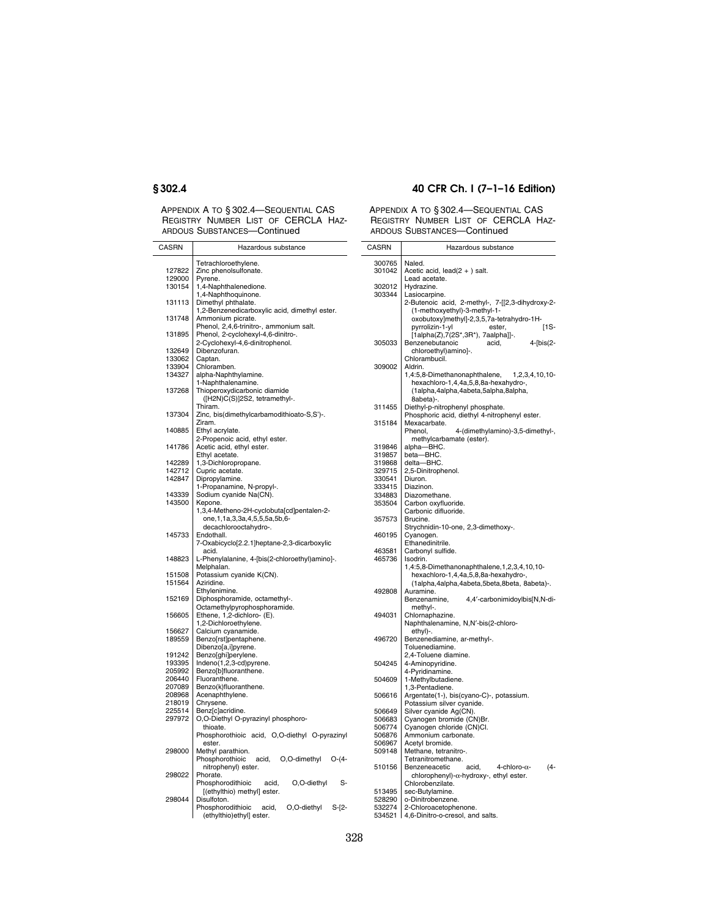APPENDIX A TO § 302.4—SEQUENTIAL CAS REGISTRY NUMBER LIST OF CERCLA HAZARDOUS SUBSTANCES—Continued

| CASRN | Hazardous substance |
|---|---|
| | Tetrachloroethylene. |
| 127822 | Zinc phenolsulfonate. |
| 129000 | Pyrene. |
| 130154 | 1,4-Naphthalenedione. |
| | 1,4-Naphthoquinone. |
| 131113 | Dimethyl phthalate. |
| | 1,2-Benzenedicarboxylic acid, dimethyl ester. |
| 131748 | Ammonium picrate. |
| | Phenol, 2,4,6-trinitro-, ammonium salt. |
| 131895 | Phenol, 2-cyclohexyl-4,6-dinitro-. |
| | 2-Cyclohexyl-4,6-dinitrophenol. |
| 132649 | Dibenzofuran. |
| 133062 | Captan. |
| 133904 | Chloramben. |
| 134327 | alpha-Naphthylamine. |
| | 1-Naphthalenamine. |
| 137268 | Thioperoxydicarbonic diamide ([H2N)C(S)]2S2, tetramethyl-. |
| | Thiram. |
| 137304 | Zinc, bis(dimethylcarbamodithioato-S,S')-. |
| | Ziram. |
| 140885 | Ethyl acrylate. |
| | 2-Propenoic acid, ethyl ester. |
| 141786 | Acetic acid, ethyl ester. |
| | Ethyl acetate. |
| 142289 | 1,3-Dichloropropane. |
| 142712 | Cupric acetate. |
| 142847 | Dipropylamine. |
| | 1-Propanamine, N-propyl-. |
| 143339 | Sodium cyanide Na(CN). |
| 143500 | Kepone. |
| | 1,3,4-Metheno-2H-cyclobuta[cd]pentalen-2-one,1,1a,3,3a,4,5,5,5a,5b,6-decachlorooctahydro-. |
| 145733 | Endothall. |
| | 7-Oxabicyclo[2.2.1]heptane-2,3-dicarboxylic acid. |
| 148823 | L-Phenylalanine, 4-[bis(2-chloroethyl)amino]-. |
| | Melphalan. |
| 151508 | Potassium cyanide K(CN). |
| 151564 | Aziridine. |
| | Ethylenimine. |
| 152169 | Diphosphoramide, octamethyl-. |
| | Octamethylpyrophosphoramide. |
| 156605 | Ethene, 1,2-dichloro- (E). |
| | 1,2-Dichloroethylene. |
| 156627 | Calcium cyanamide. |
| 189559 | Benzo[rst]pentaphene. |
| | Dibenzo[a,i]pyrene. |
| 191242 | Benzo[ghi]perylene. |
| 193395 | Indeno(1,2,3-cd)pyrene. |
| 205992 | Benzo[b]fluoranthene. |
| 206440 | Fluoranthene. |
| 207089 | Benzo(k)fluoranthene. |
| 208968 | Acenaphthylene. |
| 218019 | Chrysene. |
| 225514 | Benz[c]acridine. |
| 297972 | O,O-Diethyl O-pyrazinyl phosphorothioate. |
| | Phosphorothioic acid, O,O-diethyl O-pyrazinyl ester. |
| 298000 | Methyl parathion. |
| | Phosphorothioic acid, O,O-dimethyl O-(4-nitrophenyl) ester. |
| 298022 | Phorate. |
| | Phosphorodithioic acid, O,O-diethyl S-[(ethylthio) methyl] ester. |
| 298044 | Disulfoton. |
| | Phosphorodithioic acid, O,O-diethyl S-[2-(ethylthio)ethyl] ester. |
| 300765 | Naled. |
| 301042 | Acetic acid, lead(2 + ) salt. |
| | Lead acetate. |
| 302012 | Hydrazine. |
| 303344 | Lasiocarpine. |
| | 2-Butenoic acid, 2-methyl-, 7-[[2,3-dihydroxy-2-(1-methoxyethyl)-3-methyl-1-oxobutoxy]methyl]-2,3,5,7a-tetrahydro-1H-pyrrolizin-1-yl ester, [1S-[1alpha(Z),7(2S\*,3R\*), 7aalpha]]-. |
| 305033 | Benzenebutanoic acid, 4-[bis(2-chloroethyl)amino]-. |
| | Chlorambucil. |
| 309002 | Aldrin. |
| | 1,4:5,8-Dimethanonaphthalene, 1,2,3,4,10,10-hexachloro-1,4,4a,5,8,8a-hexahydro-, (1alpha,4alpha,4abeta,5alpha,8alpha, 8abeta)-. |
| 311455 | Diethyl-p-nitrophenyl phosphate. |
| | Phosphoric acid, diethyl 4-nitrophenyl ester. |
| 315184 | Mexacarbate. |
| | Phenol, 4-(dimethylamino)-3,5-dimethyl-, methylcarbamate (ester). |
| 319846 | alpha—BHC. |
| 319857 | beta—BHC. |
| 319868 | delta—BHC. |
| 329715 | 2,5-Dinitrophenol. |
| 330541 | Diuron. |
| 333415 | Diazinon. |
| 334883 | Diazomethane. |
| 353504 | Carbon oxyfluoride. |
| | Carbonic difluoride. |
| 357573 | Brucine. |
| | Strychnidin-10-one, 2,3-dimethoxy-. |
| 460195 | Cyanogen. |
| | Ethanedinitrile. |
| 463581 | Carbonyl sulfide. |
| 465736 | Isodrin. |
| | 1,4:5,8-Dimethanonaphthalene,1,2,3,4,10,10-hexachloro-1,4,4a,5,8,8a-hexahydro-, (1alpha,4alpha,4abeta,5beta,8beta, 8abeta)-. |
| 492808 | Auramine. |
| | Benzenamine, 4,4′-carbonimidoylbis[N,N-dimethyl-. |
| 494031 | Chlornaphazine. |
| | Naphthalenamine, N,N′-bis(2-chloroethyl)-. |
| 496720 | Benzenediamine, ar-methyl-. |
| | Toluenediamine. |
| | 2,4-Toluene diamine. |
| 504245 | 4-Aminopyridine. |
| | 4-Pyridinamine. |
| 504609 | 1-Methylbutadiene. |
| | 1,3-Pentadiene. |
| 506616 | Argentate(1-), bis(cyano-C)-, potassium. |
| | Potassium silver cyanide. |
| 506649 | Silver cyanide Ag(CN). |
| 506683 | Cyanogen bromide (CN)Br. |
| 506774 | Cyanogen chloride (CN)Cl. |
| 506876 | Ammonium carbonate. |
| 506967 | Acetyl bromide. |
| 509148 | Methane, tetranitro-. |
| | Tetranitromethane. |
| 510156 | Benzeneacetic acid, 4-chloro-α-(4-chlorophenyl)-α-hydroxy-, ethyl ester. |
| | Chlorobenzilate. |
| 513495 | sec-Butylamine. |
| 528290 | o-Dinitrobenzene. |
| 532274 | 2-Chloroacetophenone. |
| 534521 | 4,6-Dinitro-o-cresol, and salts. |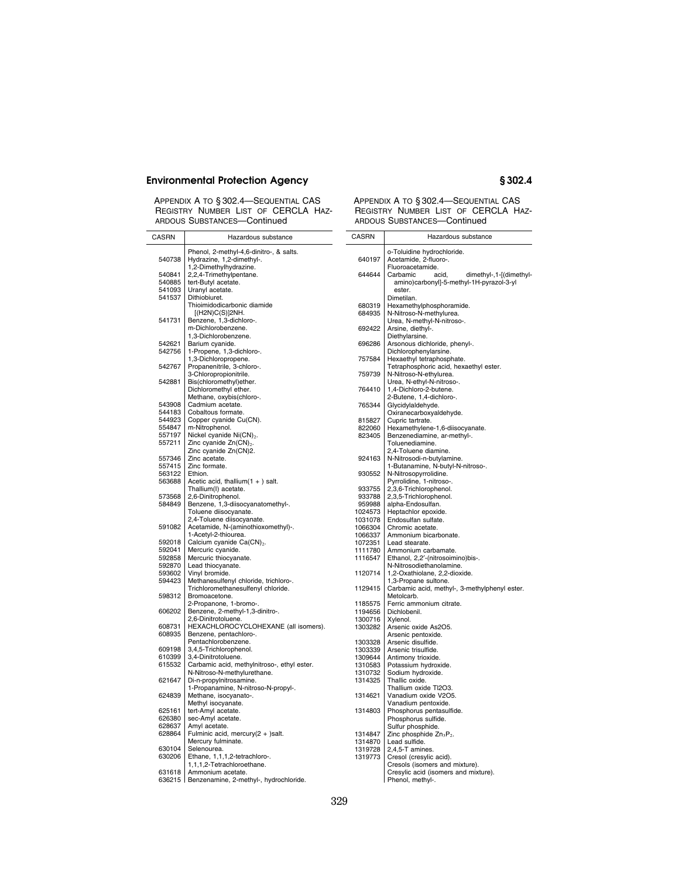APPENDIX A TO § 302.4—SEQUENTIAL CAS REGISTRY NUMBER LIST OF CERCLA HAZARDOUS SUBSTANCES—Continued

| CASRN | Hazardous substance |
| --- | --- |
| | Phenol, 2-methyl-4,6-dinitro-, & salts. |
| 540738 | Hydrazine, 1,2-dimethyl-. |
| | 1,2-Dimethylhydrazine. |
| 540841 | 2,2,4-Trimethylpentane. |
| 540885 | tert-Butyl acetate. |
| 541093 | Uranyl acetate. |
| 541537 | Dithiobiuret. |
| | Thioimidodicarbonic diamide [(H2N)C(S)]2NH. |
| 541731 | Benzene, 1,3-dichloro-. |
| | m-Dichlorobenzene. |
| | 1,3-Dichlorobenzene. |
| 542621 | Barium cyanide. |
| 542756 | 1-Propene, 1,3-dichloro-. |
| | 1,3-Dichloropropene. |
| 542767 | Propanenitrile, 3-chloro-. |
| | 3-Chloropropionitrile. |
| 542881 | Bis(chloromethyl)ether. |
| | Dichloromethyl ether. |
| | Methane, oxybis(chloro-. |
| 543908 | Cadmium acetate. |
| 544183 | Cobaltous formate. |
| 544923 | Copper cyanide Cu(CN). |
| 554847 | m-Nitrophenol. |
| 557197 | Nickel cyanide $Ni(CN)_2$. |
| 557211 | Zinc cyanide $Zn(CN)_2$. |
| | Zinc cyanide Zn(CN)2. |
| 557346 | Zinc acetate. |
| 557415 | Zinc formate. |
| 563122 | Ethion. |
| 563688 | Acetic acid, thallium(1 + ) salt. |
| | Thallium(I) acetate. |
| 573568 | 2,6-Dinitrophenol. |
| 584849 | Benzene, 1,3-diisocyanatomethyl-. |
| | Toluene diisocyanate. |
| | 2,4-Toluene diisocyanate. |
| 591082 | Acetamide, N-(aminothioxomethyl)-. |
| | 1-Acetyl-2-thiourea. |
| 592018 | Calcium cyanide $Ca(CN)_2$. |
| 592041 | Mercuric cyanide. |
| 592858 | Mercuric thiocyanate. |
| 592870 | Lead thiocyanate. |
| 593602 | Vinyl bromide. |
| 594423 | Methanesulfenyl chloride, trichloro-. |
| | Trichloromethanesulfenyl chloride. |
| 598312 | Bromoacetone. |
| | 2-Propanone, 1-bromo-. |
| 606202 | Benzene, 2-methyl-1,3-dinitro-. |
| | 2,6-Dinitrotoluene. |
| 608731 | HEXACHLOROCYCLOHEXANE (all isomers). |
| 608935 | Benzene, pentachloro-. |
| | Pentachlorobenzene. |
| 609198 | 3,4,5-Trichlorophenol. |
| 610399 | 3,4-Dinitrotoluene. |
| 615532 | Carbamic acid, methylnitroso-, ethyl ester. |
| | N-Nitroso-N-methylurethane. |
| 621647 | Di-n-propylnitrosamine. |
| | 1-Propanamine, N-nitroso-N-propyl-. |
| 624839 | Methane, isocyanato-. |
| | Methyl isocyanate. |
| 625161 | tert-Amyl acetate. |
| 626380 | sec-Amyl acetate. |
| 628637 | Amyl acetate. |
| 628864 | Fulminic acid, mercury(2 + )salt. |
| | Mercury fulminate. |
| 630104 | Selenourea. |
| 630206 | Ethane, 1,1,1,2-tetrachloro-. |
| | 1,1,1,2-Tetrachloroethane. |
| 631618 | Ammonium acetate. |
| 636215 | Benzenamine, 2-methyl-, hydrochloride. |
| | o-Toluidine hydrochloride. |
| 640197 | Acetamide, 2-fluoro-. |
| | Fluoroacetamide. |
| 644644 | Carbamic acid, dimethyl-,1-[(dimethylamino)carbonyl]-5-methyl-1H-pyrazol-3-yl ester. |
| | Dimetilan. |
| 680319 | Hexamethylphosphoramide. |
| 684935 | N-Nitroso-N-methylurea. |
| | Urea, N-methyl-N-nitroso-. |
| 692422 | Arsine, diethyl-. |
| | Diethylarsine. |
| 696286 | Arsonous dichloride, phenyl-. |
| | Dichlorophenylarsine. |
| 757584 | Hexaethyl tetraphosphate. |
| | Tetraphosphoric acid, hexaethyl ester. |
| 759739 | N-Nitroso-N-ethylurea. |
| | Urea, N-ethyl-N-nitroso-. |
| 764410 | 1,4-Dichloro-2-butene. |
| | 2-Butene, 1,4-dichloro-. |
| 765344 | Glycidylaldehyde. |
| | Oxiranecarboxyaldehyde. |
| 815827 | Cupric tartrate. |
| 822060 | Hexamethylene-1,6-diisocyanate. |
| 823405 | Benzenediamine, ar-methyl-. |
| | Toluenediamine. |
| | 2,4-Toluene diamine. |
| 924163 | N-Nitrosodi-n-butylamine. |
| | 1-Butanamine, N-butyl-N-nitroso-. |
| 930552 | N-Nitrosopyrrolidine. |
| | Pyrrolidine, 1-nitroso-. |
| 933755 | 2,3,6-Trichlorophenol. |
| 933788 | 2,3,5-Trichlorophenol. |
| 959988 | alpha-Endosulfan. |
| 1024573 | Heptachlor epoxide. |
| 1031078 | Endosulfan sulfate. |
| 1066304 | Chromic acetate. |
| 1066337 | Ammonium bicarbonate. |
| 1072351 | Lead stearate. |
| 1111780 | Ammonium carbamate. |
| 1116547 | Ethanol, 2,2′-(nitrosoimino)bis-. |
| | N-Nitrosodiethanolamine. |
| 1120714 | 1,2-Oxathiolane, 2,2-dioxide. |
| | 1,3-Propane sultone. |
| 1129415 | Carbamic acid, methyl-, 3-methylphenyl ester. |
| | Metolcarb. |
| 1185575 | Ferric ammonium citrate. |
| 1194656 | Dichlobenil. |
| 1300716 | Xylenol. |
| 1303282 | Arsenic oxide As2O5. |
| | Arsenic pentoxide. |
| 1303328 | Arsenic disulfide. |
| 1303339 | Arsenic trisulfide. |
| 1309644 | Antimony trioxide. |
| 1310583 | Potassium hydroxide. |
| 1310732 | Sodium hydroxide. |
| 1314325 | Thallic oxide. |
| | Thallium oxide Tl2O3. |
| 1314621 | Vanadium oxide V2O5. |
| | Vanadium pentoxide. |
| 1314803 | Phosphorus pentasulfide. |
| | Phosphorus sulfide. |
| | Sulfur phosphide. |
| 1314847 | Zinc phosphide $Zn_3P_2$. |
| 1314870 | Lead sulfide. |
| 1319728 | 2,4,5-T amines. |
| 1319773 | Cresol (cresylic acid). |
| | Cresols (isomers and mixture). |
| | Cresylic acid (isomers and mixture). |
| | Phenol, methyl-. |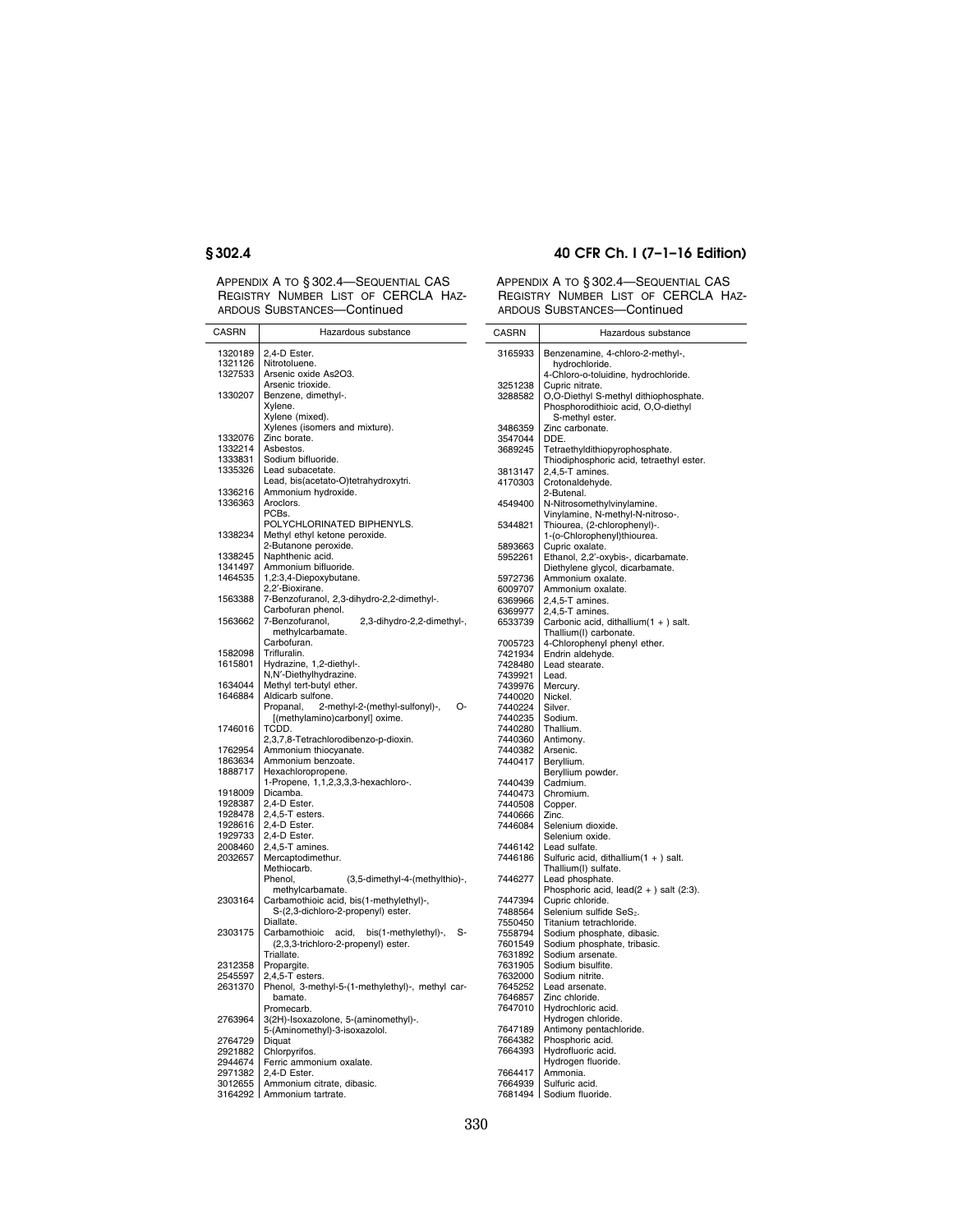APPENDIX A TO § 302.4—SEQUENTIAL CAS REGISTRY NUMBER LIST OF CERCLA HAZARDOUS SUBSTANCES—Continued

| CASRN | Hazardous substance |
|---|---|
| 1320189 | 2,4-D Ester. |
| 1321126 | Nitrotoluene. |
| 1327533 | Arsenic oxide As2O3. |
| | Arsenic trioxide. |
| 1330207 | Benzene, dimethyl-. |
| | Xylene. |
| | Xylene (mixed). |
| | Xylenes (isomers and mixture). |
| 1332076 | Zinc borate. |
| 1332214 | Asbestos. |
| 1333831 | Sodium bifluoride. |
| 1335326 | Lead subacetate. |
| | Lead, bis(acetato-O)tetrahydroxytri. |
| 1336216 | Ammonium hydroxide. |
| 1336363 | Aroclors. |
| | PCBs. |
| | POLYCHLORINATED BIPHENYLS. |
| 1338234 | Methyl ethyl ketone peroxide. |
| | 2-Butanone peroxide. |
| 1338245 | Naphthenic acid. |
| 1341497 | Ammonium bifluoride. |
| 1464535 | 1,2:3,4-Diepoxybutane. |
| | 2,2′-Bioxirane. |
| 1563388 | 7-Benzofuranol, 2,3-dihydro-2,2-dimethyl-. |
| | Carbofuran phenol. |
| 1563662 | 7-Benzofuranol, 2,3-dihydro-2,2-dimethyl-, methylcarbamate. |
| | Carbofuran. |
| 1582098 | Trifluralin. |
| 1615801 | Hydrazine, 1,2-diethyl-. |
| | N,N′-Diethylhydrazine. |
| 1634044 | Methyl tert-butyl ether. |
| 1646884 | Aldicarb sulfone. |
| | Propanal, 2-methyl-2-(methyl-sulfonyl)-, O-[(methylamino)carbonyl] oxime. |
| 1746016 | TCDD. |
| | 2,3,7,8-Tetrachlorodibenzo-p-dioxin. |
| 1762954 | Ammonium thiocyanate. |
| 1863634 | Ammonium benzoate. |
| 1888717 | Hexachloropropene. |
| | 1-Propene, 1,1,2,3,3,3-hexachloro-. |
| 1918009 | Dicamba. |
| 1928387 | 2,4-D Ester. |
| 1928478 | 2,4,5-T esters. |
| 1928616 | 2,4-D Ester. |
| 1929733 | 2,4-D Ester. |
| 2008460 | 2,4,5-T amines. |
| 2032657 | Mercaptodimethur. |
| | Methiocarb. |
| | Phenol, (3,5-dimethyl-4-(methylthio)-, methylcarbamate. |
| 2303164 | Carbamothioic acid, bis(1-methylethyl)-, S-(2,3-dichloro-2-propenyl) ester. |
| | Diallate. |
| 2303175 | Carbamothioic acid, bis(1-methylethyl)-, S-(2,3,3-trichloro-2-propenyl) ester. |
| | Triallate. |
| 2312358 | Propargite. |
| 2545597 | 2,4,5-T esters. |
| 2631370 | Phenol, 3-methyl-5-(1-methylethyl)-, methyl carbamate. |
| | Promecarb. |
| 2763964 | 3(2H)-Isoxazolone, 5-(aminomethyl)-. |
| | 5-(Aminomethyl)-3-isoxazolol. |
| 2764729 | Diquat |
| 2921882 | Chlorpyrifos. |
| 2944674 | Ferric ammonium oxalate. |
| 2971382 | 2,4-D Ester. |
| 3012655 | Ammonium citrate, dibasic. |
| 3164292 | Ammonium tartrate. |
| 3165933 | Benzenamine, 4-chloro-2-methyl-, hydrochloride. |
| | 4-Chloro-o-toluidine, hydrochloride. |
| 3251238 | Cupric nitrate. |
| 3288582 | O,O-Diethyl S-methyl dithiophosphate. |
| | Phosphorodithioic acid, O,O-diethyl S-methyl ester. |
| 3486359 | Zinc carbonate. |
| 3547044 | DDE. |
| 3689245 | Tetraethyldithiopyrophosphate. |
| | Thiodiphosphoric acid, tetraethyl ester. |
| 3813147 | 2,4,5-T amines. |
| 4170303 | Crotonaldehyde. |
| | 2-Butenal. |
| 4549400 | N-Nitrosomethylvinylamine. |
| | Vinylamine, N-methyl-N-nitroso-. |
| 5344821 | Thiourea, (2-chlorophenyl)-. |
| | 1-(o-Chlorophenyl)thiourea. |
| 5893663 | Cupric oxalate. |
| 5952261 | Ethanol, 2,2′-oxybis-, dicarbamate. |
| | Diethylene glycol, dicarbamate. |
| 5972736 | Ammonium oxalate. |
| 6009707 | Ammonium oxalate. |
| 6369966 | 2,4,5-T amines. |
| 6369977 | 2,4,5-T amines. |
| 6533739 | Carbonic acid, dithallium(1 + ) salt. |
| | Thallium(I) carbonate. |
| 7005723 | 4-Chlorophenyl phenyl ether. |
| 7421934 | Endrin aldehyde. |
| 7428480 | Lead stearate. |
| 7439921 | Lead. |
| 7439976 | Mercury. |
| 7440020 | Nickel. |
| 7440224 | Silver. |
| 7440235 | Sodium. |
| 7440280 | Thallium. |
| 7440360 | Antimony. |
| 7440382 | Arsenic. |
| 7440417 | Beryllium. |
| | Beryllium powder. |
| 7440439 | Cadmium. |
| 7440473 | Chromium. |
| 7440508 | Copper. |
| 7440666 | Zinc. |
| 7446084 | Selenium dioxide. |
| | Selenium oxide. |
| 7446142 | Lead sulfate. |
| 7446186 | Sulfuric acid, dithallium(1 + ) salt. |
| | Thallium(I) sulfate. |
| 7446277 | Lead phosphate. |
| | Phosphoric acid, lead(2 + ) salt (2:3). |
| 7447394 | Cupric chloride. |
| 7488564 | Selenium sulfide $SeS_2$. |
| 7550450 | Titanium tetrachloride. |
| 7558794 | Sodium phosphate, dibasic. |
| 7601549 | Sodium phosphate, tribasic. |
| 7631892 | Sodium arsenate. |
| 7631905 | Sodium bisulfite. |
| 7632000 | Sodium nitrite. |
| 7645252 | Lead arsenate. |
| 7646857 | Zinc chloride. |
| 7647010 | Hydrochloric acid. |
| | Hydrogen chloride. |
| 7647189 | Antimony pentachloride. |
| 7664382 | Phosphoric acid. |
| 7664393 | Hydrofluoric acid. |
| | Hydrogen fluoride. |
| 7664417 | Ammonia. |
| 7664939 | Sulfuric acid. |
| 7681494 | Sodium fluoride. |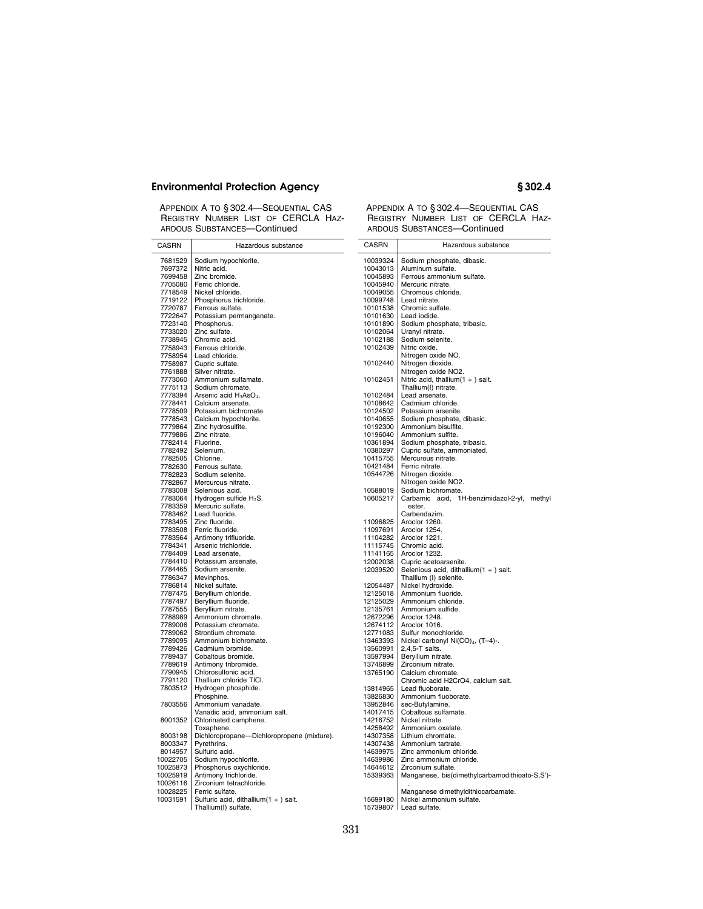APPENDIX A TO § 302.4—SEQUENTIAL CAS REGISTRY NUMBER LIST OF CERCLA HAZARDOUS SUBSTANCES—Continued

| CASRN | Hazardous substance |
|---|---|
| 7681529 | Sodium hypochlorite. |
| 7697372 | Nitric acid. |
| 7699458 | Zinc bromide. |
| 7705080 | Ferric chloride. |
| 7718549 | Nickel chloride. |
| 7719122 | Phosphorus trichloride. |
| 7720787 | Ferrous sulfate. |
| 7722647 | Potassium permanganate. |
| 7723140 | Phosphorus. |
| 7733020 | Zinc sulfate. |
| 7738945 | Chromic acid. |
| 7758943 | Ferrous chloride. |
| 7758954 | Lead chloride. |
| 7758987 | Cupric sulfate. |
| 7761888 | Silver nitrate. |
| 7773060 | Ammonium sulfamate. |
| 7775113 | Sodium chromate. |
| 7778394 | Arsenic acid $H_3AsO_4$. |
| 7778441 | Calcium arsenate. |
| 7778509 | Potassium bichromate. |
| 7778543 | Calcium hypochlorite. |
| 7779864 | Zinc hydrosulfite. |
| 7779886 | Zinc nitrate. |
| 7782414 | Fluorine. |
| 7782492 | Selenium. |
| 7782505 | Chlorine. |
| 7782630 | Ferrous sulfate. |
| 7782823 | Sodium selenite. |
| 7782867 | Mercurous nitrate. |
| 7783008 | Selenious acid. |
| 7783064 | Hydrogen sulfide $H_2S$. |
| 7783359 | Mercuric sulfate. |
| 7783462 | Lead fluoride. |
| 7783495 | Zinc fluoride. |
| 7783508 | Ferric fluoride. |
| 7783564 | Antimony trifluoride. |
| 7784341 | Arsenic trichloride. |
| 7784409 | Lead arsenate. |
| 7784410 | Potassium arsenate. |
| 7784465 | Sodium arsenite. |
| 7786347 | Mevinphos. |
| 7786814 | Nickel sulfate. |
| 7787475 | Beryllium chloride. |
| 7787497 | Beryllium fluoride. |
| 7787555 | Beryllium nitrate. |
| 7788989 | Ammonium chromate. |
| 7789006 | Potassium chromate. |
| 7789062 | Strontium chromate. |
| 7789095 | Ammonium bichromate. |
| 7789426 | Cadmium bromide. |
| 7789437 | Cobaltous bromide. |
| 7789619 | Antimony tribromide. |
| 7790945 | Chlorosulfonic acid. |
| 7791120 | Thallium chloride TlCl. |
| 7803512 | Hydrogen phosphide. |
| | Phosphine. |
| 7803556 | Ammonium vanadate. |
| | Vanadic acid, ammonium salt. |
| 8001352 | Chlorinated camphene. |
| | Toxaphene. |
| 8003198 | Dichloropropane—Dichloropropene (mixture). |
| 8003347 | Pyrethrins. |
| 8014957 | Sulfuric acid. |
| 10022705 | Sodium hypochlorite. |
| 10025873 | Phosphorus oxychloride. |
| 10025919 | Antimony trichloride. |
| 10026116 | Zirconium tetrachloride. |
| 10028225 | Ferric sulfate. |
| 10031591 | Sulfuric acid, dithallium(1 + ) salt. |
| | Thallium(I) sulfate. |
| 10039324 | Sodium phosphate, dibasic. |
| 10043013 | Aluminum sulfate. |
| 10045893 | Ferrous ammonium sulfate. |
| 10045940 | Mercuric nitrate. |
| 10049055 | Chromous chloride. |
| 10099748 | Lead nitrate. |
| 10101538 | Chromic sulfate. |
| 10101630 | Lead iodide. |
| 10101890 | Sodium phosphate, tribasic. |
| 10102064 | Uranyl nitrate. |
| 10102188 | Sodium selenite. |
| 10102439 | Nitric oxide. |
| | Nitrogen oxide NO. |
| 10102440 | Nitrogen dioxide. |
| | Nitrogen oxide NO2. |
| 10102451 | Nitric acid, thallium(1 + ) salt. |
| | Thallium(I) nitrate. |
| 10102484 | Lead arsenate. |
| 10108642 | Cadmium chloride. |
| 10124502 | Potassium arsenite. |
| 10140655 | Sodium phosphate, dibasic. |
| 10192300 | Ammonium bisulfite. |
| 10196040 | Ammonium sulfite. |
| 10361894 | Sodium phosphate, tribasic. |
| 10380297 | Cupric sulfate, ammoniated. |
| 10415755 | Mercurous nitrate. |
| 10421484 | Ferric nitrate. |
| 10544726 | Nitrogen dioxide. |
| | Nitrogen oxide NO2. |
| 10588019 | Sodium bichromate. |
| 10605217 | Carbamic acid, 1H-benzimidazol-2-yl, methyl ester. |
| | Carbendazim. |
| 11096825 | Aroclor 1260. |
| 11097691 | Aroclor 1254. |
| 11104282 | Aroclor 1221. |
| 11115745 | Chromic acid. |
| 11141165 | Aroclor 1232. |
| 12002038 | Cupric acetoarsenite. |
| 12039520 | Selenious acid, dithallium(1 + ) salt. |
| | Thallium (I) selenite. |
| 12054487 | Nickel hydroxide. |
| 12125018 | Ammonium fluoride. |
| 12125029 | Ammonium chloride. |
| 12135761 | Ammonium sulfide. |
| 12672296 | Aroclor 1248. |
| 12674112 | Aroclor 1016. |
| 12771083 | Sulfur monochloride. |
| 13463393 | Nickel carbonyl $Ni(CO)_4$, (T–4)-. |
| 13560991 | 2,4,5-T salts. |
| 13597994 | Beryllium nitrate. |
| 13746899 | Zirconium nitrate. |
| 13765190 | Calcium chromate. |
| | Chromic acid H2CrO4, calcium salt. |
| 13814965 | Lead fluoborate. |
| 13826830 | Ammonium fluoborate. |
| 13952846 | sec-Butylamine. |
| 14017415 | Cobaltous sulfamate. |
| 14216752 | Nickel nitrate. |
| 14258492 | Ammonium oxalate. |
| 14307358 | Lithium chromate. |
| 14307438 | Ammonium tartrate. |
| 14639975 | Zinc ammonium chloride. |
| 14639986 | Zinc ammonium chloride. |
| 14644612 | Zirconium sulfate. |
| 15339363 | Manganese, bis(dimethylcarbamodithioato-S,S')-. |
| | Manganese dimethyldithiocarbamate. |
| 15699180 | Nickel ammonium sulfate. |
| 15739807 | Lead sulfate. |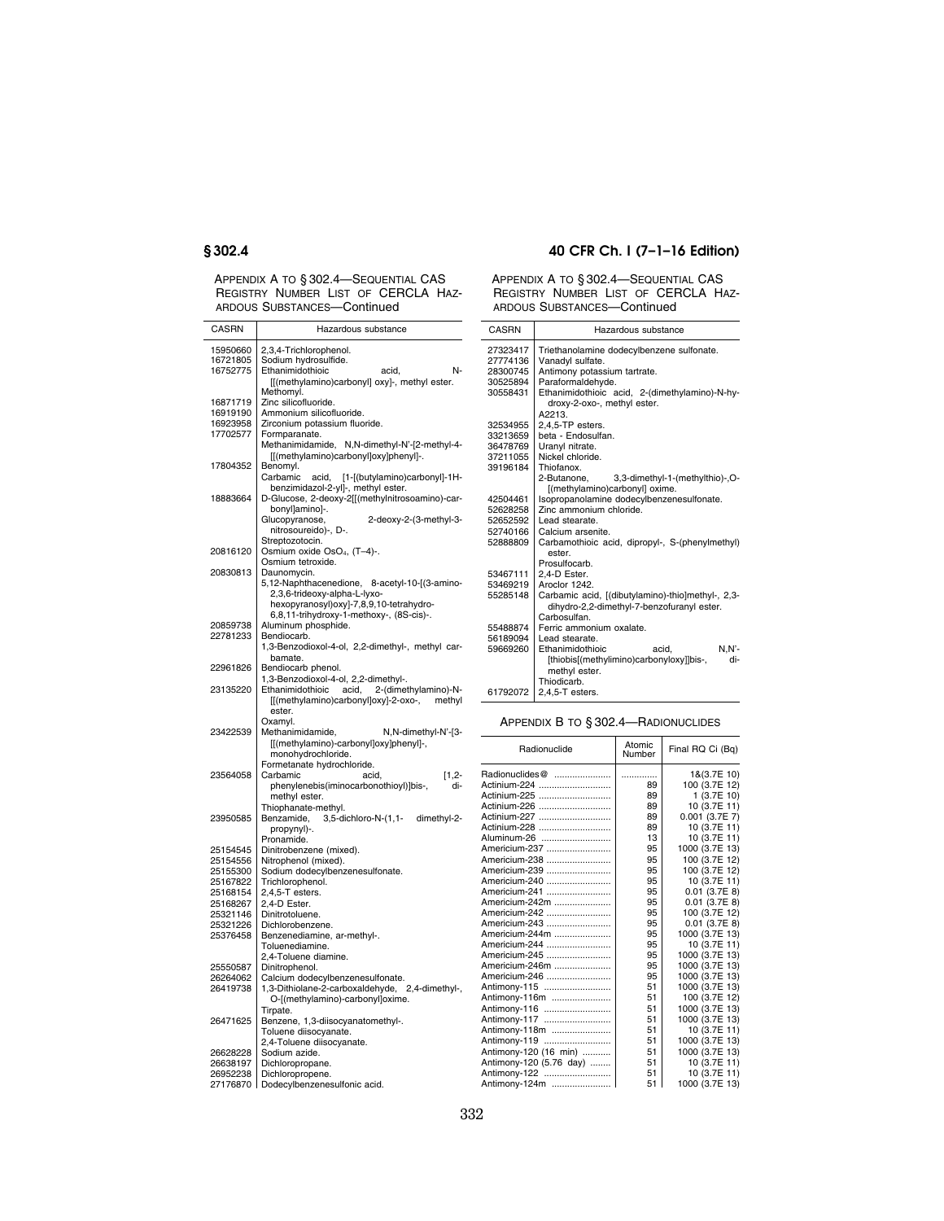APPENDIX A TO § 302.4—SEQUENTIAL CAS REGISTRY NUMBER LIST OF CERCLA HAZARDOUS SUBSTANCES—Continued

| CASRN | Hazardous substance |
|---|---|
| 15950660 | 2,3,4-Trichlorophenol. |
| 16721805 | Sodium hydrosulfide. |
| 16752775 | Ethanimidothioic acid, N-[[(methylamino)carbonyl] oxy]-, methyl ester. |
| | Methomyl. |
| 16871719 | Zinc silicofluoride. |
| 16919190 | Ammonium silicofluoride. |
| 16923958 | Zirconium potassium fluoride. |
| 17702577 | Formparanate. |
| | Methanimidamide, N,N-dimethyl-N'-[2-methyl-4-[[(methylamino)carbonyl]oxy]phenyl]-. |
| 17804352 | Benomyl. |
| | Carbamic acid, [1-[(butylamino)carbonyl]-1H-benzimidazol-2-yl]-, methyl ester. |
| 18883664 | D-Glucose, 2-deoxy-2[[(methylnitrosoamino)-carbonyl]amino]-. |
| | Glucopyranose, 2-deoxy-2-(3-methyl-3-nitrosoureido)-, D-. |
| | Streptozotocin. |
| 20816120 | Osmium oxide $OsO_4$, (T–4)-. |
| | Osmium tetroxide. |
| 20830813 | Daunomycin. |
| | 5,12-Naphthacenedione, 8-acetyl-10-[(3-amino-2,3,6-trideoxy-alpha-L-lyxo-hexopyranosyl)oxy]-7,8,9,10-tetrahydro-6,8,11-trihydroxy-1-methoxy-, (8S-cis)-. |
| 20859738 | Aluminum phosphide. |
| 22781233 | Bendiocarb. |
| | 1,3-Benzodioxol-4-ol, 2,2-dimethyl-, methyl carbamate. |
| 22961826 | Bendiocarb phenol. |
| | 1,3-Benzodioxol-4-ol, 2,2-dimethyl-. |
| 23135220 | Ethanimidothioic acid, 2-(dimethylamino)-N-[[(methylamino)carbonyl]oxy]-2-oxo-, methyl ester. |
| | Oxamyl. |
| 23422539 | Methanimidamide, N,N-dimethyl-N'-[3-[[(methylamino)-carbonyl]oxy]phenyl]-, monohydrochloride. |
| | Formetanate hydrochloride. |
| 23564058 | Carbamic acid, [1,2-phenylenebis(iminocarbonothioyl)]bis-, dimethyl ester. |
| | Thiophanate-methyl. |
| 23950585 | Benzamide, 3,5-dichloro-N-(1,1- dimethyl-2-propynyl)-. |
| | Pronamide. |
| 25154545 | Dinitrobenzene (mixed). |
| 25154556 | Nitrophenol (mixed). |
| 25155300 | Sodium dodecylbenzenesulfonate. |
| 25167822 | Trichlorophenol. |
| 25168154 | 2,4,5-T esters. |
| 25168267 | 2,4-D Ester. |
| 25321146 | Dinitrotoluene. |
| 25321226 | Dichlorobenzene. |
| 25376458 | Benzenediamine, ar-methyl-. |
| | Toluenediamine. |
| | 2,4-Toluene diamine. |
| 25550587 | Dinitrophenol. |
| 26264062 | Calcium dodecylbenzenesulfonate. |
| 26419738 | 1,3-Dithiolane-2-carboxaldehyde, 2,4-dimethyl-, O-[(methylamino)-carbonyl]oxime. |
| | Tirpate. |
| 26471625 | Benzene, 1,3-diisocyanatomethyl-. |
| | Toluene diisocyanate. |
| | 2,4-Toluene diisocyanate. |
| 26628228 | Sodium azide. |
| 26638197 | Dichloropropane. |
| 26952238 | Dichloropropene. |
| 27176870 | Dodecylbenzenesulfonic acid. |
| 27323417 | Triethanolamine dodecylbenzene sulfonate. |
| 27774136 | Vanadyl sulfate. |
| 28300745 | Antimony potassium tartrate. |
| 30525894 | Paraformaldehyde. |
| 30558431 | Ethanimidothioic acid, 2-(dimethylamino)-N-hydroxy-2-oxo-, methyl ester. |
| | A2213. |
| 32534955 | 2,4,5-TP esters. |
| 33213659 | beta - Endosulfan. |
| 36478769 | Uranyl nitrate. |
| 37211055 | Nickel chloride. |
| 39196184 | Thiofanox. |
| | 2-Butanone, 3,3-dimethyl-1-(methylthio)-,O-[(methylamino)carbonyl] oxime. |
| 42504461 | Isopropanolamine dodecylbenzenesulfonate. |
| 52628258 | Zinc ammonium chloride. |
| 52652592 | Lead stearate. |
| 52740166 | Calcium arsenite. |
| 52888809 | Carbamothioic acid, dipropyl-, S-(phenylmethyl) ester. |
| | Prosulfocarb. |
| 53467111 | 2,4-D Ester. |
| 53469219 | Aroclor 1242. |
| 55285148 | Carbamic acid, [(dibutylamino)-thio]methyl-, 2,3-dihydro-2,2-dimethyl-7-benzofuranyl ester. |
| | Carbosulfan. |
| 55488874 | Ferric ammonium oxalate. |
| 56189094 | Lead stearate. |
| 59669260 | Ethanimidothioic acid, N,N'-[thiobis[(methylimino)carbonyloxy]]bis-, dimethyl ester. |
| | Thiodicarb. |
| 61792072 | 2,4,5-T esters. |

## APPENDIX B TO § 302.4—RADIONUCLIDES

| Radionuclide | Atomic Number | Final RQ Ci (Bq) |
|---|---|---|
| Radionuclides@ | ............ | 1&(3.7E 10) |
| Actinium-224 | 89 | 100 (3.7E 12) |
| Actinium-225 | 89 | 1 (3.7E 10) |
| Actinium-226 | 89 | 10 (3.7E 11) |
| Actinium-227 | 89 | 0.001 (3.7E 7) |
| Actinium-228 | 89 | 10 (3.7E 11) |
| Aluminum-26 | 13 | 10 (3.7E 11) |
| Americium-237 | 95 | 1000 (3.7E 13) |
| Americium-238 | 95 | 100 (3.7E 12) |
| Americium-239 | 95 | 100 (3.7E 12) |
| Americium-240 | 95 | 10 (3.7E 11) |
| Americium-241 | 95 | 0.01 (3.7E 8) |
| Americium-242m | 95 | 0.01 (3.7E 8) |
| Americium-242 | 95 | 100 (3.7E 12) |
| Americium-243 | 95 | 0.01 (3.7E 8) |
| Americium-244m | 95 | 1000 (3.7E 13) |
| Americium-244 | 95 | 10 (3.7E 11) |
| Americium-245 | 95 | 1000 (3.7E 13) |
| Americium-246m | 95 | 1000 (3.7E 13) |
| Americium-246 | 95 | 1000 (3.7E 13) |
| Antimony-115 | 51 | 1000 (3.7E 13) |
| Antimony-116m | 51 | 100 (3.7E 12) |
| Antimony-116 | 51 | 1000 (3.7E 13) |
| Antimony-117 | 51 | 1000 (3.7E 13) |
| Antimony-118m | 51 | 10 (3.7E 11) |
| Antimony-119 | 51 | 1000 (3.7E 13) |
| Antimony-120 (16 min) | 51 | 1000 (3.7E 13) |
| Antimony-120 (5.76 day) | 51 | 10 (3.7E 11) |
| Antimony-122 | 51 | 10 (3.7E 11) |
| Antimony-124m | 51 | 1000 (3.7E 13) |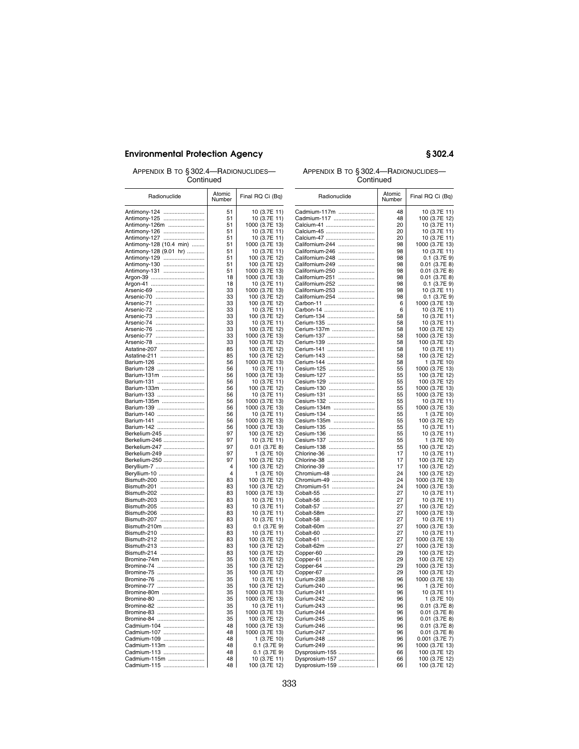APPENDIX B TO § 302.4—RADIONUCLIDES—Continued

| Radionuclide | Atomic Number | Final RQ Ci (Bq) |
|---|---|---|
| Antimony-124 | 51 | 10 (3.7E 11) |
| Antimony-125 | 51 | 10 (3.7E 11) |
| Antimony-126m | 51 | 1000 (3.7E 13) |
| Antimony-126 | 51 | 10 (3.7E 11) |
| Antimony-127 | 51 | 10 (3.7E 11) |
| Antimony-128 (10.4 min) | 51 | 1000 (3.7E 13) |
| Antimony-128 (9.01 hr) | 51 | 10 (3.7E 11) |
| Antimony-129 | 51 | 100 (3.7E 12) |
| Antimony-130 | 51 | 100 (3.7E 12) |
| Antimony-131 | 51 | 1000 (3.7E 13) |
| Argon-39 | 18 | 1000 (3.7E 13) |
| Argon-41 | 18 | 10 (3.7E 11) |
| Arsenic-69 | 33 | 1000 (3.7E 13) |
| Arsenic-70 | 33 | 100 (3.7E 12) |
| Arsenic-71 | 33 | 100 (3.7E 12) |
| Arsenic-72 | 33 | 10 (3.7E 11) |
| Arsenic-73 | 33 | 100 (3.7E 12) |
| Arsenic-74 | 33 | 10 (3.7E 11) |
| Arsenic-76 | 33 | 100 (3.7E 12) |
| Arsenic-77 | 33 | 1000 (3.7E 13) |
| Arsenic-78 | 33 | 100 (3.7E 12) |
| Astatine-207 | 85 | 100 (3.7E 12) |
| Astatine-211 | 85 | 100 (3.7E 12) |
| Barium-126 | 56 | 1000 (3.7E 13) |
| Barium-128 | 56 | 10 (3.7E 11) |
| Barium-131m | 56 | 1000 (3.7E 13) |
| Barium-131 | 56 | 10 (3.7E 11) |
| Barium-133m | 56 | 100 (3.7E 12) |
| Barium-133 | 56 | 10 (3.7E 11) |
| Barium-135m | 56 | 1000 (3.7E 13) |
| Barium-139 | 56 | 1000 (3.7E 13) |
| Barium-140 | 56 | 10 (3.7E 11) |
| Barium-141 | 56 | 1000 (3.7E 13) |
| Barium-142 | 56 | 1000 (3.7E 13) |
| Berkelium-245 | 97 | 100 (3.7E 12) |
| Berkelium-246 | 97 | 10 (3.7E 11) |
| Berkelium-247 | 97 | 0.01 (3.7E 8) |
| Berkelium-249 | 97 | 1 (3.7E 10) |
| Berkelium-250 | 97 | 100 (3.7E 12) |
| Beryllium-7 | 4 | 100 (3.7E 12) |
| Beryllium-10 | 4 | 1 (3.7E 10) |
| Bismuth-200 | 83 | 100 (3.7E 12) |
| Bismuth-201 | 83 | 100 (3.7E 12) |
| Bismuth-202 | 83 | 1000 (3.7E 13) |
| Bismuth-203 | 83 | 10 (3.7E 11) |
| Bismuth-205 | 83 | 10 (3.7E 11) |
| Bismuth-206 | 83 | 10 (3.7E 11) |
| Bismuth-207 | 83 | 10 (3.7E 11) |
| Bismuth-210m | 83 | 0.1 (3.7E 9) |
| Bismuth-210 | 83 | 10 (3.7E 11) |
| Bismuth-212 | 83 | 100 (3.7E 12) |
| Bismuth-213 | 83 | 100 (3.7E 12) |
| Bismuth-214 | 83 | 100 (3.7E 12) |
| Bromine-74m | 35 | 100 (3.7E 12) |
| Bromine-74 | 35 | 100 (3.7E 12) |
| Bromine-75 | 35 | 100 (3.7E 12) |
| Bromine-76 | 35 | 10 (3.7E 11) |
| Bromine-77 | 35 | 100 (3.7E 12) |
| Bromine-80m | 35 | 1000 (3.7E 13) |
| Bromine-80 | 35 | 1000 (3.7E 13) |
| Bromine-82 | 35 | 10 (3.7E 11) |
| Bromine-83 | 35 | 1000 (3.7E 13) |
| Bromine-84 | 35 | 100 (3.7E 12) |
| Cadmium-104 | 48 | 1000 (3.7E 13) |
| Cadmium-107 | 48 | 1000 (3.7E 13) |
| Cadmium-109 | 48 | 1 (3.7E 10) |
| Cadmium-113m | 48 | 0.1 (3.7E 9) |
| Cadmium-113 | 48 | 0.1 (3.7E 9) |
| Cadmium-115m | 48 | 10 (3.7E 11) |
| Cadmium-115 | 48 | 100 (3.7E 12) |
| Cadmium-117m | 48 | 10 (3.7E 11) |
| Cadmium-117 | 48 | 100 (3.7E 12) |
| Calcium-41 | 20 | 10 (3.7E 11) |
| Calcium-45 | 20 | 10 (3.7E 11) |
| Calcium-47 | 20 | 10 (3.7E 11) |
| Californium-244 | 98 | 1000 (3.7E 13) |
| Californium-246 | 98 | 10 (3.7E 11) |
| Californium-248 | 98 | 0.1 (3.7E 9) |
| Californium-249 | 98 | 0.01 (3.7E 8) |
| Californium-250 | 98 | 0.01 (3.7E 8) |
| Californium-251 | 98 | 0.01 (3.7E 8) |
| Californium-252 | 98 | 0.1 (3.7E 9) |
| Californium-253 | 98 | 10 (3.7E 11) |
| Californium-254 | 98 | 0.1 (3.7E 9) |
| Carbon-11 | 6 | 1000 (3.7E 13) |
| Carbon-14 | 6 | 10 (3.7E 11) |
| Cerium-134 | 58 | 10 (3.7E 11) |
| Cerium-135 | 58 | 10 (3.7E 11) |
| Cerium-137m | 58 | 100 (3.7E 12) |
| Cerium-137 | 58 | 1000 (3.7E 13) |
| Cerium-139 | 58 | 100 (3.7E 12) |
| Cerium-141 | 58 | 10 (3.7E 11) |
| Cerium-143 | 58 | 100 (3.7E 12) |
| Cerium-144 | 58 | 1 (3.7E 10) |
| Cesium-125 | 55 | 1000 (3.7E 13) |
| Cesium-127 | 55 | 100 (3.7E 12) |
| Cesium-129 | 55 | 100 (3.7E 12) |
| Cesium-130 | 55 | 1000 (3.7E 13) |
| Cesium-131 | 55 | 1000 (3.7E 13) |
| Cesium-132 | 55 | 10 (3.7E 11) |
| Cesium-134m | 55 | 1000 (3.7E 13) |
| Cesium-134 | 55 | 1 (3.7E 10) |
| Cesium-135m | 55 | 100 (3.7E 12) |
| Cesium-135 | 55 | 10 (3.7E 11) |
| Cesium-136 | 55 | 10 (3.7E 11) |
| Cesium-137 | 55 | 1 (3.7E 10) |
| Cesium-138 | 55 | 100 (3.7E 12) |
| Chlorine-36 | 17 | 10 (3.7E 11) |
| Chlorine-38 | 17 | 100 (3.7E 12) |
| Chlorine-39 | 17 | 100 (3.7E 12) |
| Chromium-48 | 24 | 100 (3.7E 12) |
| Chromium-49 | 24 | 1000 (3.7E 13) |
| Chromium-51 | 24 | 1000 (3.7E 13) |
| Cobalt-55 | 27 | 10 (3.7E 11) |
| Cobalt-56 | 27 | 10 (3.7E 11) |
| Cobalt-57 | 27 | 100 (3.7E 12) |
| Cobalt-58m | 27 | 1000 (3.7E 13) |
| Cobalt-58 | 27 | 10 (3.7E 11) |
| Cobalt-60m | 27 | 1000 (3.7E 13) |
| Cobalt-60 | 27 | 10 (3.7E 11) |
| Cobalt-61 | 27 | 1000 (3.7E 13) |
| Cobalt-62m | 27 | 1000 (3.7E 13) |
| Copper-60 | 29 | 100 (3.7E 12) |
| Copper-61 | 29 | 100 (3.7E 12) |
| Copper-64 | 29 | 1000 (3.7E 13) |
| Copper-67 | 29 | 100 (3.7E 12) |
| Curium-238 | 96 | 1000 (3.7E 13) |
| Curium-240 | 96 | 1 (3.7E 10) |
| Curium-241 | 96 | 10 (3.7E 11) |
| Curium-242 | 96 | 1 (3.7E 10) |
| Curium-243 | 96 | 0.01 (3.7E 8) |
| Curium-244 | 96 | 0.01 (3.7E 8) |
| Curium-245 | 96 | 0.01 (3.7E 8) |
| Curium-246 | 96 | 0.01 (3.7E 8) |
| Curium-247 | 96 | 0.01 (3.7E 8) |
| Curium-248 | 96 | 0.001 (3.7E 7) |
| Curium-249 | 96 | 1000 (3.7E 13) |
| Dysprosium-155 | 66 | 100 (3.7E 12) |
| Dysprosium-157 | 66 | 100 (3.7E 12) |
| Dysprosium-159 | 66 | 100 (3.7E 12) |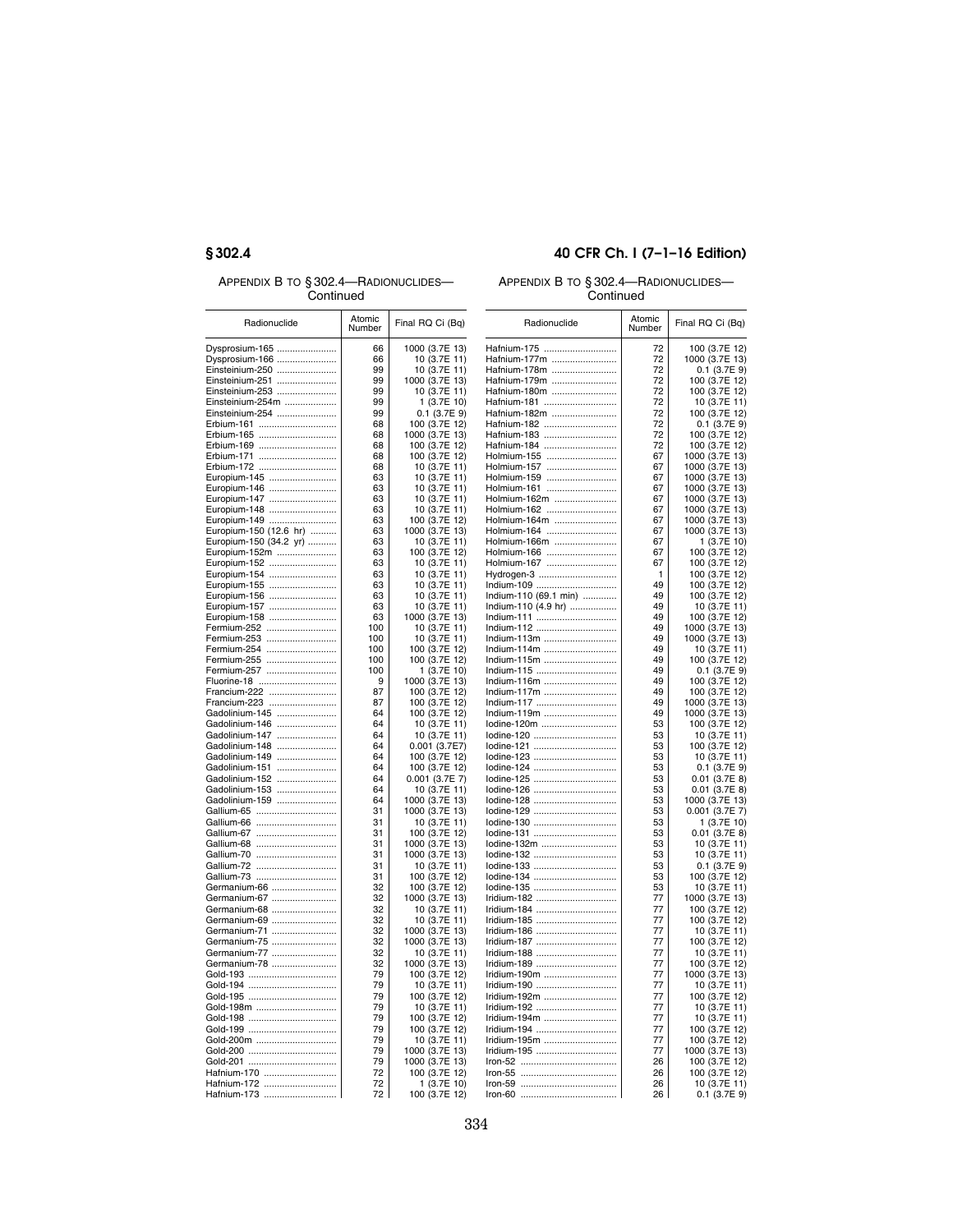### APPENDIX B TO § 302.4—RADIONUCLIDES—Continued

| Radionuclide | Atomic Number | Final RQ Ci (Bq) |
|---|---|---|
| Dysprosium-165 | 66 | 1000 (3.7E 13) |
| Dysprosium-166 | 66 | 10 (3.7E 11) |
| Einsteinium-250 | 99 | 10 (3.7E 11) |
| Einsteinium-251 | 99 | 1000 (3.7E 13) |
| Einsteinium-253 | 99 | 10 (3.7E 11) |
| Einsteinium-254m | 99 | 1 (3.7E 10) |
| Einsteinium-254 | 99 | 0.1 (3.7E 9) |
| Erbium-161 | 68 | 100 (3.7E 12) |
| Erbium-165 | 68 | 1000 (3.7E 13) |
| Erbium-169 | 68 | 100 (3.7E 12) |
| Erbium-171 | 68 | 100 (3.7E 12) |
| Erbium-172 | 68 | 10 (3.7E 11) |
| Europium-145 | 63 | 10 (3.7E 11) |
| Europium-146 | 63 | 10 (3.7E 11) |
| Europium-147 | 63 | 10 (3.7E 11) |
| Europium-148 | 63 | 10 (3.7E 11) |
| Europium-149 | 63 | 100 (3.7E 12) |
| Europium-150 (12.6 hr) | 63 | 1000 (3.7E 13) |
| Europium-150 (34.2 yr) | 63 | 10 (3.7E 11) |
| Europium-152m | 63 | 100 (3.7E 12) |
| Europium-152 | 63 | 10 (3.7E 11) |
| Europium-154 | 63 | 10 (3.7E 11) |
| Europium-155 | 63 | 10 (3.7E 11) |
| Europium-156 | 63 | 10 (3.7E 11) |
| Europium-157 | 63 | 10 (3.7E 11) |
| Europium-158 | 63 | 1000 (3.7E 13) |
| Fermium-252 | 100 | 10 (3.7E 11) |
| Fermium-253 | 100 | 10 (3.7E 11) |
| Fermium-254 | 100 | 100 (3.7E 12) |
| Fermium-255 | 100 | 100 (3.7E 12) |
| Fermium-257 | 100 | 1 (3.7E 10) |
| Fluorine-18 | 9 | 1000 (3.7E 13) |
| Francium-222 | 87 | 100 (3.7E 12) |
| Francium-223 | 87 | 100 (3.7E 12) |
| Gadolinium-145 | 64 | 100 (3.7E 12) |
| Gadolinium-146 | 64 | 10 (3.7E 11) |
| Gadolinium-147 | 64 | 10 (3.7E 11) |
| Gadolinium-148 | 64 | 0.001 (3.7E7) |
| Gadolinium-149 | 64 | 100 (3.7E 12) |
| Gadolinium-151 | 64 | 100 (3.7E 12) |
| Gadolinium-152 | 64 | 0.001 (3.7E 7) |
| Gadolinium-153 | 64 | 10 (3.7E 11) |
| Gadolinium-159 | 64 | 1000 (3.7E 13) |
| Gallium-65 | 31 | 1000 (3.7E 13) |
| Gallium-66 | 31 | 10 (3.7E 11) |
| Gallium-67 | 31 | 100 (3.7E 12) |
| Gallium-68 | 31 | 1000 (3.7E 13) |
| Gallium-70 | 31 | 1000 (3.7E 13) |
| Gallium-72 | 31 | 10 (3.7E 11) |
| Gallium-73 | 31 | 100 (3.7E 12) |
| Germanium-66 | 32 | 100 (3.7E 12) |
| Germanium-67 | 32 | 1000 (3.7E 13) |
| Germanium-68 | 32 | 10 (3.7E 11) |
| Germanium-69 | 32 | 10 (3.7E 11) |
| Germanium-71 | 32 | 1000 (3.7E 13) |
| Germanium-75 | 32 | 1000 (3.7E 13) |
| Germanium-77 | 32 | 10 (3.7E 11) |
| Germanium-78 | 32 | 1000 (3.7E 13) |
| Gold-193 | 79 | 100 (3.7E 12) |
| Gold-194 | 79 | 10 (3.7E 11) |
| Gold-195 | 79 | 100 (3.7E 12) |
| Gold-198m | 79 | 10 (3.7E 11) |
| Gold-198 | 79 | 100 (3.7E 12) |
| Gold-199 | 79 | 100 (3.7E 12) |
| Gold-200m | 79 | 10 (3.7E 11) |
| Gold-200 | 79 | 1000 (3.7E 13) |
| Gold-201 | 79 | 1000 (3.7E 13) |
| Hafnium-170 | 72 | 100 (3.7E 12) |
| Hafnium-172 | 72 | 1 (3.7E 10) |
| Hafnium-173 | 72 | 100 (3.7E 12) |
| Hafnium-175 | 72 | 100 (3.7E 12) |
| Hafnium-177m | 72 | 1000 (3.7E 13) |
| Hafnium-178m | 72 | 0.1 (3.7E 9) |
| Hafnium-179m | 72 | 100 (3.7E 12) |
| Hafnium-180m | 72 | 100 (3.7E 12) |
| Hafnium-181 | 72 | 10 (3.7E 11) |
| Hafnium-182m | 72 | 100 (3.7E 12) |
| Hafnium-182 | 72 | 0.1 (3.7E 9) |
| Hafnium-183 | 72 | 100 (3.7E 12) |
| Hafnium-184 | 72 | 100 (3.7E 12) |
| Holmium-155 | 67 | 1000 (3.7E 13) |
| Holmium-157 | 67 | 1000 (3.7E 13) |
| Holmium-159 | 67 | 1000 (3.7E 13) |
| Holmium-161 | 67 | 1000 (3.7E 13) |
| Holmium-162m | 67 | 1000 (3.7E 13) |
| Holmium-162 | 67 | 1000 (3.7E 13) |
| Holmium-164m | 67 | 1000 (3.7E 13) |
| Holmium-164 | 67 | 1000 (3.7E 13) |
| Holmium-166m | 67 | 1 (3.7E 10) |
| Holmium-166 | 67 | 100 (3.7E 12) |
| Holmium-167 | 67 | 100 (3.7E 12) |
| Hydrogen-3 | 1 | 100 (3.7E 12) |
| Indium-109 | 49 | 100 (3.7E 12) |
| Indium-110 (69.1 min) | 49 | 100 (3.7E 12) |
| Indium-110 (4.9 hr) | 49 | 10 (3.7E 11) |
| Indium-111 | 49 | 100 (3.7E 12) |
| Indium-112 | 49 | 1000 (3.7E 13) |
| Indium-113m | 49 | 1000 (3.7E 13) |
| Indium-114m | 49 | 10 (3.7E 11) |
| Indium-115m | 49 | 100 (3.7E 12) |
| Indium-115 | 49 | 0.1 (3.7E 9) |
| Indium-116m | 49 | 100 (3.7E 12) |
| Indium-117m | 49 | 100 (3.7E 12) |
| Indium-117 | 49 | 1000 (3.7E 13) |
| Indium-119m | 49 | 1000 (3.7E 13) |
| Iodine-120m | 53 | 100 (3.7E 12) |
| Iodine-120 | 53 | 10 (3.7E 11) |
| Iodine-121 | 53 | 100 (3.7E 12) |
| Iodine-123 | 53 | 10 (3.7E 11) |
| Iodine-124 | 53 | 0.1 (3.7E 9) |
| Iodine-125 | 53 | 0.01 (3.7E 8) |
| Iodine-126 | 53 | 0.01 (3.7E 8) |
| Iodine-128 | 53 | 1000 (3.7E 13) |
| Iodine-129 | 53 | 0.001 (3.7E 7) |
| Iodine-130 | 53 | 1 (3.7E 10) |
| Iodine-131 | 53 | 0.01 (3.7E 8) |
| Iodine-132m | 53 | 10 (3.7E 11) |
| Iodine-132 | 53 | 10 (3.7E 11) |
| Iodine-133 | 53 | 0.1 (3.7E 9) |
| Iodine-134 | 53 | 100 (3.7E 12) |
| Iodine-135 | 53 | 10 (3.7E 11) |
| Iridium-182 | 77 | 1000 (3.7E 13) |
| Iridium-184 | 77 | 100 (3.7E 12) |
| Iridium-185 | 77 | 100 (3.7E 12) |
| Iridium-186 | 77 | 10 (3.7E 11) |
| Iridium-187 | 77 | 100 (3.7E 12) |
| Iridium-188 | 77 | 10 (3.7E 11) |
| Iridium-189 | 77 | 100 (3.7E 12) |
| Iridium-190m | 77 | 1000 (3.7E 13) |
| Iridium-190 | 77 | 10 (3.7E 11) |
| Iridium-192m | 77 | 100 (3.7E 12) |
| Iridium-192 | 77 | 10 (3.7E 11) |
| Iridium-194m | 77 | 10 (3.7E 11) |
| Iridium-194 | 77 | 100 (3.7E 12) |
| Iridium-195m | 77 | 100 (3.7E 12) |
| Iridium-195 | 77 | 1000 (3.7E 13) |
| Iron-52 | 26 | 100 (3.7E 12) |
| Iron-55 | 26 | 100 (3.7E 12) |
| Iron-59 | 26 | 10 (3.7E 11) |
| Iron-60 | 26 | 0.1 (3.7E 9) |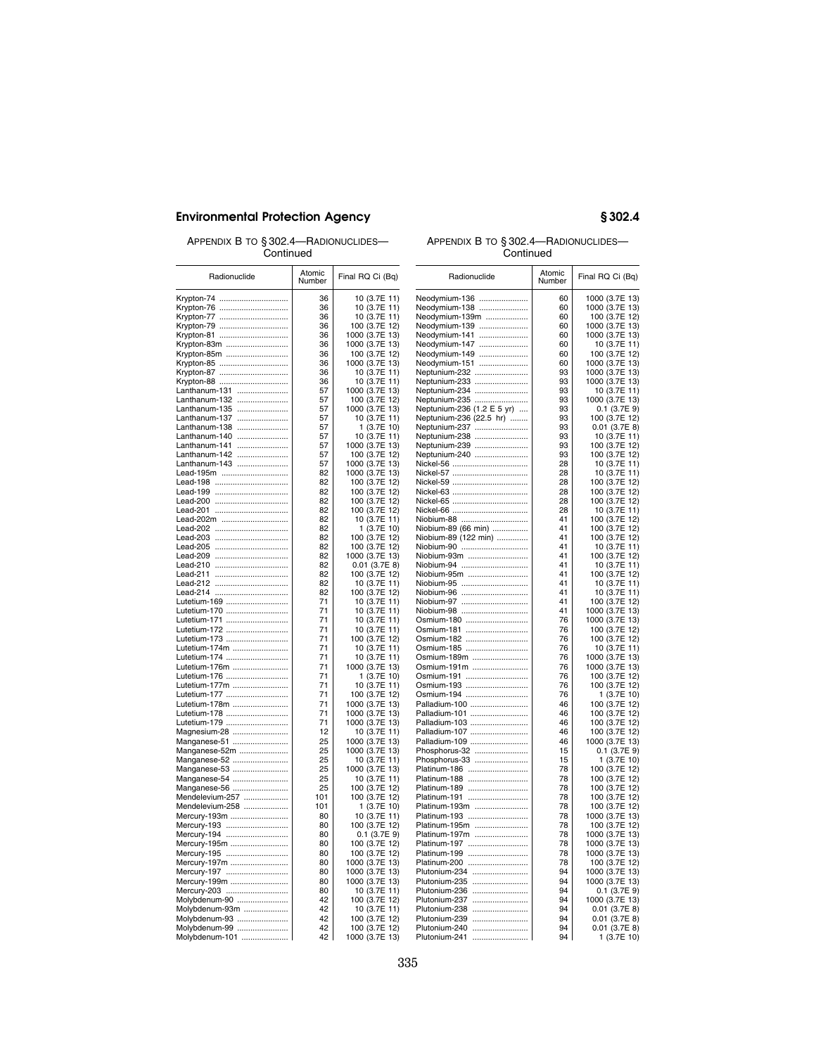APPENDIX B TO § 302.4—RADIONUCLIDES—Continued

| Radionuclide | Atomic Number | Final RQ Ci (Bq) |
|---|---|---|
| Krypton-74 | 36 | 10 (3.7E 11) |
| Krypton-76 | 36 | 10 (3.7E 11) |
| Krypton-77 | 36 | 10 (3.7E 11) |
| Krypton-79 | 36 | 100 (3.7E 12) |
| Krypton-81 | 36 | 1000 (3.7E 13) |
| Krypton-83m | 36 | 1000 (3.7E 13) |
| Krypton-85m | 36 | 100 (3.7E 12) |
| Krypton-85 | 36 | 1000 (3.7E 13) |
| Krypton-87 | 36 | 10 (3.7E 11) |
| Krypton-88 | 36 | 10 (3.7E 11) |
| Lanthanum-131 | 57 | 1000 (3.7E 13) |
| Lanthanum-132 | 57 | 100 (3.7E 12) |
| Lanthanum-135 | 57 | 1000 (3.7E 13) |
| Lanthanum-137 | 57 | 10 (3.7E 11) |
| Lanthanum-138 | 57 | 1 (3.7E 10) |
| Lanthanum-140 | 57 | 10 (3.7E 11) |
| Lanthanum-141 | 57 | 1000 (3.7E 13) |
| Lanthanum-142 | 57 | 100 (3.7E 12) |
| Lanthanum-143 | 57 | 1000 (3.7E 13) |
| Lead-195m | 82 | 1000 (3.7E 13) |
| Lead-198 | 82 | 100 (3.7E 12) |
| Lead-199 | 82 | 100 (3.7E 12) |
| Lead-200 | 82 | 100 (3.7E 12) |
| Lead-201 | 82 | 100 (3.7E 12) |
| Lead-202m | 82 | 10 (3.7E 11) |
| Lead-202 | 82 | 1 (3.7E 10) |
| Lead-203 | 82 | 100 (3.7E 12) |
| Lead-205 | 82 | 100 (3.7E 12) |
| Lead-209 | 82 | 1000 (3.7E 13) |
| Lead-210 | 82 | 0.01 (3.7E 8) |
| Lead-211 | 82 | 100 (3.7E 12) |
| Lead-212 | 82 | 10 (3.7E 11) |
| Lead-214 | 82 | 100 (3.7E 12) |
| Lutetium-169 | 71 | 10 (3.7E 11) |
| Lutetium-170 | 71 | 10 (3.7E 11) |
| Lutetium-171 | 71 | 10 (3.7E 11) |
| Lutetium-172 | 71 | 10 (3.7E 11) |
| Lutetium-173 | 71 | 100 (3.7E 12) |
| Lutetium-174m | 71 | 10 (3.7E 11) |
| Lutetium-174 | 71 | 10 (3.7E 11) |
| Lutetium-176m | 71 | 1000 (3.7E 13) |
| Lutetium-176 | 71 | 1 (3.7E 10) |
| Lutetium-177m | 71 | 10 (3.7E 11) |
| Lutetium-177 | 71 | 100 (3.7E 12) |
| Lutetium-178m | 71 | 1000 (3.7E 13) |
| Lutetium-178 | 71 | 1000 (3.7E 13) |
| Lutetium-179 | 71 | 1000 (3.7E 13) |
| Magnesium-28 | 12 | 10 (3.7E 11) |
| Manganese-51 | 25 | 1000 (3.7E 13) |
| Manganese-52m | 25 | 1000 (3.7E 13) |
| Manganese-52 | 25 | 10 (3.7E 11) |
| Manganese-53 | 25 | 1000 (3.7E 13) |
| Manganese-54 | 25 | 10 (3.7E 11) |
| Manganese-56 | 25 | 100 (3.7E 12) |
| Mendelevium-257 | 101 | 100 (3.7E 12) |
| Mendelevium-258 | 101 | 1 (3.7E 10) |
| Mercury-193m | 80 | 10 (3.7E 11) |
| Mercury-193 | 80 | 100 (3.7E 12) |
| Mercury-194 | 80 | 0.1 (3.7E 9) |
| Mercury-195m | 80 | 100 (3.7E 12) |
| Mercury-195 | 80 | 100 (3.7E 12) |
| Mercury-197m | 80 | 1000 (3.7E 13) |
| Mercury-197 | 80 | 1000 (3.7E 13) |
| Mercury-199m | 80 | 1000 (3.7E 13) |
| Mercury-203 | 80 | 10 (3.7E 11) |
| Molybdenum-90 | 42 | 100 (3.7E 12) |
| Molybdenum-93m | 42 | 10 (3.7E 11) |
| Molybdenum-93 | 42 | 100 (3.7E 12) |
| Molybdenum-99 | 42 | 100 (3.7E 12) |
| Molybdenum-101 | 42 | 1000 (3.7E 13) |
| Neodymium-136 | 60 | 1000 (3.7E 13) |
| Neodymium-138 | 60 | 1000 (3.7E 13) |
| Neodymium-139m | 60 | 100 (3.7E 12) |
| Neodymium-139 | 60 | 1000 (3.7E 13) |
| Neodymium-141 | 60 | 1000 (3.7E 13) |
| Neodymium-147 | 60 | 10 (3.7E 11) |
| Neodymium-149 | 60 | 100 (3.7E 12) |
| Neodymium-151 | 60 | 1000 (3.7E 13) |
| Neptunium-232 | 93 | 1000 (3.7E 13) |
| Neptunium-233 | 93 | 1000 (3.7E 13) |
| Neptunium-234 | 93 | 10 (3.7E 11) |
| Neptunium-235 | 93 | 1000 (3.7E 13) |
| Neptunium-236 (1.2 E 5 yr) | 93 | 0.1 (3.7E 9) |
| Neptunium-236 (22.5 hr) | 93 | 100 (3.7E 12) |
| Neptunium-237 | 93 | 0.01 (3.7E 8) |
| Neptunium-238 | 93 | 10 (3.7E 11) |
| Neptunium-239 | 93 | 100 (3.7E 12) |
| Neptunium-240 | 93 | 100 (3.7E 12) |
| Nickel-56 | 28 | 10 (3.7E 11) |
| Nickel-57 | 28 | 10 (3.7E 11) |
| Nickel-59 | 28 | 100 (3.7E 12) |
| Nickel-63 | 28 | 100 (3.7E 12) |
| Nickel-65 | 28 | 100 (3.7E 12) |
| Nickel-66 | 28 | 10 (3.7E 11) |
| Niobium-88 | 41 | 100 (3.7E 12) |
| Niobium-89 (66 min) | 41 | 100 (3.7E 12) |
| Niobium-89 (122 min) | 41 | 100 (3.7E 12) |
| Niobium-90 | 41 | 10 (3.7E 11) |
| Niobium-93m | 41 | 100 (3.7E 12) |
| Niobium-94 | 41 | 10 (3.7E 11) |
| Niobium-95m | 41 | 100 (3.7E 12) |
| Niobium-95 | 41 | 10 (3.7E 11) |
| Niobium-96 | 41 | 10 (3.7E 11) |
| Niobium-97 | 41 | 100 (3.7E 12) |
| Niobium-98 | 41 | 1000 (3.7E 13) |
| Osmium-180 | 76 | 1000 (3.7E 13) |
| Osmium-181 | 76 | 100 (3.7E 12) |
| Osmium-182 | 76 | 100 (3.7E 12) |
| Osmium-185 | 76 | 10 (3.7E 11) |
| Osmium-189m | 76 | 1000 (3.7E 13) |
| Osmium-191m | 76 | 1000 (3.7E 13) |
| Osmium-191 | 76 | 100 (3.7E 12) |
| Osmium-193 | 76 | 100 (3.7E 12) |
| Osmium-194 | 76 | 1 (3.7E 10) |
| Palladium-100 | 46 | 100 (3.7E 12) |
| Palladium-101 | 46 | 100 (3.7E 12) |
| Palladium-103 | 46 | 100 (3.7E 12) |
| Palladium-107 | 46 | 100 (3.7E 12) |
| Palladium-109 | 46 | 1000 (3.7E 13) |
| Phosphorus-32 | 15 | 0.1 (3.7E 9) |
| Phosphorus-33 | 15 | 1 (3.7E 10) |
| Platinum-186 | 78 | 100 (3.7E 12) |
| Platinum-188 | 78 | 100 (3.7E 12) |
| Platinum-189 | 78 | 100 (3.7E 12) |
| Platinum-191 | 78 | 100 (3.7E 12) |
| Platinum-193m | 78 | 100 (3.7E 12) |
| Platinum-193 | 78 | 1000 (3.7E 13) |
| Platinum-195m | 78 | 100 (3.7E 12) |
| Platinum-197m | 78 | 1000 (3.7E 13) |
| Platinum-197 | 78 | 1000 (3.7E 13) |
| Platinum-199 | 78 | 1000 (3.7E 13) |
| Platinum-200 | 78 | 100 (3.7E 12) |
| Plutonium-234 | 94 | 1000 (3.7E 13) |
| Plutonium-235 | 94 | 1000 (3.7E 13) |
| Plutonium-236 | 94 | 0.1 (3.7E 9) |
| Plutonium-237 | 94 | 1000 (3.7E 13) |
| Plutonium-238 | 94 | 0.01 (3.7E 8) |
| Plutonium-239 | 94 | 0.01 (3.7E 8) |
| Plutonium-240 | 94 | 0.01 (3.7E 8) |
| Plutonium-241 | 94 | 1 (3.7E 10) |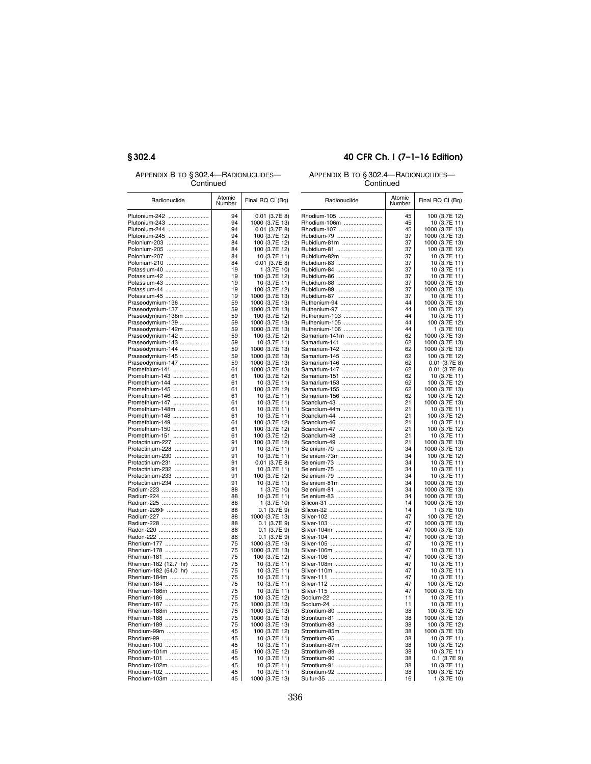APPENDIX B TO § 302.4—RADIONUCLIDES—Continued

| Radionuclide | Atomic Number | Final RQ Ci (Bq) |
|---|---|---|
| Plutonium-242 | 94 | 0.01 (3.7E 8) |
| Plutonium-243 | 94 | 1000 (3.7E 13) |
| Plutonium-244 | 94 | 0.01 (3.7E 8) |
| Plutonium-245 | 94 | 100 (3.7E 12) |
| Polonium-203 | 84 | 100 (3.7E 12) |
| Polonium-205 | 84 | 100 (3.7E 12) |
| Polonium-207 | 84 | 10 (3.7E 11) |
| Polonium-210 | 84 | 0.01 (3.7E 8) |
| Potassium-40 | 19 | 1 (3.7E 10) |
| Potassium-42 | 19 | 100 (3.7E 12) |
| Potassium-43 | 19 | 10 (3.7E 11) |
| Potassium-44 | 19 | 100 (3.7E 12) |
| Potassium-45 | 19 | 1000 (3.7E 13) |
| Praseodymium-136 | 59 | 1000 (3.7E 13) |
| Praseodymium-137 | 59 | 1000 (3.7E 13) |
| Praseodymium-138m | 59 | 100 (3.7E 12) |
| Praseodymium-139 | 59 | 1000 (3.7E 13) |
| Praseodymium-142m | 59 | 1000 (3.7E 13) |
| Praseodymium-142 | 59 | 100 (3.7E 12) |
| Praseodymium-143 | 59 | 10 (3.7E 11) |
| Praseodymium-144 | 59 | 1000 (3.7E 13) |
| Praseodymium-145 | 59 | 1000 (3.7E 13) |
| Praseodymium-147 | 59 | 1000 (3.7E 13) |
| Promethium-141 | 61 | 1000 (3.7E 13) |
| Promethium-143 | 61 | 100 (3.7E 12) |
| Promethium-144 | 61 | 10 (3.7E 11) |
| Promethium-145 | 61 | 100 (3.7E 12) |
| Promethium-146 | 61 | 10 (3.7E 11) |
| Promethium-147 | 61 | 10 (3.7E 11) |
| Promethium-148m | 61 | 10 (3.7E 11) |
| Promethium-148 | 61 | 10 (3.7E 11) |
| Promethium-149 | 61 | 100 (3.7E 12) |
| Promethium-150 | 61 | 100 (3.7E 12) |
| Promethium-151 | 61 | 100 (3.7E 12) |
| Protactinium-227 | 91 | 100 (3.7E 12) |
| Protactinium-228 | 91 | 10 (3.7E 11) |
| Protactinium-230 | 91 | 10 (3.7E 11) |
| Protactinium-231 | 91 | 0.01 (3.7E 8) |
| Protactinium-232 | 91 | 10 (3.7E 11) |
| Protactinium-233 | 91 | 100 (3.7E 12) |
| Protactinium-234 | 91 | 10 (3.7E 11) |
| Radium-223 | 88 | 1 (3.7E 10) |
| Radium-224 | 88 | 10 (3.7E 11) |
| Radium-225 | 88 | 1 (3.7E 10) |
| Radium-226Φ | 88 | 0.1 (3.7E 9) |
| Radium-227 | 88 | 1000 (3.7E 13) |
| Radium-228 | 88 | 0.1 (3.7E 9) |
| Radon-220 | 86 | 0.1 (3.7E 9) |
| Radon-222 | 86 | 0.1 (3.7E 9) |
| Rhenium-177 | 75 | 1000 (3.7E 13) |
| Rhenium-178 | 75 | 1000 (3.7E 13) |
| Rhenium-181 | 75 | 100 (3.7E 12) |
| Rhenium-182 (12.7 hr) | 75 | 10 (3.7E 11) |
| Rhenium-182 (64.0 hr) | 75 | 10 (3.7E 11) |
| Rhenium-184m | 75 | 10 (3.7E 11) |
| Rhenium-184 | 75 | 10 (3.7E 11) |
| Rhenium-186m | 75 | 10 (3.7E 11) |
| Rhenium-186 | 75 | 100 (3.7E 12) |
| Rhenium-187 | 75 | 1000 (3.7E 13) |
| Rhenium-188m | 75 | 1000 (3.7E 13) |
| Rhenium-188 | 75 | 1000 (3.7E 13) |
| Rhenium-189 | 75 | 1000 (3.7E 13) |
| Rhodium-99m | 45 | 100 (3.7E 12) |
| Rhodium-99 | 45 | 10 (3.7E 11) |
| Rhodium-100 | 45 | 10 (3.7E 11) |
| Rhodium-101m | 45 | 100 (3.7E 12) |
| Rhodium-101 | 45 | 10 (3.7E 11) |
| Rhodium-102m | 45 | 10 (3.7E 11) |
| Rhodium-102 | 45 | 10 (3.7E 11) |
| Rhodium-103m | 45 | 1000 (3.7E 13) |
| Rhodium-105 | 45 | 100 (3.7E 12) |
| Rhodium-106m | 45 | 10 (3.7E 11) |
| Rhodium-107 | 45 | 1000 (3.7E 13) |
| Rubidium-79 | 37 | 1000 (3.7E 13) |
| Rubidium-81m | 37 | 1000 (3.7E 13) |
| Rubidium-81 | 37 | 100 (3.7E 12) |
| Rubidium-82m | 37 | 10 (3.7E 11) |
| Rubidium-83 | 37 | 10 (3.7E 11) |
| Rubidium-84 | 37 | 10 (3.7E 11) |
| Rubidium-86 | 37 | 10 (3.7E 11) |
| Rubidium-88 | 37 | 1000 (3.7E 13) |
| Rubidium-89 | 37 | 1000 (3.7E 13) |
| Rubidium-87 | 37 | 10 (3.7E 11) |
| Ruthenium-94 | 44 | 1000 (3.7E 13) |
| Ruthenium-97 | 44 | 100 (3.7E 12) |
| Ruthenium-103 | 44 | 10 (3.7E 11) |
| Ruthenium-105 | 44 | 100 (3.7E 12) |
| Ruthenium-106 | 44 | 1 (3.7E 10) |
| Samarium-141m | 62 | 1000 (3.7E 13) |
| Samarium-141 | 62 | 1000 (3.7E 13) |
| Samarium-142 | 62 | 1000 (3.7E 13) |
| Samarium-145 | 62 | 100 (3.7E 12) |
| Samarium-146 | 62 | 0.01 (3.7E 8) |
| Samarium-147 | 62 | 0.01 (3.7E 8) |
| Samarium-151 | 62 | 10 (3.7E 11) |
| Samarium-153 | 62 | 100 (3.7E 12) |
| Samarium-155 | 62 | 1000 (3.7E 13) |
| Samarium-156 | 62 | 100 (3.7E 12) |
| Scandium-43 | 21 | 1000 (3.7E 13) |
| Scandium-44m | 21 | 10 (3.7E 11) |
| Scandium-44 | 21 | 100 (3.7E 12) |
| Scandium-46 | 21 | 10 (3.7E 11) |
| Scandium-47 | 21 | 100 (3.7E 12) |
| Scandium-48 | 21 | 10 (3.7E 11) |
| Scandium-49 | 21 | 1000 (3.7E 13) |
| Selenium-70 | 34 | 1000 (3.7E 13) |
| Selenium-73m | 34 | 100 (3.7E 12) |
| Selenium-73 | 34 | 10 (3.7E 11) |
| Selenium-75 | 34 | 10 (3.7E 11) |
| Selenium-79 | 34 | 10 (3.7E 11) |
| Selenium-81m | 34 | 1000 (3.7E 13) |
| Selenium-81 | 34 | 1000 (3.7E 13) |
| Selenium-83 | 34 | 1000 (3.7E 13) |
| Silicon-31 | 14 | 1000 (3.7E 13) |
| Silicon-32 | 14 | 1 (3.7E 10) |
| Silver-102 | 47 | 100 (3.7E 12) |
| Silver-103 | 47 | 1000 (3.7E 13) |
| Silver-104m | 47 | 1000 (3.7E 13) |
| Silver-104 | 47 | 1000 (3.7E 13) |
| Silver-105 | 47 | 10 (3.7E 11) |
| Silver-106m | 47 | 10 (3.7E 11) |
| Silver-106 | 47 | 1000 (3.7E 13) |
| Silver-108m | 47 | 10 (3.7E 11) |
| Silver-110m | 47 | 10 (3.7E 11) |
| Silver-111 | 47 | 10 (3.7E 11) |
| Silver-112 | 47 | 100 (3.7E 12) |
| Silver-115 | 47 | 1000 (3.7E 13) |
| Sodium-22 | 11 | 10 (3.7E 11) |
| Sodium-24 | 11 | 10 (3.7E 11) |
| Strontium-80 | 38 | 100 (3.7E 12) |
| Strontium-81 | 38 | 1000 (3.7E 13) |
| Strontium-83 | 38 | 100 (3.7E 12) |
| Strontium-85m | 38 | 1000 (3.7E 13) |
| Strontium-85 | 38 | 10 (3.7E 11) |
| Strontium-87m | 38 | 100 (3.7E 12) |
| Strontium-89 | 38 | 10 (3.7E 11) |
| Strontium-90 | 38 | 0.1 (3.7E 9) |
| Strontium-91 | 38 | 10 (3.7E 11) |
| Strontium-92 | 38 | 100 (3.7E 12) |
| Sulfur-35 | 16 | 1 (3.7E 10) |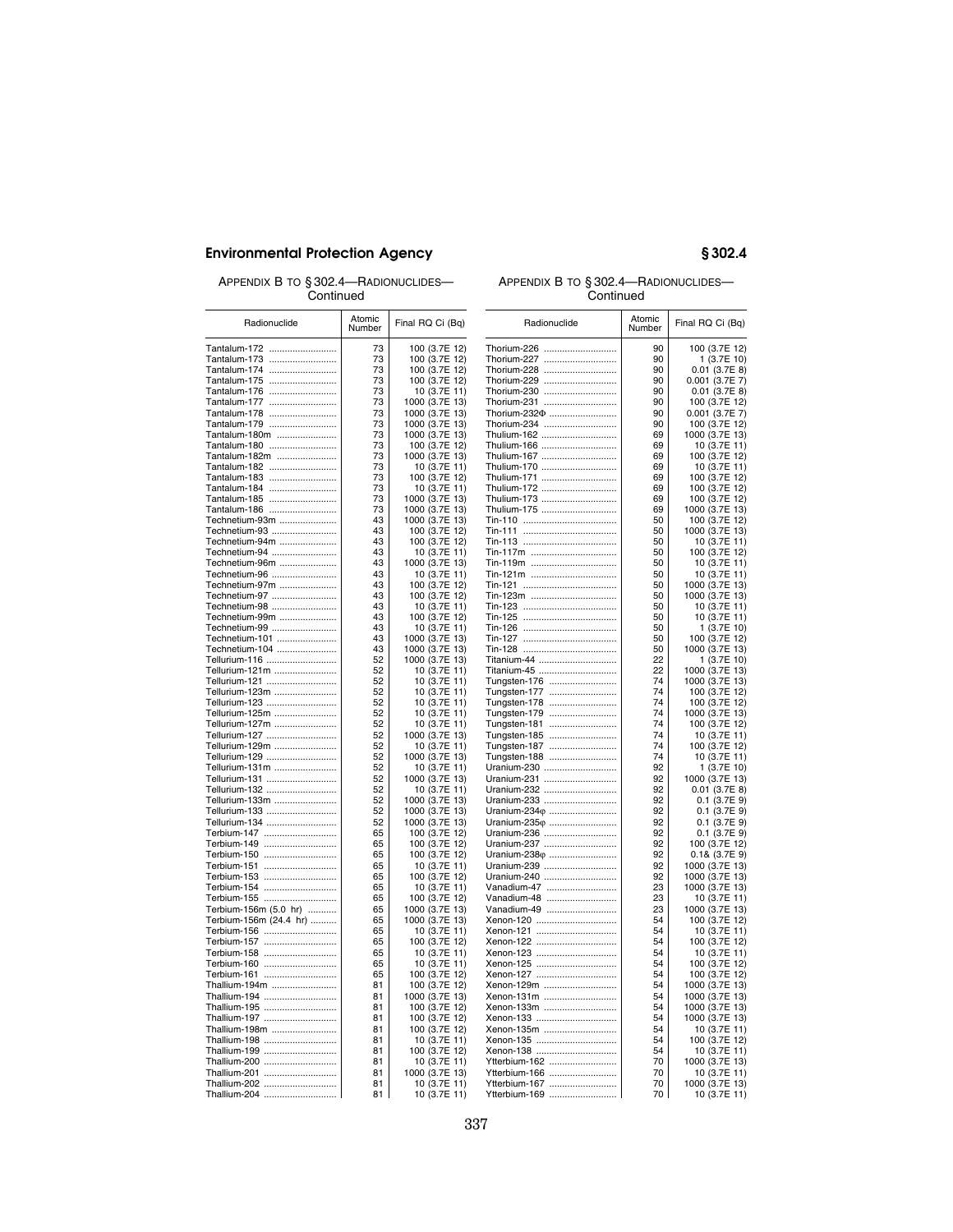APPENDIX B TO § 302.4—RADIONUCLIDES—Continued

| Radionuclide | Atomic Number | Final RQ Ci (Bq) |
| --- | --- | --- |
| Tantalum-172 | 73 | 100 (3.7E 12) |
| Tantalum-173 | 73 | 100 (3.7E 12) |
| Tantalum-174 | 73 | 100 (3.7E 12) |
| Tantalum-175 | 73 | 100 (3.7E 12) |
| Tantalum-176 | 73 | 10 (3.7E 11) |
| Tantalum-177 | 73 | 1000 (3.7E 13) |
| Tantalum-178 | 73 | 1000 (3.7E 13) |
| Tantalum-179 | 73 | 1000 (3.7E 13) |
| Tantalum-180m | 73 | 1000 (3.7E 13) |
| Tantalum-180 | 73 | 100 (3.7E 12) |
| Tantalum-182m | 73 | 1000 (3.7E 13) |
| Tantalum-182 | 73 | 10 (3.7E 11) |
| Tantalum-183 | 73 | 100 (3.7E 12) |
| Tantalum-184 | 73 | 10 (3.7E 11) |
| Tantalum-185 | 73 | 1000 (3.7E 13) |
| Tantalum-186 | 73 | 1000 (3.7E 13) |
| Technetium-93m | 43 | 1000 (3.7E 13) |
| Technetium-93 | 43 | 100 (3.7E 12) |
| Technetium-94m | 43 | 100 (3.7E 12) |
| Technetium-94 | 43 | 10 (3.7E 11) |
| Technetium-96m | 43 | 1000 (3.7E 13) |
| Technetium-96 | 43 | 10 (3.7E 11) |
| Technetium-97m | 43 | 100 (3.7E 12) |
| Technetium-97 | 43 | 100 (3.7E 12) |
| Technetium-98 | 43 | 10 (3.7E 11) |
| Technetium-99m | 43 | 100 (3.7E 12) |
| Technetium-99 | 43 | 10 (3.7E 11) |
| Technetium-101 | 43 | 1000 (3.7E 13) |
| Technetium-104 | 43 | 1000 (3.7E 13) |
| Tellurium-116 | 52 | 1000 (3.7E 13) |
| Tellurium-121m | 52 | 10 (3.7E 11) |
| Tellurium-121 | 52 | 10 (3.7E 11) |
| Tellurium-123m | 52 | 10 (3.7E 11) |
| Tellurium-123 | 52 | 10 (3.7E 11) |
| Tellurium-125m | 52 | 10 (3.7E 11) |
| Tellurium-127m | 52 | 10 (3.7E 11) |
| Tellurium-127 | 52 | 1000 (3.7E 13) |
| Tellurium-129m | 52 | 10 (3.7E 11) |
| Tellurium-129 | 52 | 1000 (3.7E 13) |
| Tellurium-131m | 52 | 10 (3.7E 11) |
| Tellurium-131 | 52 | 1000 (3.7E 13) |
| Tellurium-132 | 52 | 10 (3.7E 11) |
| Tellurium-133m | 52 | 1000 (3.7E 13) |
| Tellurium-133 | 52 | 1000 (3.7E 13) |
| Tellurium-134 | 52 | 1000 (3.7E 13) |
| Terbium-147 | 65 | 100 (3.7E 12) |
| Terbium-149 | 65 | 100 (3.7E 12) |
| Terbium-150 | 65 | 100 (3.7E 12) |
| Terbium-151 | 65 | 10 (3.7E 11) |
| Terbium-153 | 65 | 100 (3.7E 12) |
| Terbium-154 | 65 | 10 (3.7E 11) |
| Terbium-155 | 65 | 100 (3.7E 12) |
| Terbium-156m (5.0 hr) | 65 | 1000 (3.7E 13) |
| Terbium-156m (24.4 hr) | 65 | 1000 (3.7E 13) |
| Terbium-156 | 65 | 10 (3.7E 11) |
| Terbium-157 | 65 | 100 (3.7E 12) |
| Terbium-158 | 65 | 10 (3.7E 11) |
| Terbium-160 | 65 | 10 (3.7E 11) |
| Terbium-161 | 65 | 100 (3.7E 12) |
| Thallium-194m | 81 | 100 (3.7E 12) |
| Thallium-194 | 81 | 1000 (3.7E 13) |
| Thallium-195 | 81 | 100 (3.7E 12) |
| Thallium-197 | 81 | 100 (3.7E 12) |
| Thallium-198m | 81 | 100 (3.7E 12) |
| Thallium-198 | 81 | 10 (3.7E 11) |
| Thallium-199 | 81 | 100 (3.7E 12) |
| Thallium-200 | 81 | 10 (3.7E 11) |
| Thallium-201 | 81 | 1000 (3.7E 13) |
| Thallium-202 | 81 | 10 (3.7E 11) |
| Thallium-204 | 81 | 10 (3.7E 11) |
| Thorium-226 | 90 | 100 (3.7E 12) |
| Thorium-227 | 90 | 1 (3.7E 10) |
| Thorium-228 | 90 | 0.01 (3.7E 8) |
| Thorium-229 | 90 | 0.001 (3.7E 7) |
| Thorium-230 | 90 | 0.01 (3.7E 8) |
| Thorium-231 | 90 | 100 (3.7E 12) |
| Thorium-232Φ | 90 | 0.001 (3.7E 7) |
| Thorium-234 | 90 | 100 (3.7E 12) |
| Thulium-162 | 69 | 1000 (3.7E 13) |
| Thulium-166 | 69 | 10 (3.7E 11) |
| Thulium-167 | 69 | 100 (3.7E 12) |
| Thulium-170 | 69 | 10 (3.7E 11) |
| Thulium-171 | 69 | 100 (3.7E 12) |
| Thulium-172 | 69 | 100 (3.7E 12) |
| Thulium-173 | 69 | 100 (3.7E 12) |
| Thulium-175 | 69 | 1000 (3.7E 13) |
| Tin-110 | 50 | 100 (3.7E 12) |
| Tin-111 | 50 | 1000 (3.7E 13) |
| Tin-113 | 50 | 10 (3.7E 11) |
| Tin-117m | 50 | 100 (3.7E 12) |
| Tin-119m | 50 | 10 (3.7E 11) |
| Tin-121m | 50 | 10 (3.7E 11) |
| Tin-121 | 50 | 1000 (3.7E 13) |
| Tin-123m | 50 | 1000 (3.7E 13) |
| Tin-123 | 50 | 10 (3.7E 11) |
| Tin-125 | 50 | 10 (3.7E 11) |
| Tin-126 | 50 | 1 (3.7E 10) |
| Tin-127 | 50 | 100 (3.7E 12) |
| Tin-128 | 50 | 1000 (3.7E 13) |
| Titanium-44 | 22 | 1 (3.7E 10) |
| Titanium-45 | 22 | 1000 (3.7E 13) |
| Tungsten-176 | 74 | 1000 (3.7E 13) |
| Tungsten-177 | 74 | 100 (3.7E 12) |
| Tungsten-178 | 74 | 100 (3.7E 12) |
| Tungsten-179 | 74 | 1000 (3.7E 13) |
| Tungsten-181 | 74 | 100 (3.7E 12) |
| Tungsten-185 | 74 | 10 (3.7E 11) |
| Tungsten-187 | 74 | 100 (3.7E 12) |
| Tungsten-188 | 74 | 10 (3.7E 11) |
| Uranium-230 | 92 | 1 (3.7E 10) |
| Uranium-231 | 92 | 1000 (3.7E 13) |
| Uranium-232 | 92 | 0.01 (3.7E 8) |
| Uranium-233 | 92 | 0.1 (3.7E 9) |
| Uranium-234φ | 92 | 0.1 (3.7E 9) |
| Uranium-235φ | 92 | 0.1 (3.7E 9) |
| Uranium-236 | 92 | 0.1 (3.7E 9) |
| Uranium-237 | 92 | 100 (3.7E 12) |
| Uranium-238φ | 92 | 0.1& (3.7E 9) |
| Uranium-239 | 92 | 1000 (3.7E 13) |
| Uranium-240 | 92 | 1000 (3.7E 13) |
| Vanadium-47 | 23 | 1000 (3.7E 13) |
| Vanadium-48 | 23 | 10 (3.7E 11) |
| Vanadium-49 | 23 | 1000 (3.7E 13) |
| Xenon-120 | 54 | 100 (3.7E 12) |
| Xenon-121 | 54 | 10 (3.7E 11) |
| Xenon-122 | 54 | 100 (3.7E 12) |
| Xenon-123 | 54 | 10 (3.7E 11) |
| Xenon-125 | 54 | 100 (3.7E 12) |
| Xenon-127 | 54 | 100 (3.7E 12) |
| Xenon-129m | 54 | 1000 (3.7E 13) |
| Xenon-131m | 54 | 1000 (3.7E 13) |
| Xenon-133m | 54 | 1000 (3.7E 13) |
| Xenon-133 | 54 | 1000 (3.7E 13) |
| Xenon-135m | 54 | 10 (3.7E 11) |
| Xenon-135 | 54 | 100 (3.7E 12) |
| Xenon-138 | 54 | 10 (3.7E 11) |
| Ytterbium-162 | 70 | 1000 (3.7E 13) |
| Ytterbium-166 | 70 | 10 (3.7E 11) |
| Ytterbium-167 | 70 | 1000 (3.7E 13) |
| Ytterbium-169 | 70 | 10 (3.7E 11) |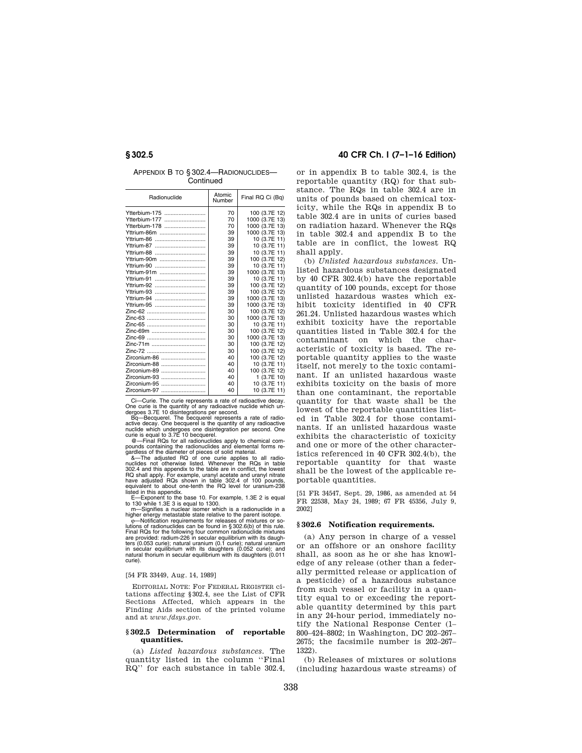APPENDIX B TO § 302.4—RADIONUCLIDES—Continued

| Radionuclide | Atomic Number | Final RQ Ci (Bq) |
|---|---|---|
| Ytterbium-175 | 70 | 100 (3.7E 12) |
| Ytterbium-177 | 70 | 1000 (3.7E 13) |
| Ytterbium-178 | 70 | 1000 (3.7E 13) |
| Yttrium-86m | 39 | 1000 (3.7E 13) |
| Yttrium-86 | 39 | 10 (3.7E 11) |
| Yttrium-87 | 39 | 10 (3.7E 11) |
| Yttrium-88 | 39 | 10 (3.7E 11) |
| Yttrium-90m | 39 | 100 (3.7E 12) |
| Yttrium-90 | 39 | 10 (3.7E 11) |
| Yttrium-91m | 39 | 1000 (3.7E 13) |
| Yttrium-91 | 39 | 10 (3.7E 11) |
| Yttrium-92 | 39 | 100 (3.7E 12) |
| Yttrium-93 | 39 | 100 (3.7E 12) |
| Yttrium-94 | 39 | 1000 (3.7E 13) |
| Yttrium-95 | 39 | 1000 (3.7E 13) |
| Zinc-62 | 30 | 100 (3.7E 12) |
| Zinc-63 | 30 | 1000 (3.7E 13) |
| Zinc-65 | 30 | 10 (3.7E 11) |
| Zinc-69m | 30 | 100 (3.7E 12) |
| Zinc-69 | 30 | 1000 (3.7E 13) |
| Zinc-71m | 30 | 100 (3.7E 12) |
| Zinc-72 | 30 | 100 (3.7E 12) |
| Zirconium-86 | 40 | 100 (3.7E 12) |
| Zirconium-88 | 40 | 10 (3.7E 11) |
| Zirconium-89 | 40 | 100 (3.7E 12) |
| Zirconium-93 | 40 | 1 (3.7E 10) |
| Zirconium-95 | 40 | 10 (3.7E 11) |
| Zirconium-97 | 40 | 10 (3.7E 11) |

Ci—Curie. The curie represents a rate of radioactive decay. One curie is the quantity of any radioactive nuclide which undergoes 3.7E 10 disintegrations per second.

Bq—Becquerel. The becquerel represents a rate of radioactive decay. One becquerel is the quantity of any radioactive nuclide which undergoes one disintegration per second. One curie is equal to 3.7E 10 becquerel.

@—Final RQs for all radionuclides apply to chemical compounds containing the radionuclides and elemental forms regardless of the diameter of pieces of solid material.

&—The adjusted RQ of one curie applies to all radionuclides not otherwise listed. Whenever the RQs in table 302.4 and this appendix to the table are in conflict, the lowest RQ shall apply. For example, uranyl acetate and uranyl nitrate have adjusted RQs shown in table 302.4 of 100 pounds, equivalent to about one-tenth the RQ level for uranium-238 listed in this appendix.

E—Exponent to the base 10. For example, 1.3E 2 is equal to 130 while 1.3E 3 is equal to 1300.

m—Signifies a nuclear isomer which is a radionuclide in a higher energy metastable state relative to the parent isotope.

φ—Notification requirements for releases of mixtures or solutions of radionuclides can be found in § 302.6(b) of this rule. Final RQs for the following four common radionuclide mixtures are provided: radium-226 in secular equilibrium with its daughters (0.053 curie); natural uranium (0.1 curie); natural uranium in secular equilibrium with its daughters (0.052 curie); and natural thorium in secular equilibrium with its daughters (0.011 curie).

[54 FR 33449, Aug. 14, 1989]

EDITORIAL NOTE: For FEDERAL REGISTER citations affecting § 302.4, see the List of CFR Sections Affected, which appears in the Finding Aids section of the printed volume and at *www.fdsys.gov*.

## § 302.5 Determination of reportable quantities.

(a) *Listed hazardous substances.* The quantity listed in the column "Final RQ" for each substance in table 302.4, or in appendix B to table 302.4, is the reportable quantity (RQ) for that substance. The RQs in table 302.4 are in units of pounds based on chemical toxicity, while the RQs in appendix B to table 302.4 are in units of curies based on radiation hazard. Whenever the RQs in table 302.4 and appendix B to the table are in conflict, the lowest RQ shall apply.

(b) *Unlisted hazardous substances.* Unlisted hazardous substances designated by 40 CFR 302.4(b) have the reportable quantity of 100 pounds, except for those unlisted hazardous wastes which exhibit toxicity identified in 40 CFR 261.24. Unlisted hazardous wastes which exhibit toxicity have the reportable quantities listed in Table 302.4 for the contaminant on which the characteristic of toxicity is based. The reportable quantity applies to the waste itself, not merely to the toxic contaminant. If an unlisted hazardous waste exhibits toxicity on the basis of more than one contaminant, the reportable quantity for that waste shall be the lowest of the reportable quantities listed in Table 302.4 for those contaminants. If an unlisted hazardous waste exhibits the characteristic of toxicity and one or more of the other characteristics referenced in 40 CFR 302.4(b), the reportable quantity for that waste shall be the lowest of the applicable reportable quantities.

[51 FR 34547, Sept. 29, 1986, as amended at 54 FR 22538, May 24, 1989; 67 FR 45356, July 9, 2002]

## § 302.6 Notification requirements.

(a) Any person in charge of a vessel or an offshore or an onshore facility shall, as soon as he or she has knowledge of any release (other than a federally permitted release or application of a pesticide) of a hazardous substance from such vessel or facility in a quantity equal to or exceeding the reportable quantity determined by this part in any 24-hour period, immediately notify the National Response Center (1–800–424–8802; in Washington, DC 202–267–2675; the facsimile number is 202–267–1322).

(b) Releases of mixtures or solutions (including hazardous waste streams) of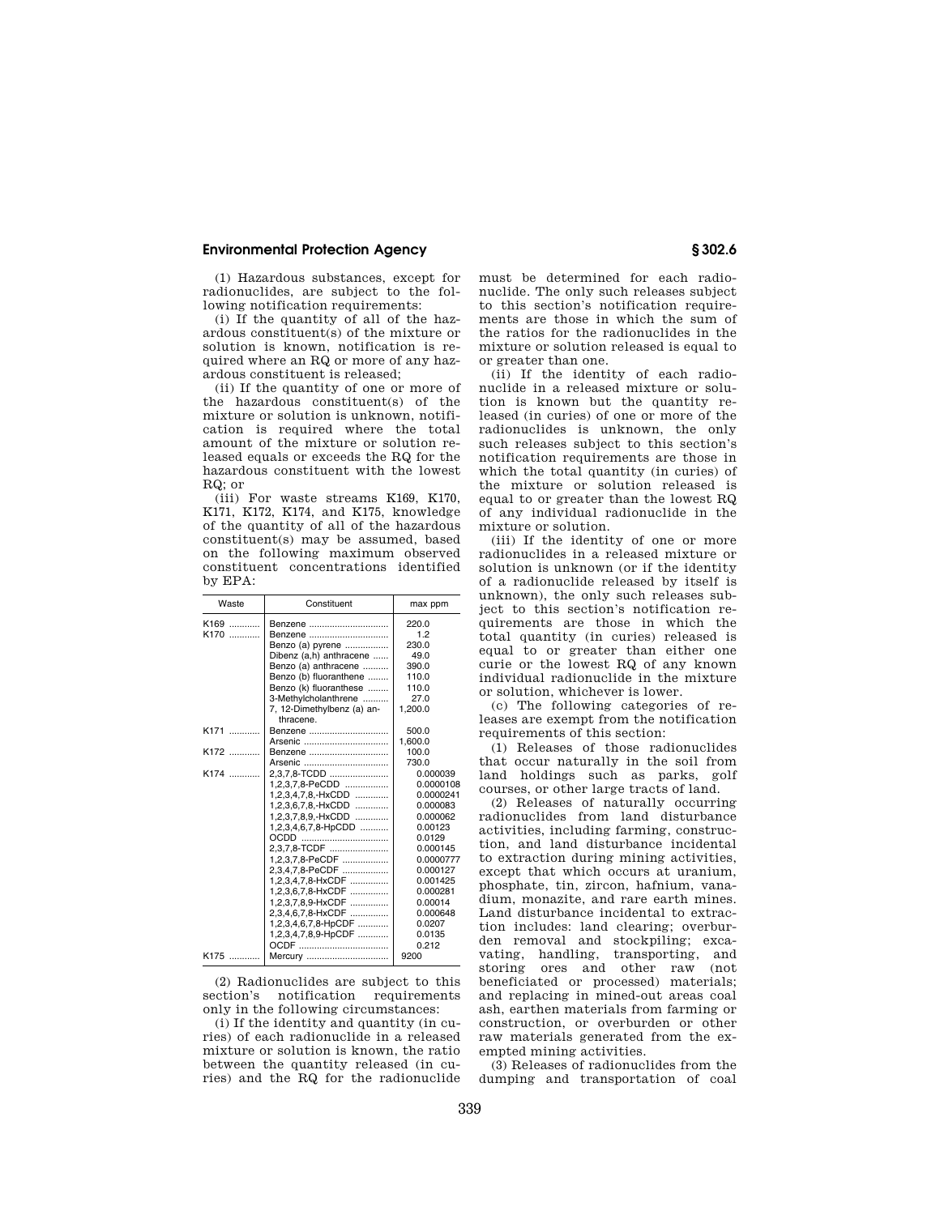(1) Hazardous substances, except for radionuclides, are subject to the following notification requirements:

(i) If the quantity of all of the hazardous constituent(s) of the mixture or solution is known, notification is required where an RQ or more of any hazardous constituent is released;

(ii) If the quantity of one or more of the hazardous constituent(s) of the mixture or solution is unknown, notification is required where the total amount of the mixture or solution released equals or exceeds the RQ for the hazardous constituent with the lowest RQ; or

(iii) For waste streams K169, K170, K171, K172, K174, and K175, knowledge of the quantity of all of the hazardous constituent(s) may be assumed, based on the following maximum observed constituent concentrations identified by EPA:

| Waste | Constituent | max ppm |
|---|---|---|
| K169 | Benzene | 220.0 |
| K170 | Benzene | 1.2 |
| | Benzo (a) pyrene | 230.0 |
| | Dibenz (a,h) anthracene | 49.0 |
| | Benzo (a) anthracene | 390.0 |
| | Benzo (b) fluoranthene | 110.0 |
| | Benzo (k) fluoranthese | 110.0 |
| | 3-Methylcholanthrene | 27.0 |
| | 7, 12-Dimethylbenz (a) anthracene. | 1,200.0 |
| K171 | Benzene | 500.0 |
| | Arsenic | 1,600.0 |
| K172 | Benzene | 100.0 |
| | Arsenic | 730.0 |
| K174 | 2,3,7,8-TCDD | 0.000039 |
| | 1,2,3,7,8-PeCDD | 0.0000108 |
| | 1,2,3,4,7,8,-HxCDD | 0.0000241 |
| | 1,2,3,6,7,8,-HxCDD | 0.000083 |
| | 1,2,3,7,8,9,-HxCDD | 0.000062 |
| | 1,2,3,4,6,7,8-HpCDD | 0.00123 |
| | OCDD | 0.0129 |
| | 2,3,7,8-TCDF | 0.000145 |
| | 1,2,3,7,8-PeCDF | 0.0000777 |
| | 2,3,4,7,8-PeCDF | 0.000127 |
| | 1,2,3,4,7,8-HxCDF | 0.001425 |
| | 1,2,3,6,7,8-HxCDF | 0.000281 |
| | 1,2,3,7,8,9-HxCDF | 0.00014 |
| | 2,3,4,6,7,8-HxCDF | 0.000648 |
| | 1,2,3,4,6,7,8-HpCDF | 0.0207 |
| | 1,2,3,4,7,8,9-HpCDF | 0.0135 |
| | OCDF | 0.212 |
| K175 | Mercury | 9200 |

(2) Radionuclides are subject to this section's notification requirements only in the following circumstances:

(i) If the identity and quantity (in curies) of each radionuclide in a released mixture or solution is known, the ratio between the quantity released (in curies) and the RQ for the radionuclide must be determined for each radionuclide. The only such releases subject to this section's notification requirements are those in which the sum of the ratios for the radionuclides in the mixture or solution released is equal to or greater than one.

(ii) If the identity of each radionuclide in a released mixture or solution is known but the quantity released (in curies) of one or more of the radionuclides is unknown, the only such releases subject to this section's notification requirements are those in which the total quantity (in curies) of the mixture or solution released is equal to or greater than the lowest RQ of any individual radionuclide in the mixture or solution.

(iii) If the identity of one or more radionuclides in a released mixture or solution is unknown (or if the identity of a radionuclide released by itself is unknown), the only such releases subject to this section's notification requirements are those in which the total quantity (in curies) released is equal to or greater than either one curie or the lowest RQ of any known individual radionuclide in the mixture or solution, whichever is lower.

(c) The following categories of releases are exempt from the notification requirements of this section:

(1) Releases of those radionuclides that occur naturally in the soil from land holdings such as parks, golf courses, or other large tracts of land.

(2) Releases of naturally occurring radionuclides from land disturbance activities, including farming, construction, and land disturbance incidental to extraction during mining activities, except that which occurs at uranium, phosphate, tin, zircon, hafnium, vanadium, monazite, and rare earth mines. Land disturbance incidental to extraction includes: land clearing; overburden removal and stockpiling; excavating, handling, transporting, and storing ores and other raw (not beneficiated or processed) materials; and replacing in mined-out areas coal ash, earthen materials from farming or construction, or overburden or other raw materials generated from the exempted mining activities.

(3) Releases of radionuclides from the dumping and transportation of coal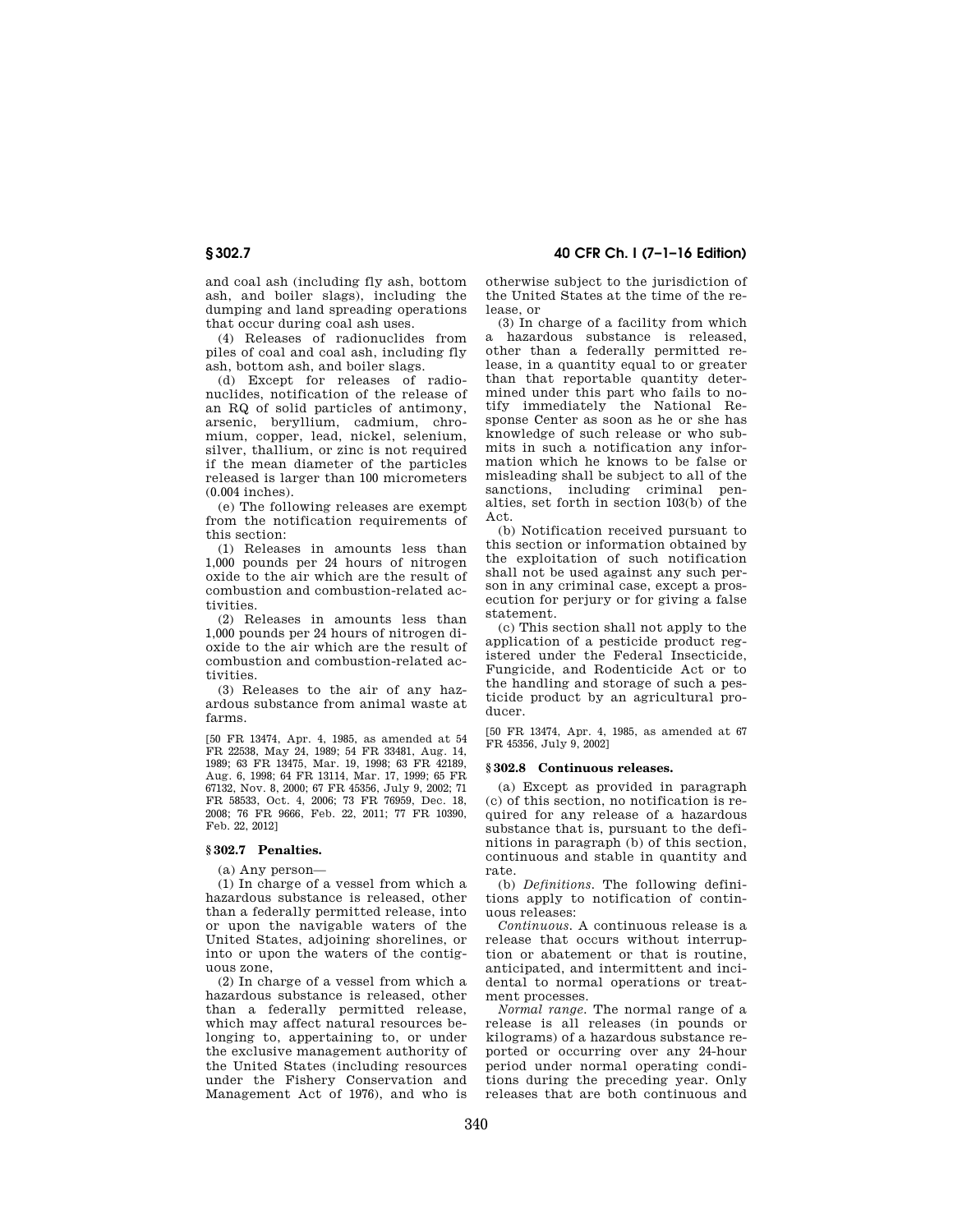and coal ash (including fly ash, bottom ash, and boiler slags), including the dumping and land spreading operations that occur during coal ash uses.

(4) Releases of radionuclides from piles of coal and coal ash, including fly ash, bottom ash, and boiler slags.

(d) Except for releases of radionuclides, notification of the release of an RQ of solid particles of antimony, arsenic, beryllium, cadmium, chromium, copper, lead, nickel, selenium, silver, thallium, or zinc is not required if the mean diameter of the particles released is larger than 100 micrometers (0.004 inches).

(e) The following releases are exempt from the notification requirements of this section:

(1) Releases in amounts less than 1,000 pounds per 24 hours of nitrogen oxide to the air which are the result of combustion and combustion-related activities.

(2) Releases in amounts less than 1,000 pounds per 24 hours of nitrogen dioxide to the air which are the result of combustion and combustion-related activities.

(3) Releases to the air of any hazardous substance from animal waste at farms.

[50 FR 13474, Apr. 4, 1985, as amended at 54 FR 22538, May 24, 1989; 54 FR 33481, Aug. 14, 1989; 63 FR 13475, Mar. 19, 1998; 63 FR 42189, Aug. 6, 1998; 64 FR 13114, Mar. 17, 1999; 65 FR 67132, Nov. 8, 2000; 67 FR 45356, July 9, 2002; 71 FR 58533, Oct. 4, 2006; 73 FR 76959, Dec. 18, 2008; 76 FR 9666, Feb. 22, 2011; 77 FR 10390, Feb. 22, 2012]

## § 302.7 Penalties.

(a) Any person—

(1) In charge of a vessel from which a hazardous substance is released, other than a federally permitted release, into or upon the navigable waters of the United States, adjoining shorelines, or into or upon the waters of the contiguous zone,

(2) In charge of a vessel from which a hazardous substance is released, other than a federally permitted release, which may affect natural resources belonging to, appertaining to, or under the exclusive management authority of the United States (including resources under the Fishery Conservation and Management Act of 1976), and who is otherwise subject to the jurisdiction of the United States at the time of the release, or

(3) In charge of a facility from which a hazardous substance is released, other than a federally permitted release, in a quantity equal to or greater than that reportable quantity determined under this part who fails to notify immediately the National Response Center as soon as he or she has knowledge of such release or who submits in such a notification any information which he knows to be false or misleading shall be subject to all of the sanctions, including criminal penalties, set forth in section 103(b) of the Act.

(b) Notification received pursuant to this section or information obtained by the exploitation of such notification shall not be used against any such person in any criminal case, except a prosecution for perjury or for giving a false statement.

(c) This section shall not apply to the application of a pesticide product registered under the Federal Insecticide, Fungicide, and Rodenticide Act or to the handling and storage of such a pesticide product by an agricultural producer.

[50 FR 13474, Apr. 4, 1985, as amended at 67 FR 45356, July 9, 2002]

## § 302.8 Continuous releases.

(a) Except as provided in paragraph (c) of this section, no notification is required for any release of a hazardous substance that is, pursuant to the definitions in paragraph (b) of this section, continuous and stable in quantity and rate.

(b) *Definitions.* The following definitions apply to notification of continuous releases:

*Continuous.* A continuous release is a release that occurs without interruption or abatement or that is routine, anticipated, and intermittent and incidental to normal operations or treatment processes.

*Normal range.* The normal range of a release is all releases (in pounds or kilograms) of a hazardous substance reported or occurring over any 24-hour period under normal operating conditions during the preceding year. Only releases that are both continuous and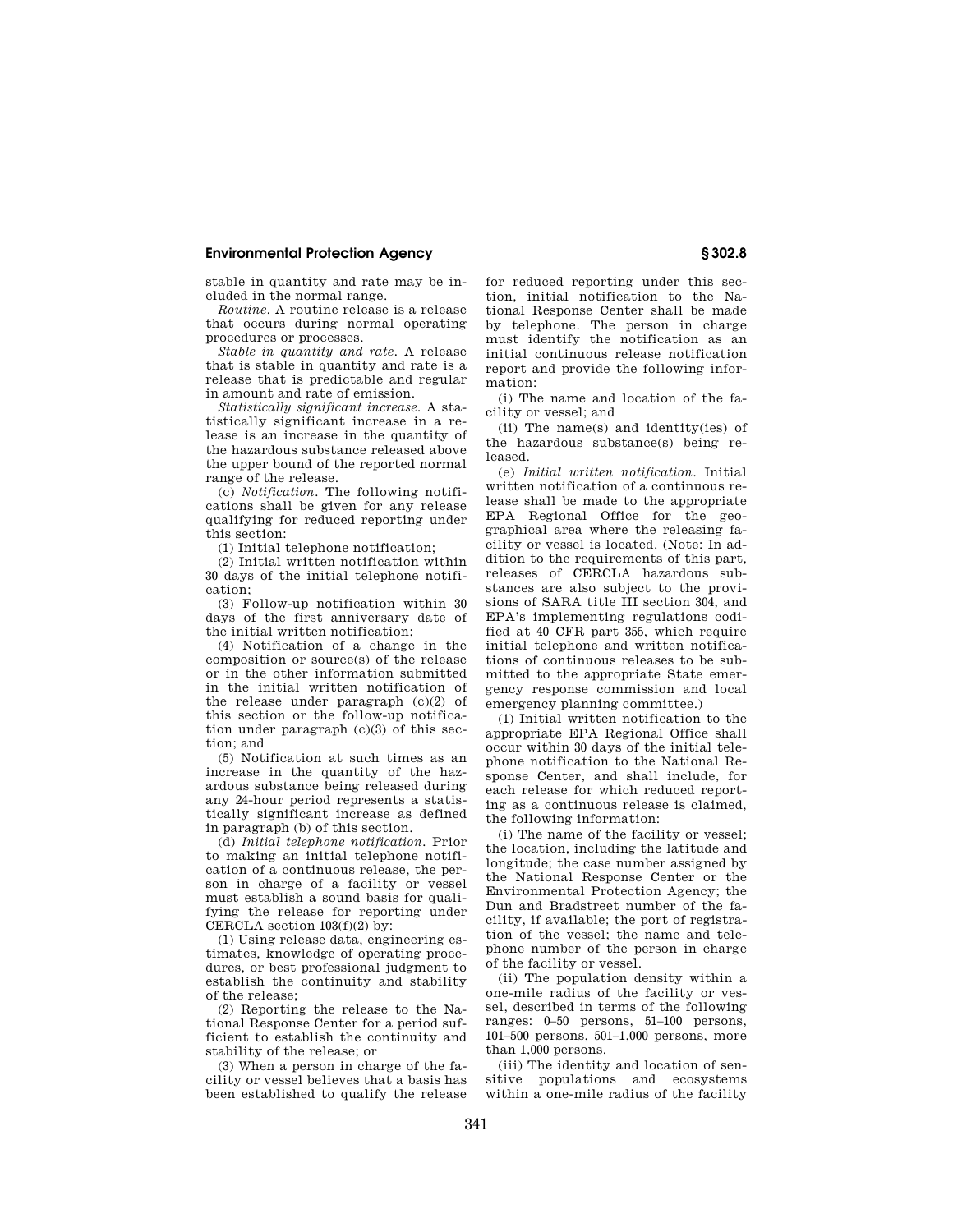stable in quantity and rate may be included in the normal range.

*Routine.* A routine release is a release that occurs during normal operating procedures or processes.

*Stable in quantity and rate.* A release that is stable in quantity and rate is a release that is predictable and regular in amount and rate of emission.

*Statistically significant increase.* A statistically significant increase in a release is an increase in the quantity of the hazardous substance released above the upper bound of the reported normal range of the release.

(c) *Notification.* The following notifications shall be given for any release qualifying for reduced reporting under this section:

(1) Initial telephone notification;

(2) Initial written notification within 30 days of the initial telephone notification;

(3) Follow-up notification within 30 days of the first anniversary date of the initial written notification;

(4) Notification of a change in the composition or source(s) of the release or in the other information submitted in the initial written notification of the release under paragraph (c)(2) of this section or the follow-up notification under paragraph (c)(3) of this section; and

(5) Notification at such times as an increase in the quantity of the hazardous substance being released during any 24-hour period represents a statistically significant increase as defined in paragraph (b) of this section.

(d) *Initial telephone notification.* Prior to making an initial telephone notification of a continuous release, the person in charge of a facility or vessel must establish a sound basis for qualifying the release for reporting under CERCLA section 103(f)(2) by:

(1) Using release data, engineering estimates, knowledge of operating procedures, or best professional judgment to establish the continuity and stability of the release;

(2) Reporting the release to the National Response Center for a period sufficient to establish the continuity and stability of the release; or

(3) When a person in charge of the facility or vessel believes that a basis has been established to qualify the release for reduced reporting under this section, initial notification to the National Response Center shall be made by telephone. The person in charge must identify the notification as an initial continuous release notification report and provide the following information:

(i) The name and location of the facility or vessel; and

(ii) The name(s) and identity(ies) of the hazardous substance(s) being released.

(e) *Initial written notification.* Initial written notification of a continuous release shall be made to the appropriate EPA Regional Office for the geographical area where the releasing facility or vessel is located. (Note: In addition to the requirements of this part, releases of CERCLA hazardous substances are also subject to the provisions of SARA title III section 304, and EPA's implementing regulations codified at 40 CFR part 355, which require initial telephone and written notifications of continuous releases to be submitted to the appropriate State emergency response commission and local emergency planning committee.)

(1) Initial written notification to the appropriate EPA Regional Office shall occur within 30 days of the initial telephone notification to the National Response Center, and shall include, for each release for which reduced reporting as a continuous release is claimed, the following information:

(i) The name of the facility or vessel; the location, including the latitude and longitude; the case number assigned by the National Response Center or the Environmental Protection Agency; the Dun and Bradstreet number of the facility, if available; the port of registration of the vessel; the name and telephone number of the person in charge of the facility or vessel.

(ii) The population density within a one-mile radius of the facility or vessel, described in terms of the following ranges: 0–50 persons, 51–100 persons, 101–500 persons, 501–1,000 persons, more than 1,000 persons.

(iii) The identity and location of sensitive populations and ecosystems within a one-mile radius of the facility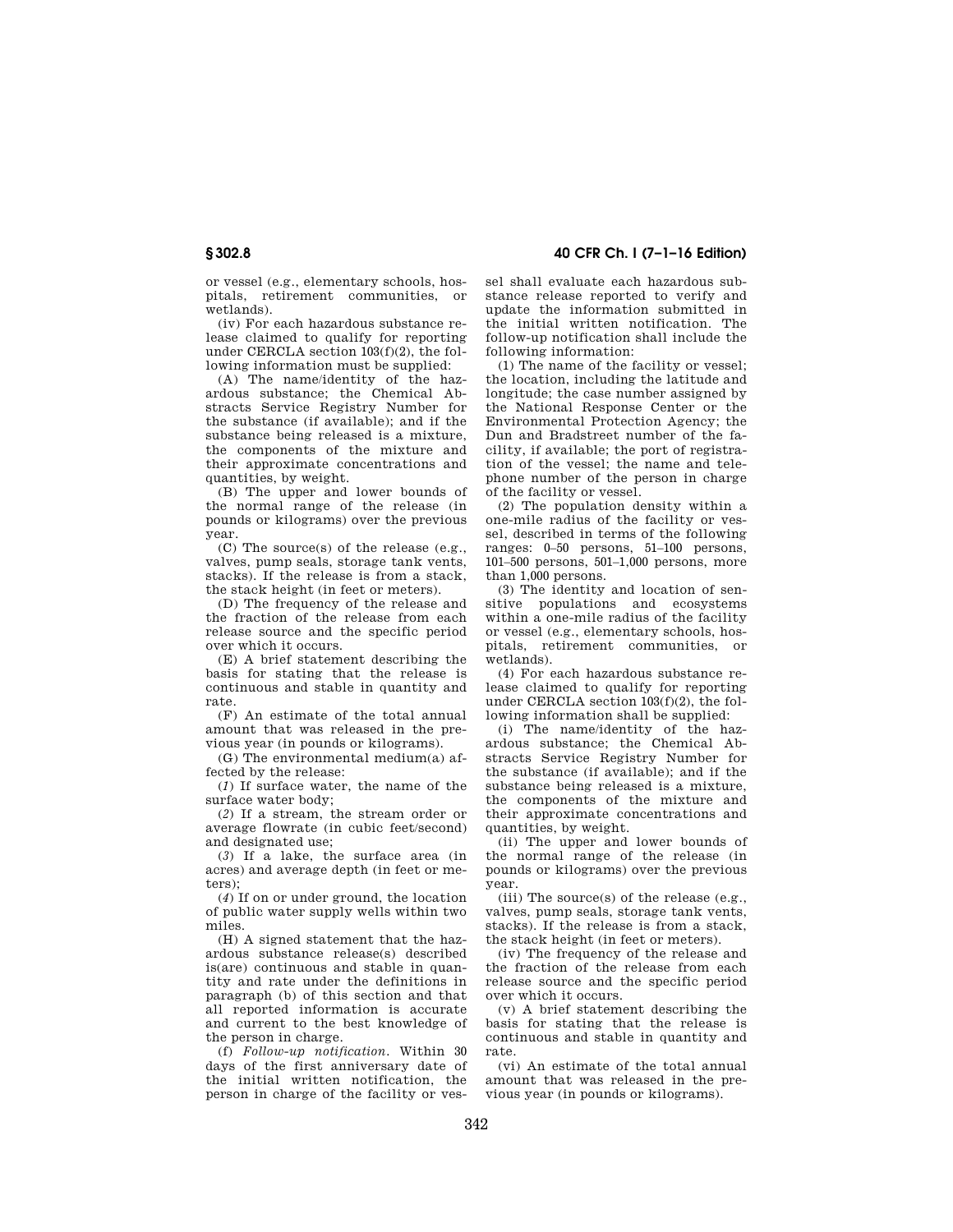or vessel (e.g., elementary schools, hospitals, retirement communities, or wetlands).

(iv) For each hazardous substance release claimed to qualify for reporting under CERCLA section 103(f)(2), the following information must be supplied:

(A) The name/identity of the hazardous substance; the Chemical Abstracts Service Registry Number for the substance (if available); and if the substance being released is a mixture, the components of the mixture and their approximate concentrations and quantities, by weight.

(B) The upper and lower bounds of the normal range of the release (in pounds or kilograms) over the previous year.

(C) The source(s) of the release (e.g., valves, pump seals, storage tank vents, stacks). If the release is from a stack, the stack height (in feet or meters).

(D) The frequency of the release and the fraction of the release from each release source and the specific period over which it occurs.

(E) A brief statement describing the basis for stating that the release is continuous and stable in quantity and rate.

(F) An estimate of the total annual amount that was released in the previous year (in pounds or kilograms).

(G) The environmental medium(a) affected by the release:

(*1*) If surface water, the name of the surface water body;

(*2*) If a stream, the stream order or average flowrate (in cubic feet/second) and designated use;

(*3*) If a lake, the surface area (in acres) and average depth (in feet or meters);

(*4*) If on or under ground, the location of public water supply wells within two miles.

(H) A signed statement that the hazardous substance release(s) described is(are) continuous and stable in quantity and rate under the definitions in paragraph (b) of this section and that all reported information is accurate and current to the best knowledge of the person in charge.

(f) *Follow-up notification.* Within 30 days of the first anniversary date of the initial written notification, the person in charge of the facility or vessel shall evaluate each hazardous substance release reported to verify and update the information submitted in the initial written notification. The follow-up notification shall include the following information:

(1) The name of the facility or vessel; the location, including the latitude and longitude; the case number assigned by the National Response Center or the Environmental Protection Agency; the Dun and Bradstreet number of the facility, if available; the port of registration of the vessel; the name and telephone number of the person in charge of the facility or vessel.

(2) The population density within a one-mile radius of the facility or vessel, described in terms of the following ranges: 0–50 persons, 51–100 persons, 101–500 persons, 501–1,000 persons, more than 1,000 persons.

(3) The identity and location of sensitive populations and ecosystems within a one-mile radius of the facility or vessel (e.g., elementary schools, hospitals, retirement communities, or wetlands).

(4) For each hazardous substance release claimed to qualify for reporting under CERCLA section 103(f)(2), the following information shall be supplied:

(i) The name/identity of the hazardous substance; the Chemical Abstracts Service Registry Number for the substance (if available); and if the substance being released is a mixture, the components of the mixture and their approximate concentrations and quantities, by weight.

(ii) The upper and lower bounds of the normal range of the release (in pounds or kilograms) over the previous year.

(iii) The source(s) of the release (e.g., valves, pump seals, storage tank vents, stacks). If the release is from a stack, the stack height (in feet or meters).

(iv) The frequency of the release and the fraction of the release from each release source and the specific period over which it occurs.

(v) A brief statement describing the basis for stating that the release is continuous and stable in quantity and rate.

(vi) An estimate of the total annual amount that was released in the previous year (in pounds or kilograms).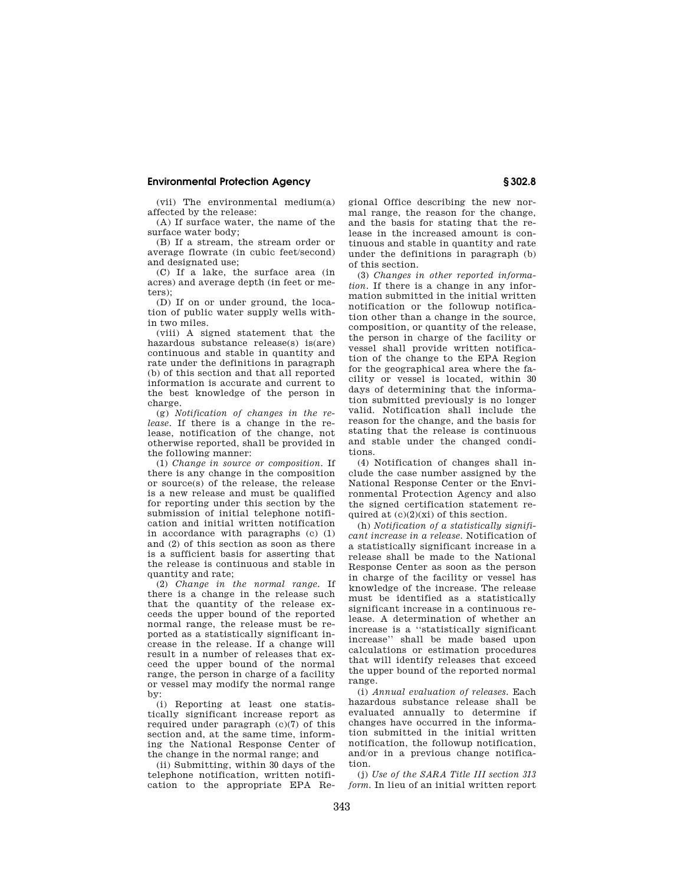(vii) The environmental medium(a) affected by the release:

(A) If surface water, the name of the surface water body;

(B) If a stream, the stream order or average flowrate (in cubic feet/second) and designated use;

(C) If a lake, the surface area (in acres) and average depth (in feet or meters);

(D) If on or under ground, the location of public water supply wells within two miles.

(viii) A signed statement that the hazardous substance release(s) is(are) continuous and stable in quantity and rate under the definitions in paragraph (b) of this section and that all reported information is accurate and current to the best knowledge of the person in charge.

(g) *Notification of changes in the release.* If there is a change in the release, notification of the change, not otherwise reported, shall be provided in the following manner:

(1) *Change in source or composition.* If there is any change in the composition or source(s) of the release, the release is a new release and must be qualified for reporting under this section by the submission of initial telephone notification and initial written notification in accordance with paragraphs (c) (1) and (2) of this section as soon as there is a sufficient basis for asserting that the release is continuous and stable in quantity and rate;

(2) *Change in the normal range.* If there is a change in the release such that the quantity of the release exceeds the upper bound of the reported normal range, the release must be reported as a statistically significant increase in the release. If a change will result in a number of releases that exceed the upper bound of the normal range, the person in charge of a facility or vessel may modify the normal range by:

(i) Reporting at least one statistically significant increase report as required under paragraph (c)(7) of this section and, at the same time, informing the National Response Center of the change in the normal range; and

(ii) Submitting, within 30 days of the telephone notification, written notification to the appropriate EPA Regional Office describing the new normal range, the reason for the change, and the basis for stating that the release in the increased amount is continuous and stable in quantity and rate under the definitions in paragraph (b) of this section.

(3) *Changes in other reported information.* If there is a change in any information submitted in the initial written notification or the followup notification other than a change in the source, composition, or quantity of the release, the person in charge of the facility or vessel shall provide written notification of the change to the EPA Region for the geographical area where the facility or vessel is located, within 30 days of determining that the information submitted previously is no longer valid. Notification shall include the reason for the change, and the basis for stating that the release is continuous and stable under the changed conditions.

(4) Notification of changes shall include the case number assigned by the National Response Center or the Environmental Protection Agency and also the signed certification statement required at (c)(2)(xi) of this section.

(h) *Notification of a statistically significant increase in a release.* Notification of a statistically significant increase in a release shall be made to the National Response Center as soon as the person in charge of the facility or vessel has knowledge of the increase. The release must be identified as a statistically significant increase in a continuous release. A determination of whether an increase is a ''statistically significant increase'' shall be made based upon calculations or estimation procedures that will identify releases that exceed the upper bound of the reported normal range.

(i) *Annual evaluation of releases.* Each hazardous substance release shall be evaluated annually to determine if changes have occurred in the information submitted in the initial written notification, the followup notification, and/or in a previous change notification.

(j) *Use of the SARA Title III section 313 form.* In lieu of an initial written report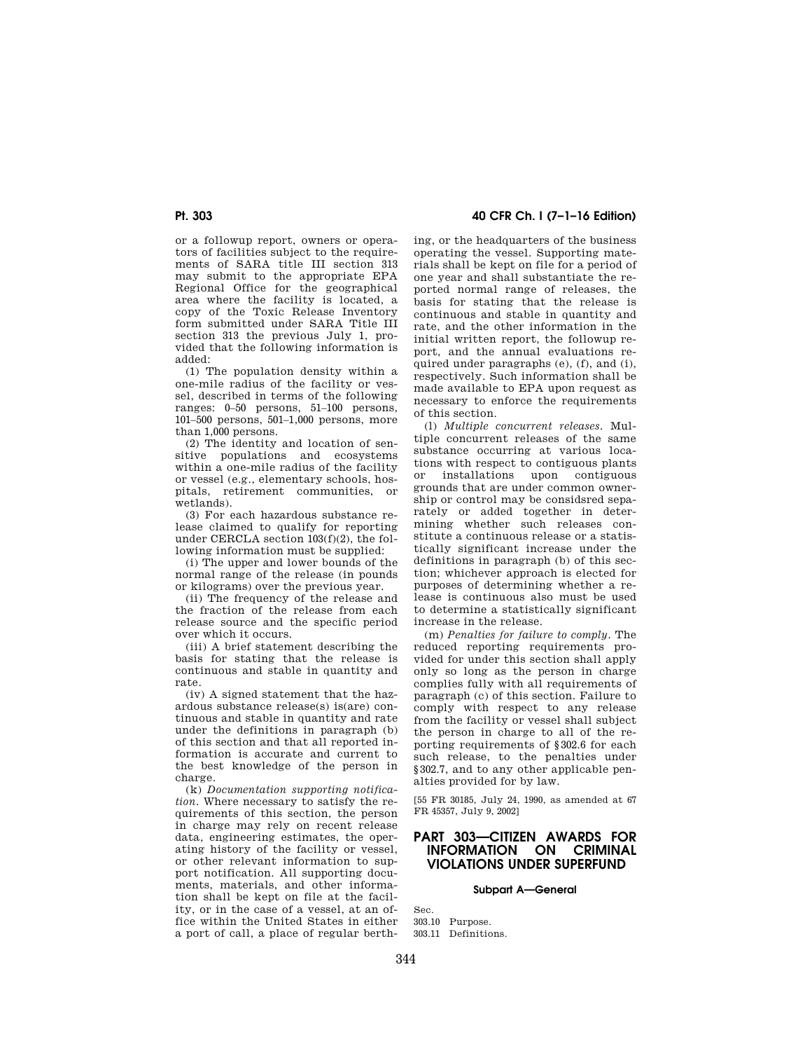or a followup report, owners or operators of facilities subject to the requirements of SARA title III section 313 may submit to the appropriate EPA Regional Office for the geographical area where the facility is located, a copy of the Toxic Release Inventory form submitted under SARA Title III section 313 the previous July 1, provided that the following information is added:

(1) The population density within a one-mile radius of the facility or vessel, described in terms of the following ranges: 0–50 persons, 51–100 persons, 101–500 persons, 501–1,000 persons, more than 1,000 persons.

(2) The identity and location of sensitive populations and ecosystems within a one-mile radius of the facility or vessel (e.g., elementary schools, hospitals, retirement communities, or wetlands).

(3) For each hazardous substance release claimed to qualify for reporting under CERCLA section 103(f)(2), the following information must be supplied:

(i) The upper and lower bounds of the normal range of the release (in pounds or kilograms) over the previous year.

(ii) The frequency of the release and the fraction of the release from each release source and the specific period over which it occurs.

(iii) A brief statement describing the basis for stating that the release is continuous and stable in quantity and rate.

(iv) A signed statement that the hazardous substance release(s) is(are) continuous and stable in quantity and rate under the definitions in paragraph (b) of this section and that all reported information is accurate and current to the best knowledge of the person in charge.

(k) *Documentation supporting notification.* Where necessary to satisfy the requirements of this section, the person in charge may rely on recent release data, engineering estimates, the operating history of the facility or vessel, or other relevant information to support notification. All supporting documents, materials, and other information shall be kept on file at the facility, or in the case of a vessel, at an office within the United States in either a port of call, a place of regular berthing, or the headquarters of the business operating the vessel. Supporting materials shall be kept on file for a period of one year and shall substantiate the reported normal range of releases, the basis for stating that the release is continuous and stable in quantity and rate, and the other information in the initial written report, the followup report, and the annual evaluations required under paragraphs (e), (f), and (i), respectively. Such information shall be made available to EPA upon request as necessary to enforce the requirements of this section.

(l) *Multiple concurrent releases.* Multiple concurrent releases of the same substance occurring at various locations with respect to contiguous plants or installations upon contiguous grounds that are under common ownership or control may be considsred separately or added together in determining whether such releases constitute a continuous release or a statistically significant increase under the definitions in paragraph (b) of this section; whichever approach is elected for purposes of determining whether a release is continuous also must be used to determine a statistically significant increase in the release.

(m) *Penalties for failure to comply.* The reduced reporting requirements provided for under this section shall apply only so long as the person in charge complies fully with all requirements of paragraph (c) of this section. Failure to comply with respect to any release from the facility or vessel shall subject the person in charge to all of the reporting requirements of §302.6 for each such release, to the penalties under §302.7, and to any other applicable penalties provided for by law.

[55 FR 30185, July 24, 1990, as amended at 67 FR 45357, July 9, 2002]

# PART 303—CITIZEN AWARDS FOR INFORMATION ON CRIMINAL VIOLATIONS UNDER SUPERFUND

## Subpart A—General

Sec.

303.10 Purpose.

303.11 Definitions.